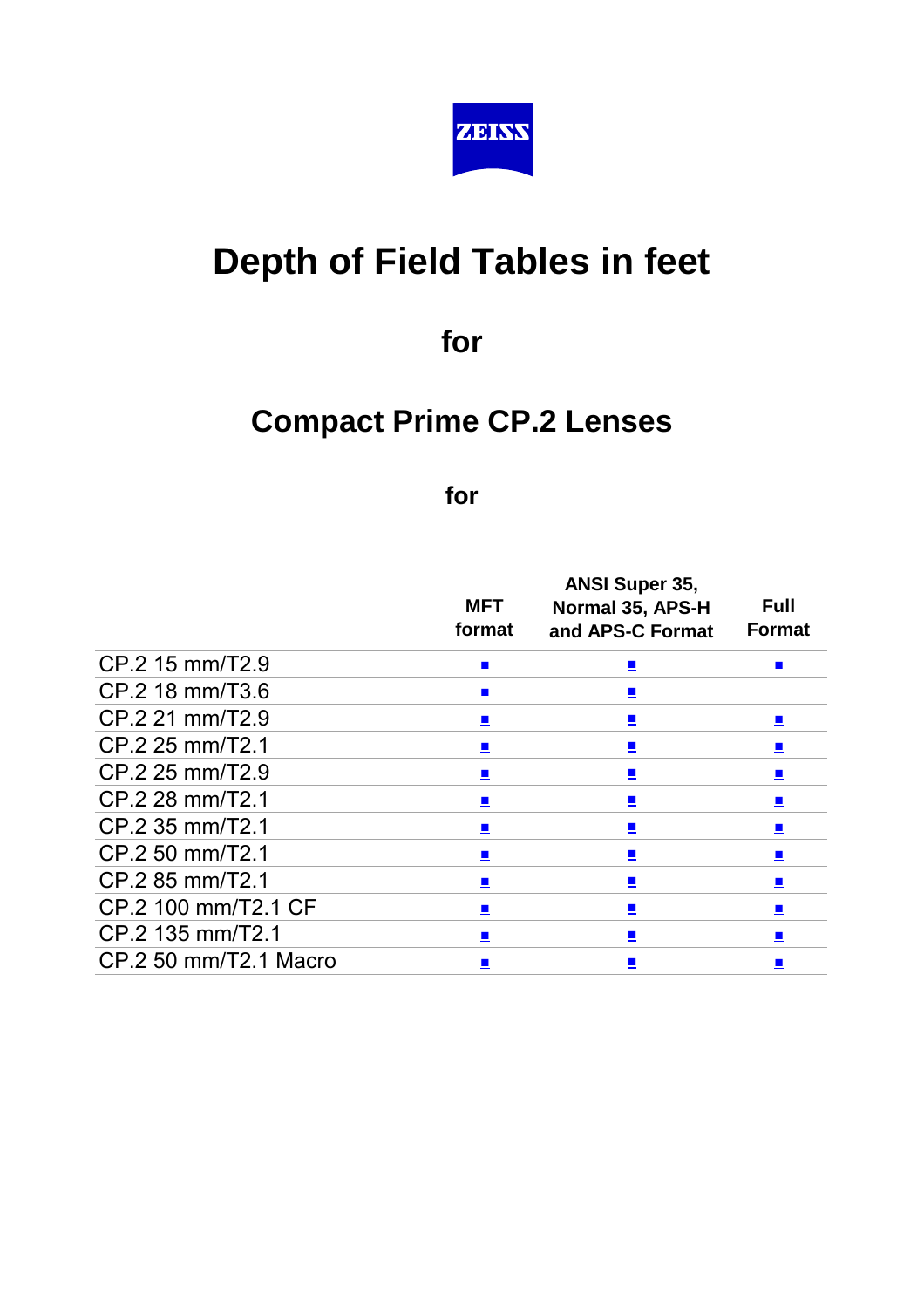ZEISS

# Depth of Field Tables in feet

## for

## Compact Prime CP.2 Lenses

### for

| | MFT format | ANSI Super 35, Normal 35, APS-H and APS-C Format | Full Format |
|---|---|---|---|
| CP.2 15 mm/T2.9 | ■ | ■ | ■ |
| CP.2 18 mm/T3.6 | ■ | ■ | |
| CP.2 21 mm/T2.9 | ■ | ■ | ■ |
| CP.2 25 mm/T2.1 | ■ | ■ | ■ |
| CP.2 25 mm/T2.9 | ■ | ■ | ■ |
| CP.2 28 mm/T2.1 | ■ | ■ | ■ |
| CP.2 35 mm/T2.1 | ■ | ■ | ■ |
| CP.2 50 mm/T2.1 | ■ | ■ | ■ |
| CP.2 85 mm/T2.1 | ■ | ■ | ■ |
| CP.2 100 mm/T2.1 CF | ■ | ■ | ■ |
| CP.2 135 mm/T2.1 | ■ | ■ | ■ |
| CP.2 50 mm/T2.1 Macro | ■ | ■ | ■ |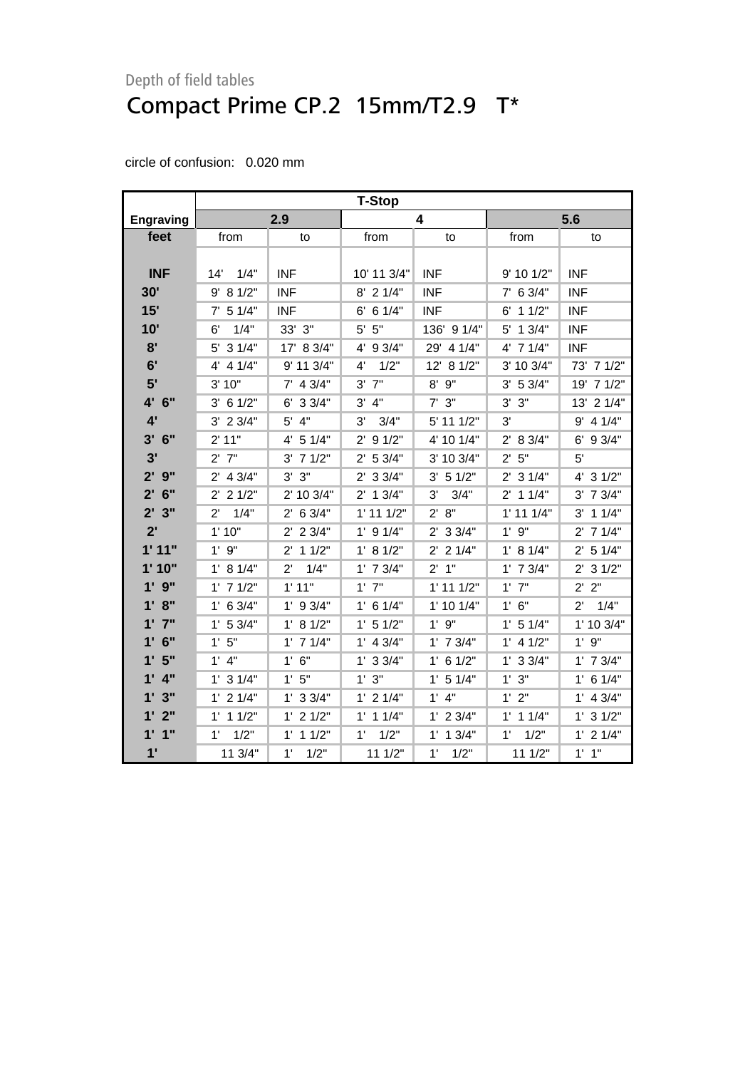Depth of field tables

# Compact Prime CP.2  15mm/T2.9   T*

circle of confusion:   0.020 mm

| | T-Stop | | | | | |
|---|---|---|---|---|---|---|
| **Engraving** | **2.9** | | **4** | | **5.6** | |
| **feet** | from | to | from | to | from | to |
| **INF** | 14'  1/4" | INF | 10' 11 3/4" | INF | 9' 10 1/2" | INF |
| **30'** | 9'  8 1/2" | INF | 8'  2 1/4" | INF | 7'  6 3/4" | INF |
| **15'** | 7'  5 1/4" | INF | 6'  6 1/4" | INF | 6'  1 1/2" | INF |
| **10'** | 6'  1/4" | 33'  3" | 5'  5" | 136'  9 1/4" | 5'  1 3/4" | INF |
| **8'** | 5'  3 1/4" | 17'  8 3/4" | 4'  9 3/4" | 29'  4 1/4" | 4'  7 1/4" | INF |
| **6'** | 4'  4 1/4" | 9' 11 3/4" | 4'  1/2" | 12'  8 1/2" | 3' 10 3/4" | 73'  7 1/2" |
| **5'** | 3' 10" | 7'  4 3/4" | 3'  7" | 8'  9" | 3'  5 3/4" | 19'  7 1/2" |
| **4'  6"** | 3'  6 1/2" | 6'  3 3/4" | 3'  4" | 7'  3" | 3'  3" | 13'  2 1/4" |
| **4'** | 3'  2 3/4" | 5'  4" | 3'  3/4" | 5' 11 1/2" | 3' | 9'  4 1/4" |
| **3'  6"** | 2' 11" | 4'  5 1/4" | 2'  9 1/2" | 4' 10 1/4" | 2'  8 3/4" | 6'  9 3/4" |
| **3'** | 2'  7" | 3'  7 1/2" | 2'  5 3/4" | 3' 10 3/4" | 2'  5" | 5' |
| **2'  9"** | 2'  4 3/4" | 3'  3" | 2'  3 3/4" | 3'  5 1/2" | 2'  3 1/4" | 4'  3 1/2" |
| **2'  6"** | 2'  2 1/2" | 2' 10 3/4" | 2'  1 3/4" | 3'  3/4" | 2'  1 1/4" | 3'  7 3/4" |
| **2'  3"** | 2'  1/4" | 2'  6 3/4" | 1' 11 1/2" | 2'  8" | 1' 11 1/4" | 3'  1 1/4" |
| **2'** | 1' 10" | 2'  2 3/4" | 1'  9 1/4" | 2'  3 3/4" | 1'  9" | 2'  7 1/4" |
| **1' 11"** | 1'  9" | 2'  1 1/2" | 1'  8 1/2" | 2'  2 1/4" | 1'  8 1/4" | 2'  5 1/4" |
| **1' 10"** | 1'  8 1/4" | 2'  1/4" | 1'  7 3/4" | 2'  1" | 1'  7 3/4" | 2'  3 1/2" |
| **1'  9"** | 1'  7 1/2" | 1' 11" | 1'  7" | 1' 11 1/2" | 1'  7" | 2'  2" |
| **1'  8"** | 1'  6 3/4" | 1'  9 3/4" | 1'  6 1/4" | 1' 10 1/4" | 1'  6" | 2'  1/4" |
| **1'  7"** | 1'  5 3/4" | 1'  8 1/2" | 1'  5 1/2" | 1'  9" | 1'  5 1/4" | 1' 10 3/4" |
| **1'  6"** | 1'  5" | 1'  7 1/4" | 1'  4 3/4" | 1'  7 3/4" | 1'  4 1/2" | 1'  9" |
| **1'  5"** | 1'  4" | 1'  6" | 1'  3 3/4" | 1'  6 1/2" | 1'  3 3/4" | 1'  7 3/4" |
| **1'  4"** | 1'  3 1/4" | 1'  5" | 1'  3" | 1'  5 1/4" | 1'  3" | 1'  6 1/4" |
| **1'  3"** | 1'  2 1/4" | 1'  3 3/4" | 1'  2 1/4" | 1'  4" | 1'  2" | 1'  4 3/4" |
| **1'  2"** | 1'  1 1/2" | 1'  2 1/2" | 1'  1 1/4" | 1'  2 3/4" | 1'  1 1/4" | 1'  3 1/2" |
| **1'  1"** | 1'  1/2" | 1'  1 1/2" | 1'  1/2" | 1'  1 3/4" | 1'  1/2" | 1'  2 1/4" |
| **1'** | 11 3/4" | 1'  1/2" | 11 1/2" | 1'  1/2" | 11 1/2" | 1'  1" |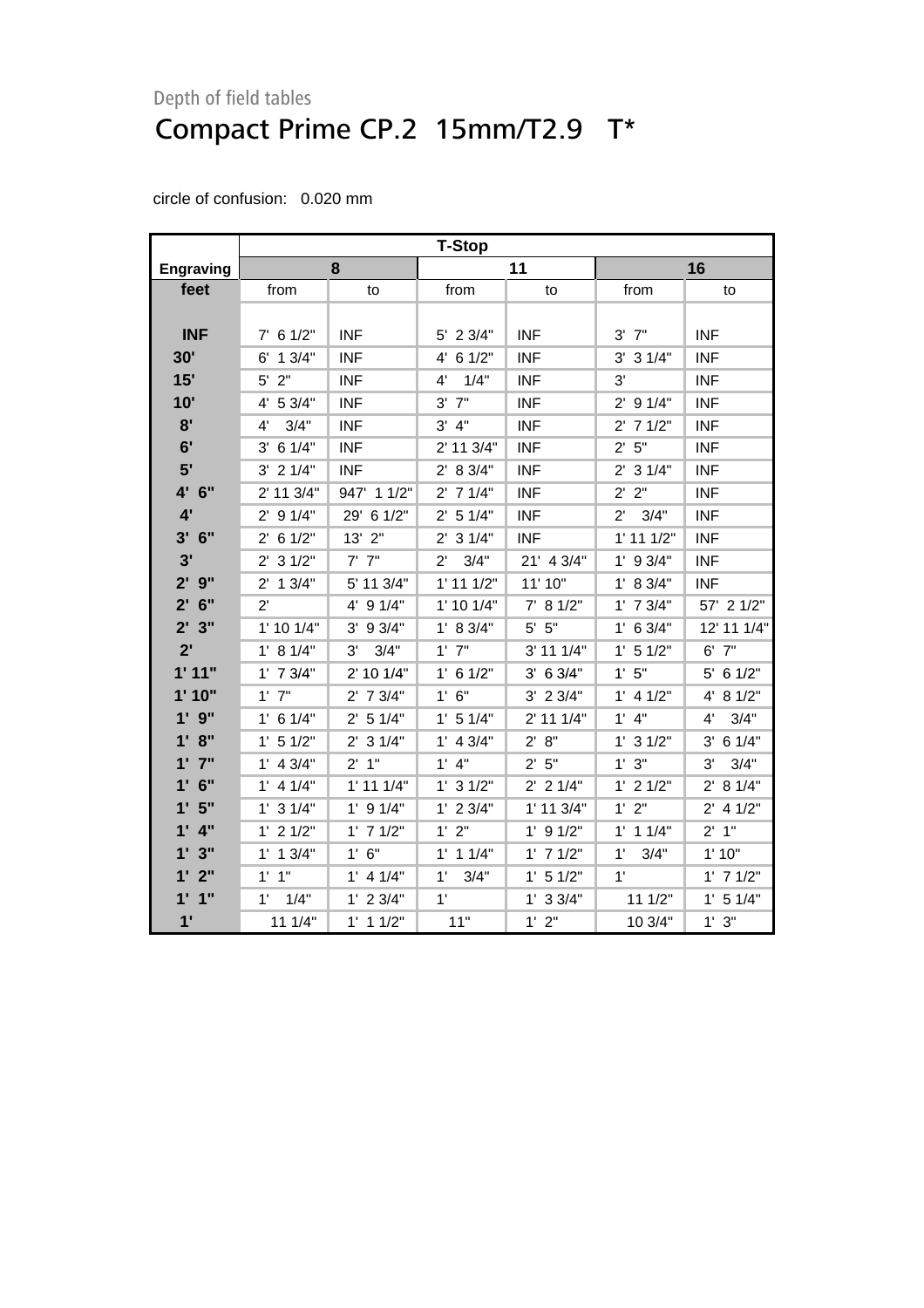Depth of field tables

# Compact Prime CP.2 15mm/T2.9 T*

circle of confusion: 0.020 mm

| | T-Stop | | | | | |
|---|---|---|---|---|---|---|
| Engraving | 8 | | 11 | | 16 | |
| feet | from | to | from | to | from | to |
| INF | 7' 6 1/2" | INF | 5' 2 3/4" | INF | 3' 7" | INF |
| 30' | 6' 1 3/4" | INF | 4' 6 1/2" | INF | 3' 3 1/4" | INF |
| 15' | 5' 2" | INF | 4' 1/4" | INF | 3' | INF |
| 10' | 4' 5 3/4" | INF | 3' 7" | INF | 2' 9 1/4" | INF |
| 8' | 4' 3/4" | INF | 3' 4" | INF | 2' 7 1/2" | INF |
| 6' | 3' 6 1/4" | INF | 2' 11 3/4" | INF | 2' 5" | INF |
| 5' | 3' 2 1/4" | INF | 2' 8 3/4" | INF | 2' 3 1/4" | INF |
| 4' 6" | 2' 11 3/4" | 947' 1 1/2" | 2' 7 1/4" | INF | 2' 2" | INF |
| 4' | 2' 9 1/4" | 29' 6 1/2" | 2' 5 1/4" | INF | 2' 3/4" | INF |
| 3' 6" | 2' 6 1/2" | 13' 2" | 2' 3 1/4" | INF | 1' 11 1/2" | INF |
| 3' | 2' 3 1/2" | 7' 7" | 2' 3/4" | 21' 4 3/4" | 1' 9 3/4" | INF |
| 2' 9" | 2' 1 3/4" | 5' 11 3/4" | 1' 11 1/2" | 11' 10" | 1' 8 3/4" | INF |
| 2' 6" | 2' | 4' 9 1/4" | 1' 10 1/4" | 7' 8 1/2" | 1' 7 3/4" | 57' 2 1/2" |
| 2' 3" | 1' 10 1/4" | 3' 9 3/4" | 1' 8 3/4" | 5' 5" | 1' 6 3/4" | 12' 11 1/4" |
| 2' | 1' 8 1/4" | 3' 3/4" | 1' 7" | 3' 11 1/4" | 1' 5 1/2" | 6' 7" |
| 1' 11" | 1' 7 3/4" | 2' 10 1/4" | 1' 6 1/2" | 3' 6 3/4" | 1' 5" | 5' 6 1/2" |
| 1' 10" | 1' 7" | 2' 7 3/4" | 1' 6" | 3' 2 3/4" | 1' 4 1/2" | 4' 8 1/2" |
| 1' 9" | 1' 6 1/4" | 2' 5 1/4" | 1' 5 1/4" | 2' 11 1/4" | 1' 4" | 4' 3/4" |
| 1' 8" | 1' 5 1/2" | 2' 3 1/4" | 1' 4 3/4" | 2' 8" | 1' 3 1/2" | 3' 6 1/4" |
| 1' 7" | 1' 4 3/4" | 2' 1" | 1' 4" | 2' 5" | 1' 3" | 3' 3/4" |
| 1' 6" | 1' 4 1/4" | 1' 11 1/4" | 1' 3 1/2" | 2' 2 1/4" | 1' 2 1/2" | 2' 8 1/4" |
| 1' 5" | 1' 3 1/4" | 1' 9 1/4" | 1' 2 3/4" | 1' 11 3/4" | 1' 2" | 2' 4 1/2" |
| 1' 4" | 1' 2 1/2" | 1' 7 1/2" | 1' 2" | 1' 9 1/2" | 1' 1 1/4" | 2' 1" |
| 1' 3" | 1' 1 3/4" | 1' 6" | 1' 1 1/4" | 1' 7 1/2" | 1' 3/4" | 1' 10" |
| 1' 2" | 1' 1" | 1' 4 1/4" | 1' 3/4" | 1' 5 1/2" | 1' | 1' 7 1/2" |
| 1' 1" | 1' 1/4" | 1' 2 3/4" | 1' | 1' 3 3/4" | 11 1/2" | 1' 5 1/4" |
| 1' | 11 1/4" | 1' 1 1/2" | 11" | 1' 2" | 10 3/4" | 1' 3" |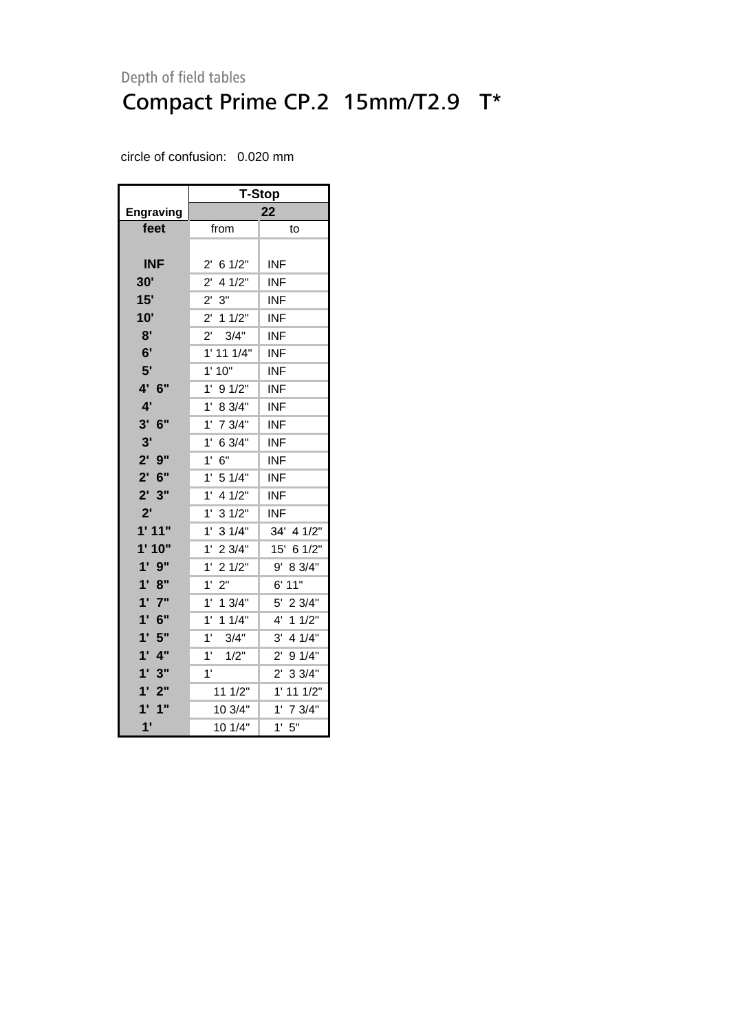Depth of field tables

# Compact Prime CP.2 15mm/T2.9 T*

circle of confusion: 0.020 mm

| | T-Stop | |
|---|---|---|
| **Engraving** | **22** | |
| **feet** | from | to |
| **INF** | 2' 6 1/2" | INF |
| **30'** | 2' 4 1/2" | INF |
| **15'** | 2' 3" | INF |
| **10'** | 2' 1 1/2" | INF |
| **8'** | 2' 3/4" | INF |
| **6'** | 1' 11 1/4" | INF |
| **5'** | 1' 10" | INF |
| **4' 6"** | 1' 9 1/2" | INF |
| **4'** | 1' 8 3/4" | INF |
| **3' 6"** | 1' 7 3/4" | INF |
| **3'** | 1' 6 3/4" | INF |
| **2' 9"** | 1' 6" | INF |
| **2' 6"** | 1' 5 1/4" | INF |
| **2' 3"** | 1' 4 1/2" | INF |
| **2'** | 1' 3 1/2" | INF |
| **1' 11"** | 1' 3 1/4" | 34' 4 1/2" |
| **1' 10"** | 1' 2 3/4" | 15' 6 1/2" |
| **1' 9"** | 1' 2 1/2" | 9' 8 3/4" |
| **1' 8"** | 1' 2" | 6' 11" |
| **1' 7"** | 1' 1 3/4" | 5' 2 3/4" |
| **1' 6"** | 1' 1 1/4" | 4' 1 1/2" |
| **1' 5"** | 1' 3/4" | 3' 4 1/4" |
| **1' 4"** | 1' 1/2" | 2' 9 1/4" |
| **1' 3"** | 1' | 2' 3 3/4" |
| **1' 2"** | 11 1/2" | 1' 11 1/2" |
| **1' 1"** | 10 3/4" | 1' 7 3/4" |
| **1'** | 10 1/4" | 1' 5" |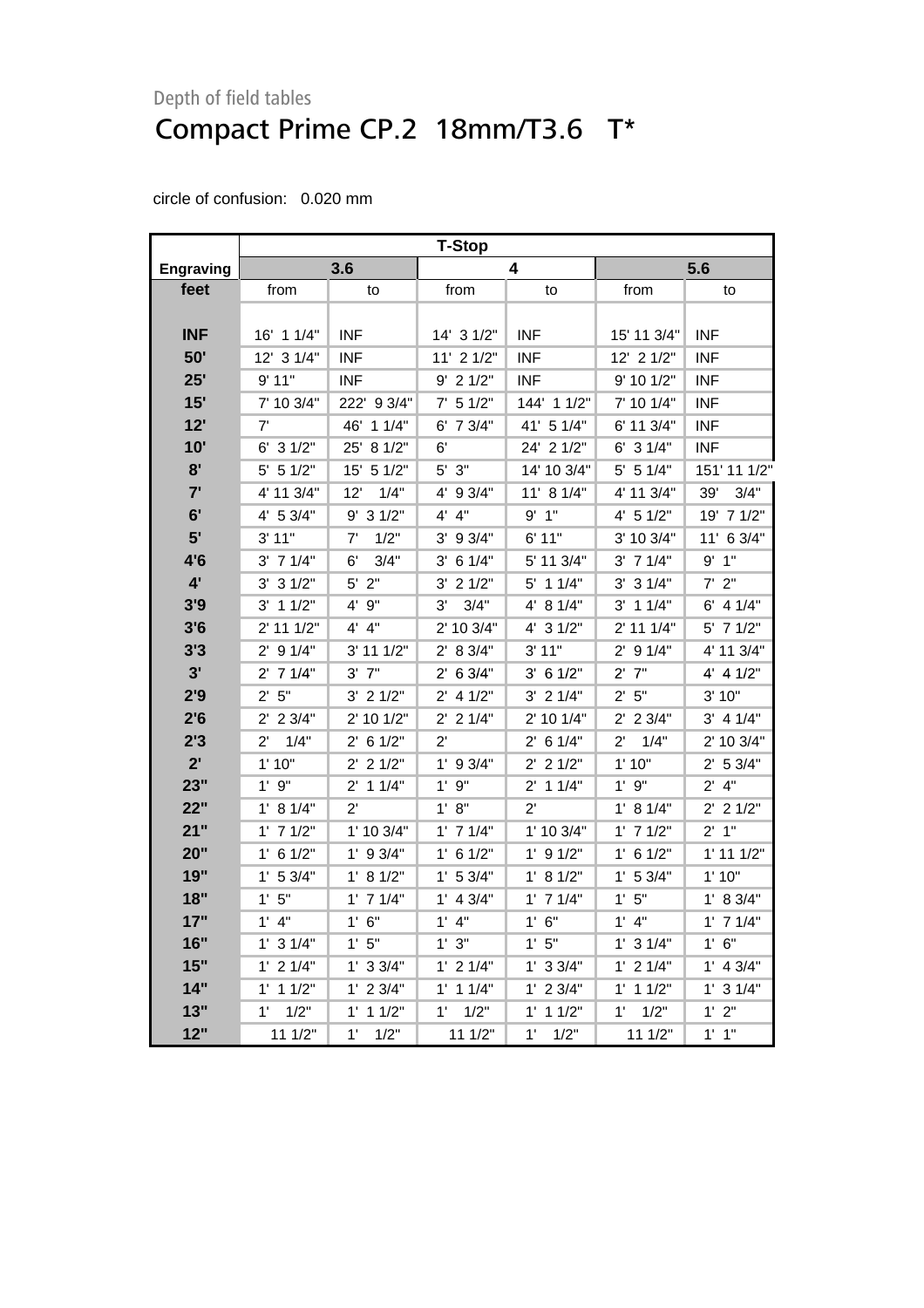Depth of field tables

# Compact Prime CP.2 18mm/T3.6 T*

circle of confusion: 0.020 mm

| Engraving | T-Stop | | | | | |
|---|---|---|---|---|---|---|
| | 3.6 | | 4 | | 5.6 | |
| feet | from | to | from | to | from | to |
| INF | 16' 1 1/4" | INF | 14' 3 1/2" | INF | 15' 11 3/4" | INF |
| 50' | 12' 3 1/4" | INF | 11' 2 1/2" | INF | 12' 2 1/2" | INF |
| 25' | 9' 11" | INF | 9' 2 1/2" | INF | 9' 10 1/2" | INF |
| 15' | 7' 10 3/4" | 222' 9 3/4" | 7' 5 1/2" | 144' 1 1/2" | 7' 10 1/4" | INF |
| 12' | 7' | 46' 1 1/4" | 6' 7 3/4" | 41' 5 1/4" | 6' 11 3/4" | INF |
| 10' | 6' 3 1/2" | 25' 8 1/2" | 6' | 24' 2 1/2" | 6' 3 1/4" | INF |
| 8' | 5' 5 1/2" | 15' 5 1/2" | 5' 3" | 14' 10 3/4" | 5' 5 1/4" | 151' 11 1/2" |
| 7' | 4' 11 3/4" | 12' 1/4" | 4' 9 3/4" | 11' 8 1/4" | 4' 11 3/4" | 39' 3/4" |
| 6' | 4' 5 3/4" | 9' 3 1/2" | 4' 4" | 9' 1" | 4' 5 1/2" | 19' 7 1/2" |
| 5' | 3' 11" | 7' 1/2" | 3' 9 3/4" | 6' 11" | 3' 10 3/4" | 11' 6 3/4" |
| 4'6 | 3' 7 1/4" | 6' 3/4" | 3' 6 1/4" | 5' 11 3/4" | 3' 7 1/4" | 9' 1" |
| 4' | 3' 3 1/2" | 5' 2" | 3' 2 1/2" | 5' 1 1/4" | 3' 3 1/4" | 7' 2" |
| 3'9 | 3' 1 1/2" | 4' 9" | 3' 3/4" | 4' 8 1/4" | 3' 1 1/4" | 6' 4 1/4" |
| 3'6 | 2' 11 1/2" | 4' 4" | 2' 10 3/4" | 4' 3 1/2" | 2' 11 1/4" | 5' 7 1/2" |
| 3'3 | 2' 9 1/4" | 3' 11 1/2" | 2' 8 3/4" | 3' 11" | 2' 9 1/4" | 4' 11 3/4" |
| 3' | 2' 7 1/4" | 3' 7" | 2' 6 3/4" | 3' 6 1/2" | 2' 7" | 4' 4 1/2" |
| 2'9 | 2' 5" | 3' 2 1/2" | 2' 4 1/2" | 3' 2 1/4" | 2' 5" | 3' 10" |
| 2'6 | 2' 2 3/4" | 2' 10 1/2" | 2' 2 1/4" | 2' 10 1/4" | 2' 2 3/4" | 3' 4 1/4" |
| 2'3 | 2' 1/4" | 2' 6 1/2" | 2' | 2' 6 1/4" | 2' 1/4" | 2' 10 3/4" |
| 2' | 1' 10" | 2' 2 1/2" | 1' 9 3/4" | 2' 2 1/2" | 1' 10" | 2' 5 3/4" |
| 23" | 1' 9" | 2' 1 1/4" | 1' 9" | 2' 1 1/4" | 1' 9" | 2' 4" |
| 22" | 1' 8 1/4" | 2' | 1' 8" | 2' | 1' 8 1/4" | 2' 2 1/2" |
| 21" | 1' 7 1/2" | 1' 10 3/4" | 1' 7 1/4" | 1' 10 3/4" | 1' 7 1/2" | 2' 1" |
| 20" | 1' 6 1/2" | 1' 9 3/4" | 1' 6 1/2" | 1' 9 1/2" | 1' 6 1/2" | 1' 11 1/2" |
| 19" | 1' 5 3/4" | 1' 8 1/2" | 1' 5 3/4" | 1' 8 1/2" | 1' 5 3/4" | 1' 10" |
| 18" | 1' 5" | 1' 7 1/4" | 1' 4 3/4" | 1' 7 1/4" | 1' 5" | 1' 8 3/4" |
| 17" | 1' 4" | 1' 6" | 1' 4" | 1' 6" | 1' 4" | 1' 7 1/4" |
| 16" | 1' 3 1/4" | 1' 5" | 1' 3" | 1' 5" | 1' 3 1/4" | 1' 6" |
| 15" | 1' 2 1/4" | 1' 3 3/4" | 1' 2 1/4" | 1' 3 3/4" | 1' 2 1/4" | 1' 4 3/4" |
| 14" | 1' 1 1/2" | 1' 2 3/4" | 1' 1 1/4" | 1' 2 3/4" | 1' 1 1/2" | 1' 3 1/4" |
| 13" | 1' 1/2" | 1' 1 1/2" | 1' 1/2" | 1' 1 1/2" | 1' 1/2" | 1' 2" |
| 12" | 11 1/2" | 1' 1/2" | 11 1/2" | 1' 1/2" | 11 1/2" | 1' 1" |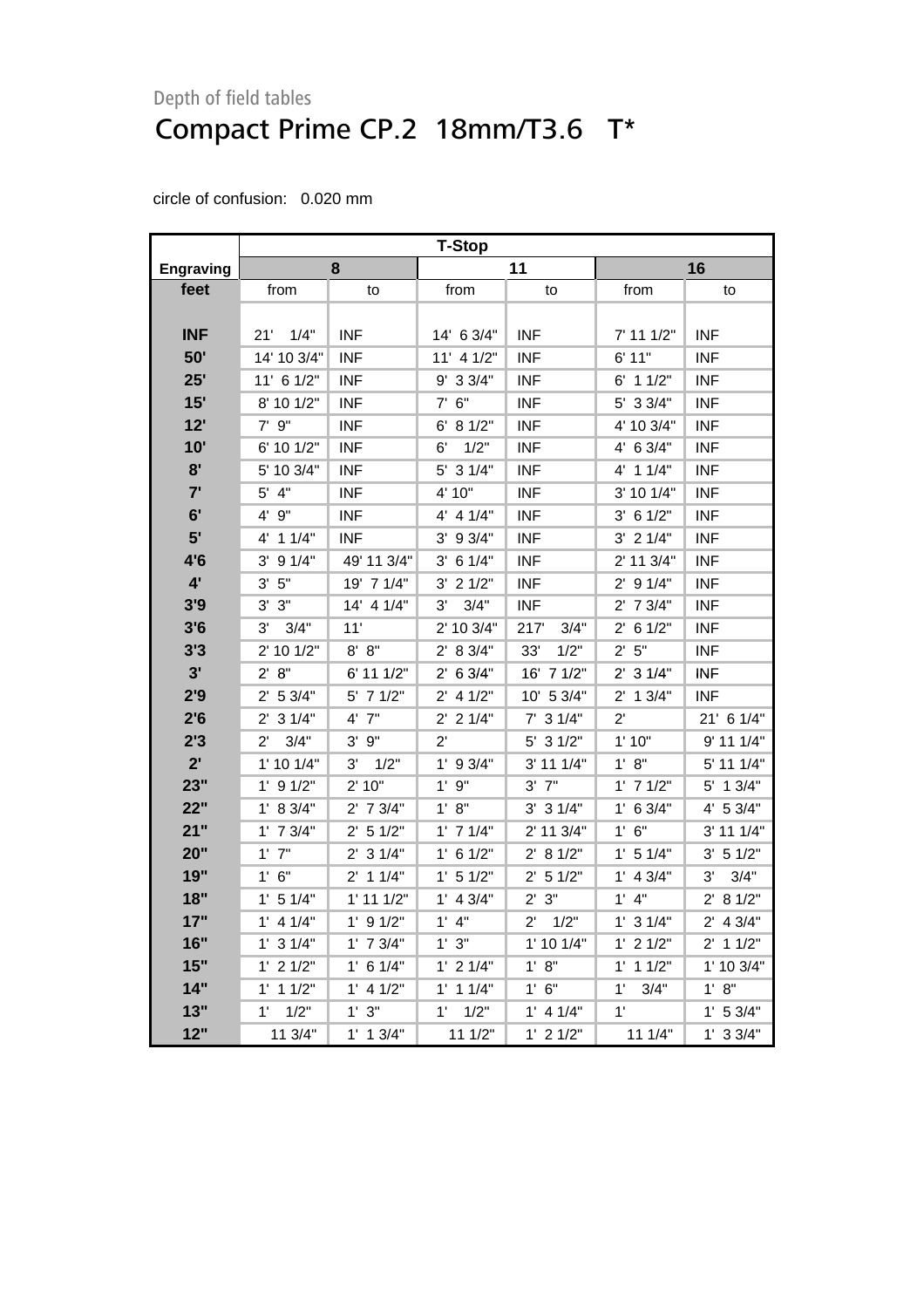Depth of field tables

# Compact Prime CP.2 18mm/T3.6 T*

circle of confusion: 0.020 mm

| | T-Stop | | | | | |
|---|---|---|---|---|---|---|
| **Engraving** | **8** | | **11** | | **16** | |
| **feet** | from | to | from | to | from | to |
| **INF** | 21' 1/4" | INF | 14' 6 3/4" | INF | 7' 11 1/2" | INF |
| **50'** | 14' 10 3/4" | INF | 11' 4 1/2" | INF | 6' 11" | INF |
| **25'** | 11' 6 1/2" | INF | 9' 3 3/4" | INF | 6' 1 1/2" | INF |
| **15'** | 8' 10 1/2" | INF | 7' 6" | INF | 5' 3 3/4" | INF |
| **12'** | 7' 9" | INF | 6' 8 1/2" | INF | 4' 10 3/4" | INF |
| **10'** | 6' 10 1/2" | INF | 6' 1/2" | INF | 4' 6 3/4" | INF |
| **8'** | 5' 10 3/4" | INF | 5' 3 1/4" | INF | 4' 1 1/4" | INF |
| **7'** | 5' 4" | INF | 4' 10" | INF | 3' 10 1/4" | INF |
| **6'** | 4' 9" | INF | 4' 4 1/4" | INF | 3' 6 1/2" | INF |
| **5'** | 4' 1 1/4" | INF | 3' 9 3/4" | INF | 3' 2 1/4" | INF |
| **4'6** | 3' 9 1/4" | 49' 11 3/4" | 3' 6 1/4" | INF | 2' 11 3/4" | INF |
| **4'** | 3' 5" | 19' 7 1/4" | 3' 2 1/2" | INF | 2' 9 1/4" | INF |
| **3'9** | 3' 3" | 14' 4 1/4" | 3' 3/4" | INF | 2' 7 3/4" | INF |
| **3'6** | 3' 3/4" | 11' | 2' 10 3/4" | 217' 3/4" | 2' 6 1/2" | INF |
| **3'3** | 2' 10 1/2" | 8' 8" | 2' 8 3/4" | 33' 1/2" | 2' 5" | INF |
| **3'** | 2' 8" | 6' 11 1/2" | 2' 6 3/4" | 16' 7 1/2" | 2' 3 1/4" | INF |
| **2'9** | 2' 5 3/4" | 5' 7 1/2" | 2' 4 1/2" | 10' 5 3/4" | 2' 1 3/4" | INF |
| **2'6** | 2' 3 1/4" | 4' 7" | 2' 2 1/4" | 7' 3 1/4" | 2' | 21' 6 1/4" |
| **2'3** | 2' 3/4" | 3' 9" | 2' | 5' 3 1/2" | 1' 10" | 9' 11 1/4" |
| **2'** | 1' 10 1/4" | 3' 1/2" | 1' 9 3/4" | 3' 11 1/4" | 1' 8" | 5' 11 1/4" |
| **23"** | 1' 9 1/2" | 2' 10" | 1' 9" | 3' 7" | 1' 7 1/2" | 5' 1 3/4" |
| **22"** | 1' 8 3/4" | 2' 7 3/4" | 1' 8" | 3' 3 1/4" | 1' 6 3/4" | 4' 5 3/4" |
| **21"** | 1' 7 3/4" | 2' 5 1/2" | 1' 7 1/4" | 2' 11 3/4" | 1' 6" | 3' 11 1/4" |
| **20"** | 1' 7" | 2' 3 1/4" | 1' 6 1/2" | 2' 8 1/2" | 1' 5 1/4" | 3' 5 1/2" |
| **19"** | 1' 6" | 2' 1 1/4" | 1' 5 1/2" | 2' 5 1/2" | 1' 4 3/4" | 3' 3/4" |
| **18"** | 1' 5 1/4" | 1' 11 1/2" | 1' 4 3/4" | 2' 3" | 1' 4" | 2' 8 1/2" |
| **17"** | 1' 4 1/4" | 1' 9 1/2" | 1' 4" | 2' 1/2" | 1' 3 1/4" | 2' 4 3/4" |
| **16"** | 1' 3 1/4" | 1' 7 3/4" | 1' 3" | 1' 10 1/4" | 1' 2 1/2" | 2' 1 1/2" |
| **15"** | 1' 2 1/2" | 1' 6 1/4" | 1' 2 1/4" | 1' 8" | 1' 1 1/2" | 1' 10 3/4" |
| **14"** | 1' 1 1/2" | 1' 4 1/2" | 1' 1 1/4" | 1' 6" | 1' 3/4" | 1' 8" |
| **13"** | 1' 1/2" | 1' 3" | 1' 1/2" | 1' 4 1/4" | 1' | 1' 5 3/4" |
| **12"** | 11 3/4" | 1' 1 3/4" | 11 1/2" | 1' 2 1/2" | 11 1/4" | 1' 3 3/4" |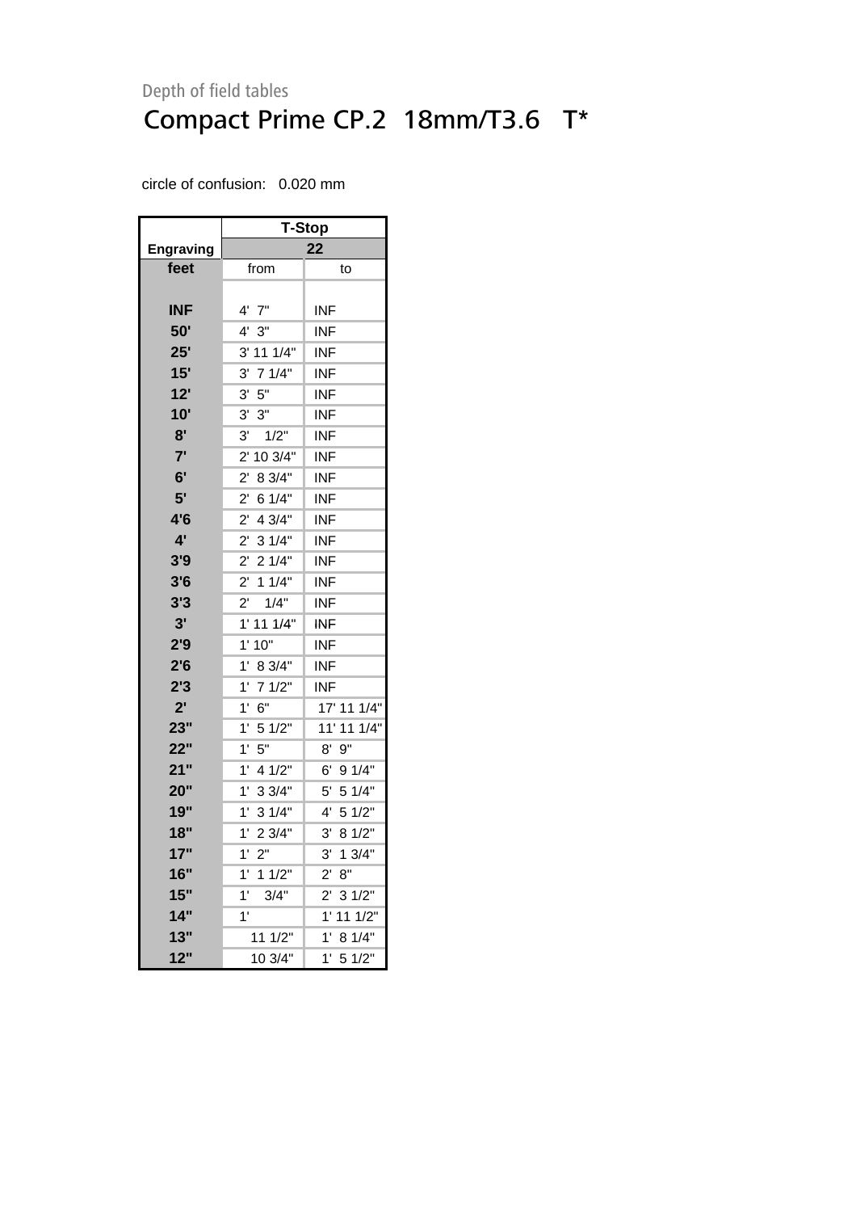Depth of field tables

# Compact Prime CP.2 18mm/T3.6 T*

circle of confusion: 0.020 mm

| | T-Stop | |
|---|---|---|
| Engraving | 22 | |
| feet | from | to |
| INF | 4' 7" | INF |
| 50' | 4' 3" | INF |
| 25' | 3' 11 1/4" | INF |
| 15' | 3' 7 1/4" | INF |
| 12' | 3' 5" | INF |
| 10' | 3' 3" | INF |
| 8' | 3' 1/2" | INF |
| 7' | 2' 10 3/4" | INF |
| 6' | 2' 8 3/4" | INF |
| 5' | 2' 6 1/4" | INF |
| 4'6 | 2' 4 3/4" | INF |
| 4' | 2' 3 1/4" | INF |
| 3'9 | 2' 2 1/4" | INF |
| 3'6 | 2' 1 1/4" | INF |
| 3'3 | 2' 1/4" | INF |
| 3' | 1' 11 1/4" | INF |
| 2'9 | 1' 10" | INF |
| 2'6 | 1' 8 3/4" | INF |
| 2'3 | 1' 7 1/2" | INF |
| 2' | 1' 6" | 17' 11 1/4" |
| 23" | 1' 5 1/2" | 11' 11 1/4" |
| 22" | 1' 5" | 8' 9" |
| 21" | 1' 4 1/2" | 6' 9 1/4" |
| 20" | 1' 3 3/4" | 5' 5 1/4" |
| 19" | 1' 3 1/4" | 4' 5 1/2" |
| 18" | 1' 2 3/4" | 3' 8 1/2" |
| 17" | 1' 2" | 3' 1 3/4" |
| 16" | 1' 1 1/2" | 2' 8" |
| 15" | 1' 3/4" | 2' 3 1/2" |
| 14" | 1' | 1' 11 1/2" |
| 13" | 11 1/2" | 1' 8 1/4" |
| 12" | 10 3/4" | 1' 5 1/2" |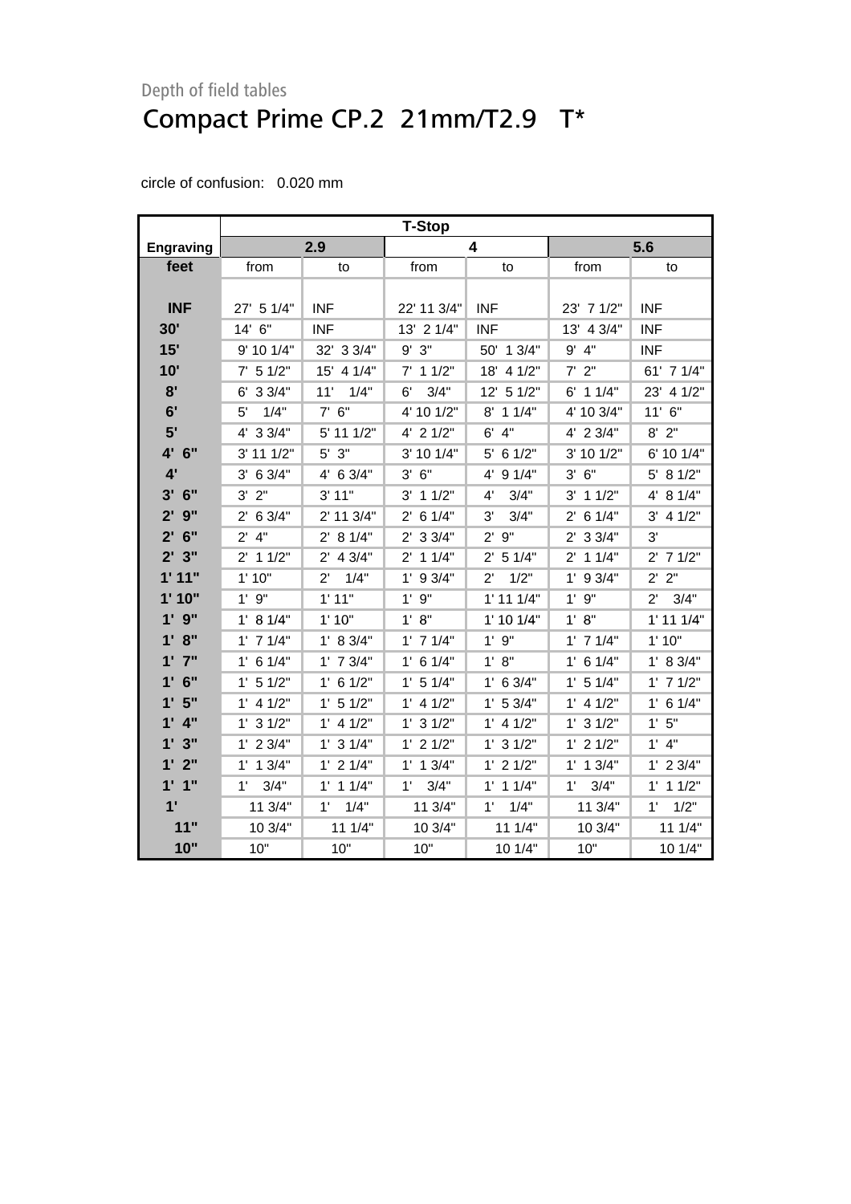Depth of field tables

# Compact Prime CP.2 21mm/T2.9 T*

circle of confusion: 0.020 mm

| | T-Stop | | | | | |
|---|---|---|---|---|---|---|
| Engraving | 2.9 | | 4 | | 5.6 | |
| feet | from | to | from | to | from | to |
| INF | 27' 5 1/4" | INF | 22' 11 3/4" | INF | 23' 7 1/2" | INF |
| 30' | 14' 6" | INF | 13' 2 1/4" | INF | 13' 4 3/4" | INF |
| 15' | 9' 10 1/4" | 32' 3 3/4" | 9' 3" | 50' 1 3/4" | 9' 4" | INF |
| 10' | 7' 5 1/2" | 15' 4 1/4" | 7' 1 1/2" | 18' 4 1/2" | 7' 2" | 61' 7 1/4" |
| 8' | 6' 3 3/4" | 11' 1/4" | 6' 3/4" | 12' 5 1/2" | 6' 1 1/4" | 23' 4 1/2" |
| 6' | 5' 1/4" | 7' 6" | 4' 10 1/2" | 8' 1 1/4" | 4' 10 3/4" | 11' 6" |
| 5' | 4' 3 3/4" | 5' 11 1/2" | 4' 2 1/2" | 6' 4" | 4' 2 3/4" | 8' 2" |
| 4' 6" | 3' 11 1/2" | 5' 3" | 3' 10 1/4" | 5' 6 1/2" | 3' 10 1/2" | 6' 10 1/4" |
| 4' | 3' 6 3/4" | 4' 6 3/4" | 3' 6" | 4' 9 1/4" | 3' 6" | 5' 8 1/2" |
| 3' 6" | 3' 2" | 3' 11" | 3' 1 1/2" | 4' 3/4" | 3' 1 1/2" | 4' 8 1/4" |
| 2' 9" | 2' 6 3/4" | 2' 11 3/4" | 2' 6 1/4" | 3' 3/4" | 2' 6 1/4" | 3' 4 1/2" |
| 2' 6" | 2' 4" | 2' 8 1/4" | 2' 3 3/4" | 2' 9" | 2' 3 3/4" | 3' |
| 2' 3" | 2' 1 1/2" | 2' 4 3/4" | 2' 1 1/4" | 2' 5 1/4" | 2' 1 1/4" | 2' 7 1/2" |
| 1' 11" | 1' 10" | 2' 1/4" | 1' 9 3/4" | 2' 1/2" | 1' 9 3/4" | 2' 2" |
| 1' 10" | 1' 9" | 1' 11" | 1' 9" | 1' 11 1/4" | 1' 9" | 2' 3/4" |
| 1' 9" | 1' 8 1/4" | 1' 10" | 1' 8" | 1' 10 1/4" | 1' 8" | 1' 11 1/4" |
| 1' 8" | 1' 7 1/4" | 1' 8 3/4" | 1' 7 1/4" | 1' 9" | 1' 7 1/4" | 1' 10" |
| 1' 7" | 1' 6 1/4" | 1' 7 3/4" | 1' 6 1/4" | 1' 8" | 1' 6 1/4" | 1' 8 3/4" |
| 1' 6" | 1' 5 1/2" | 1' 6 1/2" | 1' 5 1/4" | 1' 6 3/4" | 1' 5 1/4" | 1' 7 1/2" |
| 1' 5" | 1' 4 1/2" | 1' 5 1/2" | 1' 4 1/2" | 1' 5 3/4" | 1' 4 1/2" | 1' 6 1/4" |
| 1' 4" | 1' 3 1/2" | 1' 4 1/2" | 1' 3 1/2" | 1' 4 1/2" | 1' 3 1/2" | 1' 5" |
| 1' 3" | 1' 2 3/4" | 1' 3 1/4" | 1' 2 1/2" | 1' 3 1/2" | 1' 2 1/2" | 1' 4" |
| 1' 2" | 1' 1 3/4" | 1' 2 1/4" | 1' 1 3/4" | 1' 2 1/2" | 1' 1 3/4" | 1' 2 3/4" |
| 1' 1" | 1' 3/4" | 1' 1 1/4" | 1' 3/4" | 1' 1 1/4" | 1' 3/4" | 1' 1 1/2" |
| 1' | 11 3/4" | 1' 1/4" | 11 3/4" | 1' 1/4" | 11 3/4" | 1' 1/2" |
| 11" | 10 3/4" | 11 1/4" | 10 3/4" | 11 1/4" | 10 3/4" | 11 1/4" |
| 10" | 10" | 10" | 10" | 10 1/4" | 10" | 10 1/4" |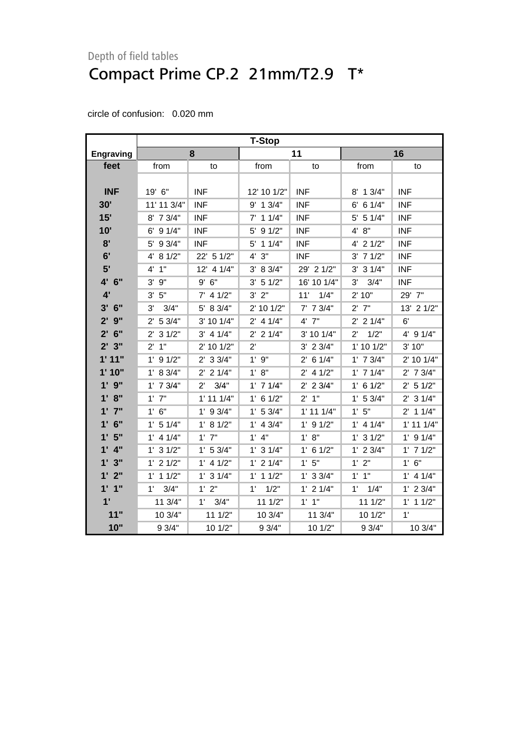Depth of field tables

# Compact Prime CP.2 21mm/T2.9 T*

circle of confusion: 0.020 mm

| | T-Stop | | | | | |
|---|---|---|---|---|---|---|
| Engraving | 8 | | 11 | | 16 | |
| feet | from | to | from | to | from | to |
| INF | 19' 6" | INF | 12' 10 1/2" | INF | 8' 1 3/4" | INF |
| 30' | 11' 11 3/4" | INF | 9' 1 3/4" | INF | 6' 6 1/4" | INF |
| 15' | 8' 7 3/4" | INF | 7' 1 1/4" | INF | 5' 5 1/4" | INF |
| 10' | 6' 9 1/4" | INF | 5' 9 1/2" | INF | 4' 8" | INF |
| 8' | 5' 9 3/4" | INF | 5' 1 1/4" | INF | 4' 2 1/2" | INF |
| 6' | 4' 8 1/2" | 22' 5 1/2" | 4' 3" | INF | 3' 7 1/2" | INF |
| 5' | 4' 1" | 12' 4 1/4" | 3' 8 3/4" | 29' 2 1/2" | 3' 3 1/4" | INF |
| 4' 6" | 3' 9" | 9' 6" | 3' 5 1/2" | 16' 10 1/4" | 3' 3/4" | INF |
| 4' | 3' 5" | 7' 4 1/2" | 3' 2" | 11' 1/4" | 2' 10" | 29' 7" |
| 3' 6" | 3' 3/4" | 5' 8 3/4" | 2' 10 1/2" | 7' 7 3/4" | 2' 7" | 13' 2 1/2" |
| 2' 9" | 2' 5 3/4" | 3' 10 1/4" | 2' 4 1/4" | 4' 7" | 2' 2 1/4" | 6' |
| 2' 6" | 2' 3 1/2" | 3' 4 1/4" | 2' 2 1/4" | 3' 10 1/4" | 2' 1/2" | 4' 9 1/4" |
| 2' 3" | 2' 1" | 2' 10 1/2" | 2' | 3' 2 3/4" | 1' 10 1/2" | 3' 10" |
| 1' 11" | 1' 9 1/2" | 2' 3 3/4" | 1' 9" | 2' 6 1/4" | 1' 7 3/4" | 2' 10 1/4" |
| 1' 10" | 1' 8 3/4" | 2' 2 1/4" | 1' 8" | 2' 4 1/2" | 1' 7 1/4" | 2' 7 3/4" |
| 1' 9" | 1' 7 3/4" | 2' 3/4" | 1' 7 1/4" | 2' 2 3/4" | 1' 6 1/2" | 2' 5 1/2" |
| 1' 8" | 1' 7" | 1' 11 1/4" | 1' 6 1/2" | 2' 1" | 1' 5 3/4" | 2' 3 1/4" |
| 1' 7" | 1' 6" | 1' 9 3/4" | 1' 5 3/4" | 1' 11 1/4" | 1' 5" | 2' 1 1/4" |
| 1' 6" | 1' 5 1/4" | 1' 8 1/2" | 1' 4 3/4" | 1' 9 1/2" | 1' 4 1/4" | 1' 11 1/4" |
| 1' 5" | 1' 4 1/4" | 1' 7" | 1' 4" | 1' 8" | 1' 3 1/2" | 1' 9 1/4" |
| 1' 4" | 1' 3 1/2" | 1' 5 3/4" | 1' 3 1/4" | 1' 6 1/2" | 1' 2 3/4" | 1' 7 1/2" |
| 1' 3" | 1' 2 1/2" | 1' 4 1/2" | 1' 2 1/4" | 1' 5" | 1' 2" | 1' 6" |
| 1' 2" | 1' 1 1/2" | 1' 3 1/4" | 1' 1 1/2" | 1' 3 3/4" | 1' 1" | 1' 4 1/4" |
| 1' 1" | 1' 3/4" | 1' 2" | 1' 1/2" | 1' 2 1/4" | 1' 1/4" | 1' 2 3/4" |
| 1' | 11 3/4" | 1' 3/4" | 11 1/2" | 1' 1" | 11 1/2" | 1' 1 1/2" |
| 11" | 10 3/4" | 11 1/2" | 10 3/4" | 11 3/4" | 10 1/2" | 1' |
| 10" | 9 3/4" | 10 1/2" | 9 3/4" | 10 1/2" | 9 3/4" | 10 3/4" |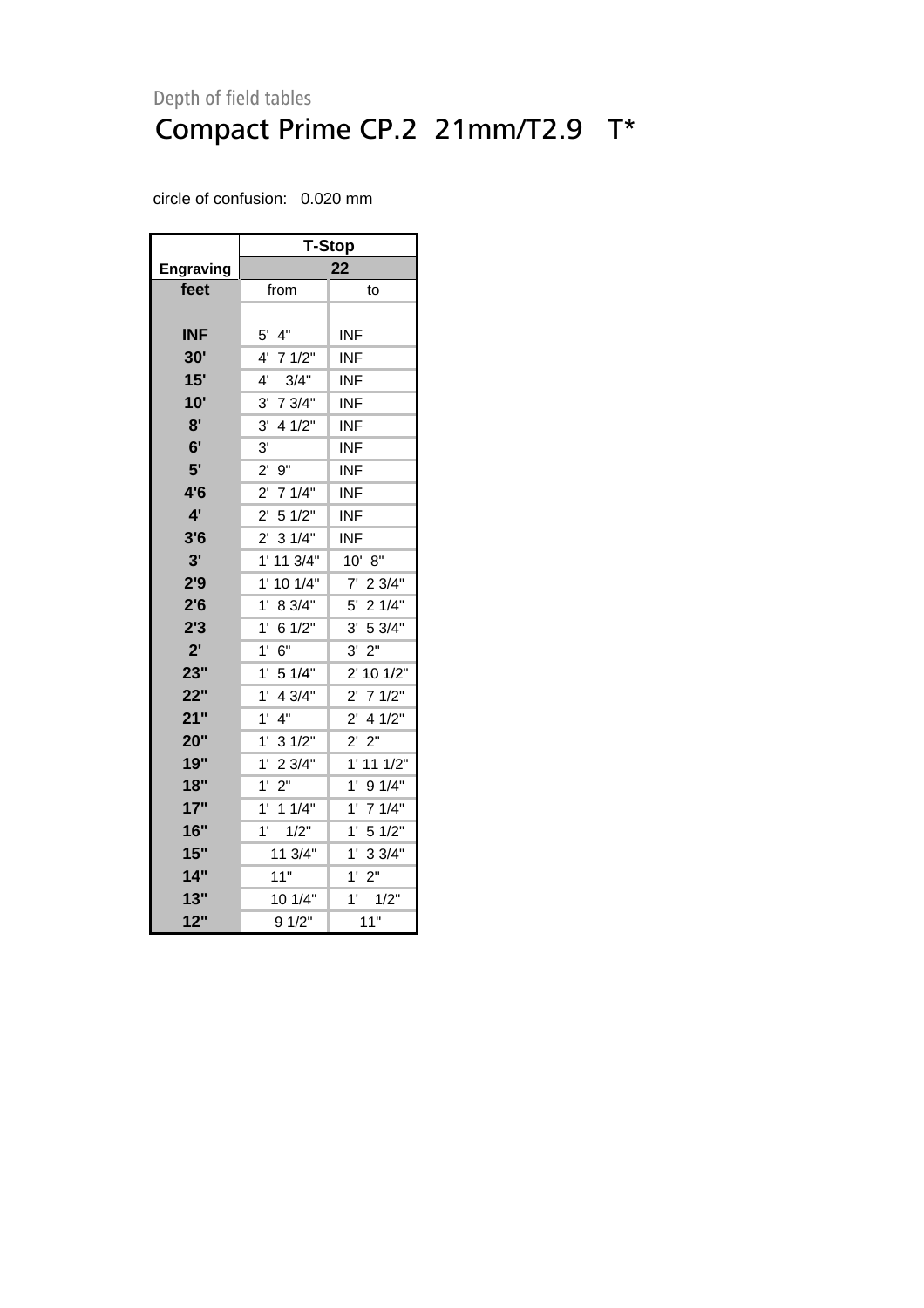Depth of field tables

# Compact Prime CP.2  21mm/T2.9   T*

circle of confusion:   0.020 mm

| | T-Stop | |
|---|---|---|
| Engraving | 22 | |
| feet | from | to |
| INF | 5'  4" | INF |
| 30' | 4'  7 1/2" | INF |
| 15' | 4'    3/4" | INF |
| 10' | 3'  7 3/4" | INF |
| 8' | 3'  4 1/2" | INF |
| 6' | 3' | INF |
| 5' | 2'  9" | INF |
| 4'6 | 2'  7 1/4" | INF |
| 4' | 2'  5 1/2" | INF |
| 3'6 | 2'  3 1/4" | INF |
| 3' | 1' 11 3/4" | 10'  8" |
| 2'9 | 1' 10 1/4" | 7'  2 3/4" |
| 2'6 | 1'  8 3/4" | 5'  2 1/4" |
| 2'3 | 1'  6 1/2" | 3'  5 3/4" |
| 2' | 1'  6" | 3'  2" |
| 23" | 1'  5 1/4" | 2' 10 1/2" |
| 22" | 1'  4 3/4" | 2'  7 1/2" |
| 21" | 1'  4" | 2'  4 1/2" |
| 20" | 1'  3 1/2" | 2'  2" |
| 19" | 1'  2 3/4" | 1' 11 1/2" |
| 18" | 1'  2" | 1'  9 1/4" |
| 17" | 1'  1 1/4" | 1'  7 1/4" |
| 16" | 1'    1/2" | 1'  5 1/2" |
| 15" | 11 3/4" | 1'  3 3/4" |
| 14" | 11" | 1'  2" |
| 13" | 10 1/4" | 1'    1/2" |
| 12" | 9 1/2" | 11" |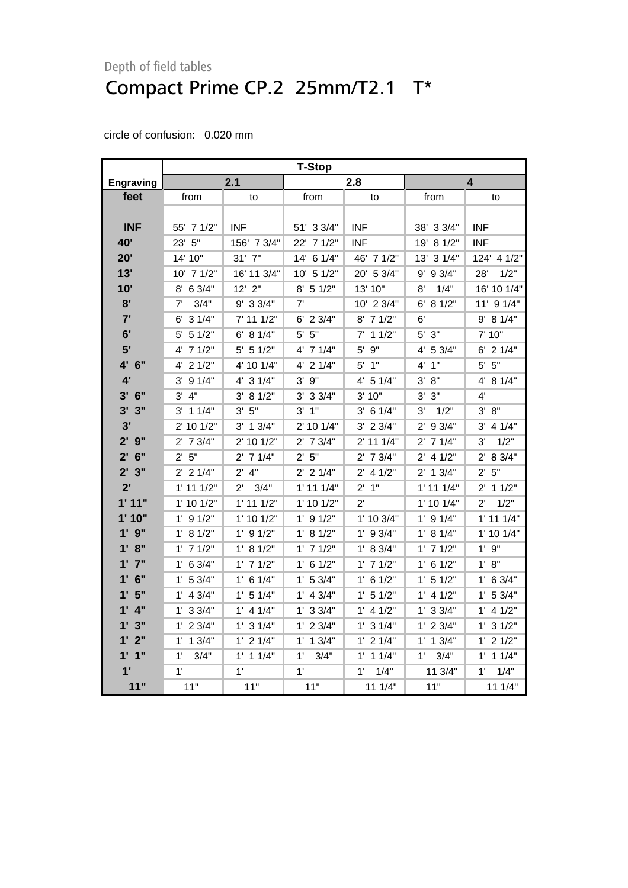Depth of field tables

# Compact Prime CP.2 25mm/T2.1 T*

circle of confusion: 0.020 mm

| | T-Stop | | | | | |
|---|---|---|---|---|---|---|
| **Engraving** | **2.1** | | **2.8** | | **4** | |
| **feet** | from | to | from | to | from | to |
| **INF** | 55' 7 1/2" | INF | 51' 3 3/4" | INF | 38' 3 3/4" | INF |
| **40'** | 23' 5" | 156' 7 3/4" | 22' 7 1/2" | INF | 19' 8 1/2" | INF |
| **20'** | 14' 10" | 31' 7" | 14' 6 1/4" | 46' 7 1/2" | 13' 3 1/4" | 124' 4 1/2" |
| **13'** | 10' 7 1/2" | 16' 11 3/4" | 10' 5 1/2" | 20' 5 3/4" | 9' 9 3/4" | 28' 1/2" |
| **10'** | 8' 6 3/4" | 12' 2" | 8' 5 1/2" | 13' 10" | 8' 1/4" | 16' 10 1/4" |
| **8'** | 7' 3/4" | 9' 3 3/4" | 7' | 10' 2 3/4" | 6' 8 1/2" | 11' 9 1/4" |
| **7'** | 6' 3 1/4" | 7' 11 1/2" | 6' 2 3/4" | 8' 7 1/2" | 6' | 9' 8 1/4" |
| **6'** | 5' 5 1/2" | 6' 8 1/4" | 5' 5" | 7' 1 1/2" | 5' 3" | 7' 10" |
| **5'** | 4' 7 1/2" | 5' 5 1/2" | 4' 7 1/4" | 5' 9" | 4' 5 3/4" | 6' 2 1/4" |
| **4' 6"** | 4' 2 1/2" | 4' 10 1/4" | 4' 2 1/4" | 5' 1" | 4' 1" | 5' 5" |
| **4'** | 3' 9 1/4" | 4' 3 1/4" | 3' 9" | 4' 5 1/4" | 3' 8" | 4' 8 1/4" |
| **3' 6"** | 3' 4" | 3' 8 1/2" | 3' 3 3/4" | 3' 10" | 3' 3" | 4' |
| **3' 3"** | 3' 1 1/4" | 3' 5" | 3' 1" | 3' 6 1/4" | 3' 1/2" | 3' 8" |
| **3'** | 2' 10 1/2" | 3' 1 3/4" | 2' 10 1/4" | 3' 2 3/4" | 2' 9 3/4" | 3' 4 1/4" |
| **2' 9"** | 2' 7 3/4" | 2' 10 1/2" | 2' 7 3/4" | 2' 11 1/4" | 2' 7 1/4" | 3' 1/2" |
| **2' 6"** | 2' 5" | 2' 7 1/4" | 2' 5" | 2' 7 3/4" | 2' 4 1/2" | 2' 8 3/4" |
| **2' 3"** | 2' 2 1/4" | 2' 4" | 2' 2 1/4" | 2' 4 1/2" | 2' 1 3/4" | 2' 5" |
| **2'** | 1' 11 1/2" | 2' 3/4" | 1' 11 1/4" | 2' 1" | 1' 11 1/4" | 2' 1 1/2" |
| **1' 11"** | 1' 10 1/2" | 1' 11 1/2" | 1' 10 1/2" | 2' | 1' 10 1/4" | 2' 1/2" |
| **1' 10"** | 1' 9 1/2" | 1' 10 1/2" | 1' 9 1/2" | 1' 10 3/4" | 1' 9 1/4" | 1' 11 1/4" |
| **1' 9"** | 1' 8 1/2" | 1' 9 1/2" | 1' 8 1/2" | 1' 9 3/4" | 1' 8 1/4" | 1' 10 1/4" |
| **1' 8"** | 1' 7 1/2" | 1' 8 1/2" | 1' 7 1/2" | 1' 8 3/4" | 1' 7 1/2" | 1' 9" |
| **1' 7"** | 1' 6 3/4" | 1' 7 1/2" | 1' 6 1/2" | 1' 7 1/2" | 1' 6 1/2" | 1' 8" |
| **1' 6"** | 1' 5 3/4" | 1' 6 1/4" | 1' 5 3/4" | 1' 6 1/2" | 1' 5 1/2" | 1' 6 3/4" |
| **1' 5"** | 1' 4 3/4" | 1' 5 1/4" | 1' 4 3/4" | 1' 5 1/2" | 1' 4 1/2" | 1' 5 3/4" |
| **1' 4"** | 1' 3 3/4" | 1' 4 1/4" | 1' 3 3/4" | 1' 4 1/2" | 1' 3 3/4" | 1' 4 1/2" |
| **1' 3"** | 1' 2 3/4" | 1' 3 1/4" | 1' 2 3/4" | 1' 3 1/4" | 1' 2 3/4" | 1' 3 1/2" |
| **1' 2"** | 1' 1 3/4" | 1' 2 1/4" | 1' 1 3/4" | 1' 2 1/4" | 1' 1 3/4" | 1' 2 1/2" |
| **1' 1"** | 1' 3/4" | 1' 1 1/4" | 1' 3/4" | 1' 1 1/4" | 1' 3/4" | 1' 1 1/4" |
| **1'** | 1' | 1' | 1' | 1' 1/4" | 11 3/4" | 1' 1/4" |
| **11"** | 11" | 11" | 11" | 11 1/4" | 11" | 11 1/4" |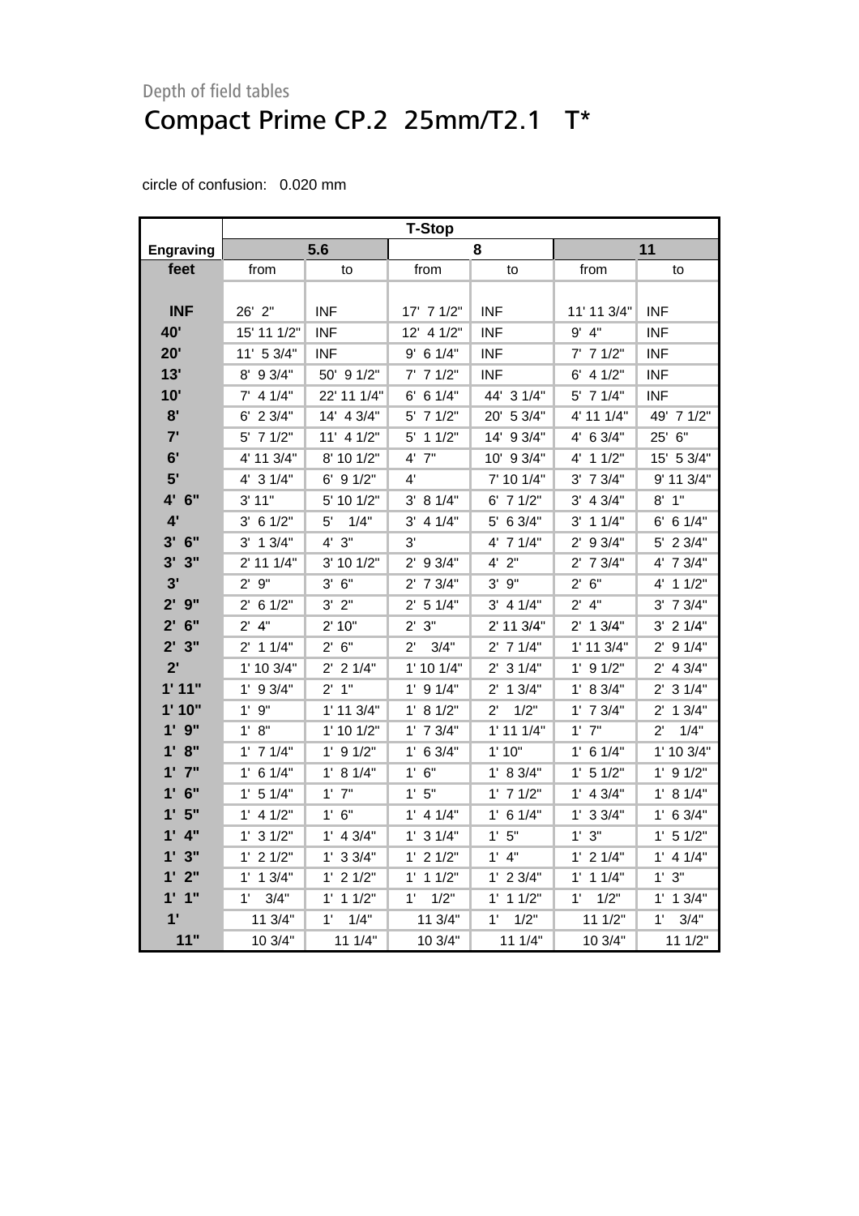Depth of field tables

# Compact Prime CP.2 25mm/T2.1 T*

circle of confusion: 0.020 mm

| | T-Stop | | | | | |
|---|---|---|---|---|---|---|
| **Engraving** | **5.6** | | **8** | | **11** | |
| **feet** | from | to | from | to | from | to |
| **INF** | 26' 2" | INF | 17' 7 1/2" | INF | 11' 11 3/4" | INF |
| **40'** | 15' 11 1/2" | INF | 12' 4 1/2" | INF | 9' 4" | INF |
| **20'** | 11' 5 3/4" | INF | 9' 6 1/4" | INF | 7' 7 1/2" | INF |
| **13'** | 8' 9 3/4" | 50' 9 1/2" | 7' 7 1/2" | INF | 6' 4 1/2" | INF |
| **10'** | 7' 4 1/4" | 22' 11 1/4" | 6' 6 1/4" | 44' 3 1/4" | 5' 7 1/4" | INF |
| **8'** | 6' 2 3/4" | 14' 4 3/4" | 5' 7 1/2" | 20' 5 3/4" | 4' 11 1/4" | 49' 7 1/2" |
| **7'** | 5' 7 1/2" | 11' 4 1/2" | 5' 1 1/2" | 14' 9 3/4" | 4' 6 3/4" | 25' 6" |
| **6'** | 4' 11 3/4" | 8' 10 1/2" | 4' 7" | 10' 9 3/4" | 4' 1 1/2" | 15' 5 3/4" |
| **5'** | 4' 3 1/4" | 6' 9 1/2" | 4' | 7' 10 1/4" | 3' 7 3/4" | 9' 11 3/4" |
| **4' 6"** | 3' 11" | 5' 10 1/2" | 3' 8 1/4" | 6' 7 1/2" | 3' 4 3/4" | 8' 1" |
| **4'** | 3' 6 1/2" | 5' 1/4" | 3' 4 1/4" | 5' 6 3/4" | 3' 1 1/4" | 6' 6 1/4" |
| **3' 6"** | 3' 1 3/4" | 4' 3" | 3' | 4' 7 1/4" | 2' 9 3/4" | 5' 2 3/4" |
| **3' 3"** | 2' 11 1/4" | 3' 10 1/2" | 2' 9 3/4" | 4' 2" | 2' 7 3/4" | 4' 7 3/4" |
| **3'** | 2' 9" | 3' 6" | 2' 7 3/4" | 3' 9" | 2' 6" | 4' 1 1/2" |
| **2' 9"** | 2' 6 1/2" | 3' 2" | 2' 5 1/4" | 3' 4 1/4" | 2' 4" | 3' 7 3/4" |
| **2' 6"** | 2' 4" | 2' 10" | 2' 3" | 2' 11 3/4" | 2' 1 3/4" | 3' 2 1/4" |
| **2' 3"** | 2' 1 1/4" | 2' 6" | 2' 3/4" | 2' 7 1/4" | 1' 11 3/4" | 2' 9 1/4" |
| **2'** | 1' 10 3/4" | 2' 2 1/4" | 1' 10 1/4" | 2' 3 1/4" | 1' 9 1/2" | 2' 4 3/4" |
| **1' 11"** | 1' 9 3/4" | 2' 1" | 1' 9 1/4" | 2' 1 3/4" | 1' 8 3/4" | 2' 3 1/4" |
| **1' 10"** | 1' 9" | 1' 11 3/4" | 1' 8 1/2" | 2' 1/2" | 1' 7 3/4" | 2' 1 3/4" |
| **1' 9"** | 1' 8" | 1' 10 1/2" | 1' 7 3/4" | 1' 11 1/4" | 1' 7" | 2' 1/4" |
| **1' 8"** | 1' 7 1/4" | 1' 9 1/2" | 1' 6 3/4" | 1' 10" | 1' 6 1/4" | 1' 10 3/4" |
| **1' 7"** | 1' 6 1/4" | 1' 8 1/4" | 1' 6" | 1' 8 3/4" | 1' 5 1/2" | 1' 9 1/2" |
| **1' 6"** | 1' 5 1/4" | 1' 7" | 1' 5" | 1' 7 1/2" | 1' 4 3/4" | 1' 8 1/4" |
| **1' 5"** | 1' 4 1/2" | 1' 6" | 1' 4 1/4" | 1' 6 1/4" | 1' 3 3/4" | 1' 6 3/4" |
| **1' 4"** | 1' 3 1/2" | 1' 4 3/4" | 1' 3 1/4" | 1' 5" | 1' 3" | 1' 5 1/2" |
| **1' 3"** | 1' 2 1/2" | 1' 3 3/4" | 1' 2 1/2" | 1' 4" | 1' 2 1/4" | 1' 4 1/4" |
| **1' 2"** | 1' 1 3/4" | 1' 2 1/2" | 1' 1 1/2" | 1' 2 3/4" | 1' 1 1/4" | 1' 3" |
| **1' 1"** | 1' 3/4" | 1' 1 1/2" | 1' 1/2" | 1' 1 1/2" | 1' 1/2" | 1' 1 3/4" |
| **1'** | 11 3/4" | 1' 1/4" | 11 3/4" | 1' 1/2" | 11 1/2" | 1' 3/4" |
| **11"** | 10 3/4" | 11 1/4" | 10 3/4" | 11 1/4" | 10 3/4" | 11 1/2" |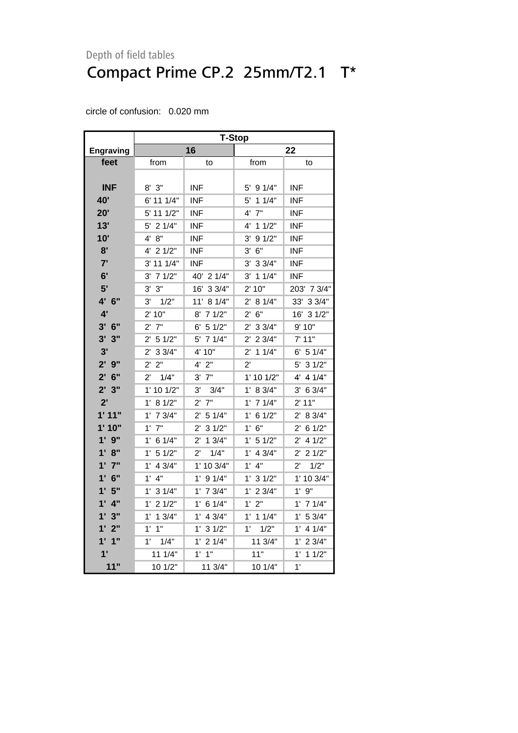Depth of field tables

# Compact Prime CP.2  25mm/T2.1   T*

circle of confusion:   0.020 mm

| | T-Stop | | | |
|---|---|---|---|---|
| Engraving | 16 | | 22 | |
| feet | from | to | from | to |
| INF | 8'  3" | INF | 5'  9 1/4" | INF |
| 40' | 6' 11 1/4" | INF | 5'  1 1/4" | INF |
| 20' | 5' 11 1/2" | INF | 4'  7" | INF |
| 13' | 5'  2 1/4" | INF | 4'  1 1/2" | INF |
| 10' | 4'  8" | INF | 3'  9 1/2" | INF |
| 8' | 4'  2 1/2" | INF | 3'  6" | INF |
| 7' | 3' 11 1/4" | INF | 3'  3 3/4" | INF |
| 6' | 3'  7 1/2" | 40'  2 1/4" | 3'  1 1/4" | INF |
| 5' | 3'  3" | 16'  3 3/4" | 2' 10" | 203'  7 3/4" |
| 4'  6" | 3'    1/2" | 11'  8 1/4" | 2'  8 1/4" | 33'  3 3/4" |
| 4' | 2' 10" | 8'  7 1/2" | 2'  6" | 16'  3 1/2" |
| 3'  6" | 2'  7" | 6'  5 1/2" | 2'  3 3/4" | 9' 10" |
| 3'  3" | 2'  5 1/2" | 5'  7 1/4" | 2'  2 3/4" | 7' 11" |
| 3' | 2'  3 3/4" | 4' 10" | 2'  1 1/4" | 6'  5 1/4" |
| 2'  9" | 2'  2" | 4'  2" | 2' | 5'  3 1/2" |
| 2'  6" | 2'    1/4" | 3'  7" | 1' 10 1/2" | 4'  4 1/4" |
| 2'  3" | 1' 10 1/2" | 3'    3/4" | 1'  8 3/4" | 3'  6 3/4" |
| 2' | 1'  8 1/2" | 2'  7" | 1'  7 1/4" | 2' 11" |
| 1' 11" | 1'  7 3/4" | 2'  5 1/4" | 1'  6 1/2" | 2'  8 3/4" |
| 1' 10" | 1'  7" | 2'  3 1/2" | 1'  6" | 2'  6 1/2" |
| 1'  9" | 1'  6 1/4" | 2'  1 3/4" | 1'  5 1/2" | 2'  4 1/2" |
| 1'  8" | 1'  5 1/2" | 2'    1/4" | 1'  4 3/4" | 2'  2 1/2" |
| 1'  7" | 1'  4 3/4" | 1' 10 3/4" | 1'  4" | 2'    1/2" |
| 1'  6" | 1'  4" | 1'  9 1/4" | 1'  3 1/2" | 1' 10 3/4" |
| 1'  5" | 1'  3 1/4" | 1'  7 3/4" | 1'  2 3/4" | 1'  9" |
| 1'  4" | 1'  2 1/2" | 1'  6 1/4" | 1'  2" | 1'  7 1/4" |
| 1'  3" | 1'  1 3/4" | 1'  4 3/4" | 1'  1 1/4" | 1'  5 3/4" |
| 1'  2" | 1'  1" | 1'  3 1/2" | 1'    1/2" | 1'  4 1/4" |
| 1'  1" | 1'    1/4" | 1'  2 1/4" | 11 3/4" | 1'  2 3/4" |
| 1' | 11 1/4" | 1'  1" | 11" | 1'  1 1/2" |
| 11" | 10 1/2" | 11 3/4" | 10 1/4" | 1' |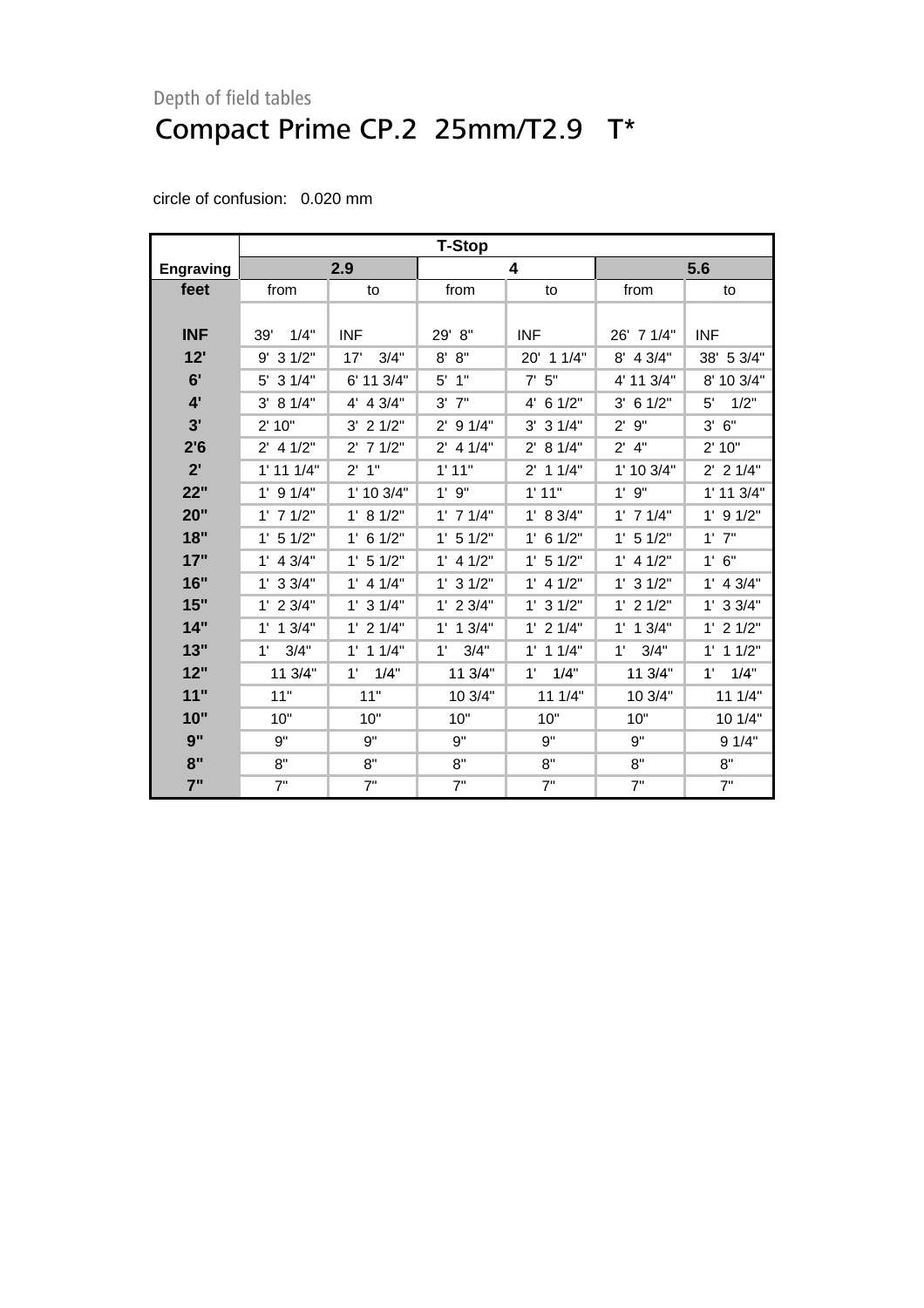Depth of field tables

# Compact Prime CP.2 25mm/T2.9 T*

circle of confusion: 0.020 mm

| | T-Stop | | | | | |
|---|---|---|---|---|---|---|
| **Engraving** | **2.9** | | **4** | | **5.6** | |
| **feet** | from | to | from | to | from | to |
| **INF** | 39' 1/4" | INF | 29' 8" | INF | 26' 7 1/4" | INF |
| **12'** | 9' 3 1/2" | 17' 3/4" | 8' 8" | 20' 1 1/4" | 8' 4 3/4" | 38' 5 3/4" |
| **6'** | 5' 3 1/4" | 6' 11 3/4" | 5' 1" | 7' 5" | 4' 11 3/4" | 8' 10 3/4" |
| **4'** | 3' 8 1/4" | 4' 4 3/4" | 3' 7" | 4' 6 1/2" | 3' 6 1/2" | 5' 1/2" |
| **3'** | 2' 10" | 3' 2 1/2" | 2' 9 1/4" | 3' 3 1/4" | 2' 9" | 3' 6" |
| **2'6** | 2' 4 1/2" | 2' 7 1/2" | 2' 4 1/4" | 2' 8 1/4" | 2' 4" | 2' 10" |
| **2'** | 1' 11 1/4" | 2' 1" | 1' 11" | 2' 1 1/4" | 1' 10 3/4" | 2' 2 1/4" |
| **22"** | 1' 9 1/4" | 1' 10 3/4" | 1' 9" | 1' 11" | 1' 9" | 1' 11 3/4" |
| **20"** | 1' 7 1/2" | 1' 8 1/2" | 1' 7 1/4" | 1' 8 3/4" | 1' 7 1/4" | 1' 9 1/2" |
| **18"** | 1' 5 1/2" | 1' 6 1/2" | 1' 5 1/2" | 1' 6 1/2" | 1' 5 1/2" | 1' 7" |
| **17"** | 1' 4 3/4" | 1' 5 1/2" | 1' 4 1/2" | 1' 5 1/2" | 1' 4 1/2" | 1' 6" |
| **16"** | 1' 3 3/4" | 1' 4 1/4" | 1' 3 1/2" | 1' 4 1/2" | 1' 3 1/2" | 1' 4 3/4" |
| **15"** | 1' 2 3/4" | 1' 3 1/4" | 1' 2 3/4" | 1' 3 1/2" | 1' 2 1/2" | 1' 3 3/4" |
| **14"** | 1' 1 3/4" | 1' 2 1/4" | 1' 1 3/4" | 1' 2 1/4" | 1' 1 3/4" | 1' 2 1/2" |
| **13"** | 1' 3/4" | 1' 1 1/4" | 1' 3/4" | 1' 1 1/4" | 1' 3/4" | 1' 1 1/2" |
| **12"** | 11 3/4" | 1' 1/4" | 11 3/4" | 1' 1/4" | 11 3/4" | 1' 1/4" |
| **11"** | 11" | 11" | 10 3/4" | 11 1/4" | 10 3/4" | 11 1/4" |
| **10"** | 10" | 10" | 10" | 10" | 10" | 10 1/4" |
| **9"** | 9" | 9" | 9" | 9" | 9" | 9 1/4" |
| **8"** | 8" | 8" | 8" | 8" | 8" | 8" |
| **7"** | 7" | 7" | 7" | 7" | 7" | 7" |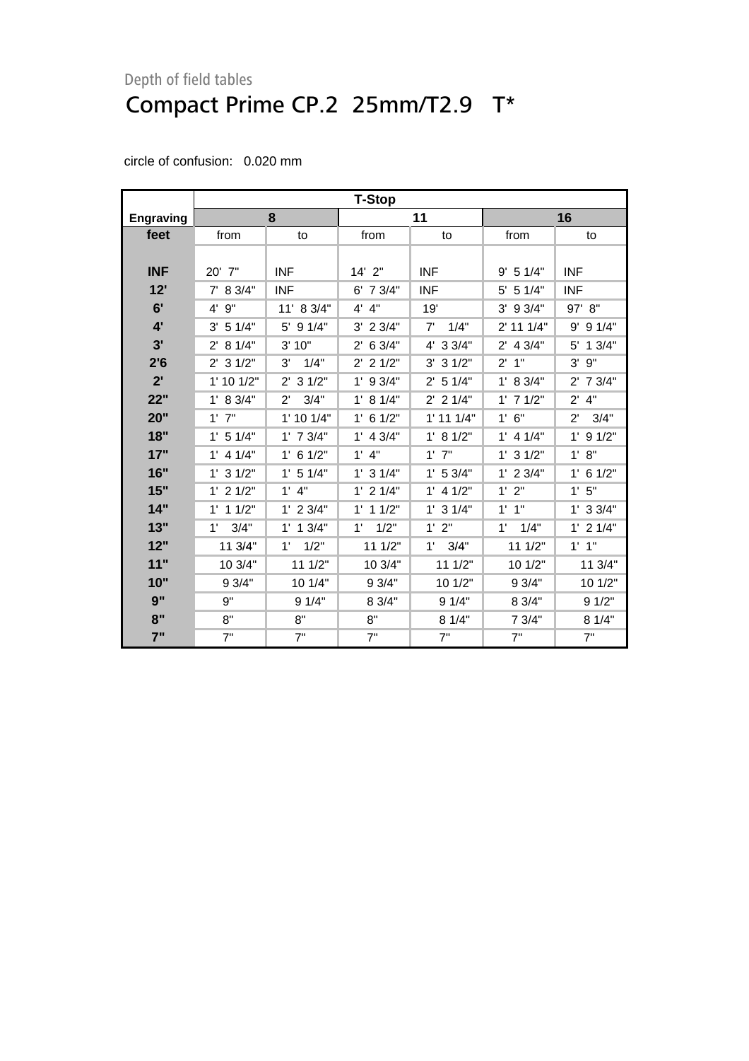Depth of field tables

# Compact Prime CP.2  25mm/T2.9   T*

circle of confusion:   0.020 mm

| | T-Stop | | | | | |
|---|---|---|---|---|---|---|
| **Engraving** | **8** | | **11** | | **16** | |
| **feet** | from | to | from | to | from | to |
| **INF** | 20'  7" | INF | 14'  2" | INF | 9'  5 1/4" | INF |
| **12'** | 7'  8 3/4" | INF | 6'  7 3/4" | INF | 5'  5 1/4" | INF |
| **6'** | 4'  9" | 11'  8 3/4" | 4'  4" | 19' | 3'  9 3/4" | 97'  8" |
| **4'** | 3'  5 1/4" | 5'  9 1/4" | 3'  2 3/4" | 7'    1/4" | 2' 11 1/4" | 9'  9 1/4" |
| **3'** | 2'  8 1/4" | 3' 10" | 2'  6 3/4" | 4'  3 3/4" | 2'  4 3/4" | 5'  1 3/4" |
| **2'6** | 2'  3 1/2" | 3'    1/4" | 2'  2 1/2" | 3'  3 1/2" | 2'  1" | 3'  9" |
| **2'** | 1' 10 1/2" | 2'  3 1/2" | 1'  9 3/4" | 2'  5 1/4" | 1'  8 3/4" | 2'  7 3/4" |
| **22"** | 1'  8 3/4" | 2'    3/4" | 1'  8 1/4" | 2'  2 1/4" | 1'  7 1/2" | 2'  4" |
| **20"** | 1'  7" | 1' 10 1/4" | 1'  6 1/2" | 1' 11 1/4" | 1'  6" | 2'    3/4" |
| **18"** | 1'  5 1/4" | 1'  7 3/4" | 1'  4 3/4" | 1'  8 1/2" | 1'  4 1/4" | 1'  9 1/2" |
| **17"** | 1'  4 1/4" | 1'  6 1/2" | 1'  4" | 1'  7" | 1'  3 1/2" | 1'  8" |
| **16"** | 1'  3 1/2" | 1'  5 1/4" | 1'  3 1/4" | 1'  5 3/4" | 1'  2 3/4" | 1'  6 1/2" |
| **15"** | 1'  2 1/2" | 1'  4" | 1'  2 1/4" | 1'  4 1/2" | 1'  2" | 1'  5" |
| **14"** | 1'  1 1/2" | 1'  2 3/4" | 1'  1 1/2" | 1'  3 1/4" | 1'  1" | 1'  3 3/4" |
| **13"** | 1'    3/4" | 1'  1 3/4" | 1'    1/2" | 1'  2" | 1'    1/4" | 1'  2 1/4" |
| **12"** | 11 3/4" | 1'    1/2" | 11 1/2" | 1'    3/4" | 11 1/2" | 1'  1" |
| **11"** | 10 3/4" | 11 1/2" | 10 3/4" | 11 1/2" | 10 1/2" | 11 3/4" |
| **10"** | 9 3/4" | 10 1/4" | 9 3/4" | 10 1/2" | 9 3/4" | 10 1/2" |
| **9"** | 9" | 9 1/4" | 8 3/4" | 9 1/4" | 8 3/4" | 9 1/2" |
| **8"** | 8" | 8" | 8" | 8 1/4" | 7 3/4" | 8 1/4" |
| **7"** | 7" | 7" | 7" | 7" | 7" | 7" |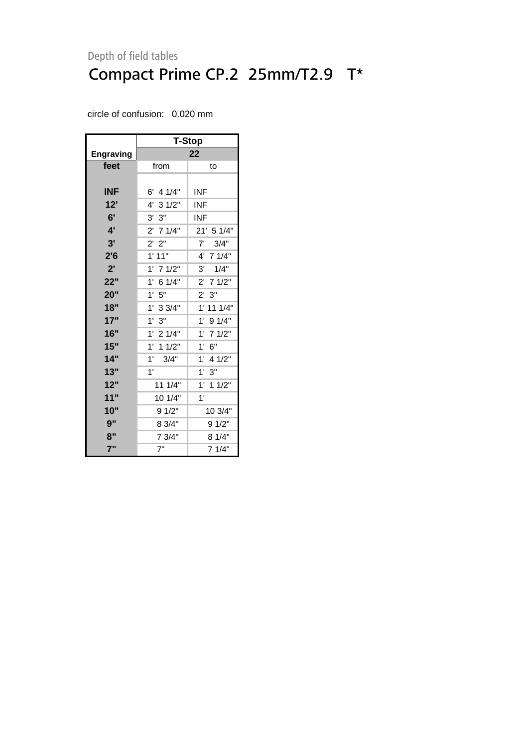Depth of field tables

# Compact Prime CP.2  25mm/T2.9   T*

circle of confusion:   0.020 mm

| | T-Stop | |
|---|---|---|
| **Engraving** | **22** | |
| **feet** | from | to |
| **INF** | 6'  4 1/4" | INF |
| **12'** | 4'  3 1/2" | INF |
| **6'** | 3'  3" | INF |
| **4'** | 2'  7 1/4" | 21'  5 1/4" |
| **3'** | 2'  2" | 7'    3/4" |
| **2'6** | 1' 11" | 4'  7 1/4" |
| **2'** | 1'  7 1/2" | 3'    1/4" |
| **22"** | 1'  6 1/4" | 2'  7 1/2" |
| **20"** | 1'  5" | 2'  3" |
| **18"** | 1'  3 3/4" | 1' 11 1/4" |
| **17"** | 1'  3" | 1'  9 1/4" |
| **16"** | 1'  2 1/4" | 1'  7 1/2" |
| **15"** | 1'  1 1/2" | 1'  6" |
| **14"** | 1'    3/4" | 1'  4 1/2" |
| **13"** | 1' | 1'  3" |
| **12"** | 11 1/4" | 1'  1 1/2" |
| **11"** | 10 1/4" | 1' |
| **10"** | 9 1/2" | 10 3/4" |
| **9"** | 8 3/4" | 9 1/2" |
| **8"** | 7 3/4" | 8 1/4" |
| **7"** | 7" | 7 1/4" |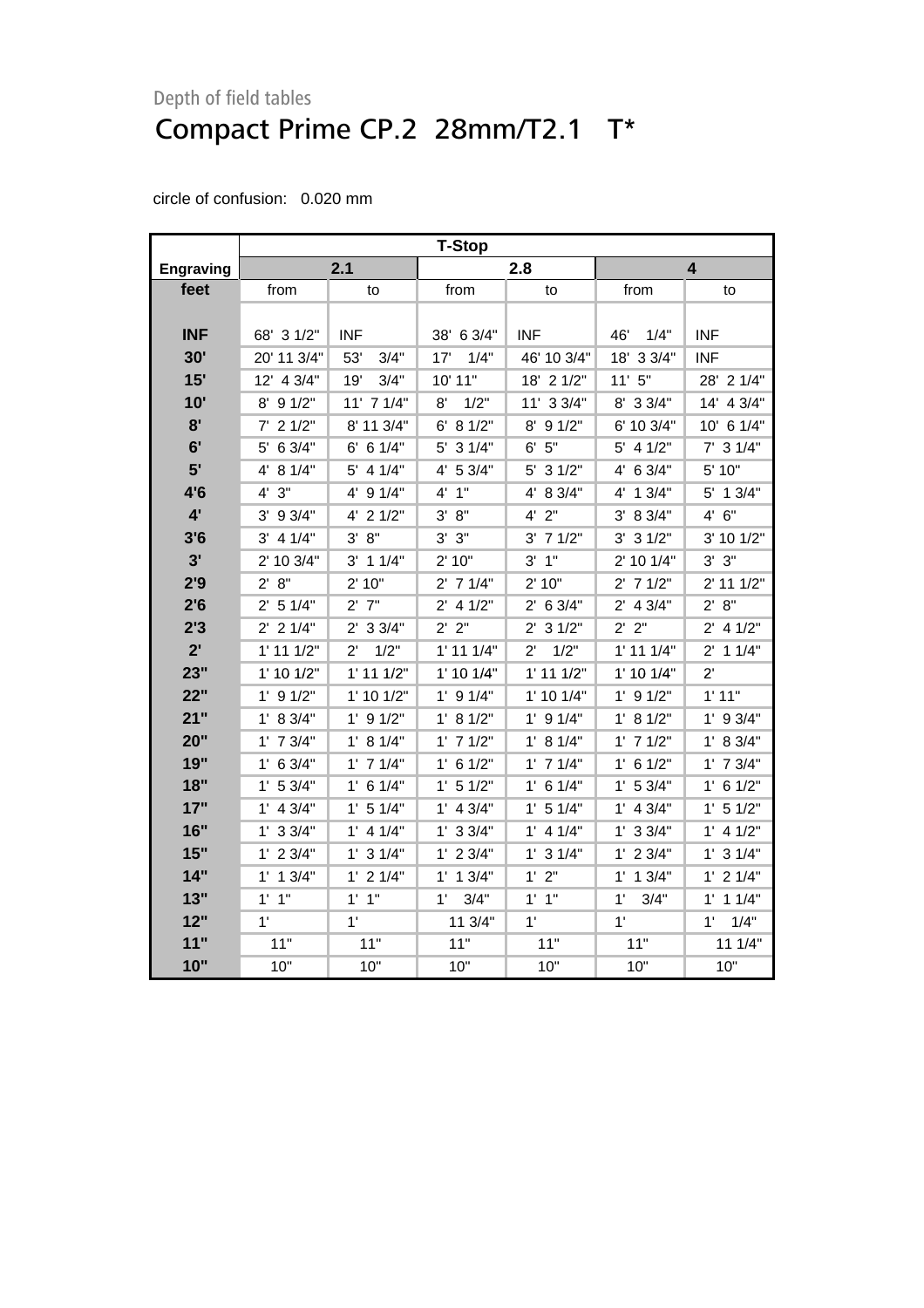Depth of field tables

# Compact Prime CP.2  28mm/T2.1   T*

circle of confusion:   0.020 mm

| | T-Stop | | | | | |
|---|---|---|---|---|---|---|
| **Engraving** | **2.1** | | **2.8** | | **4** | |
| **feet** | from | to | from | to | from | to |
| **INF** | 68'  3 1/2" | INF | 38'  6 3/4" | INF | 46'    1/4" | INF |
| **30'** | 20' 11 3/4" | 53'    3/4" | 17'    1/4" | 46' 10 3/4" | 18'  3 3/4" | INF |
| **15'** | 12'  4 3/4" | 19'    3/4" | 10' 11" | 18'  2 1/2" | 11'  5" | 28'  2 1/4" |
| **10'** | 8'  9 1/2" | 11'  7 1/4" | 8'    1/2" | 11'  3 3/4" | 8'  3 3/4" | 14'  4 3/4" |
| **8'** | 7'  2 1/2" | 8' 11 3/4" | 6'  8 1/2" | 8'  9 1/2" | 6' 10 3/4" | 10'  6 1/4" |
| **6'** | 5'  6 3/4" | 6'  6 1/4" | 5'  3 1/4" | 6'  5" | 5'  4 1/2" | 7'  3 1/4" |
| **5'** | 4'  8 1/4" | 5'  4 1/4" | 4'  5 3/4" | 5'  3 1/2" | 4'  6 3/4" | 5' 10" |
| **4'6** | 4'  3" | 4'  9 1/4" | 4'  1" | 4'  8 3/4" | 4'  1 3/4" | 5'  1 3/4" |
| **4'** | 3'  9 3/4" | 4'  2 1/2" | 3'  8" | 4'  2" | 3'  8 3/4" | 4'  6" |
| **3'6** | 3'  4 1/4" | 3'  8" | 3'  3" | 3'  7 1/2" | 3'  3 1/2" | 3' 10 1/2" |
| **3'** | 2' 10 3/4" | 3'  1 1/4" | 2' 10" | 3'  1" | 2' 10 1/4" | 3'  3" |
| **2'9** | 2'  8" | 2' 10" | 2'  7 1/4" | 2' 10" | 2'  7 1/2" | 2' 11 1/2" |
| **2'6** | 2'  5 1/4" | 2'  7" | 2'  4 1/2" | 2'  6 3/4" | 2'  4 3/4" | 2'  8" |
| **2'3** | 2'  2 1/4" | 2'  3 3/4" | 2'  2" | 2'  3 1/2" | 2'  2" | 2'  4 1/2" |
| **2'** | 1' 11 1/2" | 2'    1/2" | 1' 11 1/4" | 2'    1/2" | 1' 11 1/4" | 2'  1 1/4" |
| **23"** | 1' 10 1/2" | 1' 11 1/2" | 1' 10 1/4" | 1' 11 1/2" | 1' 10 1/4" | 2' |
| **22"** | 1'  9 1/2" | 1' 10 1/2" | 1'  9 1/4" | 1' 10 1/4" | 1'  9 1/2" | 1' 11" |
| **21"** | 1'  8 3/4" | 1'  9 1/2" | 1'  8 1/2" | 1'  9 1/4" | 1'  8 1/2" | 1'  9 3/4" |
| **20"** | 1'  7 3/4" | 1'  8 1/4" | 1'  7 1/2" | 1'  8 1/4" | 1'  7 1/2" | 1'  8 3/4" |
| **19"** | 1'  6 3/4" | 1'  7 1/4" | 1'  6 1/2" | 1'  7 1/4" | 1'  6 1/2" | 1'  7 3/4" |
| **18"** | 1'  5 3/4" | 1'  6 1/4" | 1'  5 1/2" | 1'  6 1/4" | 1'  5 3/4" | 1'  6 1/2" |
| **17"** | 1'  4 3/4" | 1'  5 1/4" | 1'  4 3/4" | 1'  5 1/4" | 1'  4 3/4" | 1'  5 1/2" |
| **16"** | 1'  3 3/4" | 1'  4 1/4" | 1'  3 3/4" | 1'  4 1/4" | 1'  3 3/4" | 1'  4 1/2" |
| **15"** | 1'  2 3/4" | 1'  3 1/4" | 1'  2 3/4" | 1'  3 1/4" | 1'  2 3/4" | 1'  3 1/4" |
| **14"** | 1'  1 3/4" | 1'  2 1/4" | 1'  1 3/4" | 1'  2" | 1'  1 3/4" | 1'  2 1/4" |
| **13"** | 1'  1" | 1'  1" | 1'    3/4" | 1'  1" | 1'    3/4" | 1'  1 1/4" |
| **12"** | 1' | 1' | 11 3/4" | 1' | 1' | 1'    1/4" |
| **11"** | 11" | 11" | 11" | 11" | 11" | 11 1/4" |
| **10"** | 10" | 10" | 10" | 10" | 10" | 10" |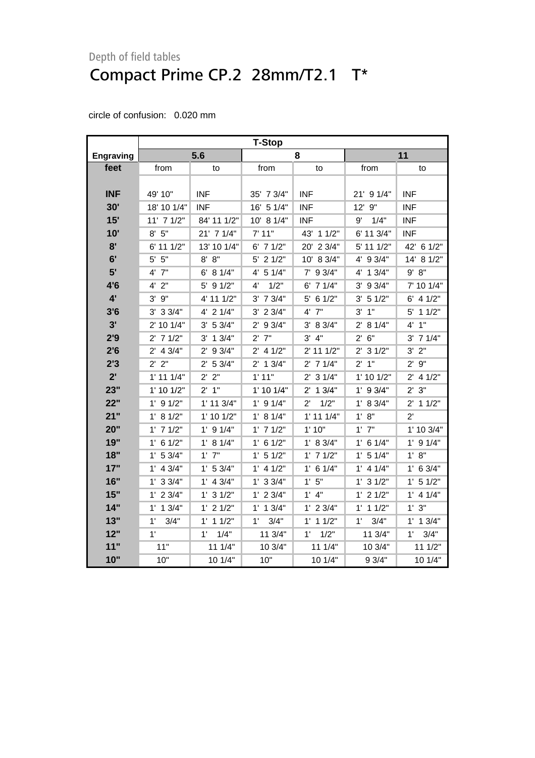Depth of field tables

# Compact Prime CP.2  28mm/T2.1   T*

circle of confusion:   0.020 mm

| | T-Stop | | | | | |
|---|---|---|---|---|---|---|
| **Engraving** | **5.6** | | **8** | | **11** | |
| **feet** | from | to | from | to | from | to |
| **INF** | 49' 10" | INF | 35'  7 3/4" | INF | 21'  9 1/4" | INF |
| **30'** | 18' 10 1/4" | INF | 16'  5 1/4" | INF | 12'  9" | INF |
| **15'** | 11'  7 1/2" | 84' 11 1/2" | 10'  8 1/4" | INF | 9'    1/4" | INF |
| **10'** | 8'  5" | 21'  7 1/4" | 7' 11" | 43'  1 1/2" | 6' 11 3/4" | INF |
| **8'** | 6' 11 1/2" | 13' 10 1/4" | 6'  7 1/2" | 20'  2 3/4" | 5' 11 1/2" | 42'  6 1/2" |
| **6'** | 5'  5" | 8'  8" | 5'  2 1/2" | 10'  8 3/4" | 4'  9 3/4" | 14'  8 1/2" |
| **5'** | 4'  7" | 6'  8 1/4" | 4'  5 1/4" | 7'  9 3/4" | 4'  1 3/4" | 9'  8" |
| **4'6** | 4'  2" | 5'  9 1/2" | 4'    1/2" | 6'  7 1/4" | 3'  9 3/4" | 7' 10 1/4" |
| **4'** | 3'  9" | 4' 11 1/2" | 3'  7 3/4" | 5'  6 1/2" | 3'  5 1/2" | 6'  4 1/2" |
| **3'6** | 3'  3 3/4" | 4'  2 1/4" | 3'  2 3/4" | 4'  7" | 3'  1" | 5'  1 1/2" |
| **3'** | 2' 10 1/4" | 3'  5 3/4" | 2'  9 3/4" | 3'  8 3/4" | 2'  8 1/4" | 4'  1" |
| **2'9** | 2'  7 1/2" | 3'  1 3/4" | 2'  7" | 3'  4" | 2'  6" | 3'  7 1/4" |
| **2'6** | 2'  4 3/4" | 2'  9 3/4" | 2'  4 1/2" | 2' 11 1/2" | 2'  3 1/2" | 3'  2" |
| **2'3** | 2'  2" | 2'  5 3/4" | 2'  1 3/4" | 2'  7 1/4" | 2'  1" | 2'  9" |
| **2'** | 1' 11 1/4" | 2'  2" | 1' 11" | 2'  3 1/4" | 1' 10 1/2" | 2'  4 1/2" |
| **23"** | 1' 10 1/2" | 2'  1" | 1' 10 1/4" | 2'  1 3/4" | 1'  9 3/4" | 2'  3" |
| **22"** | 1'  9 1/2" | 1' 11 3/4" | 1'  9 1/4" | 2'    1/2" | 1'  8 3/4" | 2'  1 1/2" |
| **21"** | 1'  8 1/2" | 1' 10 1/2" | 1'  8 1/4" | 1' 11 1/4" | 1'  8" | 2' |
| **20"** | 1'  7 1/2" | 1'  9 1/4" | 1'  7 1/2" | 1' 10" | 1'  7" | 1' 10 3/4" |
| **19"** | 1'  6 1/2" | 1'  8 1/4" | 1'  6 1/2" | 1'  8 3/4" | 1'  6 1/4" | 1'  9 1/4" |
| **18"** | 1'  5 3/4" | 1'  7" | 1'  5 1/2" | 1'  7 1/2" | 1'  5 1/4" | 1'  8" |
| **17"** | 1'  4 3/4" | 1'  5 3/4" | 1'  4 1/2" | 1'  6 1/4" | 1'  4 1/4" | 1'  6 3/4" |
| **16"** | 1'  3 3/4" | 1'  4 3/4" | 1'  3 3/4" | 1'  5" | 1'  3 1/2" | 1'  5 1/2" |
| **15"** | 1'  2 3/4" | 1'  3 1/2" | 1'  2 3/4" | 1'  4" | 1'  2 1/2" | 1'  4 1/4" |
| **14"** | 1'  1 3/4" | 1'  2 1/2" | 1'  1 3/4" | 1'  2 3/4" | 1'  1 1/2" | 1'  3" |
| **13"** | 1'    3/4" | 1'  1 1/2" | 1'    3/4" | 1'  1 1/2" | 1'    3/4" | 1'  1 3/4" |
| **12"** | 1' | 1'    1/4" | 11 3/4" | 1'    1/2" | 11 3/4" | 1'    3/4" |
| **11"** | 11" | 11 1/4" | 10 3/4" | 11 1/4" | 10 3/4" | 11 1/2" |
| **10"** | 10" | 10 1/4" | 10" | 10 1/4" | 9 3/4" | 10 1/4" |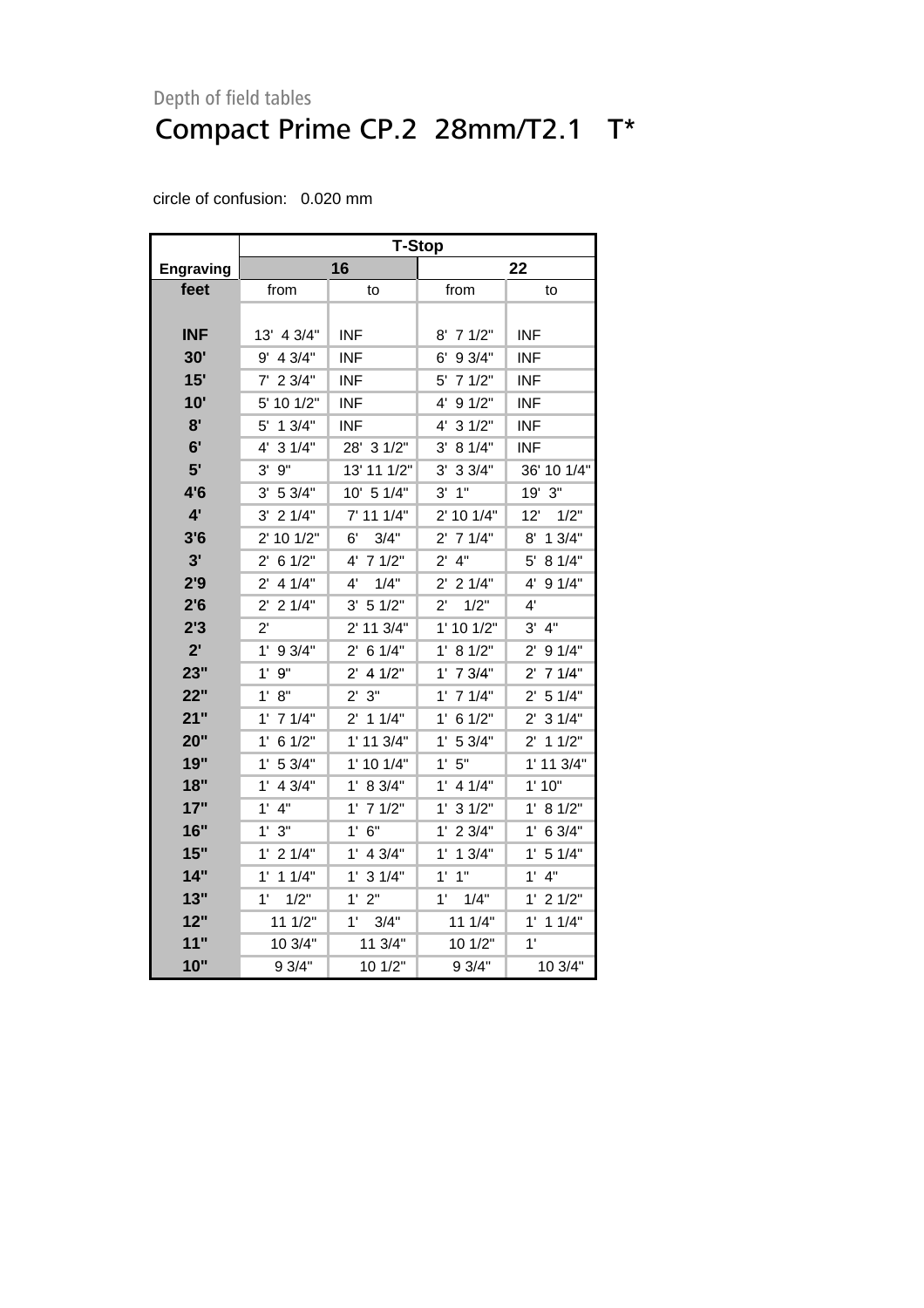Depth of field tables

# Compact Prime CP.2  28mm/T2.1   T*

circle of confusion:   0.020 mm

| | T-Stop | | | |
|---|---|---|---|---|
| **Engraving** | **16** | | **22** | |
| **feet** | from | to | from | to |
| **INF** | 13'  4 3/4" | INF | 8'  7 1/2" | INF |
| **30'** | 9'  4 3/4" | INF | 6'  9 3/4" | INF |
| **15'** | 7'  2 3/4" | INF | 5'  7 1/2" | INF |
| **10'** | 5' 10 1/2" | INF | 4'  9 1/2" | INF |
| **8'** | 5'  1 3/4" | INF | 4'  3 1/2" | INF |
| **6'** | 4'  3 1/4" | 28'  3 1/2" | 3'  8 1/4" | INF |
| **5'** | 3'  9" | 13' 11 1/2" | 3'  3 3/4" | 36' 10 1/4" |
| **4'6** | 3'  5 3/4" | 10'  5 1/4" | 3'  1" | 19'  3" |
| **4'** | 3'  2 1/4" | 7' 11 1/4" | 2' 10 1/4" | 12'    1/2" |
| **3'6** | 2' 10 1/2" | 6'    3/4" | 2'  7 1/4" | 8'  1 3/4" |
| **3'** | 2'  6 1/2" | 4'  7 1/2" | 2'  4" | 5'  8 1/4" |
| **2'9** | 2'  4 1/4" | 4'    1/4" | 2'  2 1/4" | 4'  9 1/4" |
| **2'6** | 2'  2 1/4" | 3'  5 1/2" | 2'    1/2" | 4' |
| **2'3** | 2' | 2' 11 3/4" | 1' 10 1/2" | 3'  4" |
| **2'** | 1'  9 3/4" | 2'  6 1/4" | 1'  8 1/2" | 2'  9 1/4" |
| **23"** | 1'  9" | 2'  4 1/2" | 1'  7 3/4" | 2'  7 1/4" |
| **22"** | 1'  8" | 2'  3" | 1'  7 1/4" | 2'  5 1/4" |
| **21"** | 1'  7 1/4" | 2'  1 1/4" | 1'  6 1/2" | 2'  3 1/4" |
| **20"** | 1'  6 1/2" | 1' 11 3/4" | 1'  5 3/4" | 2'  1 1/2" |
| **19"** | 1'  5 3/4" | 1' 10 1/4" | 1'  5" | 1' 11 3/4" |
| **18"** | 1'  4 3/4" | 1'  8 3/4" | 1'  4 1/4" | 1' 10" |
| **17"** | 1'  4" | 1'  7 1/2" | 1'  3 1/2" | 1'  8 1/2" |
| **16"** | 1'  3" | 1'  6" | 1'  2 3/4" | 1'  6 3/4" |
| **15"** | 1'  2 1/4" | 1'  4 3/4" | 1'  1 3/4" | 1'  5 1/4" |
| **14"** | 1'  1 1/4" | 1'  3 1/4" | 1'  1" | 1'  4" |
| **13"** | 1'    1/2" | 1'  2" | 1'    1/4" | 1'  2 1/2" |
| **12"** | 11 1/2" | 1'    3/4" | 11 1/4" | 1'  1 1/4" |
| **11"** | 10 3/4" | 11 3/4" | 10 1/2" | 1' |
| **10"** | 9 3/4" | 10 1/2" | 9 3/4" | 10 3/4" |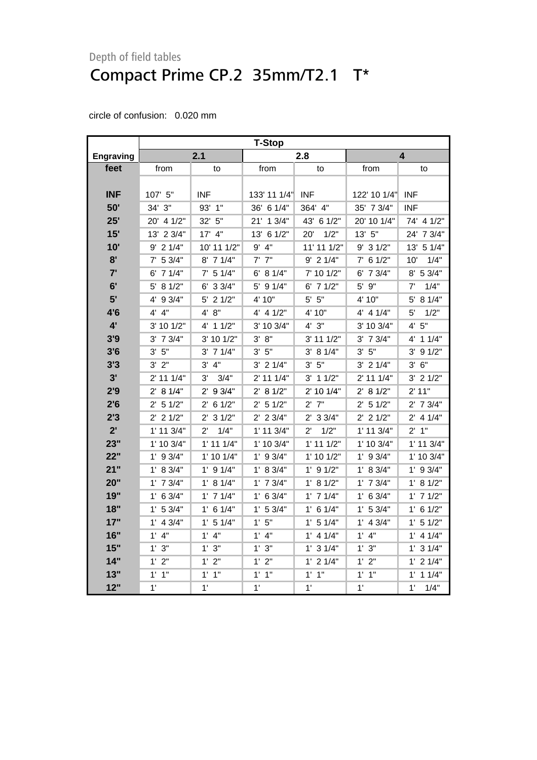Depth of field tables

# Compact Prime CP.2  35mm/T2.1   T*

circle of confusion:   0.020 mm

| | T-Stop | | | | | |
|---|---|---|---|---|---|---|
| **Engraving** | **2.1** | | **2.8** | | **4** | |
| **feet** | from | to | from | to | from | to |
| **INF** | 107'  5" | INF | 133' 11 1/4" | INF | 122' 10 1/4" | INF |
| **50'** | 34'  3" | 93'  1" | 36'  6 1/4" | 364'  4" | 35'  7 3/4" | INF |
| **25'** | 20'  4 1/2" | 32'  5" | 21'  1 3/4" | 43'  6 1/2" | 20' 10 1/4" | 74'  4 1/2" |
| **15'** | 13'  2 3/4" | 17'  4" | 13'  6 1/2" | 20'    1/2" | 13'  5" | 24'  7 3/4" |
| **10'** | 9'  2 1/4" | 10' 11 1/2" | 9'  4" | 11' 11 1/2" | 9'  3 1/2" | 13'  5 1/4" |
| **8'** | 7'  5 3/4" | 8'  7 1/4" | 7'  7" | 9'  2 1/4" | 7'  6 1/2" | 10'    1/4" |
| **7'** | 6'  7 1/4" | 7'  5 1/4" | 6'  8 1/4" | 7' 10 1/2" | 6'  7 3/4" | 8'  5 3/4" |
| **6'** | 5'  8 1/2" | 6'  3 3/4" | 5'  9 1/4" | 6'  7 1/2" | 5'  9" | 7'    1/4" |
| **5'** | 4'  9 3/4" | 5'  2 1/2" | 4' 10" | 5'  5" | 4' 10" | 5'  8 1/4" |
| **4'6** | 4'  4" | 4'  8" | 4'  4 1/2" | 4' 10" | 4'  4 1/4" | 5'    1/2" |
| **4'** | 3' 10 1/2" | 4'  1 1/2" | 3' 10 3/4" | 4'  3" | 3' 10 3/4" | 4'  5" |
| **3'9** | 3'  7 3/4" | 3' 10 1/2" | 3'  8" | 3' 11 1/2" | 3'  7 3/4" | 4'  1 1/4" |
| **3'6** | 3'  5" | 3'  7 1/4" | 3'  5" | 3'  8 1/4" | 3'  5" | 3'  9 1/2" |
| **3'3** | 3'  2" | 3'  4" | 3'  2 1/4" | 3'  5" | 3'  2 1/4" | 3'  6" |
| **3'** | 2' 11 1/4" | 3'    3/4" | 2' 11 1/4" | 3'  1 1/2" | 2' 11 1/4" | 3'  2 1/2" |
| **2'9** | 2'  8 1/4" | 2'  9 3/4" | 2'  8 1/2" | 2' 10 1/4" | 2'  8 1/2" | 2' 11" |
| **2'6** | 2'  5 1/2" | 2'  6 1/2" | 2'  5 1/2" | 2'  7" | 2'  5 1/2" | 2'  7 3/4" |
| **2'3** | 2'  2 1/2" | 2'  3 1/2" | 2'  2 3/4" | 2'  3 3/4" | 2'  2 1/2" | 2'  4 1/4" |
| **2'** | 1' 11 3/4" | 2'    1/4" | 1' 11 3/4" | 2'    1/2" | 1' 11 3/4" | 2'  1" |
| **23"** | 1' 10 3/4" | 1' 11 1/4" | 1' 10 3/4" | 1' 11 1/2" | 1' 10 3/4" | 1' 11 3/4" |
| **22"** | 1'  9 3/4" | 1' 10 1/4" | 1'  9 3/4" | 1' 10 1/2" | 1'  9 3/4" | 1' 10 3/4" |
| **21"** | 1'  8 3/4" | 1'  9 1/4" | 1'  8 3/4" | 1'  9 1/2" | 1'  8 3/4" | 1'  9 3/4" |
| **20"** | 1'  7 3/4" | 1'  8 1/4" | 1'  7 3/4" | 1'  8 1/2" | 1'  7 3/4" | 1'  8 1/2" |
| **19"** | 1'  6 3/4" | 1'  7 1/4" | 1'  6 3/4" | 1'  7 1/4" | 1'  6 3/4" | 1'  7 1/2" |
| **18"** | 1'  5 3/4" | 1'  6 1/4" | 1'  5 3/4" | 1'  6 1/4" | 1'  5 3/4" | 1'  6 1/2" |
| **17"** | 1'  4 3/4" | 1'  5 1/4" | 1'  5" | 1'  5 1/4" | 1'  4 3/4" | 1'  5 1/2" |
| **16"** | 1'  4" | 1'  4" | 1'  4" | 1'  4 1/4" | 1'  4" | 1'  4 1/4" |
| **15"** | 1'  3" | 1'  3" | 1'  3" | 1'  3 1/4" | 1'  3" | 1'  3 1/4" |
| **14"** | 1'  2" | 1'  2" | 1'  2" | 1'  2 1/4" | 1'  2" | 1'  2 1/4" |
| **13"** | 1'  1" | 1'  1" | 1'  1" | 1'  1" | 1'  1" | 1'  1 1/4" |
| **12"** | 1' | 1' | 1' | 1' | 1' | 1'    1/4" |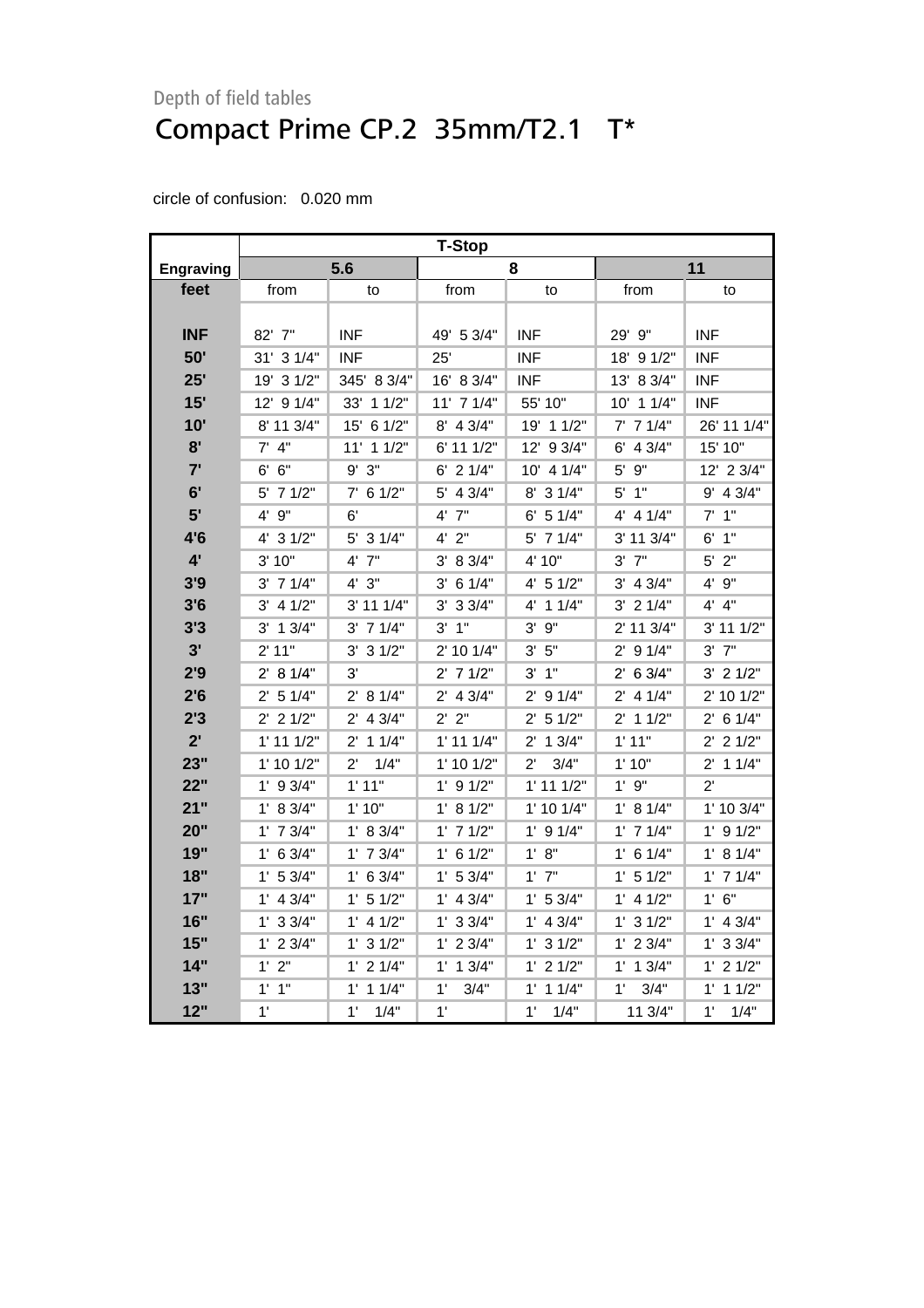Depth of field tables

# Compact Prime CP.2 35mm/T2.1 T*

circle of confusion: 0.020 mm

| | T-Stop | | | | | |
|---|---|---|---|---|---|---|
| **Engraving** | **5.6** | | **8** | | **11** | |
| **feet** | from | to | from | to | from | to |
| **INF** | 82' 7" | INF | 49' 5 3/4" | INF | 29' 9" | INF |
| **50'** | 31' 3 1/4" | INF | 25' | INF | 18' 9 1/2" | INF |
| **25'** | 19' 3 1/2" | 345' 8 3/4" | 16' 8 3/4" | INF | 13' 8 3/4" | INF |
| **15'** | 12' 9 1/4" | 33' 1 1/2" | 11' 7 1/4" | 55' 10" | 10' 1 1/4" | INF |
| **10'** | 8' 11 3/4" | 15' 6 1/2" | 8' 4 3/4" | 19' 1 1/2" | 7' 7 1/4" | 26' 11 1/4" |
| **8'** | 7' 4" | 11' 1 1/2" | 6' 11 1/2" | 12' 9 3/4" | 6' 4 3/4" | 15' 10" |
| **7'** | 6' 6" | 9' 3" | 6' 2 1/4" | 10' 4 1/4" | 5' 9" | 12' 2 3/4" |
| **6'** | 5' 7 1/2" | 7' 6 1/2" | 5' 4 3/4" | 8' 3 1/4" | 5' 1" | 9' 4 3/4" |
| **5'** | 4' 9" | 6' | 4' 7" | 6' 5 1/4" | 4' 4 1/4" | 7' 1" |
| **4'6** | 4' 3 1/2" | 5' 3 1/4" | 4' 2" | 5' 7 1/4" | 3' 11 3/4" | 6' 1" |
| **4'** | 3' 10" | 4' 7" | 3' 8 3/4" | 4' 10" | 3' 7" | 5' 2" |
| **3'9** | 3' 7 1/4" | 4' 3" | 3' 6 1/4" | 4' 5 1/2" | 3' 4 3/4" | 4' 9" |
| **3'6** | 3' 4 1/2" | 3' 11 1/4" | 3' 3 3/4" | 4' 1 1/4" | 3' 2 1/4" | 4' 4" |
| **3'3** | 3' 1 3/4" | 3' 7 1/4" | 3' 1" | 3' 9" | 2' 11 3/4" | 3' 11 1/2" |
| **3'** | 2' 11" | 3' 3 1/2" | 2' 10 1/4" | 3' 5" | 2' 9 1/4" | 3' 7" |
| **2'9** | 2' 8 1/4" | 3' | 2' 7 1/2" | 3' 1" | 2' 6 3/4" | 3' 2 1/2" |
| **2'6** | 2' 5 1/4" | 2' 8 1/4" | 2' 4 3/4" | 2' 9 1/4" | 2' 4 1/4" | 2' 10 1/2" |
| **2'3** | 2' 2 1/2" | 2' 4 3/4" | 2' 2" | 2' 5 1/2" | 2' 1 1/2" | 2' 6 1/4" |
| **2'** | 1' 11 1/2" | 2' 1 1/4" | 1' 11 1/4" | 2' 1 3/4" | 1' 11" | 2' 2 1/2" |
| **23"** | 1' 10 1/2" | 2' 1/4" | 1' 10 1/2" | 2' 3/4" | 1' 10" | 2' 1 1/4" |
| **22"** | 1' 9 3/4" | 1' 11" | 1' 9 1/2" | 1' 11 1/2" | 1' 9" | 2' |
| **21"** | 1' 8 3/4" | 1' 10" | 1' 8 1/2" | 1' 10 1/4" | 1' 8 1/4" | 1' 10 3/4" |
| **20"** | 1' 7 3/4" | 1' 8 3/4" | 1' 7 1/2" | 1' 9 1/4" | 1' 7 1/4" | 1' 9 1/2" |
| **19"** | 1' 6 3/4" | 1' 7 3/4" | 1' 6 1/2" | 1' 8" | 1' 6 1/4" | 1' 8 1/4" |
| **18"** | 1' 5 3/4" | 1' 6 3/4" | 1' 5 3/4" | 1' 7" | 1' 5 1/2" | 1' 7 1/4" |
| **17"** | 1' 4 3/4" | 1' 5 1/2" | 1' 4 3/4" | 1' 5 3/4" | 1' 4 1/2" | 1' 6" |
| **16"** | 1' 3 3/4" | 1' 4 1/2" | 1' 3 3/4" | 1' 4 3/4" | 1' 3 1/2" | 1' 4 3/4" |
| **15"** | 1' 2 3/4" | 1' 3 1/2" | 1' 2 3/4" | 1' 3 1/2" | 1' 2 3/4" | 1' 3 3/4" |
| **14"** | 1' 2" | 1' 2 1/4" | 1' 1 3/4" | 1' 2 1/2" | 1' 1 3/4" | 1' 2 1/2" |
| **13"** | 1' 1" | 1' 1 1/4" | 1' 3/4" | 1' 1 1/4" | 1' 3/4" | 1' 1 1/2" |
| **12"** | 1' | 1' 1/4" | 1' | 1' 1/4" | 11 3/4" | 1' 1/4" |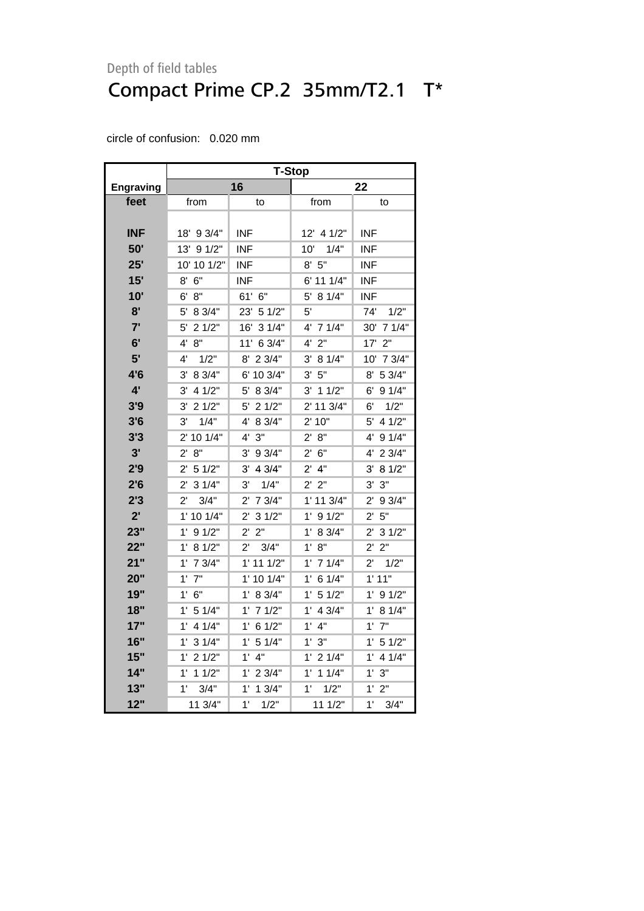Depth of field tables

# Compact Prime CP.2 35mm/T2.1 T*

circle of confusion: 0.020 mm

| | T-Stop | | | |
|---|---|---|---|---|
| Engraving | 16 | | 22 | |
| feet | from | to | from | to |
| INF | 18' 9 3/4" | INF | 12' 4 1/2" | INF |
| 50' | 13' 9 1/2" | INF | 10' 1/4" | INF |
| 25' | 10' 10 1/2" | INF | 8' 5" | INF |
| 15' | 8' 6" | INF | 6' 11 1/4" | INF |
| 10' | 6' 8" | 61' 6" | 5' 8 1/4" | INF |
| 8' | 5' 8 3/4" | 23' 5 1/2" | 5' | 74' 1/2" |
| 7' | 5' 2 1/2" | 16' 3 1/4" | 4' 7 1/4" | 30' 7 1/4" |
| 6' | 4' 8" | 11' 6 3/4" | 4' 2" | 17' 2" |
| 5' | 4' 1/2" | 8' 2 3/4" | 3' 8 1/4" | 10' 7 3/4" |
| 4'6 | 3' 8 3/4" | 6' 10 3/4" | 3' 5" | 8' 5 3/4" |
| 4' | 3' 4 1/2" | 5' 8 3/4" | 3' 1 1/2" | 6' 9 1/4" |
| 3'9 | 3' 2 1/2" | 5' 2 1/2" | 2' 11 3/4" | 6' 1/2" |
| 3'6 | 3' 1/4" | 4' 8 3/4" | 2' 10" | 5' 4 1/2" |
| 3'3 | 2' 10 1/4" | 4' 3" | 2' 8" | 4' 9 1/4" |
| 3' | 2' 8" | 3' 9 3/4" | 2' 6" | 4' 2 3/4" |
| 2'9 | 2' 5 1/2" | 3' 4 3/4" | 2' 4" | 3' 8 1/2" |
| 2'6 | 2' 3 1/4" | 3' 1/4" | 2' 2" | 3' 3" |
| 2'3 | 2' 3/4" | 2' 7 3/4" | 1' 11 3/4" | 2' 9 3/4" |
| 2' | 1' 10 1/4" | 2' 3 1/2" | 1' 9 1/2" | 2' 5" |
| 23" | 1' 9 1/2" | 2' 2" | 1' 8 3/4" | 2' 3 1/2" |
| 22" | 1' 8 1/2" | 2' 3/4" | 1' 8" | 2' 2" |
| 21" | 1' 7 3/4" | 1' 11 1/2" | 1' 7 1/4" | 2' 1/2" |
| 20" | 1' 7" | 1' 10 1/4" | 1' 6 1/4" | 1' 11" |
| 19" | 1' 6" | 1' 8 3/4" | 1' 5 1/2" | 1' 9 1/2" |
| 18" | 1' 5 1/4" | 1' 7 1/2" | 1' 4 3/4" | 1' 8 1/4" |
| 17" | 1' 4 1/4" | 1' 6 1/2" | 1' 4" | 1' 7" |
| 16" | 1' 3 1/4" | 1' 5 1/4" | 1' 3" | 1' 5 1/2" |
| 15" | 1' 2 1/2" | 1' 4" | 1' 2 1/4" | 1' 4 1/4" |
| 14" | 1' 1 1/2" | 1' 2 3/4" | 1' 1 1/4" | 1' 3" |
| 13" | 1' 3/4" | 1' 1 3/4" | 1' 1/2" | 1' 2" |
| 12" | 11 3/4" | 1' 1/2" | 11 1/2" | 1' 3/4" |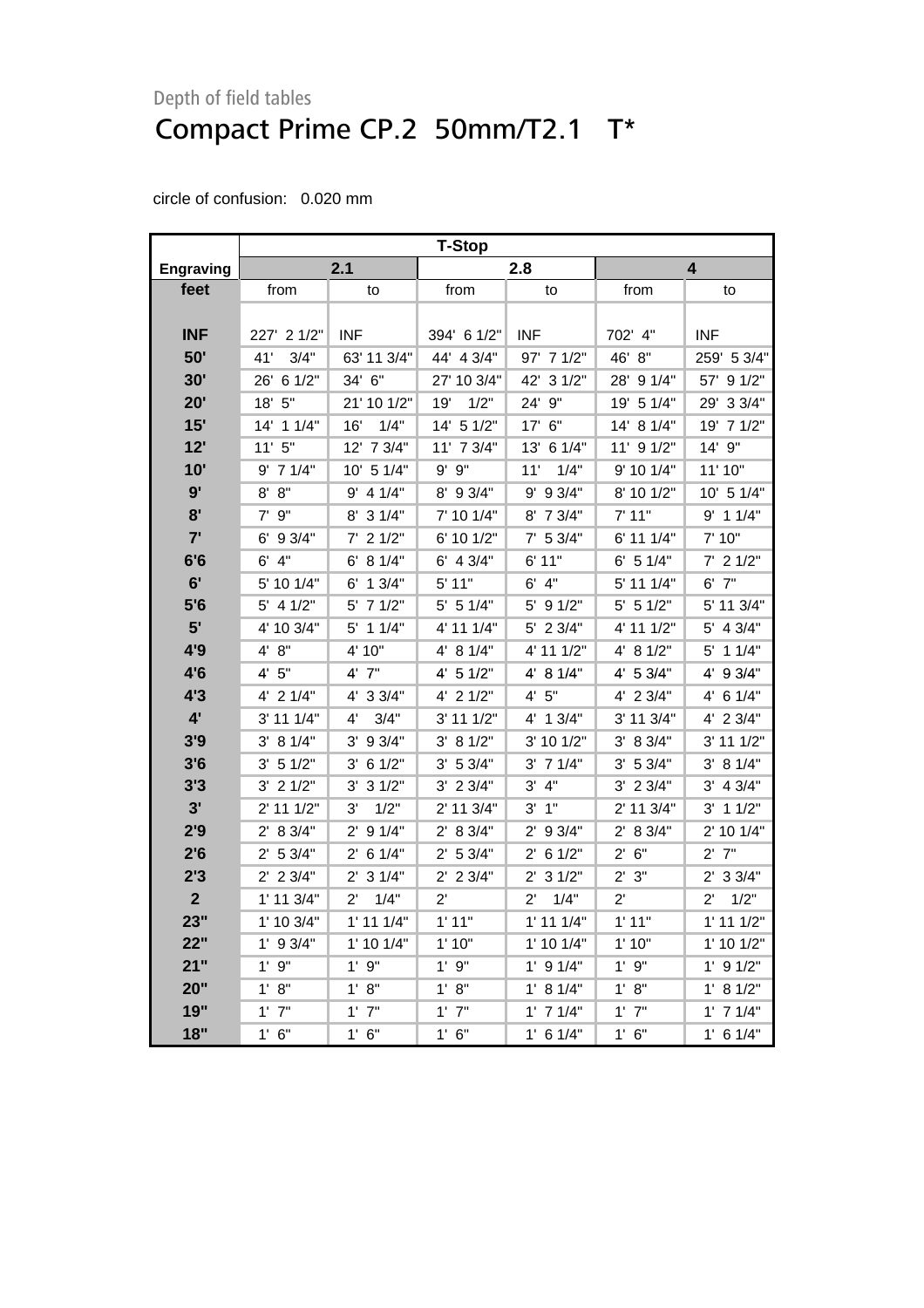Depth of field tables

# Compact Prime CP.2 50mm/T2.1 T*

circle of confusion: 0.020 mm

| | T-Stop | | | | | |
|---|---|---|---|---|---|---|
| **Engraving** | **2.1** | | **2.8** | | **4** | |
| **feet** | from | to | from | to | from | to |
| **INF** | 227' 2 1/2" | INF | 394' 6 1/2" | INF | 702' 4" | INF |
| **50'** | 41' 3/4" | 63' 11 3/4" | 44' 4 3/4" | 97' 7 1/2" | 46' 8" | 259' 5 3/4" |
| **30'** | 26' 6 1/2" | 34' 6" | 27' 10 3/4" | 42' 3 1/2" | 28' 9 1/4" | 57' 9 1/2" |
| **20'** | 18' 5" | 21' 10 1/2" | 19' 1/2" | 24' 9" | 19' 5 1/4" | 29' 3 3/4" |
| **15'** | 14' 1 1/4" | 16' 1/4" | 14' 5 1/2" | 17' 6" | 14' 8 1/4" | 19' 7 1/2" |
| **12'** | 11' 5" | 12' 7 3/4" | 11' 7 3/4" | 13' 6 1/4" | 11' 9 1/2" | 14' 9" |
| **10'** | 9' 7 1/4" | 10' 5 1/4" | 9' 9" | 11' 1/4" | 9' 10 1/4" | 11' 10" |
| **9'** | 8' 8" | 9' 4 1/4" | 8' 9 3/4" | 9' 9 3/4" | 8' 10 1/2" | 10' 5 1/4" |
| **8'** | 7' 9" | 8' 3 1/4" | 7' 10 1/4" | 8' 7 3/4" | 7' 11" | 9' 1 1/4" |
| **7'** | 6' 9 3/4" | 7' 2 1/2" | 6' 10 1/2" | 7' 5 3/4" | 6' 11 1/4" | 7' 10" |
| **6'6** | 6' 4" | 6' 8 1/4" | 6' 4 3/4" | 6' 11" | 6' 5 1/4" | 7' 2 1/2" |
| **6'** | 5' 10 1/4" | 6' 1 3/4" | 5' 11" | 6' 4" | 5' 11 1/4" | 6' 7" |
| **5'6** | 5' 4 1/2" | 5' 7 1/2" | 5' 5 1/4" | 5' 9 1/2" | 5' 5 1/2" | 5' 11 3/4" |
| **5'** | 4' 10 3/4" | 5' 1 1/4" | 4' 11 1/4" | 5' 2 3/4" | 4' 11 1/2" | 5' 4 3/4" |
| **4'9** | 4' 8" | 4' 10" | 4' 8 1/4" | 4' 11 1/2" | 4' 8 1/2" | 5' 1 1/4" |
| **4'6** | 4' 5" | 4' 7" | 4' 5 1/2" | 4' 8 1/4" | 4' 5 3/4" | 4' 9 3/4" |
| **4'3** | 4' 2 1/4" | 4' 3 3/4" | 4' 2 1/2" | 4' 5" | 4' 2 3/4" | 4' 6 1/4" |
| **4'** | 3' 11 1/4" | 4' 3/4" | 3' 11 1/2" | 4' 1 3/4" | 3' 11 3/4" | 4' 2 3/4" |
| **3'9** | 3' 8 1/4" | 3' 9 3/4" | 3' 8 1/2" | 3' 10 1/2" | 3' 8 3/4" | 3' 11 1/2" |
| **3'6** | 3' 5 1/2" | 3' 6 1/2" | 3' 5 3/4" | 3' 7 1/4" | 3' 5 3/4" | 3' 8 1/4" |
| **3'3** | 3' 2 1/2" | 3' 3 1/2" | 3' 2 3/4" | 3' 4" | 3' 2 3/4" | 3' 4 3/4" |
| **3'** | 2' 11 1/2" | 3' 1/2" | 2' 11 3/4" | 3' 1" | 2' 11 3/4" | 3' 1 1/2" |
| **2'9** | 2' 8 3/4" | 2' 9 1/4" | 2' 8 3/4" | 2' 9 3/4" | 2' 8 3/4" | 2' 10 1/4" |
| **2'6** | 2' 5 3/4" | 2' 6 1/4" | 2' 5 3/4" | 2' 6 1/2" | 2' 6" | 2' 7" |
| **2'3** | 2' 2 3/4" | 2' 3 1/4" | 2' 2 3/4" | 2' 3 1/2" | 2' 3" | 2' 3 3/4" |
| **2** | 1' 11 3/4" | 2' 1/4" | 2' | 2' 1/4" | 2' | 2' 1/2" |
| **23"** | 1' 10 3/4" | 1' 11 1/4" | 1' 11" | 1' 11 1/4" | 1' 11" | 1' 11 1/2" |
| **22"** | 1' 9 3/4" | 1' 10 1/4" | 1' 10" | 1' 10 1/4" | 1' 10" | 1' 10 1/2" |
| **21"** | 1' 9" | 1' 9" | 1' 9" | 1' 9 1/4" | 1' 9" | 1' 9 1/2" |
| **20"** | 1' 8" | 1' 8" | 1' 8" | 1' 8 1/4" | 1' 8" | 1' 8 1/2" |
| **19"** | 1' 7" | 1' 7" | 1' 7" | 1' 7 1/4" | 1' 7" | 1' 7 1/4" |
| **18"** | 1' 6" | 1' 6" | 1' 6" | 1' 6 1/4" | 1' 6" | 1' 6 1/4" |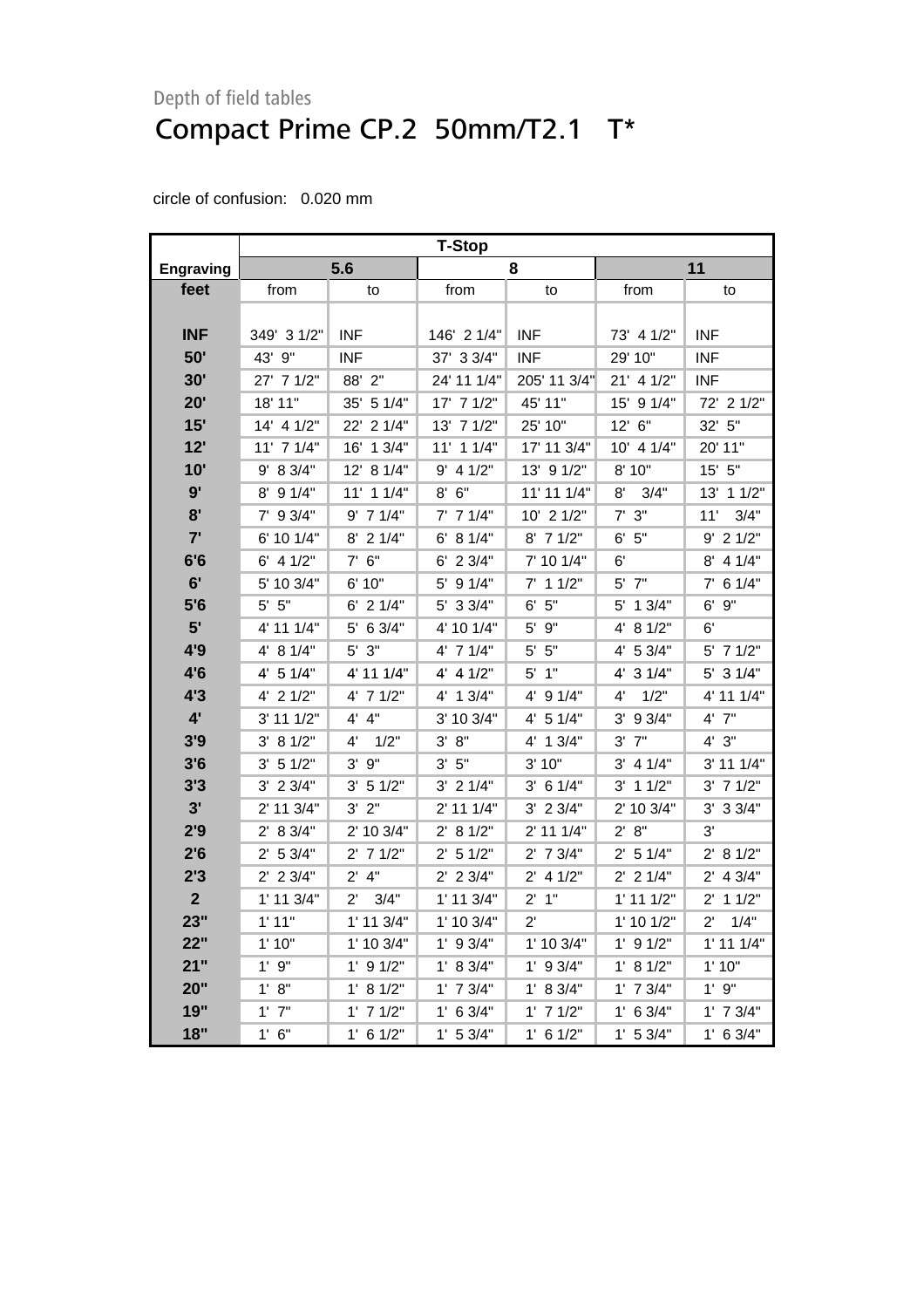Depth of field tables

# Compact Prime CP.2 50mm/T2.1 T*

circle of confusion: 0.020 mm

| | T-Stop | | | | | |
|---|---|---|---|---|---|---|
| Engraving | 5.6 | | 8 | | 11 | |
| feet | from | to | from | to | from | to |
| INF | 349' 3 1/2" | INF | 146' 2 1/4" | INF | 73' 4 1/2" | INF |
| 50' | 43' 9" | INF | 37' 3 3/4" | INF | 29' 10" | INF |
| 30' | 27' 7 1/2" | 88' 2" | 24' 11 1/4" | 205' 11 3/4" | 21' 4 1/2" | INF |
| 20' | 18' 11" | 35' 5 1/4" | 17' 7 1/2" | 45' 11" | 15' 9 1/4" | 72' 2 1/2" |
| 15' | 14' 4 1/2" | 22' 2 1/4" | 13' 7 1/2" | 25' 10" | 12' 6" | 32' 5" |
| 12' | 11' 7 1/4" | 16' 1 3/4" | 11' 1 1/4" | 17' 11 3/4" | 10' 4 1/4" | 20' 11" |
| 10' | 9' 8 3/4" | 12' 8 1/4" | 9' 4 1/2" | 13' 9 1/2" | 8' 10" | 15' 5" |
| 9' | 8' 9 1/4" | 11' 1 1/4" | 8' 6" | 11' 11 1/4" | 8' 3/4" | 13' 1 1/2" |
| 8' | 7' 9 3/4" | 9' 7 1/4" | 7' 7 1/4" | 10' 2 1/2" | 7' 3" | 11' 3/4" |
| 7' | 6' 10 1/4" | 8' 2 1/4" | 6' 8 1/4" | 8' 7 1/2" | 6' 5" | 9' 2 1/2" |
| 6'6 | 6' 4 1/2" | 7' 6" | 6' 2 3/4" | 7' 10 1/4" | 6' | 8' 4 1/4" |
| 6' | 5' 10 3/4" | 6' 10" | 5' 9 1/4" | 7' 1 1/2" | 5' 7" | 7' 6 1/4" |
| 5'6 | 5' 5" | 6' 2 1/4" | 5' 3 3/4" | 6' 5" | 5' 1 3/4" | 6' 9" |
| 5' | 4' 11 1/4" | 5' 6 3/4" | 4' 10 1/4" | 5' 9" | 4' 8 1/2" | 6' |
| 4'9 | 4' 8 1/4" | 5' 3" | 4' 7 1/4" | 5' 5" | 4' 5 3/4" | 5' 7 1/2" |
| 4'6 | 4' 5 1/4" | 4' 11 1/4" | 4' 4 1/2" | 5' 1" | 4' 3 1/4" | 5' 3 1/4" |
| 4'3 | 4' 2 1/2" | 4' 7 1/2" | 4' 1 3/4" | 4' 9 1/4" | 4' 1/2" | 4' 11 1/4" |
| 4' | 3' 11 1/2" | 4' 4" | 3' 10 3/4" | 4' 5 1/4" | 3' 9 3/4" | 4' 7" |
| 3'9 | 3' 8 1/2" | 4' 1/2" | 3' 8" | 4' 1 3/4" | 3' 7" | 4' 3" |
| 3'6 | 3' 5 1/2" | 3' 9" | 3' 5" | 3' 10" | 3' 4 1/4" | 3' 11 1/4" |
| 3'3 | 3' 2 3/4" | 3' 5 1/2" | 3' 2 1/4" | 3' 6 1/4" | 3' 1 1/2" | 3' 7 1/2" |
| 3' | 2' 11 3/4" | 3' 2" | 2' 11 1/4" | 3' 2 3/4" | 2' 10 3/4" | 3' 3 3/4" |
| 2'9 | 2' 8 3/4" | 2' 10 3/4" | 2' 8 1/2" | 2' 11 1/4" | 2' 8" | 3' |
| 2'6 | 2' 5 3/4" | 2' 7 1/2" | 2' 5 1/2" | 2' 7 3/4" | 2' 5 1/4" | 2' 8 1/2" |
| 2'3 | 2' 2 3/4" | 2' 4" | 2' 2 3/4" | 2' 4 1/2" | 2' 2 1/4" | 2' 4 3/4" |
| 2 | 1' 11 3/4" | 2' 3/4" | 1' 11 3/4" | 2' 1" | 1' 11 1/2" | 2' 1 1/2" |
| 23" | 1' 11" | 1' 11 3/4" | 1' 10 3/4" | 2' | 1' 10 1/2" | 2' 1/4" |
| 22" | 1' 10" | 1' 10 3/4" | 1' 9 3/4" | 1' 10 3/4" | 1' 9 1/2" | 1' 11 1/4" |
| 21" | 1' 9" | 1' 9 1/2" | 1' 8 3/4" | 1' 9 3/4" | 1' 8 1/2" | 1' 10" |
| 20" | 1' 8" | 1' 8 1/2" | 1' 7 3/4" | 1' 8 3/4" | 1' 7 3/4" | 1' 9" |
| 19" | 1' 7" | 1' 7 1/2" | 1' 6 3/4" | 1' 7 1/2" | 1' 6 3/4" | 1' 7 3/4" |
| 18" | 1' 6" | 1' 6 1/2" | 1' 5 3/4" | 1' 6 1/2" | 1' 5 3/4" | 1' 6 3/4" |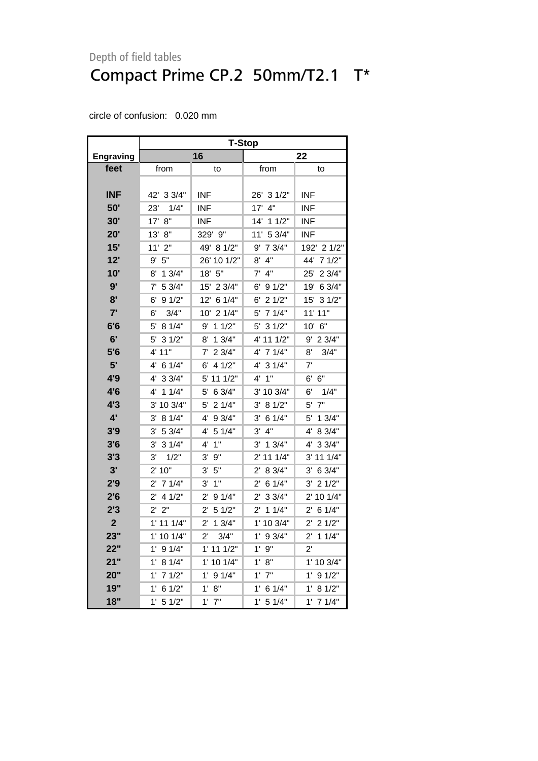Depth of field tables

# Compact Prime CP.2  50mm/T2.1   T*

circle of confusion:   0.020 mm

| | T-Stop | | | |
|---|---|---|---|---|
| **Engraving** | **16** | | **22** | |
| **feet** | from | to | from | to |
| **INF** | 42'  3 3/4" | INF | 26'  3 1/2" | INF |
| **50'** | 23'    1/4" | INF | 17'  4" | INF |
| **30'** | 17'  8" | INF | 14'  1 1/2" | INF |
| **20'** | 13'  8" | 329'  9" | 11'  5 3/4" | INF |
| **15'** | 11'  2" | 49'  8 1/2" | 9'  7 3/4" | 192'  2 1/2" |
| **12'** | 9'  5" | 26' 10 1/2" | 8'  4" | 44'  7 1/2" |
| **10'** | 8'  1 3/4" | 18'  5" | 7'  4" | 25'  2 3/4" |
| **9'** | 7'  5 3/4" | 15'  2 3/4" | 6'  9 1/2" | 19'  6 3/4" |
| **8'** | 6'  9 1/2" | 12'  6 1/4" | 6'  2 1/2" | 15'  3 1/2" |
| **7'** | 6'    3/4" | 10'  2 1/4" | 5'  7 1/4" | 11' 11" |
| **6'6** | 5'  8 1/4" | 9'  1 1/2" | 5'  3 1/2" | 10'  6" |
| **6'** | 5'  3 1/2" | 8'  1 3/4" | 4' 11 1/2" | 9'  2 3/4" |
| **5'6** | 4' 11" | 7'  2 3/4" | 4'  7 1/4" | 8'    3/4" |
| **5'** | 4'  6 1/4" | 6'  4 1/2" | 4'  3 1/4" | 7' |
| **4'9** | 4'  3 3/4" | 5' 11 1/2" | 4'  1" | 6'  6" |
| **4'6** | 4'  1 1/4" | 5'  6 3/4" | 3' 10 3/4" | 6'    1/4" |
| **4'3** | 3' 10 3/4" | 5'  2 1/4" | 3'  8 1/2" | 5'  7" |
| **4'** | 3'  8 1/4" | 4'  9 3/4" | 3'  6 1/4" | 5'  1 3/4" |
| **3'9** | 3'  5 3/4" | 4'  5 1/4" | 3'  4" | 4'  8 3/4" |
| **3'6** | 3'  3 1/4" | 4'  1" | 3'  1 3/4" | 4'  3 3/4" |
| **3'3** | 3'    1/2" | 3'  9" | 2' 11 1/4" | 3' 11 1/4" |
| **3'** | 2' 10" | 3'  5" | 2'  8 3/4" | 3'  6 3/4" |
| **2'9** | 2'  7 1/4" | 3'  1" | 2'  6 1/4" | 3'  2 1/2" |
| **2'6** | 2'  4 1/2" | 2'  9 1/4" | 2'  3 3/4" | 2' 10 1/4" |
| **2'3** | 2'  2" | 2'  5 1/2" | 2'  1 1/4" | 2'  6 1/4" |
| **2** | 1' 11 1/4" | 2'  1 3/4" | 1' 10 3/4" | 2'  2 1/2" |
| **23"** | 1' 10 1/4" | 2'    3/4" | 1'  9 3/4" | 2'  1 1/4" |
| **22"** | 1'  9 1/4" | 1' 11 1/2" | 1'  9" | 2' |
| **21"** | 1'  8 1/4" | 1' 10 1/4" | 1'  8" | 1' 10 3/4" |
| **20"** | 1'  7 1/2" | 1'  9 1/4" | 1'  7" | 1'  9 1/2" |
| **19"** | 1'  6 1/2" | 1'  8" | 1'  6 1/4" | 1'  8 1/2" |
| **18"** | 1'  5 1/2" | 1'  7" | 1'  5 1/4" | 1'  7 1/4" |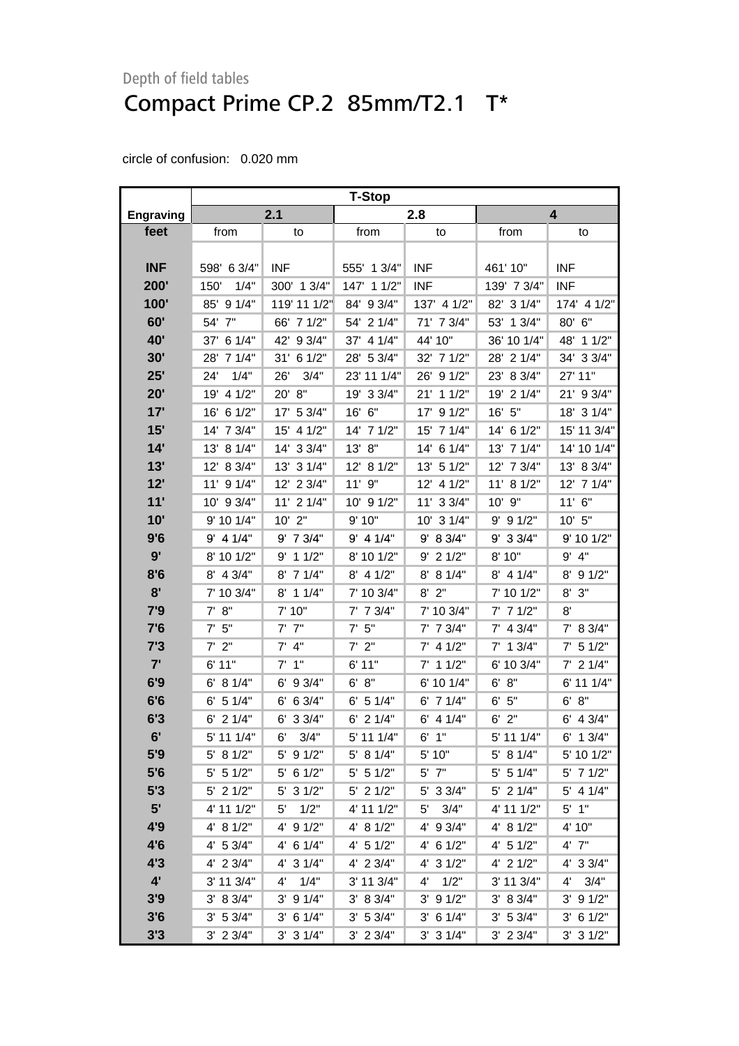Depth of field tables

# Compact Prime CP.2 85mm/T2.1 T*

circle of confusion: 0.020 mm

| | T-Stop | | | | | |
|---|---|---|---|---|---|---|
| **Engraving** | **2.1** | | **2.8** | | **4** | |
| **feet** | from | to | from | to | from | to |
| **INF** | 598' 6 3/4" | INF | 555' 1 3/4" | INF | 461' 10" | INF |
| **200'** | 150' 1/4" | 300' 1 3/4" | 147' 1 1/2" | INF | 139' 7 3/4" | INF |
| **100'** | 85' 9 1/4" | 119' 11 1/2" | 84' 9 3/4" | 137' 4 1/2" | 82' 3 1/4" | 174' 4 1/2" |
| **60'** | 54' 7" | 66' 7 1/2" | 54' 2 1/4" | 71' 7 3/4" | 53' 1 3/4" | 80' 6" |
| **40'** | 37' 6 1/4" | 42' 9 3/4" | 37' 4 1/4" | 44' 10" | 36' 10 1/4" | 48' 1 1/2" |
| **30'** | 28' 7 1/4" | 31' 6 1/2" | 28' 5 3/4" | 32' 7 1/2" | 28' 2 1/4" | 34' 3 3/4" |
| **25'** | 24' 1/4" | 26' 3/4" | 23' 11 1/4" | 26' 9 1/2" | 23' 8 3/4" | 27' 11" |
| **20'** | 19' 4 1/2" | 20' 8" | 19' 3 3/4" | 21' 1 1/2" | 19' 2 1/4" | 21' 9 3/4" |
| **17'** | 16' 6 1/2" | 17' 5 3/4" | 16' 6" | 17' 9 1/2" | 16' 5" | 18' 3 1/4" |
| **15'** | 14' 7 3/4" | 15' 4 1/2" | 14' 7 1/2" | 15' 7 1/4" | 14' 6 1/2" | 15' 11 3/4" |
| **14'** | 13' 8 1/4" | 14' 3 3/4" | 13' 8" | 14' 6 1/4" | 13' 7 1/4" | 14' 10 1/4" |
| **13'** | 12' 8 3/4" | 13' 3 1/4" | 12' 8 1/2" | 13' 5 1/2" | 12' 7 3/4" | 13' 8 3/4" |
| **12'** | 11' 9 1/4" | 12' 2 3/4" | 11' 9" | 12' 4 1/2" | 11' 8 1/2" | 12' 7 1/4" |
| **11'** | 10' 9 3/4" | 11' 2 1/4" | 10' 9 1/2" | 11' 3 3/4" | 10' 9" | 11' 6" |
| **10'** | 9' 10 1/4" | 10' 2" | 9' 10" | 10' 3 1/4" | 9' 9 1/2" | 10' 5" |
| **9'6** | 9' 4 1/4" | 9' 7 3/4" | 9' 4 1/4" | 9' 8 3/4" | 9' 3 3/4" | 9' 10 1/2" |
| **9'** | 8' 10 1/2" | 9' 1 1/2" | 8' 10 1/2" | 9' 2 1/2" | 8' 10" | 9' 4" |
| **8'6** | 8' 4 3/4" | 8' 7 1/4" | 8' 4 1/2" | 8' 8 1/4" | 8' 4 1/4" | 8' 9 1/2" |
| **8'** | 7' 10 3/4" | 8' 1 1/4" | 7' 10 3/4" | 8' 2" | 7' 10 1/2" | 8' 3" |
| **7'9** | 7' 8" | 7' 10" | 7' 7 3/4" | 7' 10 3/4" | 7' 7 1/2" | 8' |
| **7'6** | 7' 5" | 7' 7" | 7' 5" | 7' 7 3/4" | 7' 4 3/4" | 7' 8 3/4" |
| **7'3** | 7' 2" | 7' 4" | 7' 2" | 7' 4 1/2" | 7' 1 3/4" | 7' 5 1/2" |
| **7'** | 6' 11" | 7' 1" | 6' 11" | 7' 1 1/2" | 6' 10 3/4" | 7' 2 1/4" |
| **6'9** | 6' 8 1/4" | 6' 9 3/4" | 6' 8" | 6' 10 1/4" | 6' 8" | 6' 11 1/4" |
| **6'6** | 6' 5 1/4" | 6' 6 3/4" | 6' 5 1/4" | 6' 7 1/4" | 6' 5" | 6' 8" |
| **6'3** | 6' 2 1/4" | 6' 3 3/4" | 6' 2 1/4" | 6' 4 1/4" | 6' 2" | 6' 4 3/4" |
| **6'** | 5' 11 1/4" | 6' 3/4" | 5' 11 1/4" | 6' 1" | 5' 11 1/4" | 6' 1 3/4" |
| **5'9** | 5' 8 1/2" | 5' 9 1/2" | 5' 8 1/4" | 5' 10" | 5' 8 1/4" | 5' 10 1/2" |
| **5'6** | 5' 5 1/2" | 5' 6 1/2" | 5' 5 1/2" | 5' 7" | 5' 5 1/4" | 5' 7 1/2" |
| **5'3** | 5' 2 1/2" | 5' 3 1/2" | 5' 2 1/2" | 5' 3 3/4" | 5' 2 1/4" | 5' 4 1/4" |
| **5'** | 4' 11 1/2" | 5' 1/2" | 4' 11 1/2" | 5' 3/4" | 4' 11 1/2" | 5' 1" |
| **4'9** | 4' 8 1/2" | 4' 9 1/2" | 4' 8 1/2" | 4' 9 3/4" | 4' 8 1/2" | 4' 10" |
| **4'6** | 4' 5 3/4" | 4' 6 1/4" | 4' 5 1/2" | 4' 6 1/2" | 4' 5 1/2" | 4' 7" |
| **4'3** | 4' 2 3/4" | 4' 3 1/4" | 4' 2 3/4" | 4' 3 1/2" | 4' 2 1/2" | 4' 3 3/4" |
| **4'** | 3' 11 3/4" | 4' 1/4" | 3' 11 3/4" | 4' 1/2" | 3' 11 3/4" | 4' 3/4" |
| **3'9** | 3' 8 3/4" | 3' 9 1/4" | 3' 8 3/4" | 3' 9 1/2" | 3' 8 3/4" | 3' 9 1/2" |
| **3'6** | 3' 5 3/4" | 3' 6 1/4" | 3' 5 3/4" | 3' 6 1/4" | 3' 5 3/4" | 3' 6 1/2" |
| **3'3** | 3' 2 3/4" | 3' 3 1/4" | 3' 2 3/4" | 3' 3 1/4" | 3' 2 3/4" | 3' 3 1/2" |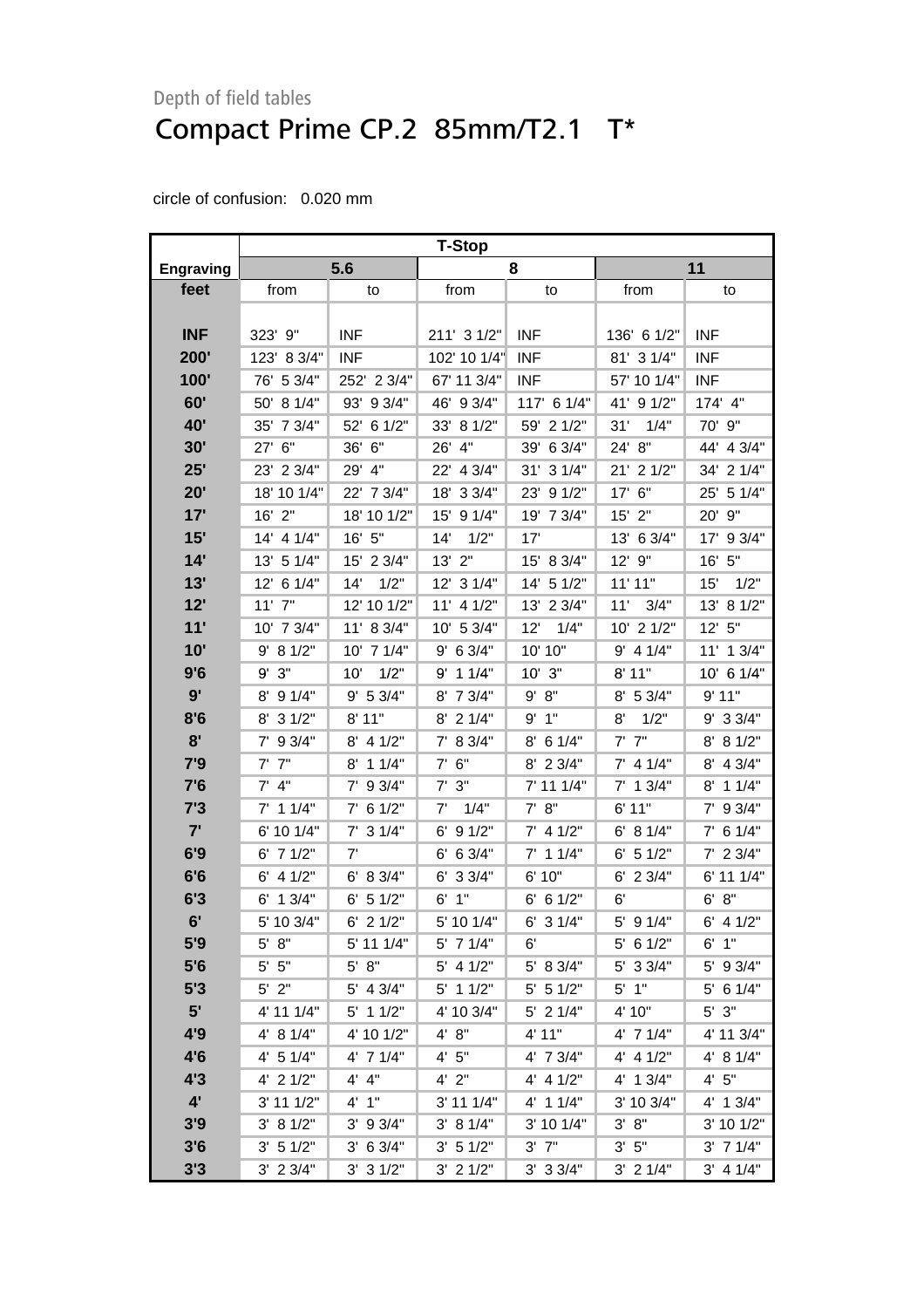Depth of field tables

# Compact Prime CP.2  85mm/T2.1   T*

circle of confusion:   0.020 mm

| | T-Stop | | | | | |
|---|---|---|---|---|---|---|
| Engraving | 5.6 | | 8 | | 11 | |
| feet | from | to | from | to | from | to |
| INF | 323'  9" | INF | 211'  3 1/2" | INF | 136'  6 1/2" | INF |
| 200' | 123'  8 3/4" | INF | 102' 10 1/4" | INF | 81'  3 1/4" | INF |
| 100' | 76'  5 3/4" | 252'  2 3/4" | 67' 11 3/4" | INF | 57' 10 1/4" | INF |
| 60' | 50'  8 1/4" | 93'  9 3/4" | 46'  9 3/4" | 117'  6 1/4" | 41'  9 1/2" | 174'  4" |
| 40' | 35'  7 3/4" | 52'  6 1/2" | 33'  8 1/2" | 59'  2 1/2" | 31'    1/4" | 70'  9" |
| 30' | 27'  6" | 36'  6" | 26'  4" | 39'  6 3/4" | 24'  8" | 44'  4 3/4" |
| 25' | 23'  2 3/4" | 29'  4" | 22'  4 3/4" | 31'  3 1/4" | 21'  2 1/2" | 34'  2 1/4" |
| 20' | 18' 10 1/4" | 22'  7 3/4" | 18'  3 3/4" | 23'  9 1/2" | 17'  6" | 25'  5 1/4" |
| 17' | 16'  2" | 18' 10 1/2" | 15'  9 1/4" | 19'  7 3/4" | 15'  2" | 20'  9" |
| 15' | 14'  4 1/4" | 16'  5" | 14'    1/2" | 17' | 13'  6 3/4" | 17'  9 3/4" |
| 14' | 13'  5 1/4" | 15'  2 3/4" | 13'  2" | 15'  8 3/4" | 12'  9" | 16'  5" |
| 13' | 12'  6 1/4" | 14'    1/2" | 12'  3 1/4" | 14'  5 1/2" | 11' 11" | 15'    1/2" |
| 12' | 11'  7" | 12' 10 1/2" | 11'  4 1/2" | 13'  2 3/4" | 11'    3/4" | 13'  8 1/2" |
| 11' | 10'  7 3/4" | 11'  8 3/4" | 10'  5 3/4" | 12'    1/4" | 10'  2 1/2" | 12'  5" |
| 10' | 9'  8 1/2" | 10'  7 1/4" | 9'  6 3/4" | 10' 10" | 9'  4 1/4" | 11'  1 3/4" |
| 9'6 | 9'  3" | 10'    1/2" | 9'  1 1/4" | 10'  3" | 8' 11" | 10'  6 1/4" |
| 9' | 8'  9 1/4" | 9'  5 3/4" | 8'  7 3/4" | 9'  8" | 8'  5 3/4" | 9' 11" |
| 8'6 | 8'  3 1/2" | 8' 11" | 8'  2 1/4" | 9'  1" | 8'    1/2" | 9'  3 3/4" |
| 8' | 7'  9 3/4" | 8'  4 1/2" | 7'  8 3/4" | 8'  6 1/4" | 7'  7" | 8'  8 1/2" |
| 7'9 | 7'  7" | 8'  1 1/4" | 7'  6" | 8'  2 3/4" | 7'  4 1/4" | 8'  4 3/4" |
| 7'6 | 7'  4" | 7'  9 3/4" | 7'  3" | 7' 11 1/4" | 7'  1 3/4" | 8'  1 1/4" |
| 7'3 | 7'  1 1/4" | 7'  6 1/2" | 7'    1/4" | 7'  8" | 6' 11" | 7'  9 3/4" |
| 7' | 6' 10 1/4" | 7'  3 1/4" | 6'  9 1/2" | 7'  4 1/2" | 6'  8 1/4" | 7'  6 1/4" |
| 6'9 | 6'  7 1/2" | 7' | 6'  6 3/4" | 7'  1 1/4" | 6'  5 1/2" | 7'  2 3/4" |
| 6'6 | 6'  4 1/2" | 6'  8 3/4" | 6'  3 3/4" | 6' 10" | 6'  2 3/4" | 6' 11 1/4" |
| 6'3 | 6'  1 3/4" | 6'  5 1/2" | 6'  1" | 6'  6 1/2" | 6' | 6'  8" |
| 6' | 5' 10 3/4" | 6'  2 1/2" | 5' 10 1/4" | 6'  3 1/4" | 5'  9 1/4" | 6'  4 1/2" |
| 5'9 | 5'  8" | 5' 11 1/4" | 5'  7 1/4" | 6' | 5'  6 1/2" | 6'  1" |
| 5'6 | 5'  5" | 5'  8" | 5'  4 1/2" | 5'  8 3/4" | 5'  3 3/4" | 5'  9 3/4" |
| 5'3 | 5'  2" | 5'  4 3/4" | 5'  1 1/2" | 5'  5 1/2" | 5'  1" | 5'  6 1/4" |
| 5' | 4' 11 1/4" | 5'  1 1/2" | 4' 10 3/4" | 5'  2 1/4" | 4' 10" | 5'  3" |
| 4'9 | 4'  8 1/4" | 4' 10 1/2" | 4'  8" | 4' 11" | 4'  7 1/4" | 4' 11 3/4" |
| 4'6 | 4'  5 1/4" | 4'  7 1/4" | 4'  5" | 4'  7 3/4" | 4'  4 1/2" | 4'  8 1/4" |
| 4'3 | 4'  2 1/2" | 4'  4" | 4'  2" | 4'  4 1/2" | 4'  1 3/4" | 4'  5" |
| 4' | 3' 11 1/2" | 4'  1" | 3' 11 1/4" | 4'  1 1/4" | 3' 10 3/4" | 4'  1 3/4" |
| 3'9 | 3'  8 1/2" | 3'  9 3/4" | 3'  8 1/4" | 3' 10 1/4" | 3'  8" | 3' 10 1/2" |
| 3'6 | 3'  5 1/2" | 3'  6 3/4" | 3'  5 1/2" | 3'  7" | 3'  5" | 3'  7 1/4" |
| 3'3 | 3'  2 3/4" | 3'  3 1/2" | 3'  2 1/2" | 3'  3 3/4" | 3'  2 1/4" | 3'  4 1/4" |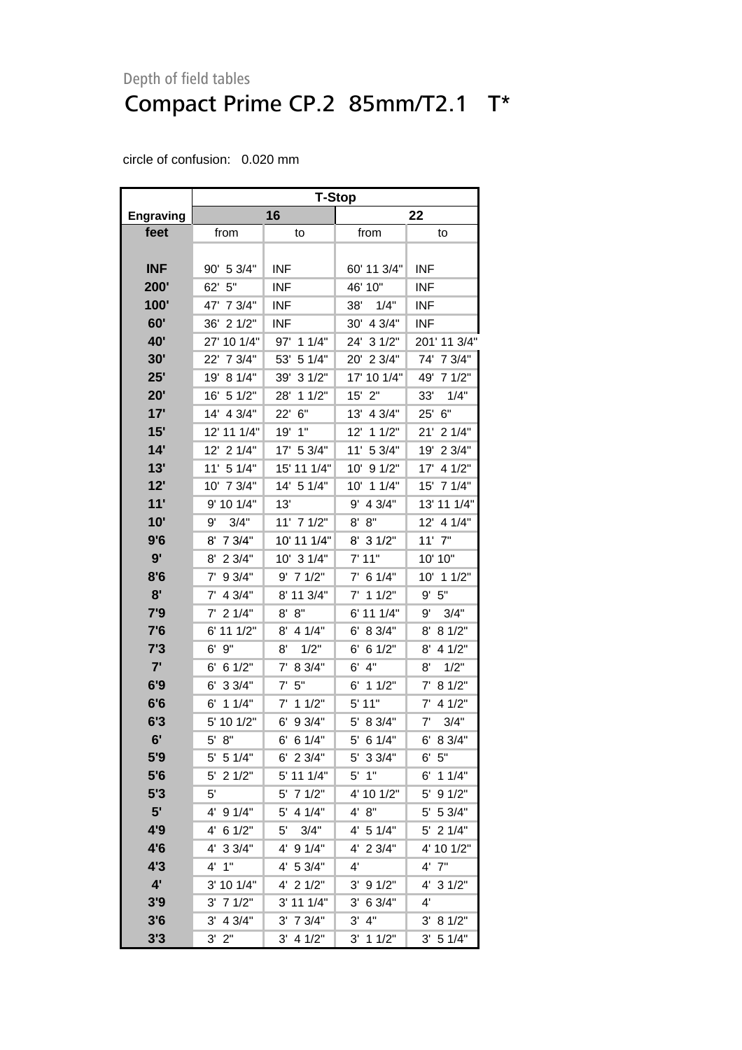Depth of field tables

# Compact Prime CP.2 85mm/T2.1 T*

circle of confusion: 0.020 mm

| | T-Stop | | | |
|---|---|---|---|---|
| Engraving | 16 | | 22 | |
| feet | from | to | from | to |
| INF | 90' 5 3/4" | INF | 60' 11 3/4" | INF |
| 200' | 62' 5" | INF | 46' 10" | INF |
| 100' | 47' 7 3/4" | INF | 38' 1/4" | INF |
| 60' | 36' 2 1/2" | INF | 30' 4 3/4" | INF |
| 40' | 27' 10 1/4" | 97' 1 1/4" | 24' 3 1/2" | 201' 11 3/4" |
| 30' | 22' 7 3/4" | 53' 5 1/4" | 20' 2 3/4" | 74' 7 3/4" |
| 25' | 19' 8 1/4" | 39' 3 1/2" | 17' 10 1/4" | 49' 7 1/2" |
| 20' | 16' 5 1/2" | 28' 1 1/2" | 15' 2" | 33' 1/4" |
| 17' | 14' 4 3/4" | 22' 6" | 13' 4 3/4" | 25' 6" |
| 15' | 12' 11 1/4" | 19' 1" | 12' 1 1/2" | 21' 2 1/4" |
| 14' | 12' 2 1/4" | 17' 5 3/4" | 11' 5 3/4" | 19' 2 3/4" |
| 13' | 11' 5 1/4" | 15' 11 1/4" | 10' 9 1/2" | 17' 4 1/2" |
| 12' | 10' 7 3/4" | 14' 5 1/4" | 10' 1 1/4" | 15' 7 1/4" |
| 11' | 9' 10 1/4" | 13' | 9' 4 3/4" | 13' 11 1/4" |
| 10' | 9' 3/4" | 11' 7 1/2" | 8' 8" | 12' 4 1/4" |
| 9'6 | 8' 7 3/4" | 10' 11 1/4" | 8' 3 1/2" | 11' 7" |
| 9' | 8' 2 3/4" | 10' 3 1/4" | 7' 11" | 10' 10" |
| 8'6 | 7' 9 3/4" | 9' 7 1/2" | 7' 6 1/4" | 10' 1 1/2" |
| 8' | 7' 4 3/4" | 8' 11 3/4" | 7' 1 1/2" | 9' 5" |
| 7'9 | 7' 2 1/4" | 8' 8" | 6' 11 1/4" | 9' 3/4" |
| 7'6 | 6' 11 1/2" | 8' 4 1/4" | 6' 8 3/4" | 8' 8 1/2" |
| 7'3 | 6' 9" | 8' 1/2" | 6' 6 1/2" | 8' 4 1/2" |
| 7' | 6' 6 1/2" | 7' 8 3/4" | 6' 4" | 8' 1/2" |
| 6'9 | 6' 3 3/4" | 7' 5" | 6' 1 1/2" | 7' 8 1/2" |
| 6'6 | 6' 1 1/4" | 7' 1 1/2" | 5' 11" | 7' 4 1/2" |
| 6'3 | 5' 10 1/2" | 6' 9 3/4" | 5' 8 3/4" | 7' 3/4" |
| 6' | 5' 8" | 6' 6 1/4" | 5' 6 1/4" | 6' 8 3/4" |
| 5'9 | 5' 5 1/4" | 6' 2 3/4" | 5' 3 3/4" | 6' 5" |
| 5'6 | 5' 2 1/2" | 5' 11 1/4" | 5' 1" | 6' 1 1/4" |
| 5'3 | 5' | 5' 7 1/2" | 4' 10 1/2" | 5' 9 1/2" |
| 5' | 4' 9 1/4" | 5' 4 1/4" | 4' 8" | 5' 5 3/4" |
| 4'9 | 4' 6 1/2" | 5' 3/4" | 4' 5 1/4" | 5' 2 1/4" |
| 4'6 | 4' 3 3/4" | 4' 9 1/4" | 4' 2 3/4" | 4' 10 1/2" |
| 4'3 | 4' 1" | 4' 5 3/4" | 4' | 4' 7" |
| 4' | 3' 10 1/4" | 4' 2 1/2" | 3' 9 1/2" | 4' 3 1/2" |
| 3'9 | 3' 7 1/2" | 3' 11 1/4" | 3' 6 3/4" | 4' |
| 3'6 | 3' 4 3/4" | 3' 7 3/4" | 3' 4" | 3' 8 1/2" |
| 3'3 | 3' 2" | 3' 4 1/2" | 3' 1 1/2" | 3' 5 1/4" |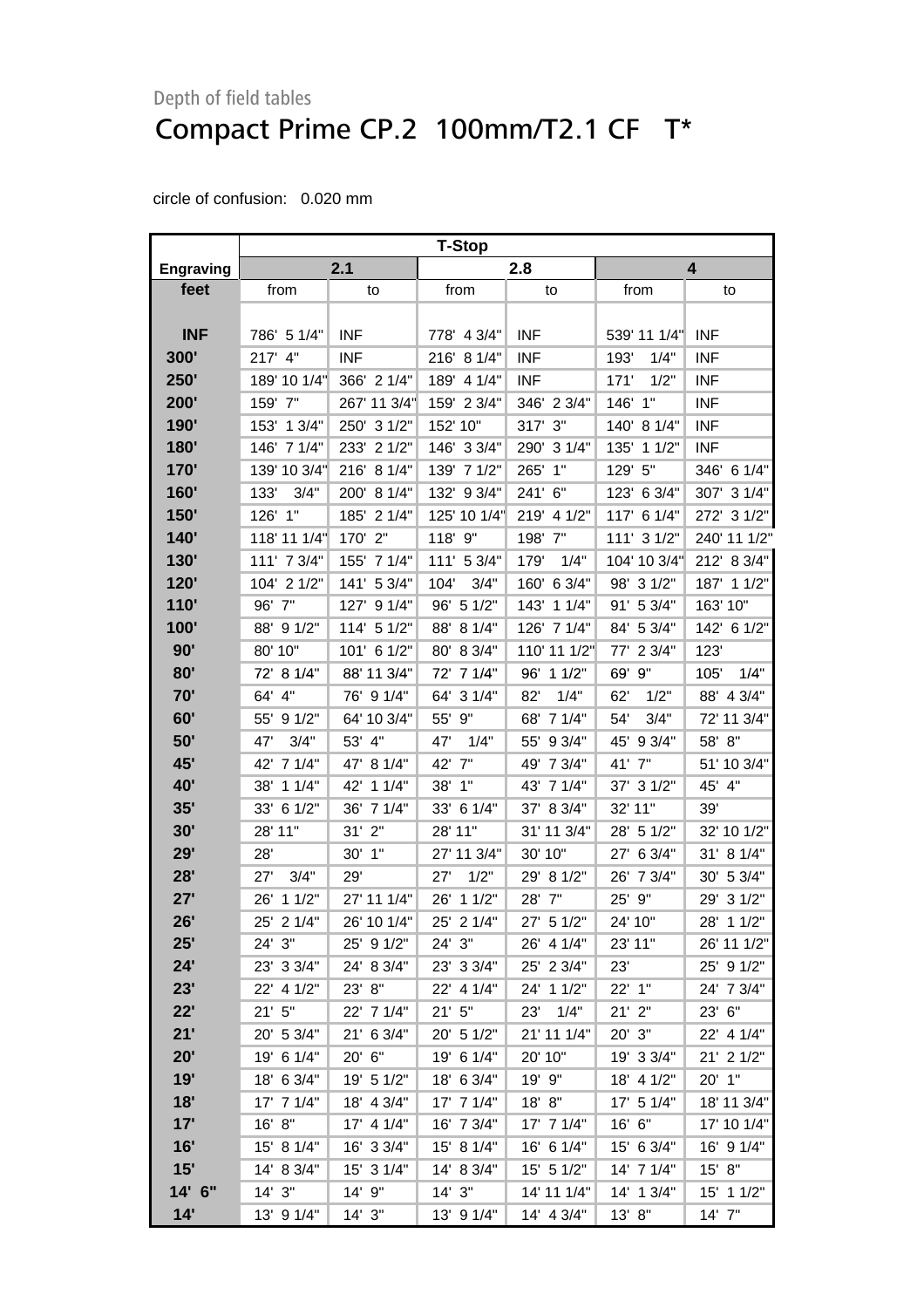Depth of field tables

# Compact Prime CP.2 100mm/T2.1 CF T*

circle of confusion: 0.020 mm

| | T-Stop | | | | | |
|---|---|---|---|---|---|---|
| Engraving | 2.1 | | 2.8 | | 4 | |
| feet | from | to | from | to | from | to |
| INF | 786' 5 1/4" | INF | 778' 4 3/4" | INF | 539' 11 1/4" | INF |
| 300' | 217' 4" | INF | 216' 8 1/4" | INF | 193' 1/4" | INF |
| 250' | 189' 10 1/4" | 366' 2 1/4" | 189' 4 1/4" | INF | 171' 1/2" | INF |
| 200' | 159' 7" | 267' 11 3/4" | 159' 2 3/4" | 346' 2 3/4" | 146' 1" | INF |
| 190' | 153' 1 3/4" | 250' 3 1/2" | 152' 10" | 317' 3" | 140' 8 1/4" | INF |
| 180' | 146' 7 1/4" | 233' 2 1/2" | 146' 3 3/4" | 290' 3 1/4" | 135' 1 1/2" | INF |
| 170' | 139' 10 3/4" | 216' 8 1/4" | 139' 7 1/2" | 265' 1" | 129' 5" | 346' 6 1/4" |
| 160' | 133' 3/4" | 200' 8 1/4" | 132' 9 3/4" | 241' 6" | 123' 6 3/4" | 307' 3 1/4" |
| 150' | 126' 1" | 185' 2 1/4" | 125' 10 1/4" | 219' 4 1/2" | 117' 6 1/4" | 272' 3 1/2" |
| 140' | 118' 11 1/4" | 170' 2" | 118' 9" | 198' 7" | 111' 3 1/2" | 240' 11 1/2" |
| 130' | 111' 7 3/4" | 155' 7 1/4" | 111' 5 3/4" | 179' 1/4" | 104' 10 3/4" | 212' 8 3/4" |
| 120' | 104' 2 1/2" | 141' 5 3/4" | 104' 3/4" | 160' 6 3/4" | 98' 3 1/2" | 187' 1 1/2" |
| 110' | 96' 7" | 127' 9 1/4" | 96' 5 1/2" | 143' 1 1/4" | 91' 5 3/4" | 163' 10" |
| 100' | 88' 9 1/2" | 114' 5 1/2" | 88' 8 1/4" | 126' 7 1/4" | 84' 5 3/4" | 142' 6 1/2" |
| 90' | 80' 10" | 101' 6 1/2" | 80' 8 3/4" | 110' 11 1/2" | 77' 2 3/4" | 123' |
| 80' | 72' 8 1/4" | 88' 11 3/4" | 72' 7 1/4" | 96' 1 1/2" | 69' 9" | 105' 1/4" |
| 70' | 64' 4" | 76' 9 1/4" | 64' 3 1/4" | 82' 1/4" | 62' 1/2" | 88' 4 3/4" |
| 60' | 55' 9 1/2" | 64' 10 3/4" | 55' 9" | 68' 7 1/4" | 54' 3/4" | 72' 11 3/4" |
| 50' | 47' 3/4" | 53' 4" | 47' 1/4" | 55' 9 3/4" | 45' 9 3/4" | 58' 8" |
| 45' | 42' 7 1/4" | 47' 8 1/4" | 42' 7" | 49' 7 3/4" | 41' 7" | 51' 10 3/4" |
| 40' | 38' 1 1/4" | 42' 1 1/4" | 38' 1" | 43' 7 1/4" | 37' 3 1/2" | 45' 4" |
| 35' | 33' 6 1/2" | 36' 7 1/4" | 33' 6 1/4" | 37' 8 3/4" | 32' 11" | 39' |
| 30' | 28' 11" | 31' 2" | 28' 11" | 31' 11 3/4" | 28' 5 1/2" | 32' 10 1/2" |
| 29' | 28' | 30' 1" | 27' 11 3/4" | 30' 10" | 27' 6 3/4" | 31' 8 1/4" |
| 28' | 27' 3/4" | 29' | 27' 1/2" | 29' 8 1/2" | 26' 7 3/4" | 30' 5 3/4" |
| 27' | 26' 1 1/2" | 27' 11 1/4" | 26' 1 1/2" | 28' 7" | 25' 9" | 29' 3 1/2" |
| 26' | 25' 2 1/4" | 26' 10 1/4" | 25' 2 1/4" | 27' 5 1/2" | 24' 10" | 28' 1 1/2" |
| 25' | 24' 3" | 25' 9 1/2" | 24' 3" | 26' 4 1/4" | 23' 11" | 26' 11 1/2" |
| 24' | 23' 3 3/4" | 24' 8 3/4" | 23' 3 3/4" | 25' 2 3/4" | 23' | 25' 9 1/2" |
| 23' | 22' 4 1/2" | 23' 8" | 22' 4 1/4" | 24' 1 1/2" | 22' 1" | 24' 7 3/4" |
| 22' | 21' 5" | 22' 7 1/4" | 21' 5" | 23' 1/4" | 21' 2" | 23' 6" |
| 21' | 20' 5 3/4" | 21' 6 3/4" | 20' 5 1/2" | 21' 11 1/4" | 20' 3" | 22' 4 1/4" |
| 20' | 19' 6 1/4" | 20' 6" | 19' 6 1/4" | 20' 10" | 19' 3 3/4" | 21' 2 1/2" |
| 19' | 18' 6 3/4" | 19' 5 1/2" | 18' 6 3/4" | 19' 9" | 18' 4 1/2" | 20' 1" |
| 18' | 17' 7 1/4" | 18' 4 3/4" | 17' 7 1/4" | 18' 8" | 17' 5 1/4" | 18' 11 3/4" |
| 17' | 16' 8" | 17' 4 1/4" | 16' 7 3/4" | 17' 7 1/4" | 16' 6" | 17' 10 1/4" |
| 16' | 15' 8 1/4" | 16' 3 3/4" | 15' 8 1/4" | 16' 6 1/4" | 15' 6 3/4" | 16' 9 1/4" |
| 15' | 14' 8 3/4" | 15' 3 1/4" | 14' 8 3/4" | 15' 5 1/2" | 14' 7 1/4" | 15' 8" |
| 14' 6" | 14' 3" | 14' 9" | 14' 3" | 14' 11 1/4" | 14' 1 3/4" | 15' 1 1/2" |
| 14' | 13' 9 1/4" | 14' 3" | 13' 9 1/4" | 14' 4 3/4" | 13' 8" | 14' 7" |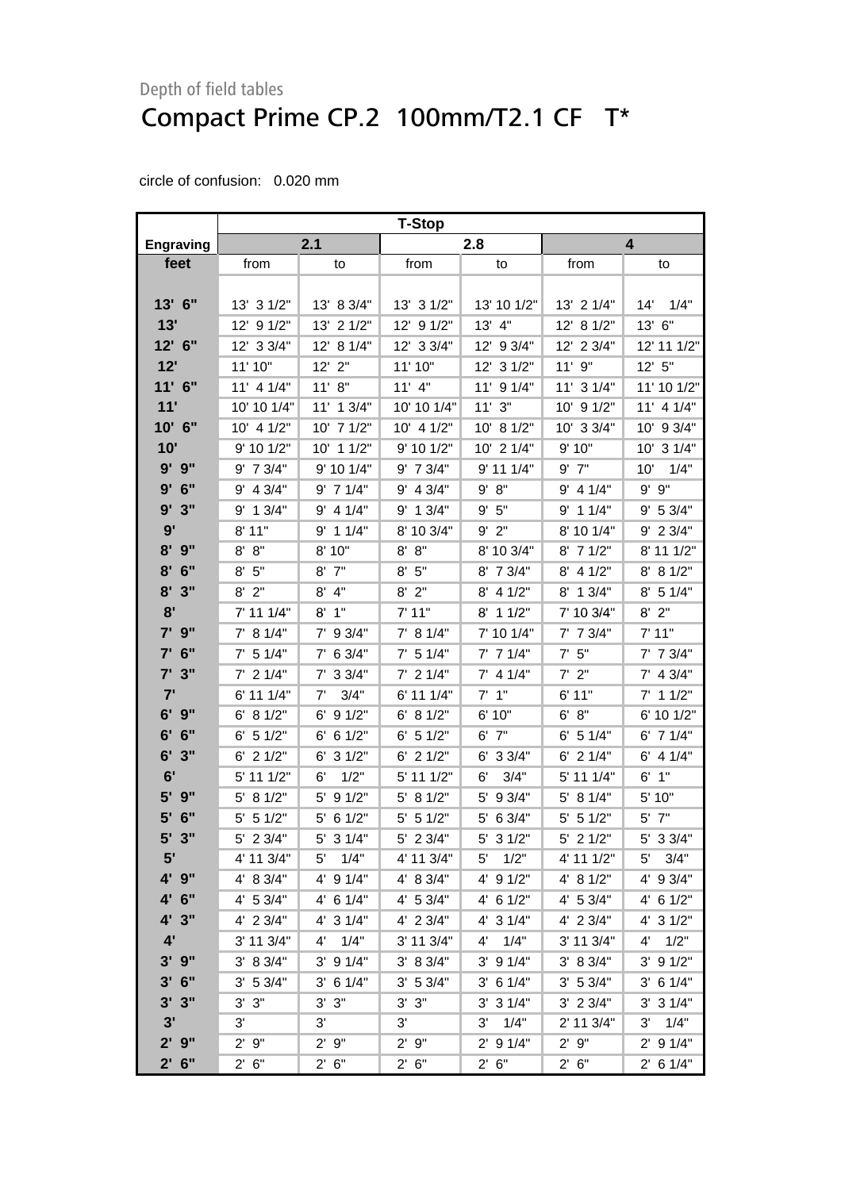Depth of field tables

# Compact Prime CP.2  100mm/T2.1 CF   T*

circle of confusion:   0.020 mm

| | T-Stop | | | | | |
|---|---|---|---|---|---|---|
| **Engraving** | **2.1** | | **2.8** | | **4** | |
| **feet** | from | to | from | to | from | to |
| **13' 6"** | 13' 3 1/2" | 13' 8 3/4" | 13' 3 1/2" | 13' 10 1/2" | 13' 2 1/4" | 14' 1/4" |
| **13'** | 12' 9 1/2" | 13' 2 1/2" | 12' 9 1/2" | 13' 4" | 12' 8 1/2" | 13' 6" |
| **12' 6"** | 12' 3 3/4" | 12' 8 1/4" | 12' 3 3/4" | 12' 9 3/4" | 12' 2 3/4" | 12' 11 1/2" |
| **12'** | 11' 10" | 12' 2" | 11' 10" | 12' 3 1/2" | 11' 9" | 12' 5" |
| **11' 6"** | 11' 4 1/4" | 11' 8" | 11' 4" | 11' 9 1/4" | 11' 3 1/4" | 11' 10 1/2" |
| **11'** | 10' 10 1/4" | 11' 1 3/4" | 10' 10 1/4" | 11' 3" | 10' 9 1/2" | 11' 4 1/4" |
| **10' 6"** | 10' 4 1/2" | 10' 7 1/2" | 10' 4 1/2" | 10' 8 1/2" | 10' 3 3/4" | 10' 9 3/4" |
| **10'** | 9' 10 1/2" | 10' 1 1/2" | 9' 10 1/2" | 10' 2 1/4" | 9' 10" | 10' 3 1/4" |
| **9' 9"** | 9' 7 3/4" | 9' 10 1/4" | 9' 7 3/4" | 9' 11 1/4" | 9' 7" | 10' 1/4" |
| **9' 6"** | 9' 4 3/4" | 9' 7 1/4" | 9' 4 3/4" | 9' 8" | 9' 4 1/4" | 9' 9" |
| **9' 3"** | 9' 1 3/4" | 9' 4 1/4" | 9' 1 3/4" | 9' 5" | 9' 1 1/4" | 9' 5 3/4" |
| **9'** | 8' 11" | 9' 1 1/4" | 8' 10 3/4" | 9' 2" | 8' 10 1/4" | 9' 2 3/4" |
| **8' 9"** | 8' 8" | 8' 10" | 8' 8" | 8' 10 3/4" | 8' 7 1/2" | 8' 11 1/2" |
| **8' 6"** | 8' 5" | 8' 7" | 8' 5" | 8' 7 3/4" | 8' 4 1/2" | 8' 8 1/2" |
| **8' 3"** | 8' 2" | 8' 4" | 8' 2" | 8' 4 1/2" | 8' 1 3/4" | 8' 5 1/4" |
| **8'** | 7' 11 1/4" | 8' 1" | 7' 11" | 8' 1 1/2" | 7' 10 3/4" | 8' 2" |
| **7' 9"** | 7' 8 1/4" | 7' 9 3/4" | 7' 8 1/4" | 7' 10 1/4" | 7' 7 3/4" | 7' 11" |
| **7' 6"** | 7' 5 1/4" | 7' 6 3/4" | 7' 5 1/4" | 7' 7 1/4" | 7' 5" | 7' 7 3/4" |
| **7' 3"** | 7' 2 1/4" | 7' 3 3/4" | 7' 2 1/4" | 7' 4 1/4" | 7' 2" | 7' 4 3/4" |
| **7'** | 6' 11 1/4" | 7' 3/4" | 6' 11 1/4" | 7' 1" | 6' 11" | 7' 1 1/2" |
| **6' 9"** | 6' 8 1/2" | 6' 9 1/2" | 6' 8 1/2" | 6' 10" | 6' 8" | 6' 10 1/2" |
| **6' 6"** | 6' 5 1/2" | 6' 6 1/2" | 6' 5 1/2" | 6' 7" | 6' 5 1/4" | 6' 7 1/4" |
| **6' 3"** | 6' 2 1/2" | 6' 3 1/2" | 6' 2 1/2" | 6' 3 3/4" | 6' 2 1/4" | 6' 4 1/4" |
| **6'** | 5' 11 1/2" | 6' 1/2" | 5' 11 1/2" | 6' 3/4" | 5' 11 1/4" | 6' 1" |
| **5' 9"** | 5' 8 1/2" | 5' 9 1/2" | 5' 8 1/2" | 5' 9 3/4" | 5' 8 1/4" | 5' 10" |
| **5' 6"** | 5' 5 1/2" | 5' 6 1/2" | 5' 5 1/2" | 5' 6 3/4" | 5' 5 1/2" | 5' 7" |
| **5' 3"** | 5' 2 3/4" | 5' 3 1/4" | 5' 2 3/4" | 5' 3 1/2" | 5' 2 1/2" | 5' 3 3/4" |
| **5'** | 4' 11 3/4" | 5' 1/4" | 4' 11 3/4" | 5' 1/2" | 4' 11 1/2" | 5' 3/4" |
| **4' 9"** | 4' 8 3/4" | 4' 9 1/4" | 4' 8 3/4" | 4' 9 1/2" | 4' 8 1/2" | 4' 9 3/4" |
| **4' 6"** | 4' 5 3/4" | 4' 6 1/4" | 4' 5 3/4" | 4' 6 1/2" | 4' 5 3/4" | 4' 6 1/2" |
| **4' 3"** | 4' 2 3/4" | 4' 3 1/4" | 4' 2 3/4" | 4' 3 1/4" | 4' 2 3/4" | 4' 3 1/2" |
| **4'** | 3' 11 3/4" | 4' 1/4" | 3' 11 3/4" | 4' 1/4" | 3' 11 3/4" | 4' 1/2" |
| **3' 9"** | 3' 8 3/4" | 3' 9 1/4" | 3' 8 3/4" | 3' 9 1/4" | 3' 8 3/4" | 3' 9 1/2" |
| **3' 6"** | 3' 5 3/4" | 3' 6 1/4" | 3' 5 3/4" | 3' 6 1/4" | 3' 5 3/4" | 3' 6 1/4" |
| **3' 3"** | 3' 3" | 3' 3" | 3' 3" | 3' 3 1/4" | 3' 2 3/4" | 3' 3 1/4" |
| **3'** | 3' | 3' | 3' | 3' 1/4" | 2' 11 3/4" | 3' 1/4" |
| **2' 9"** | 2' 9" | 2' 9" | 2' 9" | 2' 9 1/4" | 2' 9" | 2' 9 1/4" |
| **2' 6"** | 2' 6" | 2' 6" | 2' 6" | 2' 6" | 2' 6" | 2' 6 1/4" |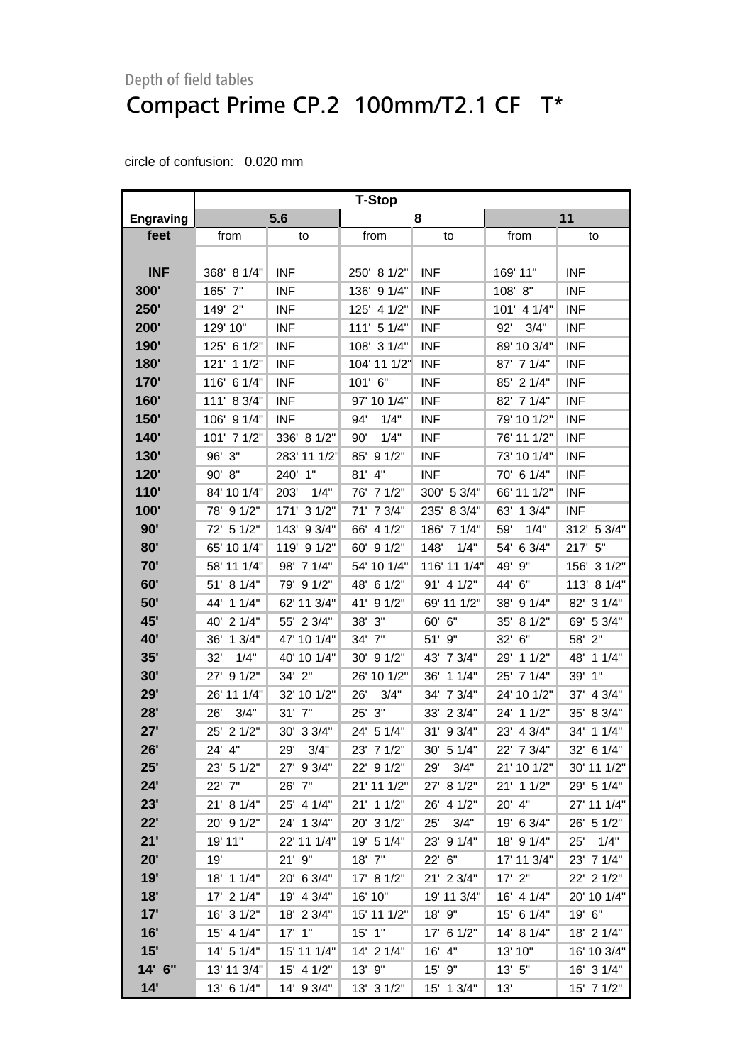Depth of field tables

# Compact Prime CP.2 100mm/T2.1 CF T*

circle of confusion: 0.020 mm

| | T-Stop | | | | | |
|---|---|---|---|---|---|---|
| Engraving | 5.6 | | 8 | | 11 | |
| feet | from | to | from | to | from | to |
| INF | 368' 8 1/4" | INF | 250' 8 1/2" | INF | 169' 11" | INF |
| 300' | 165' 7" | INF | 136' 9 1/4" | INF | 108' 8" | INF |
| 250' | 149' 2" | INF | 125' 4 1/2" | INF | 101' 4 1/4" | INF |
| 200' | 129' 10" | INF | 111' 5 1/4" | INF | 92' 3/4" | INF |
| 190' | 125' 6 1/2" | INF | 108' 3 1/4" | INF | 89' 10 3/4" | INF |
| 180' | 121' 1 1/2" | INF | 104' 11 1/2" | INF | 87' 7 1/4" | INF |
| 170' | 116' 6 1/4" | INF | 101' 6" | INF | 85' 2 1/4" | INF |
| 160' | 111' 8 3/4" | INF | 97' 10 1/4" | INF | 82' 7 1/4" | INF |
| 150' | 106' 9 1/4" | INF | 94' 1/4" | INF | 79' 10 1/2" | INF |
| 140' | 101' 7 1/2" | 336' 8 1/2" | 90' 1/4" | INF | 76' 11 1/2" | INF |
| 130' | 96' 3" | 283' 11 1/2" | 85' 9 1/2" | INF | 73' 10 1/4" | INF |
| 120' | 90' 8" | 240' 1" | 81' 4" | INF | 70' 6 1/4" | INF |
| 110' | 84' 10 1/4" | 203' 1/4" | 76' 7 1/2" | 300' 5 3/4" | 66' 11 1/2" | INF |
| 100' | 78' 9 1/2" | 171' 3 1/2" | 71' 7 3/4" | 235' 8 3/4" | 63' 1 3/4" | INF |
| 90' | 72' 5 1/2" | 143' 9 3/4" | 66' 4 1/2" | 186' 7 1/4" | 59' 1/4" | 312' 5 3/4" |
| 80' | 65' 10 1/4" | 119' 9 1/2" | 60' 9 1/2" | 148' 1/4" | 54' 6 3/4" | 217' 5" |
| 70' | 58' 11 1/4" | 98' 7 1/4" | 54' 10 1/4" | 116' 11 1/4" | 49' 9" | 156' 3 1/2" |
| 60' | 51' 8 1/4" | 79' 9 1/2" | 48' 6 1/2" | 91' 4 1/2" | 44' 6" | 113' 8 1/4" |
| 50' | 44' 1 1/4" | 62' 11 3/4" | 41' 9 1/2" | 69' 11 1/2" | 38' 9 1/4" | 82' 3 1/4" |
| 45' | 40' 2 1/4" | 55' 2 3/4" | 38' 3" | 60' 6" | 35' 8 1/2" | 69' 5 3/4" |
| 40' | 36' 1 3/4" | 47' 10 1/4" | 34' 7" | 51' 9" | 32' 6" | 58' 2" |
| 35' | 32' 1/4" | 40' 10 1/4" | 30' 9 1/2" | 43' 7 3/4" | 29' 1 1/2" | 48' 1 1/4" |
| 30' | 27' 9 1/2" | 34' 2" | 26' 10 1/2" | 36' 1 1/4" | 25' 7 1/4" | 39' 1" |
| 29' | 26' 11 1/4" | 32' 10 1/2" | 26' 3/4" | 34' 7 3/4" | 24' 10 1/2" | 37' 4 3/4" |
| 28' | 26' 3/4" | 31' 7" | 25' 3" | 33' 2 3/4" | 24' 1 1/2" | 35' 8 3/4" |
| 27' | 25' 2 1/2" | 30' 3 3/4" | 24' 5 1/4" | 31' 9 3/4" | 23' 4 3/4" | 34' 1 1/4" |
| 26' | 24' 4" | 29' 3/4" | 23' 7 1/2" | 30' 5 1/4" | 22' 7 3/4" | 32' 6 1/4" |
| 25' | 23' 5 1/2" | 27' 9 3/4" | 22' 9 1/2" | 29' 3/4" | 21' 10 1/2" | 30' 11 1/2" |
| 24' | 22' 7" | 26' 7" | 21' 11 1/2" | 27' 8 1/2" | 21' 1 1/2" | 29' 5 1/4" |
| 23' | 21' 8 1/4" | 25' 4 1/4" | 21' 1 1/2" | 26' 4 1/2" | 20' 4" | 27' 11 1/4" |
| 22' | 20' 9 1/2" | 24' 1 3/4" | 20' 3 1/2" | 25' 3/4" | 19' 6 3/4" | 26' 5 1/2" |
| 21' | 19' 11" | 22' 11 1/4" | 19' 5 1/4" | 23' 9 1/4" | 18' 9 1/4" | 25' 1/4" |
| 20' | 19' | 21' 9" | 18' 7" | 22' 6" | 17' 11 3/4" | 23' 7 1/4" |
| 19' | 18' 1 1/4" | 20' 6 3/4" | 17' 8 1/2" | 21' 2 3/4" | 17' 2" | 22' 2 1/2" |
| 18' | 17' 2 1/4" | 19' 4 3/4" | 16' 10" | 19' 11 3/4" | 16' 4 1/4" | 20' 10 1/4" |
| 17' | 16' 3 1/2" | 18' 2 3/4" | 15' 11 1/2" | 18' 9" | 15' 6 1/4" | 19' 6" |
| 16' | 15' 4 1/4" | 17' 1" | 15' 1" | 17' 6 1/2" | 14' 8 1/4" | 18' 2 1/4" |
| 15' | 14' 5 1/4" | 15' 11 1/4" | 14' 2 1/4" | 16' 4" | 13' 10" | 16' 10 3/4" |
| 14' 6" | 13' 11 3/4" | 15' 4 1/2" | 13' 9" | 15' 9" | 13' 5" | 16' 3 1/4" |
| 14' | 13' 6 1/4" | 14' 9 3/4" | 13' 3 1/2" | 15' 1 3/4" | 13' | 15' 7 1/2" |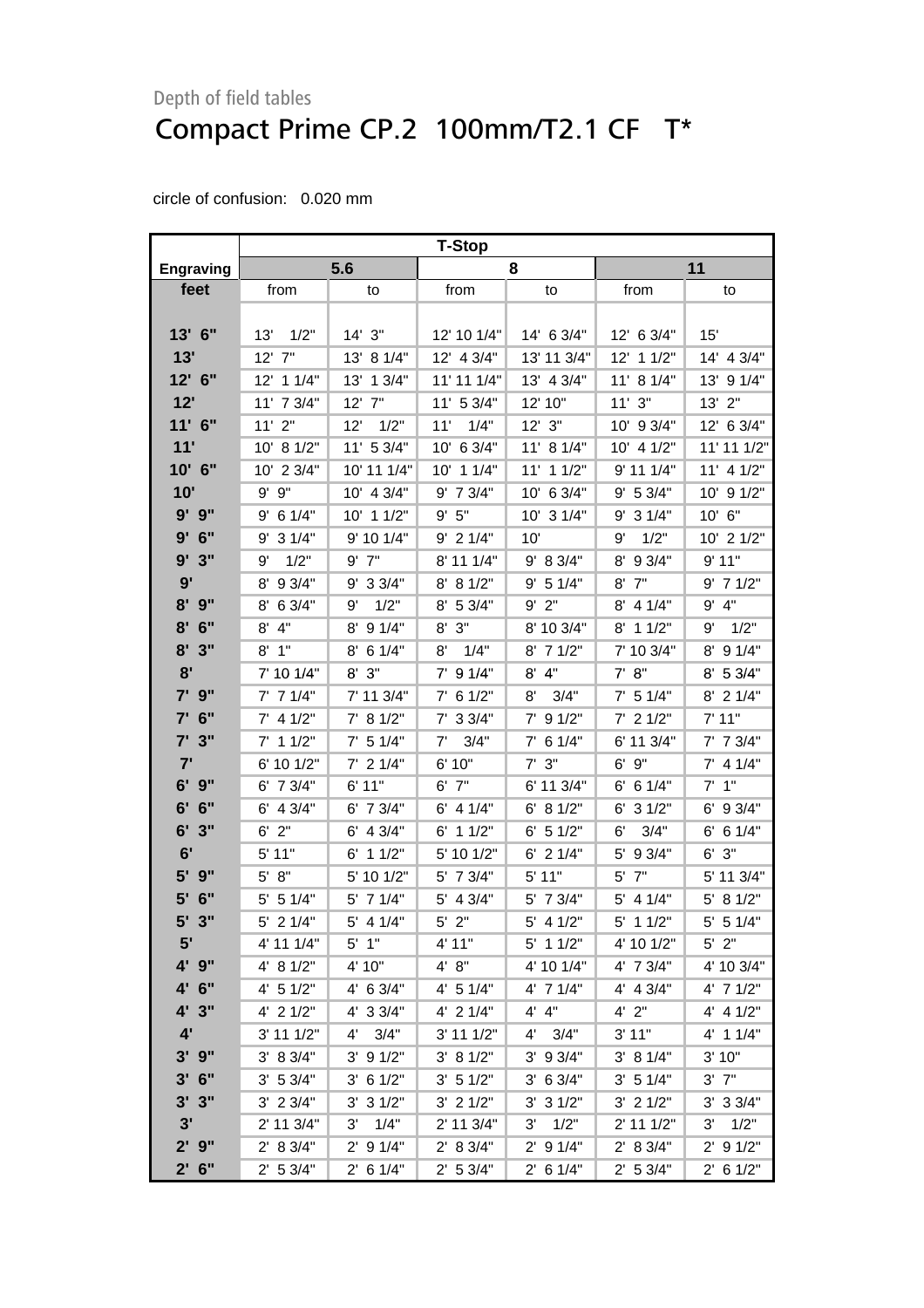Depth of field tables

# Compact Prime CP.2 100mm/T2.1 CF T*

circle of confusion: 0.020 mm

| | T-Stop | | | | | |
|---|---|---|---|---|---|---|
| **Engraving** | **5.6** | | **8** | | **11** | |
| **feet** | from | to | from | to | from | to |
| **13' 6"** | 13' 1/2" | 14' 3" | 12' 10 1/4" | 14' 6 3/4" | 12' 6 3/4" | 15' |
| **13'** | 12' 7" | 13' 8 1/4" | 12' 4 3/4" | 13' 11 3/4" | 12' 1 1/2" | 14' 4 3/4" |
| **12' 6"** | 12' 1 1/4" | 13' 1 3/4" | 11' 11 1/4" | 13' 4 3/4" | 11' 8 1/4" | 13' 9 1/4" |
| **12'** | 11' 7 3/4" | 12' 7" | 11' 5 3/4" | 12' 10" | 11' 3" | 13' 2" |
| **11' 6"** | 11' 2" | 12' 1/2" | 11' 1/4" | 12' 3" | 10' 9 3/4" | 12' 6 3/4" |
| **11'** | 10' 8 1/2" | 11' 5 3/4" | 10' 6 3/4" | 11' 8 1/4" | 10' 4 1/2" | 11' 11 1/2" |
| **10' 6"** | 10' 2 3/4" | 10' 11 1/4" | 10' 1 1/4" | 11' 1 1/2" | 9' 11 1/4" | 11' 4 1/2" |
| **10'** | 9' 9" | 10' 4 3/4" | 9' 7 3/4" | 10' 6 3/4" | 9' 5 3/4" | 10' 9 1/2" |
| **9' 9"** | 9' 6 1/4" | 10' 1 1/2" | 9' 5" | 10' 3 1/4" | 9' 3 1/4" | 10' 6" |
| **9' 6"** | 9' 3 1/4" | 9' 10 1/4" | 9' 2 1/4" | 10' | 9' 1/2" | 10' 2 1/2" |
| **9' 3"** | 9' 1/2" | 9' 7" | 8' 11 1/4" | 9' 8 3/4" | 8' 9 3/4" | 9' 11" |
| **9'** | 8' 9 3/4" | 9' 3 3/4" | 8' 8 1/2" | 9' 5 1/4" | 8' 7" | 9' 7 1/2" |
| **8' 9"** | 8' 6 3/4" | 9' 1/2" | 8' 5 3/4" | 9' 2" | 8' 4 1/4" | 9' 4" |
| **8' 6"** | 8' 4" | 8' 9 1/4" | 8' 3" | 8' 10 3/4" | 8' 1 1/2" | 9' 1/2" |
| **8' 3"** | 8' 1" | 8' 6 1/4" | 8' 1/4" | 8' 7 1/2" | 7' 10 3/4" | 8' 9 1/4" |
| **8'** | 7' 10 1/4" | 8' 3" | 7' 9 1/4" | 8' 4" | 7' 8" | 8' 5 3/4" |
| **7' 9"** | 7' 7 1/4" | 7' 11 3/4" | 7' 6 1/2" | 8' 3/4" | 7' 5 1/4" | 8' 2 1/4" |
| **7' 6"** | 7' 4 1/2" | 7' 8 1/2" | 7' 3 3/4" | 7' 9 1/2" | 7' 2 1/2" | 7' 11" |
| **7' 3"** | 7' 1 1/2" | 7' 5 1/4" | 7' 3/4" | 7' 6 1/4" | 6' 11 3/4" | 7' 7 3/4" |
| **7'** | 6' 10 1/2" | 7' 2 1/4" | 6' 10" | 7' 3" | 6' 9" | 7' 4 1/4" |
| **6' 9"** | 6' 7 3/4" | 6' 11" | 6' 7" | 6' 11 3/4" | 6' 6 1/4" | 7' 1" |
| **6' 6"** | 6' 4 3/4" | 6' 7 3/4" | 6' 4 1/4" | 6' 8 1/2" | 6' 3 1/2" | 6' 9 3/4" |
| **6' 3"** | 6' 2" | 6' 4 3/4" | 6' 1 1/2" | 6' 5 1/2" | 6' 3/4" | 6' 6 1/4" |
| **6'** | 5' 11" | 6' 1 1/2" | 5' 10 1/2" | 6' 2 1/4" | 5' 9 3/4" | 6' 3" |
| **5' 9"** | 5' 8" | 5' 10 1/2" | 5' 7 3/4" | 5' 11" | 5' 7" | 5' 11 3/4" |
| **5' 6"** | 5' 5 1/4" | 5' 7 1/4" | 5' 4 3/4" | 5' 7 3/4" | 5' 4 1/4" | 5' 8 1/2" |
| **5' 3"** | 5' 2 1/4" | 5' 4 1/4" | 5' 2" | 5' 4 1/2" | 5' 1 1/2" | 5' 5 1/4" |
| **5'** | 4' 11 1/4" | 5' 1" | 4' 11" | 5' 1 1/2" | 4' 10 1/2" | 5' 2" |
| **4' 9"** | 4' 8 1/2" | 4' 10" | 4' 8" | 4' 10 1/4" | 4' 7 3/4" | 4' 10 3/4" |
| **4' 6"** | 4' 5 1/2" | 4' 6 3/4" | 4' 5 1/4" | 4' 7 1/4" | 4' 4 3/4" | 4' 7 1/2" |
| **4' 3"** | 4' 2 1/2" | 4' 3 3/4" | 4' 2 1/4" | 4' 4" | 4' 2" | 4' 4 1/2" |
| **4'** | 3' 11 1/2" | 4' 3/4" | 3' 11 1/2" | 4' 3/4" | 3' 11" | 4' 1 1/4" |
| **3' 9"** | 3' 8 3/4" | 3' 9 1/2" | 3' 8 1/2" | 3' 9 3/4" | 3' 8 1/4" | 3' 10" |
| **3' 6"** | 3' 5 3/4" | 3' 6 1/2" | 3' 5 1/2" | 3' 6 3/4" | 3' 5 1/4" | 3' 7" |
| **3' 3"** | 3' 2 3/4" | 3' 3 1/2" | 3' 2 1/2" | 3' 3 1/2" | 3' 2 1/2" | 3' 3 3/4" |
| **3'** | 2' 11 3/4" | 3' 1/4" | 2' 11 3/4" | 3' 1/2" | 2' 11 1/2" | 3' 1/2" |
| **2' 9"** | 2' 8 3/4" | 2' 9 1/4" | 2' 8 3/4" | 2' 9 1/4" | 2' 8 3/4" | 2' 9 1/2" |
| **2' 6"** | 2' 5 3/4" | 2' 6 1/4" | 2' 5 3/4" | 2' 6 1/4" | 2' 5 3/4" | 2' 6 1/2" |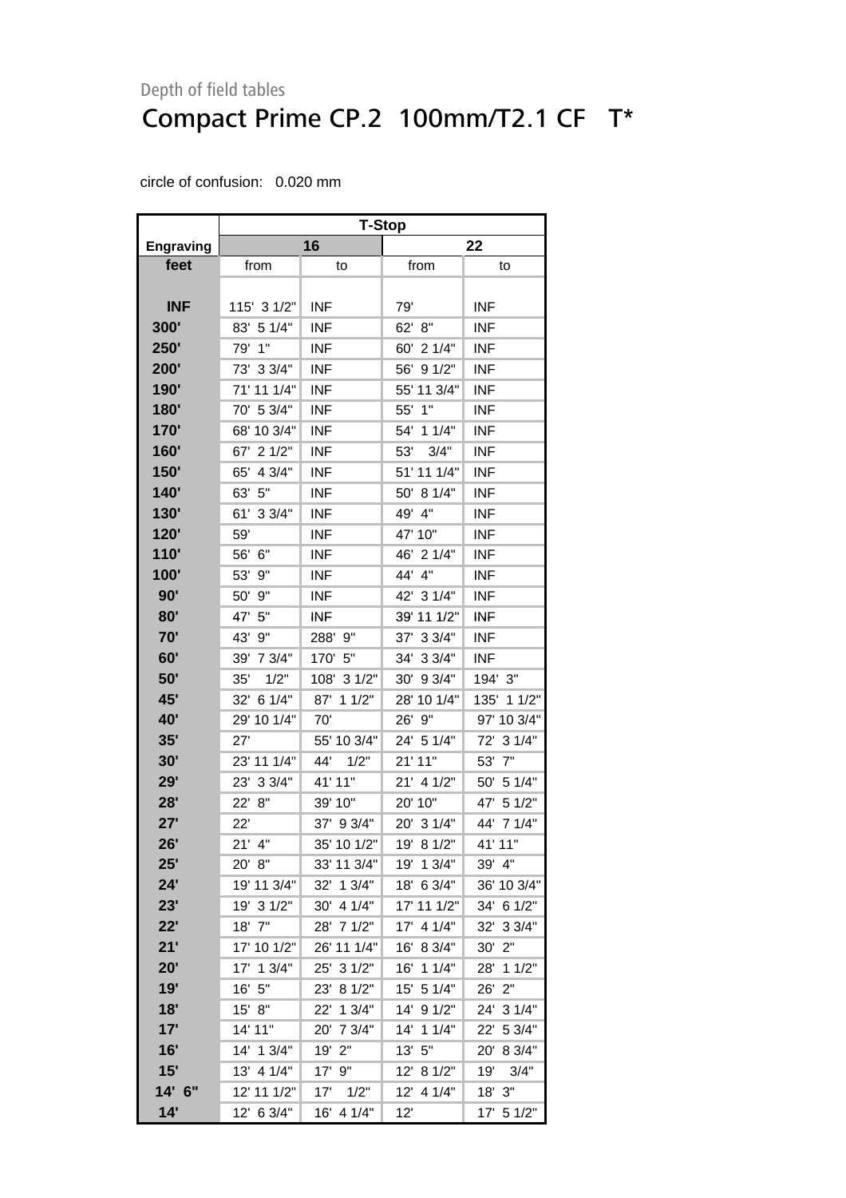Depth of field tables

# Compact Prime CP.2  100mm/T2.1 CF   T*

circle of confusion:   0.020 mm

| | T-Stop | | | |
|---|---|---|---|---|
| Engraving | 16 | | 22 | |
| feet | from | to | from | to |
| INF | 115'  3 1/2" | INF | 79' | INF |
| 300' | 83'  5 1/4" | INF | 62'  8" | INF |
| 250' | 79'  1" | INF | 60'  2 1/4" | INF |
| 200' | 73'  3 3/4" | INF | 56'  9 1/2" | INF |
| 190' | 71' 11 1/4" | INF | 55' 11 3/4" | INF |
| 180' | 70'  5 3/4" | INF | 55'  1" | INF |
| 170' | 68' 10 3/4" | INF | 54'  1 1/4" | INF |
| 160' | 67'  2 1/2" | INF | 53'   3/4" | INF |
| 150' | 65'  4 3/4" | INF | 51' 11 1/4" | INF |
| 140' | 63'  5" | INF | 50'  8 1/4" | INF |
| 130' | 61'  3 3/4" | INF | 49'  4" | INF |
| 120' | 59' | INF | 47' 10" | INF |
| 110' | 56'  6" | INF | 46'  2 1/4" | INF |
| 100' | 53'  9" | INF | 44'  4" | INF |
| 90' | 50'  9" | INF | 42'  3 1/4" | INF |
| 80' | 47'  5" | INF | 39' 11 1/2" | INF |
| 70' | 43'  9" | 288'  9" | 37'  3 3/4" | INF |
| 60' | 39'  7 3/4" | 170'  5" | 34'  3 3/4" | INF |
| 50' | 35'   1/2" | 108'  3 1/2" | 30'  9 3/4" | 194'  3" |
| 45' | 32'  6 1/4" | 87'  1 1/2" | 28' 10 1/4" | 135'  1 1/2" |
| 40' | 29' 10 1/4" | 70' | 26'  9" | 97' 10 3/4" |
| 35' | 27' | 55' 10 3/4" | 24'  5 1/4" | 72'  3 1/4" |
| 30' | 23' 11 1/4" | 44'   1/2" | 21' 11" | 53'  7" |
| 29' | 23'  3 3/4" | 41' 11" | 21'  4 1/2" | 50'  5 1/4" |
| 28' | 22'  8" | 39' 10" | 20' 10" | 47'  5 1/2" |
| 27' | 22' | 37'  9 3/4" | 20'  3 1/4" | 44'  7 1/4" |
| 26' | 21'  4" | 35' 10 1/2" | 19'  8 1/2" | 41' 11" |
| 25' | 20'  8" | 33' 11 3/4" | 19'  1 3/4" | 39'  4" |
| 24' | 19' 11 3/4" | 32'  1 3/4" | 18'  6 3/4" | 36' 10 3/4" |
| 23' | 19'  3 1/2" | 30'  4 1/4" | 17' 11 1/2" | 34'  6 1/2" |
| 22' | 18'  7" | 28'  7 1/2" | 17'  4 1/4" | 32'  3 3/4" |
| 21' | 17' 10 1/2" | 26' 11 1/4" | 16'  8 3/4" | 30'  2" |
| 20' | 17'  1 3/4" | 25'  3 1/2" | 16'  1 1/4" | 28'  1 1/2" |
| 19' | 16'  5" | 23'  8 1/2" | 15'  5 1/4" | 26'  2" |
| 18' | 15'  8" | 22'  1 3/4" | 14'  9 1/2" | 24'  3 1/4" |
| 17' | 14' 11" | 20'  7 3/4" | 14'  1 1/4" | 22'  5 3/4" |
| 16' | 14'  1 3/4" | 19'  2" | 13'  5" | 20'  8 3/4" |
| 15' | 13'  4 1/4" | 17'  9" | 12'  8 1/2" | 19'   3/4" |
| 14'  6" | 12' 11 1/2" | 17'   1/2" | 12'  4 1/4" | 18'  3" |
| 14' | 12'  6 3/4" | 16'  4 1/4" | 12' | 17'  5 1/2" |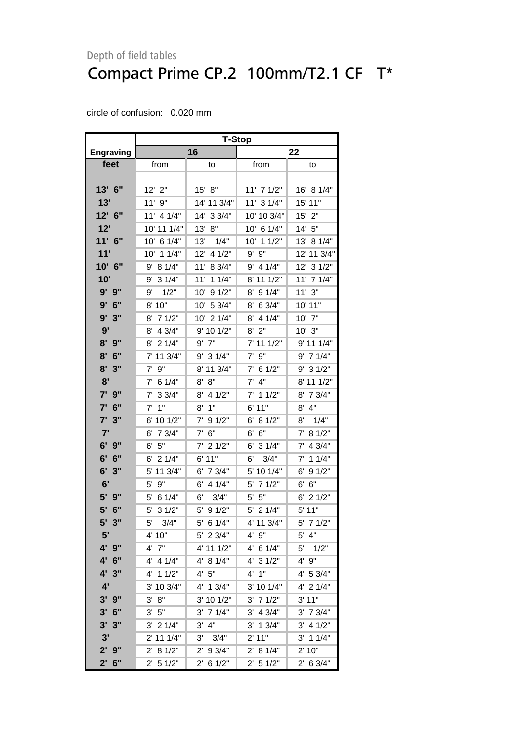Depth of field tables

# Compact Prime CP.2 100mm/T2.1 CF T*

circle of confusion: 0.020 mm

| | T-Stop | | | |
|---|---|---|---|---|
| **Engraving** | **16** | | **22** | |
| **feet** | from | to | from | to |
| **13' 6"** | 12' 2" | 15' 8" | 11' 7 1/2" | 16' 8 1/4" |
| **13'** | 11' 9" | 14' 11 3/4" | 11' 3 1/4" | 15' 11" |
| **12' 6"** | 11' 4 1/4" | 14' 3 3/4" | 10' 10 3/4" | 15' 2" |
| **12'** | 10' 11 1/4" | 13' 8" | 10' 6 1/4" | 14' 5" |
| **11' 6"** | 10' 6 1/4" | 13' 1/4" | 10' 1 1/2" | 13' 8 1/4" |
| **11'** | 10' 1 1/4" | 12' 4 1/2" | 9' 9" | 12' 11 3/4" |
| **10' 6"** | 9' 8 1/4" | 11' 8 3/4" | 9' 4 1/4" | 12' 3 1/2" |
| **10'** | 9' 3 1/4" | 11' 1 1/4" | 8' 11 1/2" | 11' 7 1/4" |
| **9' 9"** | 9' 1/2" | 10' 9 1/2" | 8' 9 1/4" | 11' 3" |
| **9' 6"** | 8' 10" | 10' 5 3/4" | 8' 6 3/4" | 10' 11" |
| **9' 3"** | 8' 7 1/2" | 10' 2 1/4" | 8' 4 1/4" | 10' 7" |
| **9'** | 8' 4 3/4" | 9' 10 1/2" | 8' 2" | 10' 3" |
| **8' 9"** | 8' 2 1/4" | 9' 7" | 7' 11 1/2" | 9' 11 1/4" |
| **8' 6"** | 7' 11 3/4" | 9' 3 1/4" | 7' 9" | 9' 7 1/4" |
| **8' 3"** | 7' 9" | 8' 11 3/4" | 7' 6 1/2" | 9' 3 1/2" |
| **8'** | 7' 6 1/4" | 8' 8" | 7' 4" | 8' 11 1/2" |
| **7' 9"** | 7' 3 3/4" | 8' 4 1/2" | 7' 1 1/2" | 8' 7 3/4" |
| **7' 6"** | 7' 1" | 8' 1" | 6' 11" | 8' 4" |
| **7' 3"** | 6' 10 1/2" | 7' 9 1/2" | 6' 8 1/2" | 8' 1/4" |
| **7'** | 6' 7 3/4" | 7' 6" | 6' 6" | 7' 8 1/2" |
| **6' 9"** | 6' 5" | 7' 2 1/2" | 6' 3 1/4" | 7' 4 3/4" |
| **6' 6"** | 6' 2 1/4" | 6' 11" | 6' 3/4" | 7' 1 1/4" |
| **6' 3"** | 5' 11 3/4" | 6' 7 3/4" | 5' 10 1/4" | 6' 9 1/2" |
| **6'** | 5' 9" | 6' 4 1/4" | 5' 7 1/2" | 6' 6" |
| **5' 9"** | 5' 6 1/4" | 6' 3/4" | 5' 5" | 6' 2 1/2" |
| **5' 6"** | 5' 3 1/2" | 5' 9 1/2" | 5' 2 1/4" | 5' 11" |
| **5' 3"** | 5' 3/4" | 5' 6 1/4" | 4' 11 3/4" | 5' 7 1/2" |
| **5'** | 4' 10" | 5' 2 3/4" | 4' 9" | 5' 4" |
| **4' 9"** | 4' 7" | 4' 11 1/2" | 4' 6 1/4" | 5' 1/2" |
| **4' 6"** | 4' 4 1/4" | 4' 8 1/4" | 4' 3 1/2" | 4' 9" |
| **4' 3"** | 4' 1 1/2" | 4' 5" | 4' 1" | 4' 5 3/4" |
| **4'** | 3' 10 3/4" | 4' 1 3/4" | 3' 10 1/4" | 4' 2 1/4" |
| **3' 9"** | 3' 8" | 3' 10 1/2" | 3' 7 1/2" | 3' 11" |
| **3' 6"** | 3' 5" | 3' 7 1/4" | 3' 4 3/4" | 3' 7 3/4" |
| **3' 3"** | 3' 2 1/4" | 3' 4" | 3' 1 3/4" | 3' 4 1/2" |
| **3'** | 2' 11 1/4" | 3' 3/4" | 2' 11" | 3' 1 1/4" |
| **2' 9"** | 2' 8 1/2" | 2' 9 3/4" | 2' 8 1/4" | 2' 10" |
| **2' 6"** | 2' 5 1/2" | 2' 6 1/2" | 2' 5 1/2" | 2' 6 3/4" |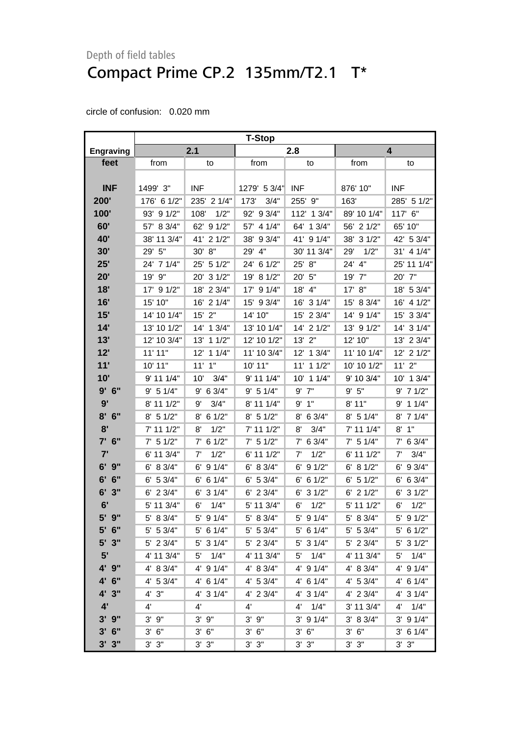Depth of field tables

# Compact Prime CP.2  135mm/T2.1   T*

circle of confusion:   0.020 mm

| | T-Stop | | | | | |
|---|---|---|---|---|---|---|
| **Engraving** | **2.1** | | **2.8** | | **4** | |
| **feet** | from | to | from | to | from | to |
| **INF** | 1499'  3" | INF | 1279'  5 3/4" | INF | 876' 10" | INF |
| **200'** | 176'  6 1/2" | 235'  2 1/4" | 173'    3/4" | 255'  9" | 163' | 285'  5 1/2" |
| **100'** | 93'  9 1/2" | 108'    1/2" | 92'  9 3/4" | 112'  1 3/4" | 89' 10 1/4" | 117'  6" |
| **60'** | 57'  8 3/4" | 62'  9 1/2" | 57'  4 1/4" | 64'  1 3/4" | 56'  2 1/2" | 65' 10" |
| **40'** | 38' 11 3/4" | 41'  2 1/2" | 38'  9 3/4" | 41'  9 1/4" | 38'  3 1/2" | 42'  5 3/4" |
| **30'** | 29'  5" | 30'  8" | 29'  4" | 30' 11 3/4" | 29'    1/2" | 31'  4 1/4" |
| **25'** | 24'  7 1/4" | 25'  5 1/2" | 24'  6 1/2" | 25'  8" | 24'  4" | 25' 11 1/4" |
| **20'** | 19'  9" | 20'  3 1/2" | 19'  8 1/2" | 20'  5" | 19'  7" | 20'  7" |
| **18'** | 17'  9 1/2" | 18'  2 3/4" | 17'  9 1/4" | 18'  4" | 17'  8" | 18'  5 3/4" |
| **16'** | 15' 10" | 16'  2 1/4" | 15'  9 3/4" | 16'  3 1/4" | 15'  8 3/4" | 16'  4 1/2" |
| **15'** | 14' 10 1/4" | 15'  2" | 14' 10" | 15'  2 3/4" | 14'  9 1/4" | 15'  3 3/4" |
| **14'** | 13' 10 1/2" | 14'  1 3/4" | 13' 10 1/4" | 14'  2 1/2" | 13'  9 1/2" | 14'  3 1/4" |
| **13'** | 12' 10 3/4" | 13'  1 1/2" | 12' 10 1/2" | 13'  2" | 12' 10" | 13'  2 3/4" |
| **12'** | 11' 11" | 12'  1 1/4" | 11' 10 3/4" | 12'  1 3/4" | 11' 10 1/4" | 12'  2 1/2" |
| **11'** | 10' 11" | 11'  1" | 10' 11" | 11'  1 1/2" | 10' 10 1/2" | 11'  2" |
| **10'** | 9' 11 1/4" | 10'    3/4" | 9' 11 1/4" | 10'  1 1/4" | 9' 10 3/4" | 10'  1 3/4" |
| **9'  6"** | 9'  5 1/4" | 9'  6 3/4" | 9'  5 1/4" | 9'  7" | 9'  5" | 9'  7 1/2" |
| **9'** | 8' 11 1/2" | 9'    3/4" | 8' 11 1/4" | 9'  1" | 8' 11" | 9'  1 1/4" |
| **8'  6"** | 8'  5 1/2" | 8'  6 1/2" | 8'  5 1/2" | 8'  6 3/4" | 8'  5 1/4" | 8'  7 1/4" |
| **8'** | 7' 11 1/2" | 8'    1/2" | 7' 11 1/2" | 8'    3/4" | 7' 11 1/4" | 8'  1" |
| **7'  6"** | 7'  5 1/2" | 7'  6 1/2" | 7'  5 1/2" | 7'  6 3/4" | 7'  5 1/4" | 7'  6 3/4" |
| **7'** | 6' 11 3/4" | 7'    1/2" | 6' 11 1/2" | 7'    1/2" | 6' 11 1/2" | 7'    3/4" |
| **6'  9"** | 6'  8 3/4" | 6'  9 1/4" | 6'  8 3/4" | 6'  9 1/2" | 6'  8 1/2" | 6'  9 3/4" |
| **6'  6"** | 6'  5 3/4" | 6'  6 1/4" | 6'  5 3/4" | 6'  6 1/2" | 6'  5 1/2" | 6'  6 3/4" |
| **6'  3"** | 6'  2 3/4" | 6'  3 1/4" | 6'  2 3/4" | 6'  3 1/2" | 6'  2 1/2" | 6'  3 1/2" |
| **6'** | 5' 11 3/4" | 6'    1/4" | 5' 11 3/4" | 6'    1/2" | 5' 11 1/2" | 6'    1/2" |
| **5'  9"** | 5'  8 3/4" | 5'  9 1/4" | 5'  8 3/4" | 5'  9 1/4" | 5'  8 3/4" | 5'  9 1/2" |
| **5'  6"** | 5'  5 3/4" | 5'  6 1/4" | 5'  5 3/4" | 5'  6 1/4" | 5'  5 3/4" | 5'  6 1/2" |
| **5'  3"** | 5'  2 3/4" | 5'  3 1/4" | 5'  2 3/4" | 5'  3 1/4" | 5'  2 3/4" | 5'  3 1/2" |
| **5'** | 4' 11 3/4" | 5'    1/4" | 4' 11 3/4" | 5'    1/4" | 4' 11 3/4" | 5'    1/4" |
| **4'  9"** | 4'  8 3/4" | 4'  9 1/4" | 4'  8 3/4" | 4'  9 1/4" | 4'  8 3/4" | 4'  9 1/4" |
| **4'  6"** | 4'  5 3/4" | 4'  6 1/4" | 4'  5 3/4" | 4'  6 1/4" | 4'  5 3/4" | 4'  6 1/4" |
| **4'  3"** | 4'  3" | 4'  3 1/4" | 4'  2 3/4" | 4'  3 1/4" | 4'  2 3/4" | 4'  3 1/4" |
| **4'** | 4' | 4' | 4' | 4'    1/4" | 3' 11 3/4" | 4'    1/4" |
| **3'  9"** | 3'  9" | 3'  9" | 3'  9" | 3'  9 1/4" | 3'  8 3/4" | 3'  9 1/4" |
| **3'  6"** | 3'  6" | 3'  6" | 3'  6" | 3'  6" | 3'  6" | 3'  6 1/4" |
| **3'  3"** | 3'  3" | 3'  3" | 3'  3" | 3'  3" | 3'  3" | 3'  3" |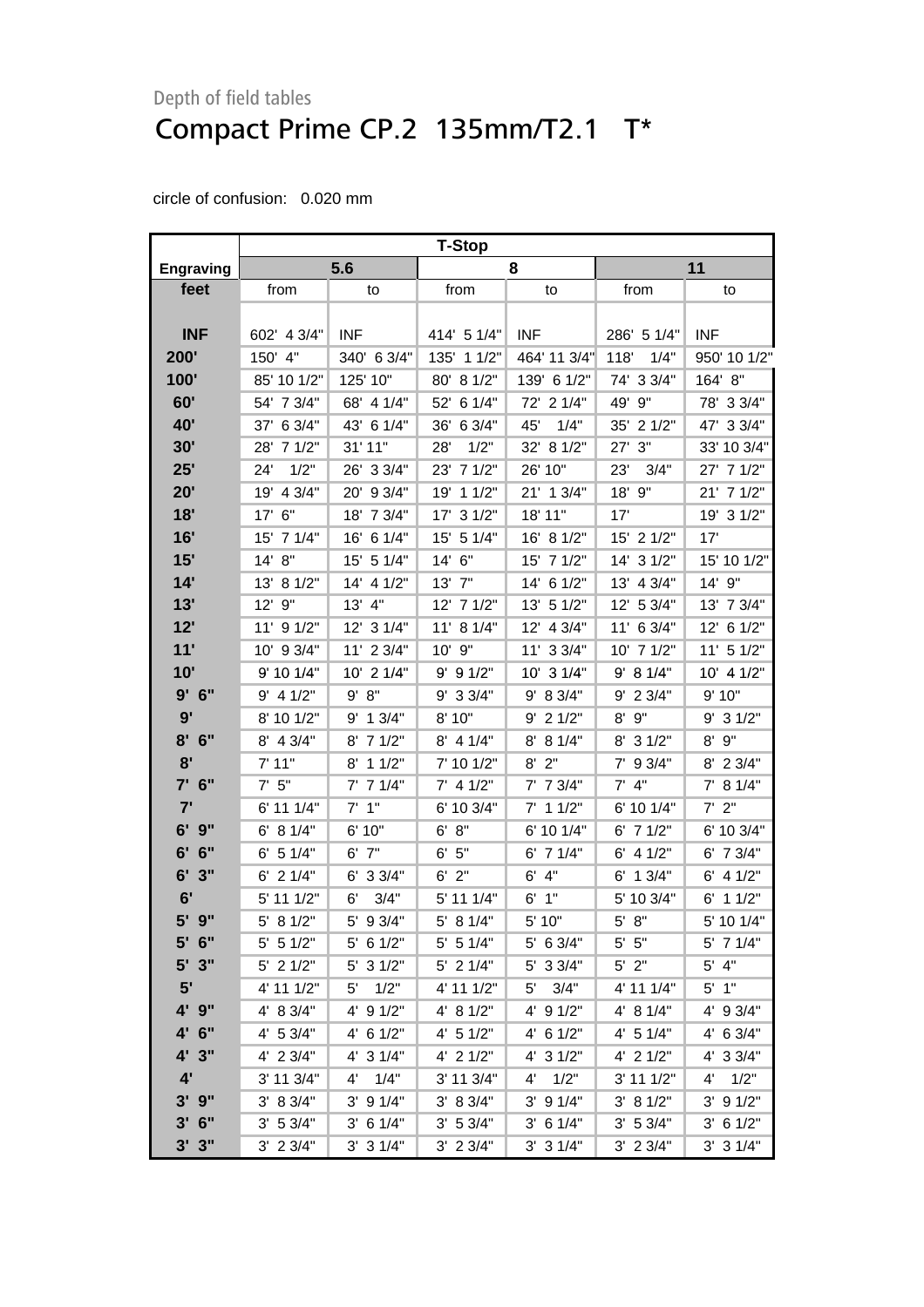Depth of field tables

# Compact Prime CP.2 135mm/T2.1 T*

circle of confusion: 0.020 mm

| | T-Stop | | | | | |
|---|---|---|---|---|---|---|
| **Engraving** | **5.6** | | **8** | | **11** | |
| **feet** | from | to | from | to | from | to |
| **INF** | 602' 4 3/4" | INF | 414' 5 1/4" | INF | 286' 5 1/4" | INF |
| **200'** | 150' 4" | 340' 6 3/4" | 135' 1 1/2" | 464' 11 3/4" | 118' 1/4" | 950' 10 1/2" |
| **100'** | 85' 10 1/2" | 125' 10" | 80' 8 1/2" | 139' 6 1/2" | 74' 3 3/4" | 164' 8" |
| **60'** | 54' 7 3/4" | 68' 4 1/4" | 52' 6 1/4" | 72' 2 1/4" | 49' 9" | 78' 3 3/4" |
| **40'** | 37' 6 3/4" | 43' 6 1/4" | 36' 6 3/4" | 45' 1/4" | 35' 2 1/2" | 47' 3 3/4" |
| **30'** | 28' 7 1/2" | 31' 11" | 28' 1/2" | 32' 8 1/2" | 27' 3" | 33' 10 3/4" |
| **25'** | 24' 1/2" | 26' 3 3/4" | 23' 7 1/2" | 26' 10" | 23' 3/4" | 27' 7 1/2" |
| **20'** | 19' 4 3/4" | 20' 9 3/4" | 19' 1 1/2" | 21' 1 3/4" | 18' 9" | 21' 7 1/2" |
| **18'** | 17' 6" | 18' 7 3/4" | 17' 3 1/2" | 18' 11" | 17' | 19' 3 1/2" |
| **16'** | 15' 7 1/4" | 16' 6 1/4" | 15' 5 1/4" | 16' 8 1/2" | 15' 2 1/2" | 17' |
| **15'** | 14' 8" | 15' 5 1/4" | 14' 6" | 15' 7 1/2" | 14' 3 1/2" | 15' 10 1/2" |
| **14'** | 13' 8 1/2" | 14' 4 1/2" | 13' 7" | 14' 6 1/2" | 13' 4 3/4" | 14' 9" |
| **13'** | 12' 9" | 13' 4" | 12' 7 1/2" | 13' 5 1/2" | 12' 5 3/4" | 13' 7 3/4" |
| **12'** | 11' 9 1/2" | 12' 3 1/4" | 11' 8 1/4" | 12' 4 3/4" | 11' 6 3/4" | 12' 6 1/2" |
| **11'** | 10' 9 3/4" | 11' 2 3/4" | 10' 9" | 11' 3 3/4" | 10' 7 1/2" | 11' 5 1/2" |
| **10'** | 9' 10 1/4" | 10' 2 1/4" | 9' 9 1/2" | 10' 3 1/4" | 9' 8 1/4" | 10' 4 1/2" |
| **9' 6"** | 9' 4 1/2" | 9' 8" | 9' 3 3/4" | 9' 8 3/4" | 9' 2 3/4" | 9' 10" |
| **9'** | 8' 10 1/2" | 9' 1 3/4" | 8' 10" | 9' 2 1/2" | 8' 9" | 9' 3 1/2" |
| **8' 6"** | 8' 4 3/4" | 8' 7 1/2" | 8' 4 1/4" | 8' 8 1/4" | 8' 3 1/2" | 8' 9" |
| **8'** | 7' 11" | 8' 1 1/2" | 7' 10 1/2" | 8' 2" | 7' 9 3/4" | 8' 2 3/4" |
| **7' 6"** | 7' 5" | 7' 7 1/4" | 7' 4 1/2" | 7' 7 3/4" | 7' 4" | 7' 8 1/4" |
| **7'** | 6' 11 1/4" | 7' 1" | 6' 10 3/4" | 7' 1 1/2" | 6' 10 1/4" | 7' 2" |
| **6' 9"** | 6' 8 1/4" | 6' 10" | 6' 8" | 6' 10 1/4" | 6' 7 1/2" | 6' 10 3/4" |
| **6' 6"** | 6' 5 1/4" | 6' 7" | 6' 5" | 6' 7 1/4" | 6' 4 1/2" | 6' 7 3/4" |
| **6' 3"** | 6' 2 1/4" | 6' 3 3/4" | 6' 2" | 6' 4" | 6' 1 3/4" | 6' 4 1/2" |
| **6'** | 5' 11 1/2" | 6' 3/4" | 5' 11 1/4" | 6' 1" | 5' 10 3/4" | 6' 1 1/2" |
| **5' 9"** | 5' 8 1/2" | 5' 9 3/4" | 5' 8 1/4" | 5' 10" | 5' 8" | 5' 10 1/4" |
| **5' 6"** | 5' 5 1/2" | 5' 6 1/2" | 5' 5 1/4" | 5' 6 3/4" | 5' 5" | 5' 7 1/4" |
| **5' 3"** | 5' 2 1/2" | 5' 3 1/2" | 5' 2 1/4" | 5' 3 3/4" | 5' 2" | 5' 4" |
| **5'** | 4' 11 1/2" | 5' 1/2" | 4' 11 1/2" | 5' 3/4" | 4' 11 1/4" | 5' 1" |
| **4' 9"** | 4' 8 3/4" | 4' 9 1/2" | 4' 8 1/2" | 4' 9 1/2" | 4' 8 1/4" | 4' 9 3/4" |
| **4' 6"** | 4' 5 3/4" | 4' 6 1/2" | 4' 5 1/2" | 4' 6 1/2" | 4' 5 1/4" | 4' 6 3/4" |
| **4' 3"** | 4' 2 3/4" | 4' 3 1/4" | 4' 2 1/2" | 4' 3 1/2" | 4' 2 1/2" | 4' 3 3/4" |
| **4'** | 3' 11 3/4" | 4' 1/4" | 3' 11 3/4" | 4' 1/2" | 3' 11 1/2" | 4' 1/2" |
| **3' 9"** | 3' 8 3/4" | 3' 9 1/4" | 3' 8 3/4" | 3' 9 1/4" | 3' 8 1/2" | 3' 9 1/2" |
| **3' 6"** | 3' 5 3/4" | 3' 6 1/4" | 3' 5 3/4" | 3' 6 1/4" | 3' 5 3/4" | 3' 6 1/2" |
| **3' 3"** | 3' 2 3/4" | 3' 3 1/4" | 3' 2 3/4" | 3' 3 1/4" | 3' 2 3/4" | 3' 3 1/4" |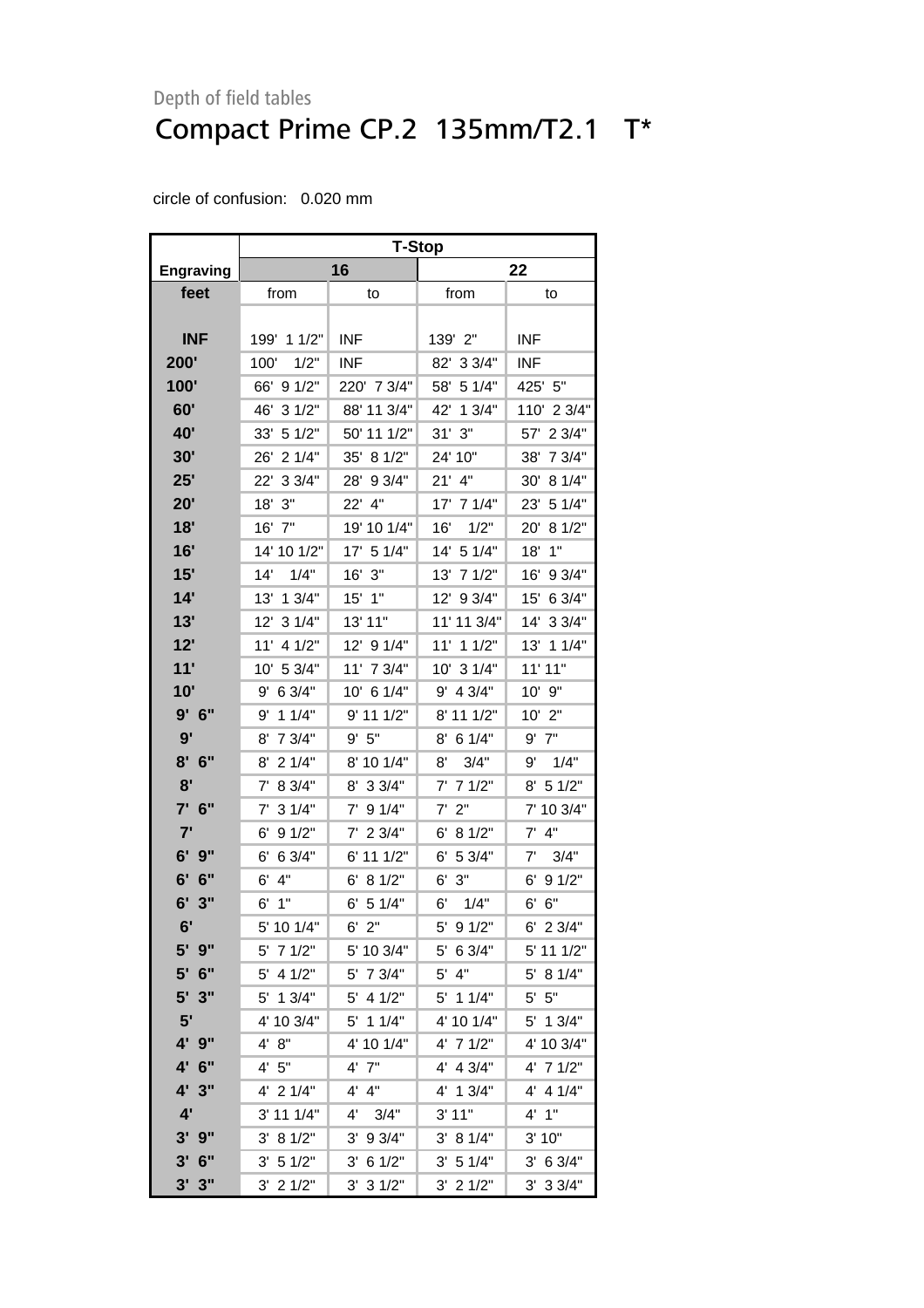Depth of field tables

# Compact Prime CP.2 135mm/T2.1 T*

circle of confusion: 0.020 mm

| | T-Stop | | | |
|---|---|---|---|---|
| Engraving | 16 | | 22 | |
| feet | from | to | from | to |
| INF | 199' 1 1/2" | INF | 139' 2" | INF |
| 200' | 100' 1/2" | INF | 82' 3 3/4" | INF |
| 100' | 66' 9 1/2" | 220' 7 3/4" | 58' 5 1/4" | 425' 5" |
| 60' | 46' 3 1/2" | 88' 11 3/4" | 42' 1 3/4" | 110' 2 3/4" |
| 40' | 33' 5 1/2" | 50' 11 1/2" | 31' 3" | 57' 2 3/4" |
| 30' | 26' 2 1/4" | 35' 8 1/2" | 24' 10" | 38' 7 3/4" |
| 25' | 22' 3 3/4" | 28' 9 3/4" | 21' 4" | 30' 8 1/4" |
| 20' | 18' 3" | 22' 4" | 17' 7 1/4" | 23' 5 1/4" |
| 18' | 16' 7" | 19' 10 1/4" | 16' 1/2" | 20' 8 1/2" |
| 16' | 14' 10 1/2" | 17' 5 1/4" | 14' 5 1/4" | 18' 1" |
| 15' | 14' 1/4" | 16' 3" | 13' 7 1/2" | 16' 9 3/4" |
| 14' | 13' 1 3/4" | 15' 1" | 12' 9 3/4" | 15' 6 3/4" |
| 13' | 12' 3 1/4" | 13' 11" | 11' 11 3/4" | 14' 3 3/4" |
| 12' | 11' 4 1/2" | 12' 9 1/4" | 11' 1 1/2" | 13' 1 1/4" |
| 11' | 10' 5 3/4" | 11' 7 3/4" | 10' 3 1/4" | 11' 11" |
| 10' | 9' 6 3/4" | 10' 6 1/4" | 9' 4 3/4" | 10' 9" |
| 9' 6" | 9' 1 1/4" | 9' 11 1/2" | 8' 11 1/2" | 10' 2" |
| 9' | 8' 7 3/4" | 9' 5" | 8' 6 1/4" | 9' 7" |
| 8' 6" | 8' 2 1/4" | 8' 10 1/4" | 8' 3/4" | 9' 1/4" |
| 8' | 7' 8 3/4" | 8' 3 3/4" | 7' 7 1/2" | 8' 5 1/2" |
| 7' 6" | 7' 3 1/4" | 7' 9 1/4" | 7' 2" | 7' 10 3/4" |
| 7' | 6' 9 1/2" | 7' 2 3/4" | 6' 8 1/2" | 7' 4" |
| 6' 9" | 6' 6 3/4" | 6' 11 1/2" | 6' 5 3/4" | 7' 3/4" |
| 6' 6" | 6' 4" | 6' 8 1/2" | 6' 3" | 6' 9 1/2" |
| 6' 3" | 6' 1" | 6' 5 1/4" | 6' 1/4" | 6' 6" |
| 6' | 5' 10 1/4" | 6' 2" | 5' 9 1/2" | 6' 2 3/4" |
| 5' 9" | 5' 7 1/2" | 5' 10 3/4" | 5' 6 3/4" | 5' 11 1/2" |
| 5' 6" | 5' 4 1/2" | 5' 7 3/4" | 5' 4" | 5' 8 1/4" |
| 5' 3" | 5' 1 3/4" | 5' 4 1/2" | 5' 1 1/4" | 5' 5" |
| 5' | 4' 10 3/4" | 5' 1 1/4" | 4' 10 1/4" | 5' 1 3/4" |
| 4' 9" | 4' 8" | 4' 10 1/4" | 4' 7 1/2" | 4' 10 3/4" |
| 4' 6" | 4' 5" | 4' 7" | 4' 4 3/4" | 4' 7 1/2" |
| 4' 3" | 4' 2 1/4" | 4' 4" | 4' 1 3/4" | 4' 4 1/4" |
| 4' | 3' 11 1/4" | 4' 3/4" | 3' 11" | 4' 1" |
| 3' 9" | 3' 8 1/2" | 3' 9 3/4" | 3' 8 1/4" | 3' 10" |
| 3' 6" | 3' 5 1/2" | 3' 6 1/2" | 3' 5 1/4" | 3' 6 3/4" |
| 3' 3" | 3' 2 1/2" | 3' 3 1/2" | 3' 2 1/2" | 3' 3 3/4" |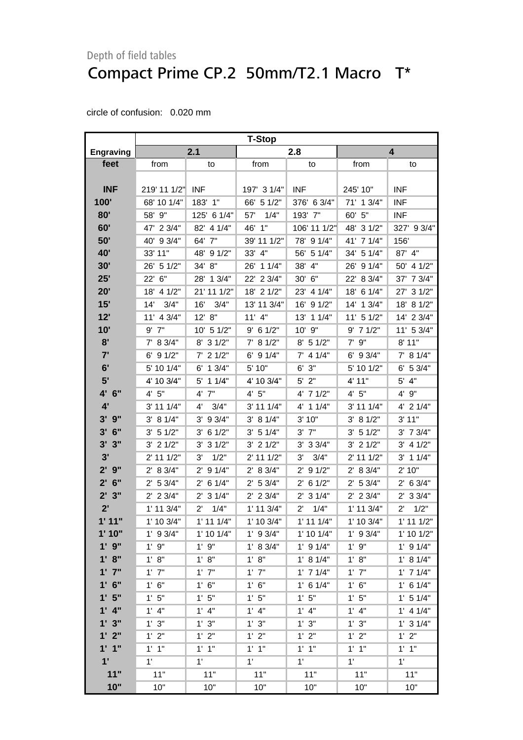Depth of field tables

# Compact Prime CP.2 50mm/T2.1 Macro T*

circle of confusion: 0.020 mm

| | T-Stop | | | | | |
|---|---|---|---|---|---|---|
| **Engraving** | **2.1** | | **2.8** | | **4** | |
| **feet** | from | to | from | to | from | to |
| **INF** | 219' 11 1/2" | INF | 197' 3 1/4" | INF | 245' 10" | INF |
| **100'** | 68' 10 1/4" | 183' 1" | 66' 5 1/2" | 376' 6 3/4" | 71' 1 3/4" | INF |
| **80'** | 58' 9" | 125' 6 1/4" | 57' 1/4" | 193' 7" | 60' 5" | INF |
| **60'** | 47' 2 3/4" | 82' 4 1/4" | 46' 1" | 106' 11 1/2" | 48' 3 1/2" | 327' 9 3/4" |
| **50'** | 40' 9 3/4" | 64' 7" | 39' 11 1/2" | 78' 9 1/4" | 41' 7 1/4" | 156' |
| **40'** | 33' 11" | 48' 9 1/2" | 33' 4" | 56' 5 1/4" | 34' 5 1/4" | 87' 4" |
| **30'** | 26' 5 1/2" | 34' 8" | 26' 1 1/4" | 38' 4" | 26' 9 1/4" | 50' 4 1/2" |
| **25'** | 22' 6" | 28' 1 3/4" | 22' 2 3/4" | 30' 6" | 22' 8 3/4" | 37' 7 3/4" |
| **20'** | 18' 4 1/2" | 21' 11 1/2" | 18' 2 1/2" | 23' 4 1/4" | 18' 6 1/4" | 27' 3 1/2" |
| **15'** | 14' 3/4" | 16' 3/4" | 13' 11 3/4" | 16' 9 1/2" | 14' 1 3/4" | 18' 8 1/2" |
| **12'** | 11' 4 3/4" | 12' 8" | 11' 4" | 13' 1 1/4" | 11' 5 1/2" | 14' 2 3/4" |
| **10'** | 9' 7" | 10' 5 1/2" | 9' 6 1/2" | 10' 9" | 9' 7 1/2" | 11' 5 3/4" |
| **8'** | 7' 8 3/4" | 8' 3 1/2" | 7' 8 1/2" | 8' 5 1/2" | 7' 9" | 8' 11" |
| **7'** | 6' 9 1/2" | 7' 2 1/2" | 6' 9 1/4" | 7' 4 1/4" | 6' 9 3/4" | 7' 8 1/4" |
| **6'** | 5' 10 1/4" | 6' 1 3/4" | 5' 10" | 6' 3" | 5' 10 1/2" | 6' 5 3/4" |
| **5'** | 4' 10 3/4" | 5' 1 1/4" | 4' 10 3/4" | 5' 2" | 4' 11" | 5' 4" |
| **4' 6"** | 4' 5" | 4' 7" | 4' 5" | 4' 7 1/2" | 4' 5" | 4' 9" |
| **4'** | 3' 11 1/4" | 4' 3/4" | 3' 11 1/4" | 4' 1 1/4" | 3' 11 1/4" | 4' 2 1/4" |
| **3' 9"** | 3' 8 1/4" | 3' 9 3/4" | 3' 8 1/4" | 3' 10" | 3' 8 1/2" | 3' 11" |
| **3' 6"** | 3' 5 1/2" | 3' 6 1/2" | 3' 5 1/4" | 3' 7" | 3' 5 1/2" | 3' 7 3/4" |
| **3' 3"** | 3' 2 1/2" | 3' 3 1/2" | 3' 2 1/2" | 3' 3 3/4" | 3' 2 1/2" | 3' 4 1/2" |
| **3'** | 2' 11 1/2" | 3' 1/2" | 2' 11 1/2" | 3' 3/4" | 2' 11 1/2" | 3' 1 1/4" |
| **2' 9"** | 2' 8 3/4" | 2' 9 1/4" | 2' 8 3/4" | 2' 9 1/2" | 2' 8 3/4" | 2' 10" |
| **2' 6"** | 2' 5 3/4" | 2' 6 1/4" | 2' 5 3/4" | 2' 6 1/2" | 2' 5 3/4" | 2' 6 3/4" |
| **2' 3"** | 2' 2 3/4" | 2' 3 1/4" | 2' 2 3/4" | 2' 3 1/4" | 2' 2 3/4" | 2' 3 3/4" |
| **2'** | 1' 11 3/4" | 2' 1/4" | 1' 11 3/4" | 2' 1/4" | 1' 11 3/4" | 2' 1/2" |
| **1' 11"** | 1' 10 3/4" | 1' 11 1/4" | 1' 10 3/4" | 1' 11 1/4" | 1' 10 3/4" | 1' 11 1/2" |
| **1' 10"** | 1' 9 3/4" | 1' 10 1/4" | 1' 9 3/4" | 1' 10 1/4" | 1' 9 3/4" | 1' 10 1/2" |
| **1' 9"** | 1' 9" | 1' 9" | 1' 8 3/4" | 1' 9 1/4" | 1' 9" | 1' 9 1/4" |
| **1' 8"** | 1' 8" | 1' 8" | 1' 8" | 1' 8 1/4" | 1' 8" | 1' 8 1/4" |
| **1' 7"** | 1' 7" | 1' 7" | 1' 7" | 1' 7 1/4" | 1' 7" | 1' 7 1/4" |
| **1' 6"** | 1' 6" | 1' 6" | 1' 6" | 1' 6 1/4" | 1' 6" | 1' 6 1/4" |
| **1' 5"** | 1' 5" | 1' 5" | 1' 5" | 1' 5" | 1' 5" | 1' 5 1/4" |
| **1' 4"** | 1' 4" | 1' 4" | 1' 4" | 1' 4" | 1' 4" | 1' 4 1/4" |
| **1' 3"** | 1' 3" | 1' 3" | 1' 3" | 1' 3" | 1' 3" | 1' 3 1/4" |
| **1' 2"** | 1' 2" | 1' 2" | 1' 2" | 1' 2" | 1' 2" | 1' 2" |
| **1' 1"** | 1' 1" | 1' 1" | 1' 1" | 1' 1" | 1' 1" | 1' 1" |
| **1'** | 1' | 1' | 1' | 1' | 1' | 1' |
| **11"** | 11" | 11" | 11" | 11" | 11" | 11" |
| **10"** | 10" | 10" | 10" | 10" | 10" | 10" |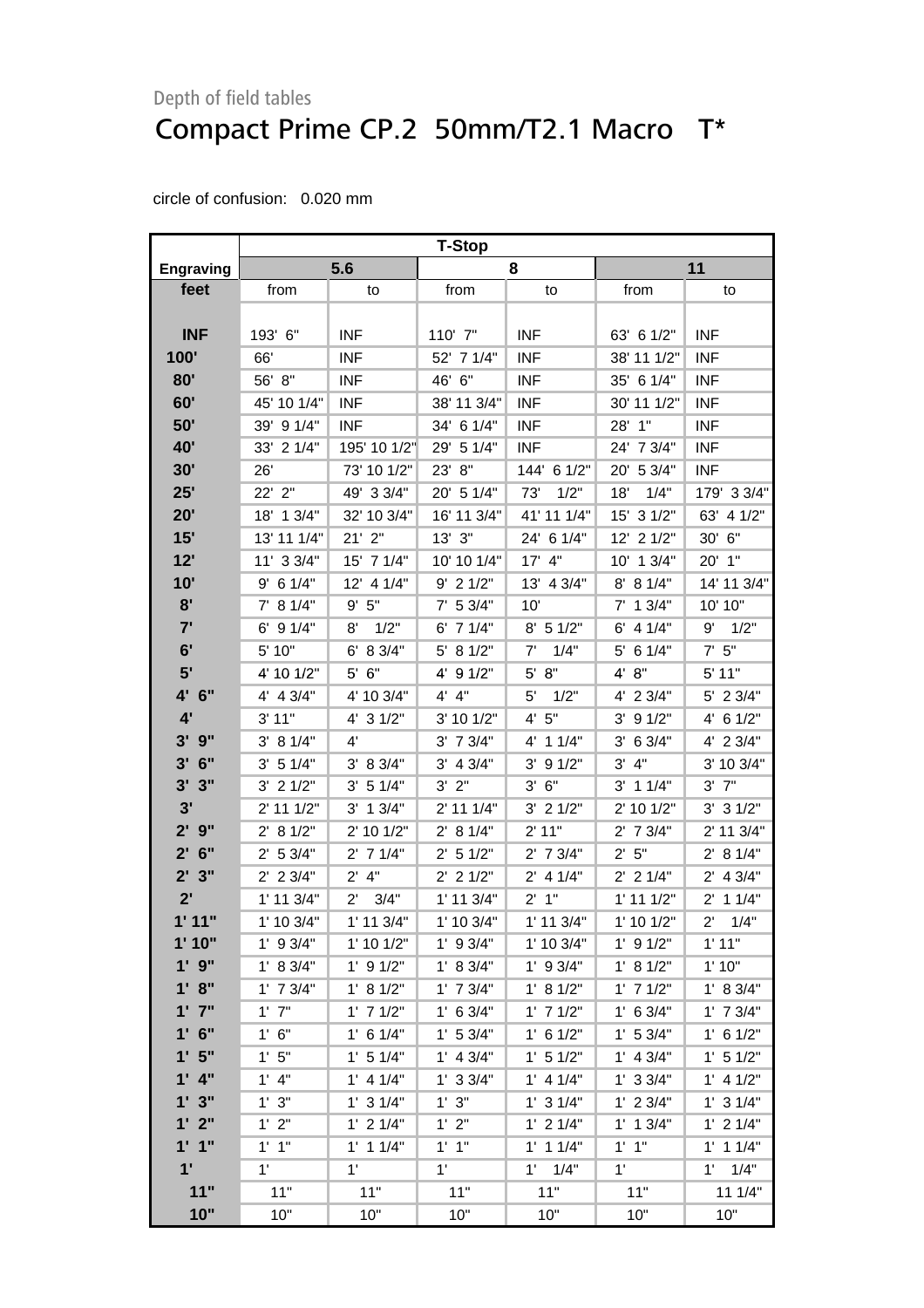Depth of field tables

# Compact Prime CP.2  50mm/T2.1 Macro   T*

circle of confusion:   0.020 mm

| Engraving | T-Stop 5.6 | | 8 | | 11 | |
|---|---|---|---|---|---|---|
| feet | from | to | from | to | from | to |
| INF | 193'  6" | INF | 110'  7" | INF | 63'  6 1/2" | INF |
| 100' | 66' | INF | 52'  7 1/4" | INF | 38' 11 1/2" | INF |
| 80' | 56'  8" | INF | 46'  6" | INF | 35'  6 1/4" | INF |
| 60' | 45' 10 1/4" | INF | 38' 11 3/4" | INF | 30' 11 1/2" | INF |
| 50' | 39'  9 1/4" | INF | 34'  6 1/4" | INF | 28'  1" | INF |
| 40' | 33'  2 1/4" | 195' 10 1/2" | 29'  5 1/4" | INF | 24'  7 3/4" | INF |
| 30' | 26' | 73' 10 1/2" | 23'  8" | 144'  6 1/2" | 20'  5 3/4" | INF |
| 25' | 22'  2" | 49'  3 3/4" | 20'  5 1/4" | 73'   1/2" | 18'   1/4" | 179'  3 3/4" |
| 20' | 18'  1 3/4" | 32' 10 3/4" | 16' 11 3/4" | 41' 11 1/4" | 15'  3 1/2" | 63'  4 1/2" |
| 15' | 13' 11 1/4" | 21'  2" | 13'  3" | 24'  6 1/4" | 12'  2 1/2" | 30'  6" |
| 12' | 11'  3 3/4" | 15'  7 1/4" | 10' 10 1/4" | 17'  4" | 10'  1 3/4" | 20'  1" |
| 10' | 9'  6 1/4" | 12'  4 1/4" | 9'  2 1/2" | 13'  4 3/4" | 8'  8 1/4" | 14' 11 3/4" |
| 8' | 7'  8 1/4" | 9'  5" | 7'  5 3/4" | 10' | 7'  1 3/4" | 10' 10" |
| 7' | 6'  9 1/4" | 8'   1/2" | 6'  7 1/4" | 8'  5 1/2" | 6'  4 1/4" | 9'   1/2" |
| 6' | 5' 10" | 6'  8 3/4" | 5'  8 1/2" | 7'   1/4" | 5'  6 1/4" | 7'  5" |
| 5' | 4' 10 1/2" | 5'  6" | 4'  9 1/2" | 5'  8" | 4'  8" | 5' 11" |
| 4'  6" | 4'  4 3/4" | 4' 10 3/4" | 4'  4" | 5'   1/2" | 4'  2 3/4" | 5'  2 3/4" |
| 4' | 3' 11" | 4'  3 1/2" | 3' 10 1/2" | 4'  5" | 3'  9 1/2" | 4'  6 1/2" |
| 3'  9" | 3'  8 1/4" | 4' | 3'  7 3/4" | 4'  1 1/4" | 3'  6 3/4" | 4'  2 3/4" |
| 3'  6" | 3'  5 1/4" | 3'  8 3/4" | 3'  4 3/4" | 3'  9 1/2" | 3'  4" | 3' 10 3/4" |
| 3'  3" | 3'  2 1/2" | 3'  5 1/4" | 3'  2" | 3'  6" | 3'  1 1/4" | 3'  7" |
| 3' | 2' 11 1/2" | 3'  1 3/4" | 2' 11 1/4" | 3'  2 1/2" | 2' 10 1/2" | 3'  3 1/2" |
| 2'  9" | 2'  8 1/2" | 2' 10 1/2" | 2'  8 1/4" | 2' 11" | 2'  7 3/4" | 2' 11 3/4" |
| 2'  6" | 2'  5 3/4" | 2'  7 1/4" | 2'  5 1/2" | 2'  7 3/4" | 2'  5" | 2'  8 1/4" |
| 2'  3" | 2'  2 3/4" | 2'  4" | 2'  2 1/2" | 2'  4 1/4" | 2'  2 1/4" | 2'  4 3/4" |
| 2' | 1' 11 3/4" | 2'   3/4" | 1' 11 3/4" | 2'  1" | 1' 11 1/2" | 2'  1 1/4" |
| 1' 11" | 1' 10 3/4" | 1' 11 3/4" | 1' 10 3/4" | 1' 11 3/4" | 1' 10 1/2" | 2'   1/4" |
| 1' 10" | 1'  9 3/4" | 1' 10 1/2" | 1'  9 3/4" | 1' 10 3/4" | 1'  9 1/2" | 1' 11" |
| 1'  9" | 1'  8 3/4" | 1'  9 1/2" | 1'  8 3/4" | 1'  9 3/4" | 1'  8 1/2" | 1' 10" |
| 1'  8" | 1'  7 3/4" | 1'  8 1/2" | 1'  7 3/4" | 1'  8 1/2" | 1'  7 1/2" | 1'  8 3/4" |
| 1'  7" | 1'  7" | 1'  7 1/2" | 1'  6 3/4" | 1'  7 1/2" | 1'  6 3/4" | 1'  7 3/4" |
| 1'  6" | 1'  6" | 1'  6 1/4" | 1'  5 3/4" | 1'  6 1/2" | 1'  5 3/4" | 1'  6 1/2" |
| 1'  5" | 1'  5" | 1'  5 1/4" | 1'  4 3/4" | 1'  5 1/2" | 1'  4 3/4" | 1'  5 1/2" |
| 1'  4" | 1'  4" | 1'  4 1/4" | 1'  3 3/4" | 1'  4 1/4" | 1'  3 3/4" | 1'  4 1/2" |
| 1'  3" | 1'  3" | 1'  3 1/4" | 1'  3" | 1'  3 1/4" | 1'  2 3/4" | 1'  3 1/4" |
| 1'  2" | 1'  2" | 1'  2 1/4" | 1'  2" | 1'  2 1/4" | 1'  1 3/4" | 1'  2 1/4" |
| 1'  1" | 1'  1" | 1'  1 1/4" | 1'  1" | 1'  1 1/4" | 1'  1" | 1'  1 1/4" |
| 1' | 1' | 1' | 1' | 1'   1/4" | 1' | 1'   1/4" |
| 11" | 11" | 11" | 11" | 11" | 11" | 11 1/4" |
| 10" | 10" | 10" | 10" | 10" | 10" | 10" |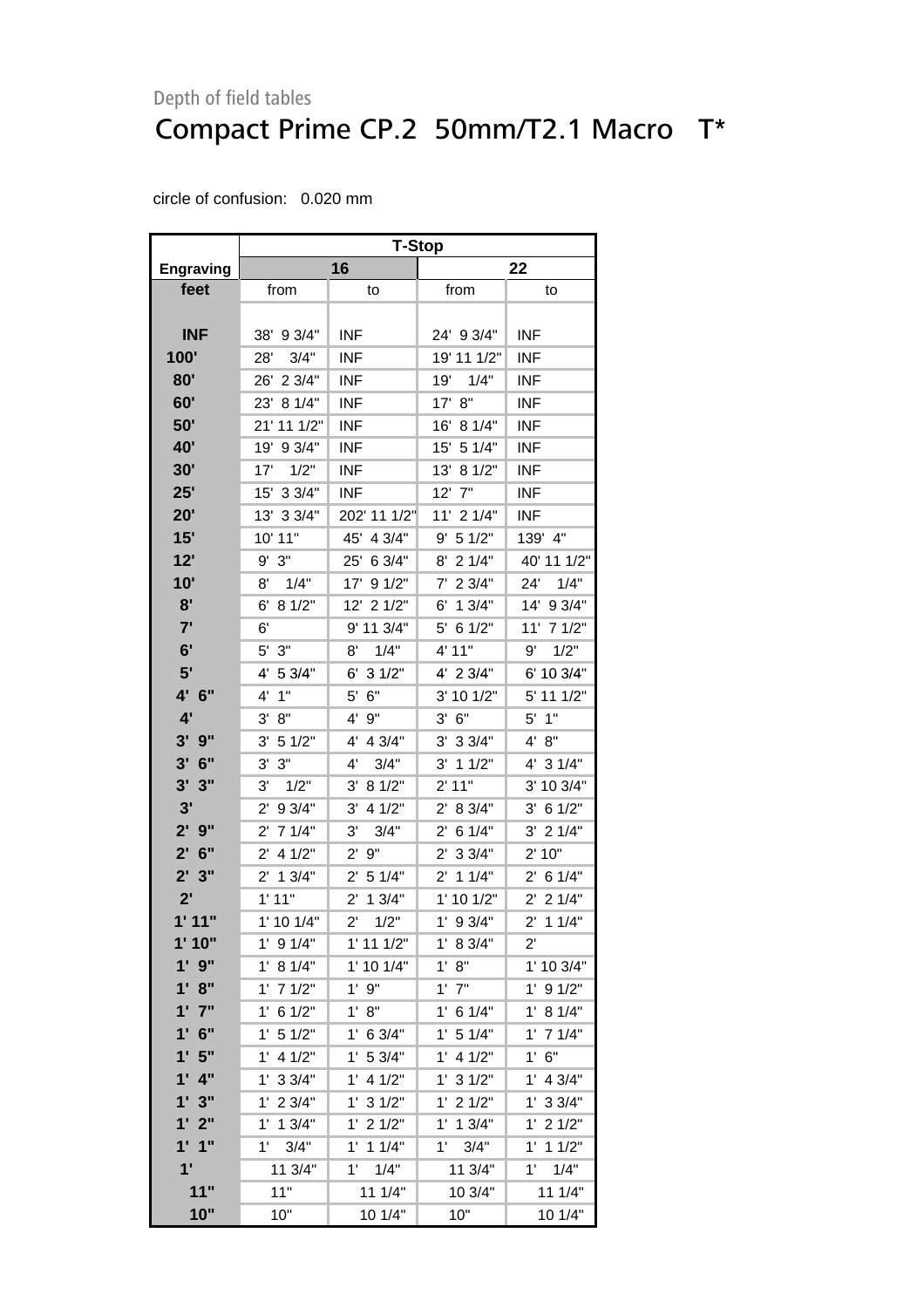Depth of field tables

# Compact Prime CP.2  50mm/T2.1 Macro   T*

circle of confusion:   0.020 mm

| Engraving | T-Stop | | | |
|---|---|---|---|---|
| | 16 | | 22 | |
| feet | from | to | from | to |
| INF | 38'  9 3/4" | INF | 24'  9 3/4" | INF |
| 100' | 28'    3/4" | INF | 19' 11 1/2" | INF |
| 80' | 26'  2 3/4" | INF | 19'    1/4" | INF |
| 60' | 23'  8 1/4" | INF | 17'  8" | INF |
| 50' | 21' 11 1/2" | INF | 16'  8 1/4" | INF |
| 40' | 19'  9 3/4" | INF | 15'  5 1/4" | INF |
| 30' | 17'    1/2" | INF | 13'  8 1/2" | INF |
| 25' | 15'  3 3/4" | INF | 12'  7" | INF |
| 20' | 13'  3 3/4" | 202' 11 1/2" | 11'  2 1/4" | INF |
| 15' | 10' 11" | 45'  4 3/4" | 9'  5 1/2" | 139'  4" |
| 12' | 9'  3" | 25'  6 3/4" | 8'  2 1/4" | 40' 11 1/2" |
| 10' | 8'    1/4" | 17'  9 1/2" | 7'  2 3/4" | 24'    1/4" |
| 8' | 6'  8 1/2" | 12'  2 1/2" | 6'  1 3/4" | 14'  9 3/4" |
| 7' | 6' | 9' 11 3/4" | 5'  6 1/2" | 11'  7 1/2" |
| 6' | 5'  3" | 8'    1/4" | 4' 11" | 9'    1/2" |
| 5' | 4'  5 3/4" | 6'  3 1/2" | 4'  2 3/4" | 6' 10 3/4" |
| 4'  6" | 4'  1" | 5'  6" | 3' 10 1/2" | 5' 11 1/2" |
| 4' | 3'  8" | 4'  9" | 3'  6" | 5'  1" |
| 3'  9" | 3'  5 1/2" | 4'  4 3/4" | 3'  3 3/4" | 4'  8" |
| 3'  6" | 3'  3" | 4'    3/4" | 3'  1 1/2" | 4'  3 1/4" |
| 3'  3" | 3'    1/2" | 3'  8 1/2" | 2' 11" | 3' 10 3/4" |
| 3' | 2'  9 3/4" | 3'  4 1/2" | 2'  8 3/4" | 3'  6 1/2" |
| 2'  9" | 2'  7 1/4" | 3'    3/4" | 2'  6 1/4" | 3'  2 1/4" |
| 2'  6" | 2'  4 1/2" | 2'  9" | 2'  3 3/4" | 2' 10" |
| 2'  3" | 2'  1 3/4" | 2'  5 1/4" | 2'  1 1/4" | 2'  6 1/4" |
| 2' | 1' 11" | 2'  1 3/4" | 1' 10 1/2" | 2'  2 1/4" |
| 1' 11" | 1' 10 1/4" | 2'    1/2" | 1'  9 3/4" | 2'  1 1/4" |
| 1' 10" | 1'  9 1/4" | 1' 11 1/2" | 1'  8 3/4" | 2' |
| 1'  9" | 1'  8 1/4" | 1' 10 1/4" | 1'  8" | 1' 10 3/4" |
| 1'  8" | 1'  7 1/2" | 1'  9" | 1'  7" | 1'  9 1/2" |
| 1'  7" | 1'  6 1/2" | 1'  8" | 1'  6 1/4" | 1'  8 1/4" |
| 1'  6" | 1'  5 1/2" | 1'  6 3/4" | 1'  5 1/4" | 1'  7 1/4" |
| 1'  5" | 1'  4 1/2" | 1'  5 3/4" | 1'  4 1/2" | 1'  6" |
| 1'  4" | 1'  3 3/4" | 1'  4 1/2" | 1'  3 1/2" | 1'  4 3/4" |
| 1'  3" | 1'  2 3/4" | 1'  3 1/2" | 1'  2 1/2" | 1'  3 3/4" |
| 1'  2" | 1'  1 3/4" | 1'  2 1/2" | 1'  1 3/4" | 1'  2 1/2" |
| 1'  1" | 1'    3/4" | 1'  1 1/4" | 1'    3/4" | 1'  1 1/2" |
| 1' | 11 3/4" | 1'    1/4" | 11 3/4" | 1'    1/4" |
| 11" | 11" | 11 1/4" | 10 3/4" | 11 1/4" |
| 10" | 10" | 10 1/4" | 10" | 10 1/4" |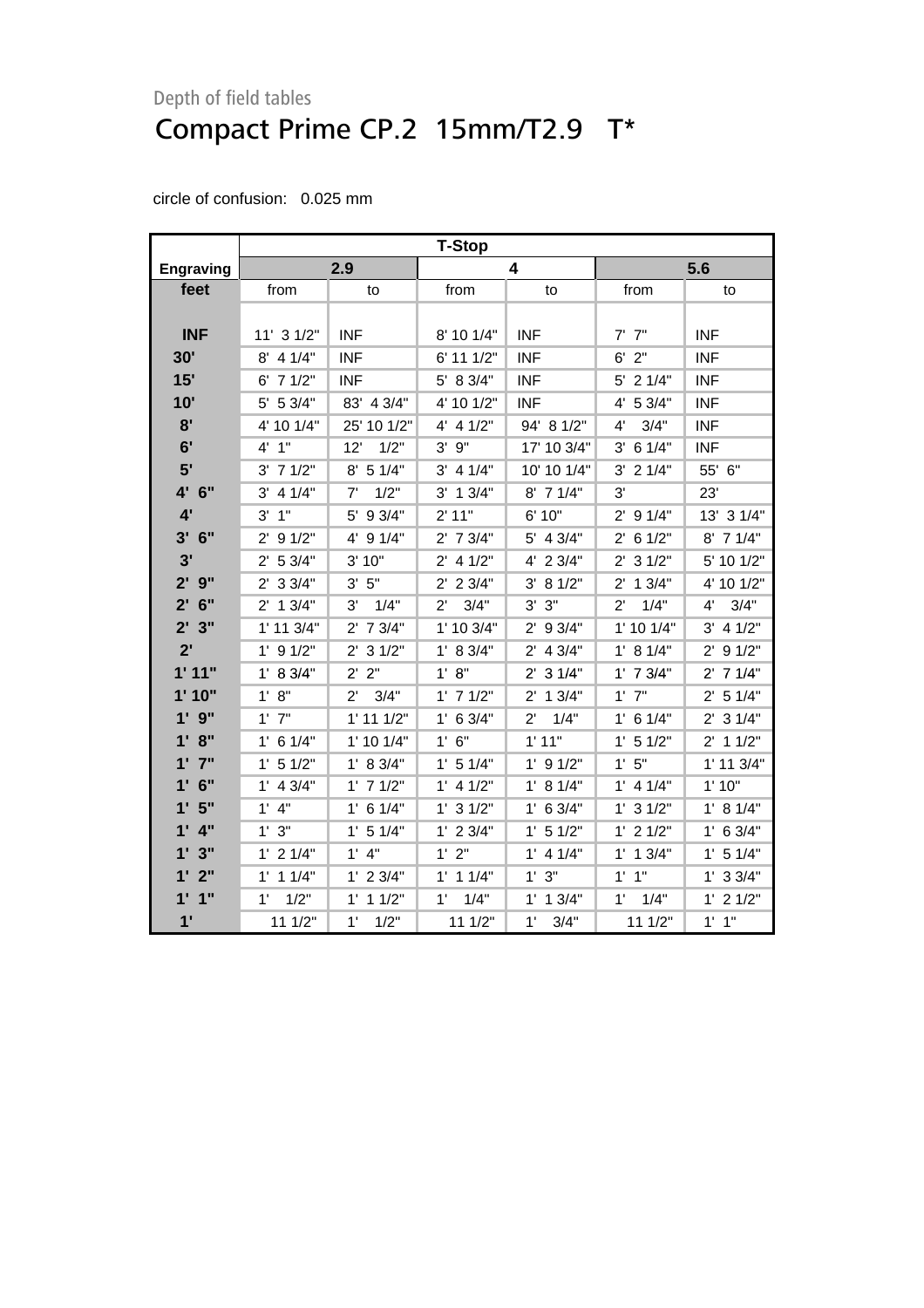Depth of field tables

# Compact Prime CP.2  15mm/T2.9   T*

circle of confusion:   0.025 mm

| | T-Stop | | | | | |
|---|---|---|---|---|---|---|
| **Engraving** | **2.9** | | **4** | | **5.6** | |
| **feet** | from | to | from | to | from | to |
| **INF** | 11'  3 1/2" | INF | 8' 10 1/4" | INF | 7'  7" | INF |
| **30'** | 8'  4 1/4" | INF | 6' 11 1/2" | INF | 6'  2" | INF |
| **15'** | 6'  7 1/2" | INF | 5'  8 3/4" | INF | 5'  2 1/4" | INF |
| **10'** | 5'  5 3/4" | 83'  4 3/4" | 4' 10 1/2" | INF | 4'  5 3/4" | INF |
| **8'** | 4' 10 1/4" | 25' 10 1/2" | 4'  4 1/2" | 94'  8 1/2" | 4'    3/4" | INF |
| **6'** | 4'  1" | 12'    1/2" | 3'  9" | 17' 10 3/4" | 3'  6 1/4" | INF |
| **5'** | 3'  7 1/2" | 8'  5 1/4" | 3'  4 1/4" | 10' 10 1/4" | 3'  2 1/4" | 55'  6" |
| **4'  6"** | 3'  4 1/4" | 7'    1/2" | 3'  1 3/4" | 8'  7 1/4" | 3' | 23' |
| **4'** | 3'  1" | 5'  9 3/4" | 2' 11" | 6' 10" | 2'  9 1/4" | 13'  3 1/4" |
| **3'  6"** | 2'  9 1/2" | 4'  9 1/4" | 2'  7 3/4" | 5'  4 3/4" | 2'  6 1/2" | 8'  7 1/4" |
| **3'** | 2'  5 3/4" | 3' 10" | 2'  4 1/2" | 4'  2 3/4" | 2'  3 1/2" | 5' 10 1/2" |
| **2'  9"** | 2'  3 3/4" | 3'  5" | 2'  2 3/4" | 3'  8 1/2" | 2'  1 3/4" | 4' 10 1/2" |
| **2'  6"** | 2'  1 3/4" | 3'    1/4" | 2'    3/4" | 3'  3" | 2'    1/4" | 4'    3/4" |
| **2'  3"** | 1' 11 3/4" | 2'  7 3/4" | 1' 10 3/4" | 2'  9 3/4" | 1' 10 1/4" | 3'  4 1/2" |
| **2'** | 1'  9 1/2" | 2'  3 1/2" | 1'  8 3/4" | 2'  4 3/4" | 1'  8 1/4" | 2'  9 1/2" |
| **1' 11"** | 1'  8 3/4" | 2'  2" | 1'  8" | 2'  3 1/4" | 1'  7 3/4" | 2'  7 1/4" |
| **1' 10"** | 1'  8" | 2'    3/4" | 1'  7 1/2" | 2'  1 3/4" | 1'  7" | 2'  5 1/4" |
| **1'  9"** | 1'  7" | 1' 11 1/2" | 1'  6 3/4" | 2'    1/4" | 1'  6 1/4" | 2'  3 1/4" |
| **1'  8"** | 1'  6 1/4" | 1' 10 1/4" | 1'  6" | 1' 11" | 1'  5 1/2" | 2'  1 1/2" |
| **1'  7"** | 1'  5 1/2" | 1'  8 3/4" | 1'  5 1/4" | 1'  9 1/2" | 1'  5" | 1' 11 3/4" |
| **1'  6"** | 1'  4 3/4" | 1'  7 1/2" | 1'  4 1/2" | 1'  8 1/4" | 1'  4 1/4" | 1' 10" |
| **1'  5"** | 1'  4" | 1'  6 1/4" | 1'  3 1/2" | 1'  6 3/4" | 1'  3 1/2" | 1'  8 1/4" |
| **1'  4"** | 1'  3" | 1'  5 1/4" | 1'  2 3/4" | 1'  5 1/2" | 1'  2 1/2" | 1'  6 3/4" |
| **1'  3"** | 1'  2 1/4" | 1'  4" | 1'  2" | 1'  4 1/4" | 1'  1 3/4" | 1'  5 1/4" |
| **1'  2"** | 1'  1 1/4" | 1'  2 3/4" | 1'  1 1/4" | 1'  3" | 1'  1" | 1'  3 3/4" |
| **1'  1"** | 1'    1/2" | 1'  1 1/2" | 1'    1/4" | 1'  1 3/4" | 1'    1/4" | 1'  2 1/2" |
| **1'** | 11 1/2" | 1'    1/2" | 11 1/2" | 1'    3/4" | 11 1/2" | 1'  1" |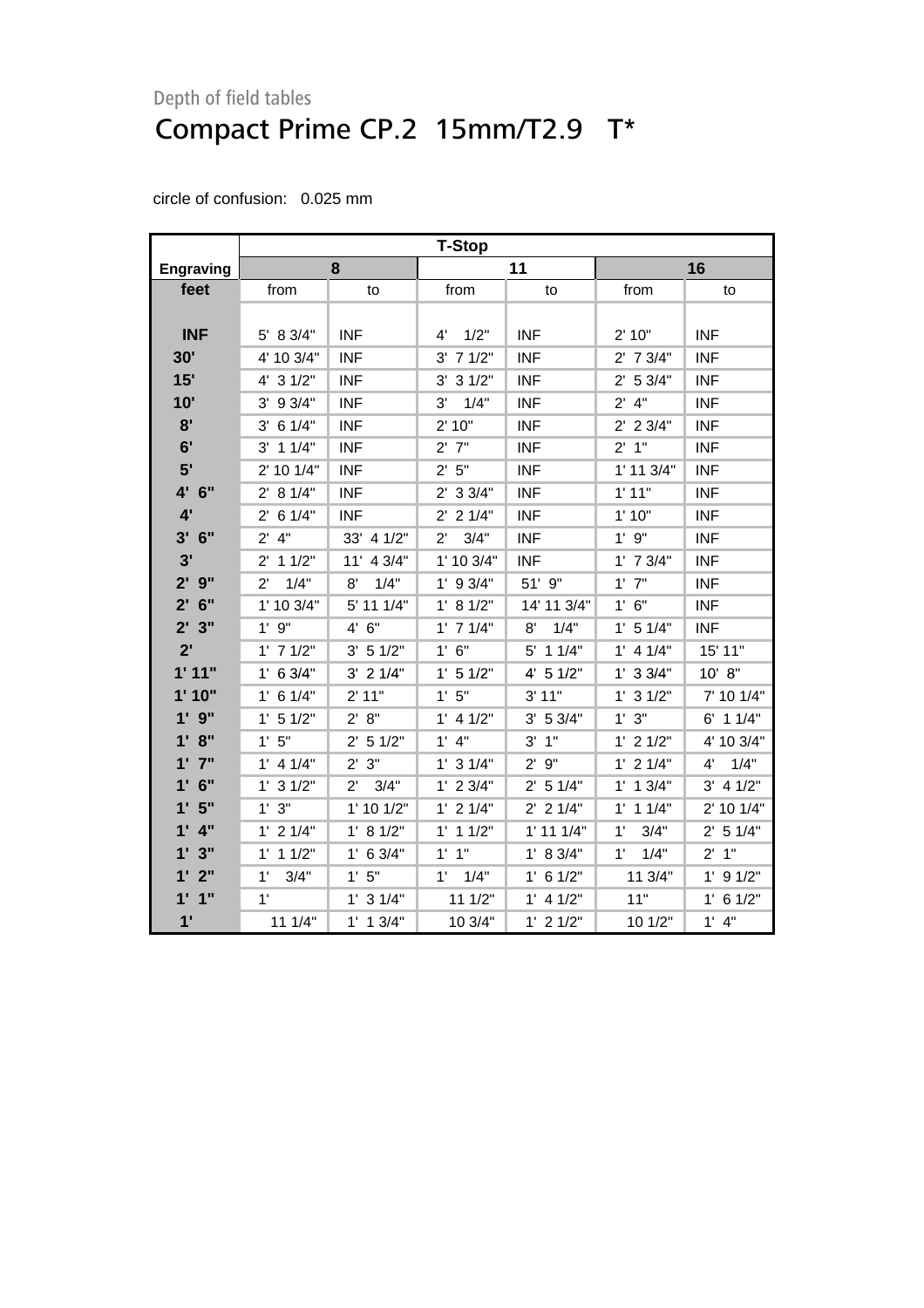Depth of field tables

# Compact Prime CP.2 15mm/T2.9 T*

circle of confusion: 0.025 mm

| | T-Stop | | | | | |
|---|---|---|---|---|---|---|
| Engraving | 8 | | 11 | | 16 | |
| feet | from | to | from | to | from | to |
| INF | 5' 8 3/4" | INF | 4' 1/2" | INF | 2' 10" | INF |
| 30' | 4' 10 3/4" | INF | 3' 7 1/2" | INF | 2' 7 3/4" | INF |
| 15' | 4' 3 1/2" | INF | 3' 3 1/2" | INF | 2' 5 3/4" | INF |
| 10' | 3' 9 3/4" | INF | 3' 1/4" | INF | 2' 4" | INF |
| 8' | 3' 6 1/4" | INF | 2' 10" | INF | 2' 2 3/4" | INF |
| 6' | 3' 1 1/4" | INF | 2' 7" | INF | 2' 1" | INF |
| 5' | 2' 10 1/4" | INF | 2' 5" | INF | 1' 11 3/4" | INF |
| 4' 6" | 2' 8 1/4" | INF | 2' 3 3/4" | INF | 1' 11" | INF |
| 4' | 2' 6 1/4" | INF | 2' 2 1/4" | INF | 1' 10" | INF |
| 3' 6" | 2' 4" | 33' 4 1/2" | 2' 3/4" | INF | 1' 9" | INF |
| 3' | 2' 1 1/2" | 11' 4 3/4" | 1' 10 3/4" | INF | 1' 7 3/4" | INF |
| 2' 9" | 2' 1/4" | 8' 1/4" | 1' 9 3/4" | 51' 9" | 1' 7" | INF |
| 2' 6" | 1' 10 3/4" | 5' 11 1/4" | 1' 8 1/2" | 14' 11 3/4" | 1' 6" | INF |
| 2' 3" | 1' 9" | 4' 6" | 1' 7 1/4" | 8' 1/4" | 1' 5 1/4" | INF |
| 2' | 1' 7 1/2" | 3' 5 1/2" | 1' 6" | 5' 1 1/4" | 1' 4 1/4" | 15' 11" |
| 1' 11" | 1' 6 3/4" | 3' 2 1/4" | 1' 5 1/2" | 4' 5 1/2" | 1' 3 3/4" | 10' 8" |
| 1' 10" | 1' 6 1/4" | 2' 11" | 1' 5" | 3' 11" | 1' 3 1/2" | 7' 10 1/4" |
| 1' 9" | 1' 5 1/2" | 2' 8" | 1' 4 1/2" | 3' 5 3/4" | 1' 3" | 6' 1 1/4" |
| 1' 8" | 1' 5" | 2' 5 1/2" | 1' 4" | 3' 1" | 1' 2 1/2" | 4' 10 3/4" |
| 1' 7" | 1' 4 1/4" | 2' 3" | 1' 3 1/4" | 2' 9" | 1' 2 1/4" | 4' 1/4" |
| 1' 6" | 1' 3 1/2" | 2' 3/4" | 1' 2 3/4" | 2' 5 1/4" | 1' 1 3/4" | 3' 4 1/2" |
| 1' 5" | 1' 3" | 1' 10 1/2" | 1' 2 1/4" | 2' 2 1/4" | 1' 1 1/4" | 2' 10 1/4" |
| 1' 4" | 1' 2 1/4" | 1' 8 1/2" | 1' 1 1/2" | 1' 11 1/4" | 1' 3/4" | 2' 5 1/4" |
| 1' 3" | 1' 1 1/2" | 1' 6 3/4" | 1' 1" | 1' 8 3/4" | 1' 1/4" | 2' 1" |
| 1' 2" | 1' 3/4" | 1' 5" | 1' 1/4" | 1' 6 1/2" | 11 3/4" | 1' 9 1/2" |
| 1' 1" | 1' | 1' 3 1/4" | 11 1/2" | 1' 4 1/2" | 11" | 1' 6 1/2" |
| 1' | 11 1/4" | 1' 1 3/4" | 10 3/4" | 1' 2 1/2" | 10 1/2" | 1' 4" |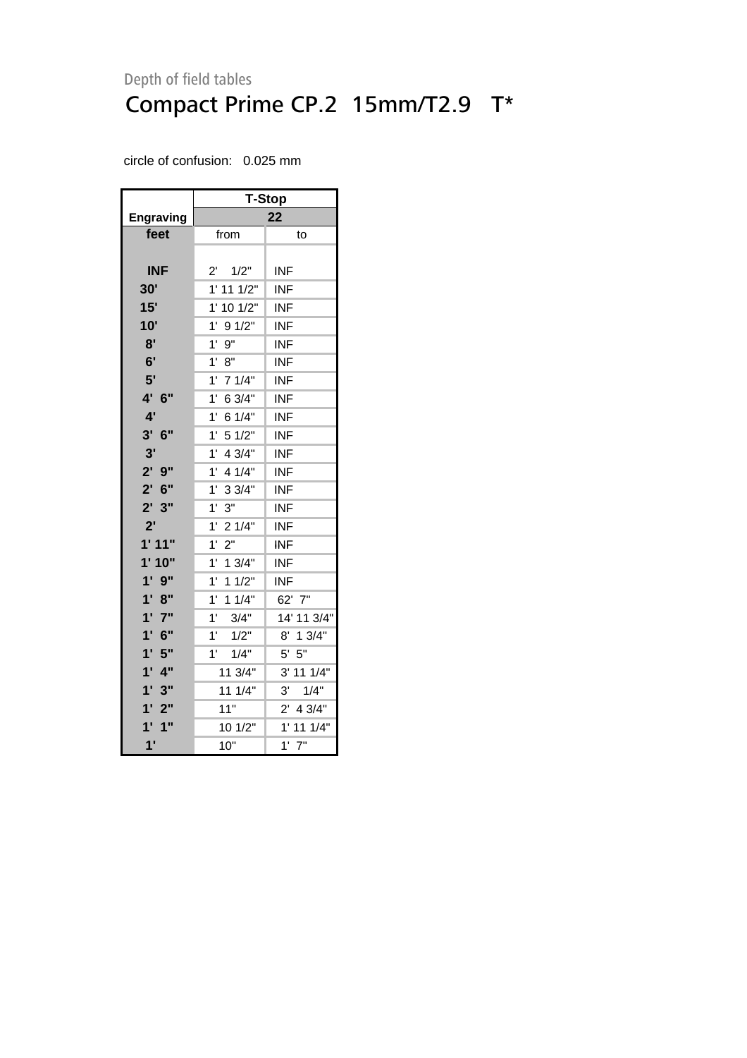Depth of field tables

# Compact Prime CP.2 15mm/T2.9 T*

circle of confusion: 0.025 mm

| | T-Stop | |
|---|---|---|
| **Engraving** | **22** | |
| **feet** | from | to |
| **INF** | 2' 1/2" | INF |
| **30'** | 1' 11 1/2" | INF |
| **15'** | 1' 10 1/2" | INF |
| **10'** | 1' 9 1/2" | INF |
| **8'** | 1' 9" | INF |
| **6'** | 1' 8" | INF |
| **5'** | 1' 7 1/4" | INF |
| **4' 6"** | 1' 6 3/4" | INF |
| **4'** | 1' 6 1/4" | INF |
| **3' 6"** | 1' 5 1/2" | INF |
| **3'** | 1' 4 3/4" | INF |
| **2' 9"** | 1' 4 1/4" | INF |
| **2' 6"** | 1' 3 3/4" | INF |
| **2' 3"** | 1' 3" | INF |
| **2'** | 1' 2 1/4" | INF |
| **1' 11"** | 1' 2" | INF |
| **1' 10"** | 1' 1 3/4" | INF |
| **1' 9"** | 1' 1 1/2" | INF |
| **1' 8"** | 1' 1 1/4" | 62' 7" |
| **1' 7"** | 1' 3/4" | 14' 11 3/4" |
| **1' 6"** | 1' 1/2" | 8' 1 3/4" |
| **1' 5"** | 1' 1/4" | 5' 5" |
| **1' 4"** | 11 3/4" | 3' 11 1/4" |
| **1' 3"** | 11 1/4" | 3' 1/4" |
| **1' 2"** | 11" | 2' 4 3/4" |
| **1' 1"** | 10 1/2" | 1' 11 1/4" |
| **1'** | 10" | 1' 7" |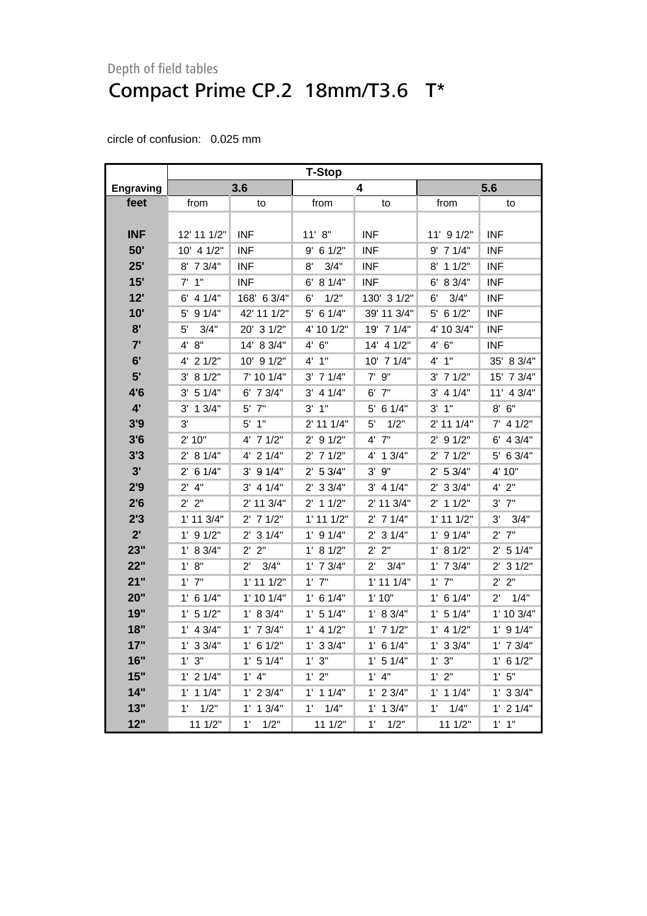Depth of field tables

# Compact Prime CP.2  18mm/T3.6   T*

circle of confusion:   0.025 mm

| Engraving | T-Stop 3.6 | | 4 | | 5.6 | |
|---|---|---|---|---|---|---|
| feet | from | to | from | to | from | to |
| INF | 12' 11 1/2" | INF | 11' 8" | INF | 11' 9 1/2" | INF |
| 50' | 10' 4 1/2" | INF | 9' 6 1/2" | INF | 9' 7 1/4" | INF |
| 25' | 8' 7 3/4" | INF | 8' 3/4" | INF | 8' 1 1/2" | INF |
| 15' | 7' 1" | INF | 6' 8 1/4" | INF | 6' 8 3/4" | INF |
| 12' | 6' 4 1/4" | 168' 6 3/4" | 6' 1/2" | 130' 3 1/2" | 6' 3/4" | INF |
| 10' | 5' 9 1/4" | 42' 11 1/2" | 5' 6 1/4" | 39' 11 3/4" | 5' 6 1/2" | INF |
| 8' | 5' 3/4" | 20' 3 1/2" | 4' 10 1/2" | 19' 7 1/4" | 4' 10 3/4" | INF |
| 7' | 4' 8" | 14' 8 3/4" | 4' 6" | 14' 4 1/2" | 4' 6" | INF |
| 6' | 4' 2 1/2" | 10' 9 1/2" | 4' 1" | 10' 7 1/4" | 4' 1" | 35' 8 3/4" |
| 5' | 3' 8 1/2" | 7' 10 1/4" | 3' 7 1/4" | 7' 9" | 3' 7 1/2" | 15' 7 3/4" |
| 4'6 | 3' 5 1/4" | 6' 7 3/4" | 3' 4 1/4" | 6' 7" | 3' 4 1/4" | 11' 4 3/4" |
| 4' | 3' 1 3/4" | 5' 7" | 3' 1" | 5' 6 1/4" | 3' 1" | 8' 6" |
| 3'9 | 3' | 5' 1" | 2' 11 1/4" | 5' 1/2" | 2' 11 1/4" | 7' 4 1/2" |
| 3'6 | 2' 10" | 4' 7 1/2" | 2' 9 1/2" | 4' 7" | 2' 9 1/2" | 6' 4 3/4" |
| 3'3 | 2' 8 1/4" | 4' 2 1/4" | 2' 7 1/2" | 4' 1 3/4" | 2' 7 1/2" | 5' 6 3/4" |
| 3' | 2' 6 1/4" | 3' 9 1/4" | 2' 5 3/4" | 3' 9" | 2' 5 3/4" | 4' 10" |
| 2'9 | 2' 4" | 3' 4 1/4" | 2' 3 3/4" | 3' 4 1/4" | 2' 3 3/4" | 4' 2" |
| 2'6 | 2' 2" | 2' 11 3/4" | 2' 1 1/2" | 2' 11 3/4" | 2' 1 1/2" | 3' 7" |
| 2'3 | 1' 11 3/4" | 2' 7 1/2" | 1' 11 1/2" | 2' 7 1/4" | 1' 11 1/2" | 3' 3/4" |
| 2' | 1' 9 1/2" | 2' 3 1/4" | 1' 9 1/4" | 2' 3 1/4" | 1' 9 1/4" | 2' 7" |
| 23" | 1' 8 3/4" | 2' 2" | 1' 8 1/2" | 2' 2" | 1' 8 1/2" | 2' 5 1/4" |
| 22" | 1' 8" | 2' 3/4" | 1' 7 3/4" | 2' 3/4" | 1' 7 3/4" | 2' 3 1/2" |
| 21" | 1' 7" | 1' 11 1/2" | 1' 7" | 1' 11 1/4" | 1' 7" | 2' 2" |
| 20" | 1' 6 1/4" | 1' 10 1/4" | 1' 6 1/4" | 1' 10" | 1' 6 1/4" | 2' 1/4" |
| 19" | 1' 5 1/2" | 1' 8 3/4" | 1' 5 1/4" | 1' 8 3/4" | 1' 5 1/4" | 1' 10 3/4" |
| 18" | 1' 4 3/4" | 1' 7 3/4" | 1' 4 1/2" | 1' 7 1/2" | 1' 4 1/2" | 1' 9 1/4" |
| 17" | 1' 3 3/4" | 1' 6 1/2" | 1' 3 3/4" | 1' 6 1/4" | 1' 3 3/4" | 1' 7 3/4" |
| 16" | 1' 3" | 1' 5 1/4" | 1' 3" | 1' 5 1/4" | 1' 3" | 1' 6 1/2" |
| 15" | 1' 2 1/4" | 1' 4" | 1' 2" | 1' 4" | 1' 2" | 1' 5" |
| 14" | 1' 1 1/4" | 1' 2 3/4" | 1' 1 1/4" | 1' 2 3/4" | 1' 1 1/4" | 1' 3 3/4" |
| 13" | 1' 1/2" | 1' 1 3/4" | 1' 1/4" | 1' 1 3/4" | 1' 1/4" | 1' 2 1/4" |
| 12" | 11 1/2" | 1' 1/2" | 11 1/2" | 1' 1/2" | 11 1/2" | 1' 1" |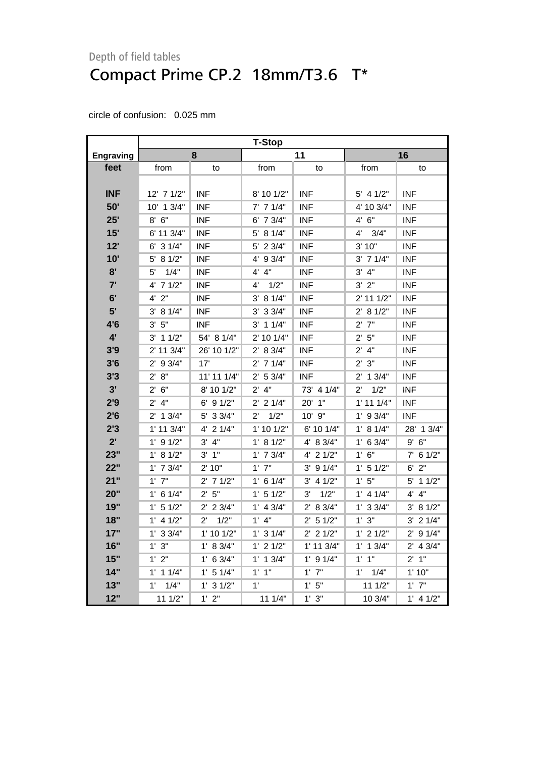Depth of field tables

# Compact Prime CP.2 18mm/T3.6 T*

circle of confusion: 0.025 mm

| | T-Stop | | | | | |
|---|---|---|---|---|---|---|
| **Engraving** | **8** | | **11** | | **16** | |
| **feet** | from | to | from | to | from | to |
| **INF** | 12' 7 1/2" | INF | 8' 10 1/2" | INF | 5' 4 1/2" | INF |
| **50'** | 10' 1 3/4" | INF | 7' 7 1/4" | INF | 4' 10 3/4" | INF |
| **25'** | 8' 6" | INF | 6' 7 3/4" | INF | 4' 6" | INF |
| **15'** | 6' 11 3/4" | INF | 5' 8 1/4" | INF | 4' 3/4" | INF |
| **12'** | 6' 3 1/4" | INF | 5' 2 3/4" | INF | 3' 10" | INF |
| **10'** | 5' 8 1/2" | INF | 4' 9 3/4" | INF | 3' 7 1/4" | INF |
| **8'** | 5' 1/4" | INF | 4' 4" | INF | 3' 4" | INF |
| **7'** | 4' 7 1/2" | INF | 4' 1/2" | INF | 3' 2" | INF |
| **6'** | 4' 2" | INF | 3' 8 1/4" | INF | 2' 11 1/2" | INF |
| **5'** | 3' 8 1/4" | INF | 3' 3 3/4" | INF | 2' 8 1/2" | INF |
| **4'6** | 3' 5" | INF | 3' 1 1/4" | INF | 2' 7" | INF |
| **4'** | 3' 1 1/2" | 54' 8 1/4" | 2' 10 1/4" | INF | 2' 5" | INF |
| **3'9** | 2' 11 3/4" | 26' 10 1/2" | 2' 8 3/4" | INF | 2' 4" | INF |
| **3'6** | 2' 9 3/4" | 17' | 2' 7 1/4" | INF | 2' 3" | INF |
| **3'3** | 2' 8" | 11' 11 1/4" | 2' 5 3/4" | INF | 2' 1 3/4" | INF |
| **3'** | 2' 6" | 8' 10 1/2" | 2' 4" | 73' 4 1/4" | 2' 1/2" | INF |
| **2'9** | 2' 4" | 6' 9 1/2" | 2' 2 1/4" | 20' 1" | 1' 11 1/4" | INF |
| **2'6** | 2' 1 3/4" | 5' 3 3/4" | 2' 1/2" | 10' 9" | 1' 9 3/4" | INF |
| **2'3** | 1' 11 3/4" | 4' 2 1/4" | 1' 10 1/2" | 6' 10 1/4" | 1' 8 1/4" | 28' 1 3/4" |
| **2'** | 1' 9 1/2" | 3' 4" | 1' 8 1/2" | 4' 8 3/4" | 1' 6 3/4" | 9' 6" |
| **23"** | 1' 8 1/2" | 3' 1" | 1' 7 3/4" | 4' 2 1/2" | 1' 6" | 7' 6 1/2" |
| **22"** | 1' 7 3/4" | 2' 10" | 1' 7" | 3' 9 1/4" | 1' 5 1/2" | 6' 2" |
| **21"** | 1' 7" | 2' 7 1/2" | 1' 6 1/4" | 3' 4 1/2" | 1' 5" | 5' 1 1/2" |
| **20"** | 1' 6 1/4" | 2' 5" | 1' 5 1/2" | 3' 1/2" | 1' 4 1/4" | 4' 4" |
| **19"** | 1' 5 1/2" | 2' 2 3/4" | 1' 4 3/4" | 2' 8 3/4" | 1' 3 3/4" | 3' 8 1/2" |
| **18"** | 1' 4 1/2" | 2' 1/2" | 1' 4" | 2' 5 1/2" | 1' 3" | 3' 2 1/4" |
| **17"** | 1' 3 3/4" | 1' 10 1/2" | 1' 3 1/4" | 2' 2 1/2" | 1' 2 1/2" | 2' 9 1/4" |
| **16"** | 1' 3" | 1' 8 3/4" | 1' 2 1/2" | 1' 11 3/4" | 1' 1 3/4" | 2' 4 3/4" |
| **15"** | 1' 2" | 1' 6 3/4" | 1' 1 3/4" | 1' 9 1/4" | 1' 1" | 2' 1" |
| **14"** | 1' 1 1/4" | 1' 5 1/4" | 1' 1" | 1' 7" | 1' 1/4" | 1' 10" |
| **13"** | 1' 1/4" | 1' 3 1/2" | 1' | 1' 5" | 11 1/2" | 1' 7" |
| **12"** | 11 1/2" | 1' 2" | 11 1/4" | 1' 3" | 10 3/4" | 1' 4 1/2" |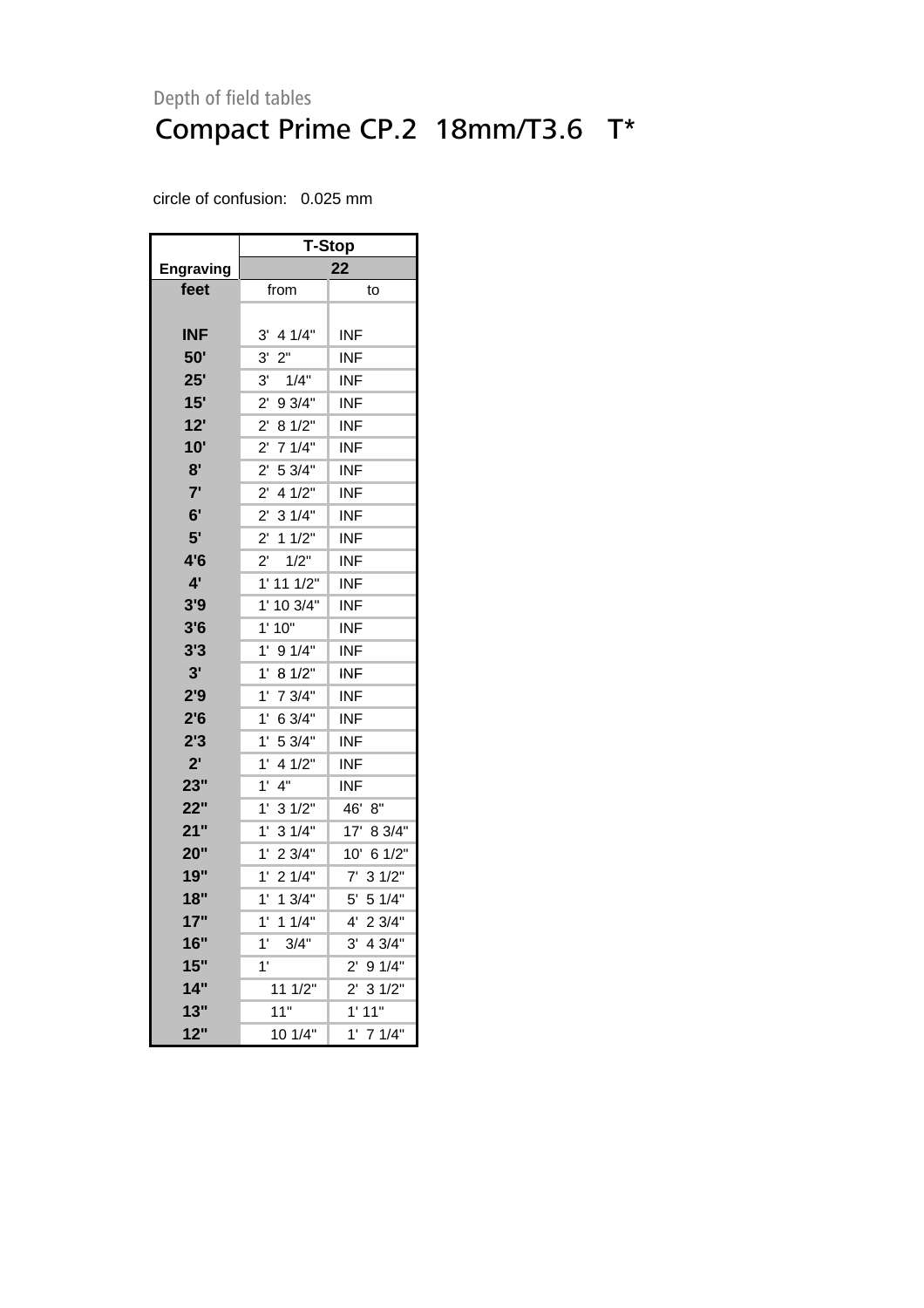Depth of field tables

# Compact Prime CP.2 18mm/T3.6 T*

circle of confusion: 0.025 mm

| | T-Stop | |
|---|---|---|
| Engraving | 22 | |
| feet | from | to |
| INF | 3' 4 1/4" | INF |
| 50' | 3' 2" | INF |
| 25' | 3' 1/4" | INF |
| 15' | 2' 9 3/4" | INF |
| 12' | 2' 8 1/2" | INF |
| 10' | 2' 7 1/4" | INF |
| 8' | 2' 5 3/4" | INF |
| 7' | 2' 4 1/2" | INF |
| 6' | 2' 3 1/4" | INF |
| 5' | 2' 1 1/2" | INF |
| 4'6 | 2' 1/2" | INF |
| 4' | 1' 11 1/2" | INF |
| 3'9 | 1' 10 3/4" | INF |
| 3'6 | 1' 10" | INF |
| 3'3 | 1' 9 1/4" | INF |
| 3' | 1' 8 1/2" | INF |
| 2'9 | 1' 7 3/4" | INF |
| 2'6 | 1' 6 3/4" | INF |
| 2'3 | 1' 5 3/4" | INF |
| 2' | 1' 4 1/2" | INF |
| 23" | 1' 4" | INF |
| 22" | 1' 3 1/2" | 46' 8" |
| 21" | 1' 3 1/4" | 17' 8 3/4" |
| 20" | 1' 2 3/4" | 10' 6 1/2" |
| 19" | 1' 2 1/4" | 7' 3 1/2" |
| 18" | 1' 1 3/4" | 5' 5 1/4" |
| 17" | 1' 1 1/4" | 4' 2 3/4" |
| 16" | 1' 3/4" | 3' 4 3/4" |
| 15" | 1' | 2' 9 1/4" |
| 14" | 11 1/2" | 2' 3 1/2" |
| 13" | 11" | 1' 11" |
| 12" | 10 1/4" | 1' 7 1/4" |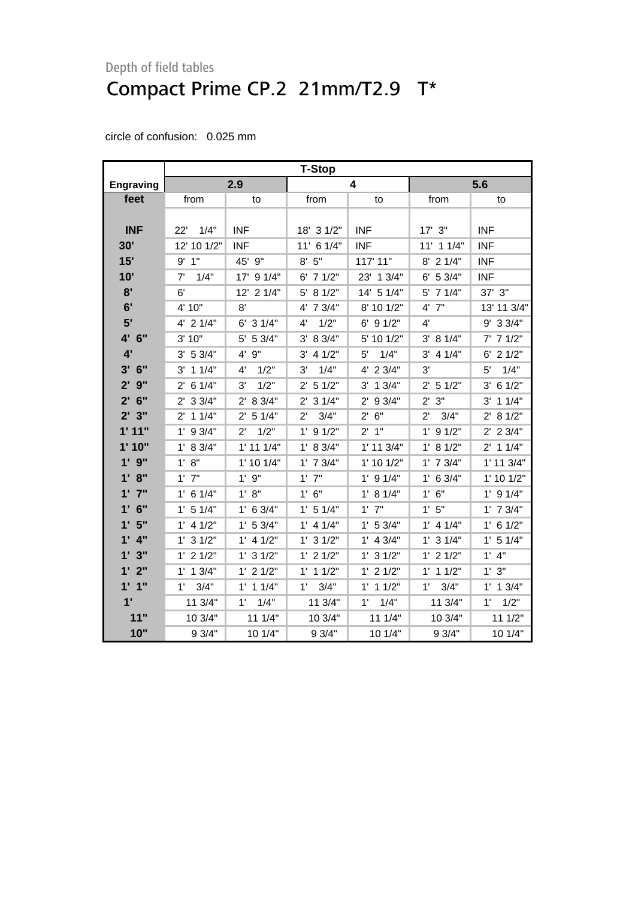Depth of field tables

# Compact Prime CP.2 21mm/T2.9 T*

circle of confusion: 0.025 mm

| | T-Stop | | | | | |
|---|---|---|---|---|---|---|
| **Engraving** | **2.9** | | **4** | | **5.6** | |
| **feet** | from | to | from | to | from | to |
| **INF** | 22' 1/4" | INF | 18' 3 1/2" | INF | 17' 3" | INF |
| **30'** | 12' 10 1/2" | INF | 11' 6 1/4" | INF | 11' 1 1/4" | INF |
| **15'** | 9' 1" | 45' 9" | 8' 5" | 117' 11" | 8' 2 1/4" | INF |
| **10'** | 7' 1/4" | 17' 9 1/4" | 6' 7 1/2" | 23' 1 3/4" | 6' 5 3/4" | INF |
| **8'** | 6' | 12' 2 1/4" | 5' 8 1/2" | 14' 5 1/4" | 5' 7 1/4" | 37' 3" |
| **6'** | 4' 10" | 8' | 4' 7 3/4" | 8' 10 1/2" | 4' 7" | 13' 11 3/4" |
| **5'** | 4' 2 1/4" | 6' 3 1/4" | 4' 1/2" | 6' 9 1/2" | 4' | 9' 3 3/4" |
| **4' 6"** | 3' 10" | 5' 5 3/4" | 3' 8 3/4" | 5' 10 1/2" | 3' 8 1/4" | 7' 7 1/2" |
| **4'** | 3' 5 3/4" | 4' 9" | 3' 4 1/2" | 5' 1/4" | 3' 4 1/4" | 6' 2 1/2" |
| **3' 6"** | 3' 1 1/4" | 4' 1/2" | 3' 1/4" | 4' 2 3/4" | 3' | 5' 1/4" |
| **2' 9"** | 2' 6 1/4" | 3' 1/2" | 2' 5 1/2" | 3' 1 3/4" | 2' 5 1/2" | 3' 6 1/2" |
| **2' 6"** | 2' 3 3/4" | 2' 8 3/4" | 2' 3 1/4" | 2' 9 3/4" | 2' 3" | 3' 1 1/4" |
| **2' 3"** | 2' 1 1/4" | 2' 5 1/4" | 2' 3/4" | 2' 6" | 2' 3/4" | 2' 8 1/2" |
| **1' 11"** | 1' 9 3/4" | 2' 1/2" | 1' 9 1/2" | 2' 1" | 1' 9 1/2" | 2' 2 3/4" |
| **1' 10"** | 1' 8 3/4" | 1' 11 1/4" | 1' 8 3/4" | 1' 11 3/4" | 1' 8 1/2" | 2' 1 1/4" |
| **1' 9"** | 1' 8" | 1' 10 1/4" | 1' 7 3/4" | 1' 10 1/2" | 1' 7 3/4" | 1' 11 3/4" |
| **1' 8"** | 1' 7" | 1' 9" | 1' 7" | 1' 9 1/4" | 1' 6 3/4" | 1' 10 1/2" |
| **1' 7"** | 1' 6 1/4" | 1' 8" | 1' 6" | 1' 8 1/4" | 1' 6" | 1' 9 1/4" |
| **1' 6"** | 1' 5 1/4" | 1' 6 3/4" | 1' 5 1/4" | 1' 7" | 1' 5" | 1' 7 3/4" |
| **1' 5"** | 1' 4 1/2" | 1' 5 3/4" | 1' 4 1/4" | 1' 5 3/4" | 1' 4 1/4" | 1' 6 1/2" |
| **1' 4"** | 1' 3 1/2" | 1' 4 1/2" | 1' 3 1/2" | 1' 4 3/4" | 1' 3 1/4" | 1' 5 1/4" |
| **1' 3"** | 1' 2 1/2" | 1' 3 1/2" | 1' 2 1/2" | 1' 3 1/2" | 1' 2 1/2" | 1' 4" |
| **1' 2"** | 1' 1 3/4" | 1' 2 1/2" | 1' 1 1/2" | 1' 2 1/2" | 1' 1 1/2" | 1' 3" |
| **1' 1"** | 1' 3/4" | 1' 1 1/4" | 1' 3/4" | 1' 1 1/2" | 1' 3/4" | 1' 1 3/4" |
| **1'** | 11 3/4" | 1' 1/4" | 11 3/4" | 1' 1/4" | 11 3/4" | 1' 1/2" |
| **11"** | 10 3/4" | 11 1/4" | 10 3/4" | 11 1/4" | 10 3/4" | 11 1/2" |
| **10"** | 9 3/4" | 10 1/4" | 9 3/4" | 10 1/4" | 9 3/4" | 10 1/4" |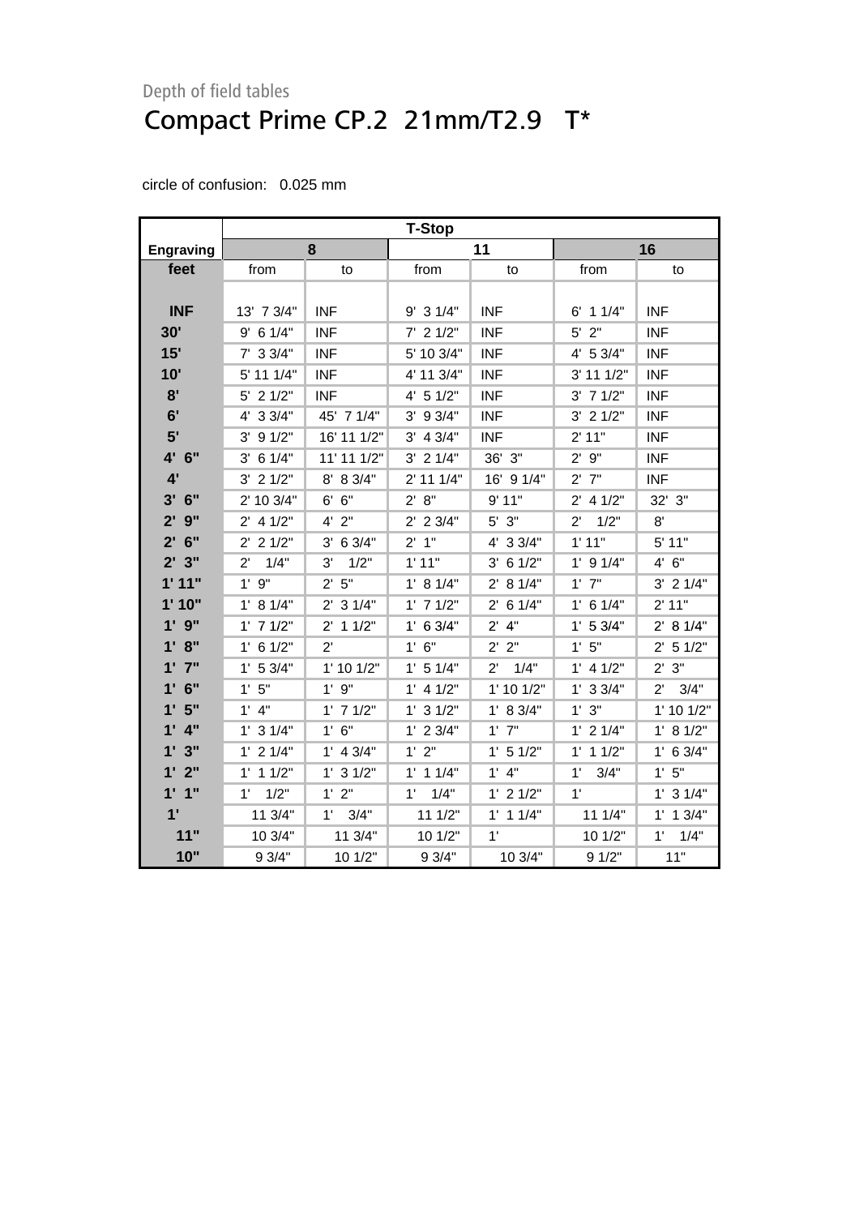Depth of field tables

# Compact Prime CP.2 21mm/T2.9 T*

circle of confusion: 0.025 mm

| | T-Stop | | | | | |
|---|---|---|---|---|---|---|
| **Engraving** | **8** | | **11** | | **16** | |
| **feet** | from | to | from | to | from | to |
| **INF** | 13' 7 3/4" | INF | 9' 3 1/4" | INF | 6' 1 1/4" | INF |
| **30'** | 9' 6 1/4" | INF | 7' 2 1/2" | INF | 5' 2" | INF |
| **15'** | 7' 3 3/4" | INF | 5' 10 3/4" | INF | 4' 5 3/4" | INF |
| **10'** | 5' 11 1/4" | INF | 4' 11 3/4" | INF | 3' 11 1/2" | INF |
| **8'** | 5' 2 1/2" | INF | 4' 5 1/2" | INF | 3' 7 1/2" | INF |
| **6'** | 4' 3 3/4" | 45' 7 1/4" | 3' 9 3/4" | INF | 3' 2 1/2" | INF |
| **5'** | 3' 9 1/2" | 16' 11 1/2" | 3' 4 3/4" | INF | 2' 11" | INF |
| **4' 6"** | 3' 6 1/4" | 11' 11 1/2" | 3' 2 1/4" | 36' 3" | 2' 9" | INF |
| **4'** | 3' 2 1/2" | 8' 8 3/4" | 2' 11 1/4" | 16' 9 1/4" | 2' 7" | INF |
| **3' 6"** | 2' 10 3/4" | 6' 6" | 2' 8" | 9' 11" | 2' 4 1/2" | 32' 3" |
| **2' 9"** | 2' 4 1/2" | 4' 2" | 2' 2 3/4" | 5' 3" | 2' 1/2" | 8' |
| **2' 6"** | 2' 2 1/2" | 3' 6 3/4" | 2' 1" | 4' 3 3/4" | 1' 11" | 5' 11" |
| **2' 3"** | 2' 1/4" | 3' 1/2" | 1' 11" | 3' 6 1/2" | 1' 9 1/4" | 4' 6" |
| **1' 11"** | 1' 9" | 2' 5" | 1' 8 1/4" | 2' 8 1/4" | 1' 7" | 3' 2 1/4" |
| **1' 10"** | 1' 8 1/4" | 2' 3 1/4" | 1' 7 1/2" | 2' 6 1/4" | 1' 6 1/4" | 2' 11" |
| **1' 9"** | 1' 7 1/2" | 2' 1 1/2" | 1' 6 3/4" | 2' 4" | 1' 5 3/4" | 2' 8 1/4" |
| **1' 8"** | 1' 6 1/2" | 2' | 1' 6" | 2' 2" | 1' 5" | 2' 5 1/2" |
| **1' 7"** | 1' 5 3/4" | 1' 10 1/2" | 1' 5 1/4" | 2' 1/4" | 1' 4 1/2" | 2' 3" |
| **1' 6"** | 1' 5" | 1' 9" | 1' 4 1/2" | 1' 10 1/2" | 1' 3 3/4" | 2' 3/4" |
| **1' 5"** | 1' 4" | 1' 7 1/2" | 1' 3 1/2" | 1' 8 3/4" | 1' 3" | 1' 10 1/2" |
| **1' 4"** | 1' 3 1/4" | 1' 6" | 1' 2 3/4" | 1' 7" | 1' 2 1/4" | 1' 8 1/2" |
| **1' 3"** | 1' 2 1/4" | 1' 4 3/4" | 1' 2" | 1' 5 1/2" | 1' 1 1/2" | 1' 6 3/4" |
| **1' 2"** | 1' 1 1/2" | 1' 3 1/2" | 1' 1 1/4" | 1' 4" | 1' 3/4" | 1' 5" |
| **1' 1"** | 1' 1/2" | 1' 2" | 1' 1/4" | 1' 2 1/2" | 1' | 1' 3 1/4" |
| **1'** | 11 3/4" | 1' 3/4" | 11 1/2" | 1' 1 1/4" | 11 1/4" | 1' 1 3/4" |
| **11"** | 10 3/4" | 11 3/4" | 10 1/2" | 1' | 10 1/2" | 1' 1/4" |
| **10"** | 9 3/4" | 10 1/2" | 9 3/4" | 10 3/4" | 9 1/2" | 11" |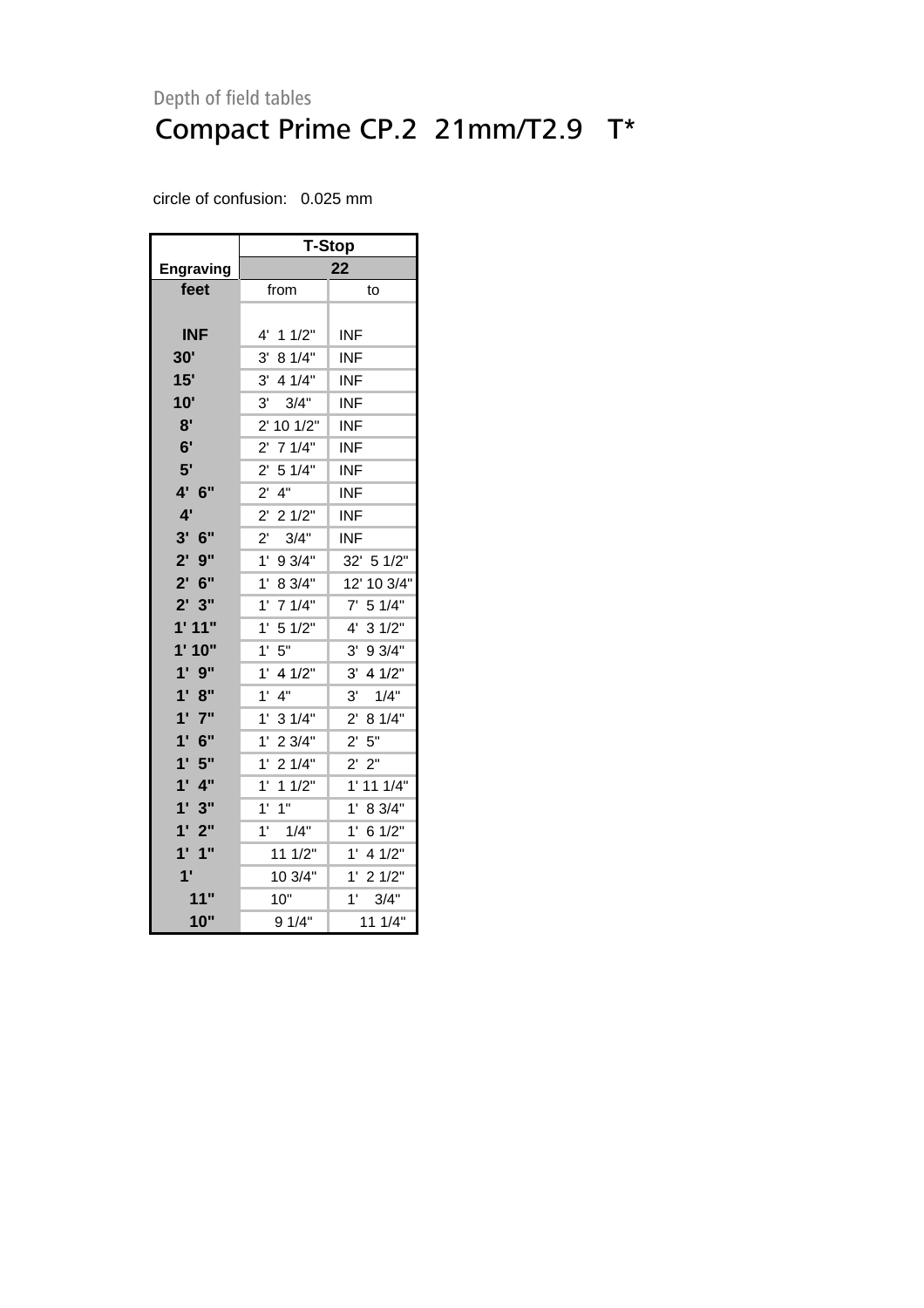Depth of field tables

# Compact Prime CP.2 21mm/T2.9 T*

circle of confusion: 0.025 mm

| | T-Stop | |
|---|---|---|
| **Engraving** | **22** | |
| **feet** | from | to |
| **INF** | 4' 1 1/2" | INF |
| **30'** | 3' 8 1/4" | INF |
| **15'** | 3' 4 1/4" | INF |
| **10'** | 3' 3/4" | INF |
| **8'** | 2' 10 1/2" | INF |
| **6'** | 2' 7 1/4" | INF |
| **5'** | 2' 5 1/4" | INF |
| **4' 6"** | 2' 4" | INF |
| **4'** | 2' 2 1/2" | INF |
| **3' 6"** | 2' 3/4" | INF |
| **2' 9"** | 1' 9 3/4" | 32' 5 1/2" |
| **2' 6"** | 1' 8 3/4" | 12' 10 3/4" |
| **2' 3"** | 1' 7 1/4" | 7' 5 1/4" |
| **1' 11"** | 1' 5 1/2" | 4' 3 1/2" |
| **1' 10"** | 1' 5" | 3' 9 3/4" |
| **1' 9"** | 1' 4 1/2" | 3' 4 1/2" |
| **1' 8"** | 1' 4" | 3' 1/4" |
| **1' 7"** | 1' 3 1/4" | 2' 8 1/4" |
| **1' 6"** | 1' 2 3/4" | 2' 5" |
| **1' 5"** | 1' 2 1/4" | 2' 2" |
| **1' 4"** | 1' 1 1/2" | 1' 11 1/4" |
| **1' 3"** | 1' 1" | 1' 8 3/4" |
| **1' 2"** | 1' 1/4" | 1' 6 1/2" |
| **1' 1"** | 11 1/2" | 1' 4 1/2" |
| **1'** | 10 3/4" | 1' 2 1/2" |
| **11"** | 10" | 1' 3/4" |
| **10"** | 9 1/4" | 11 1/4" |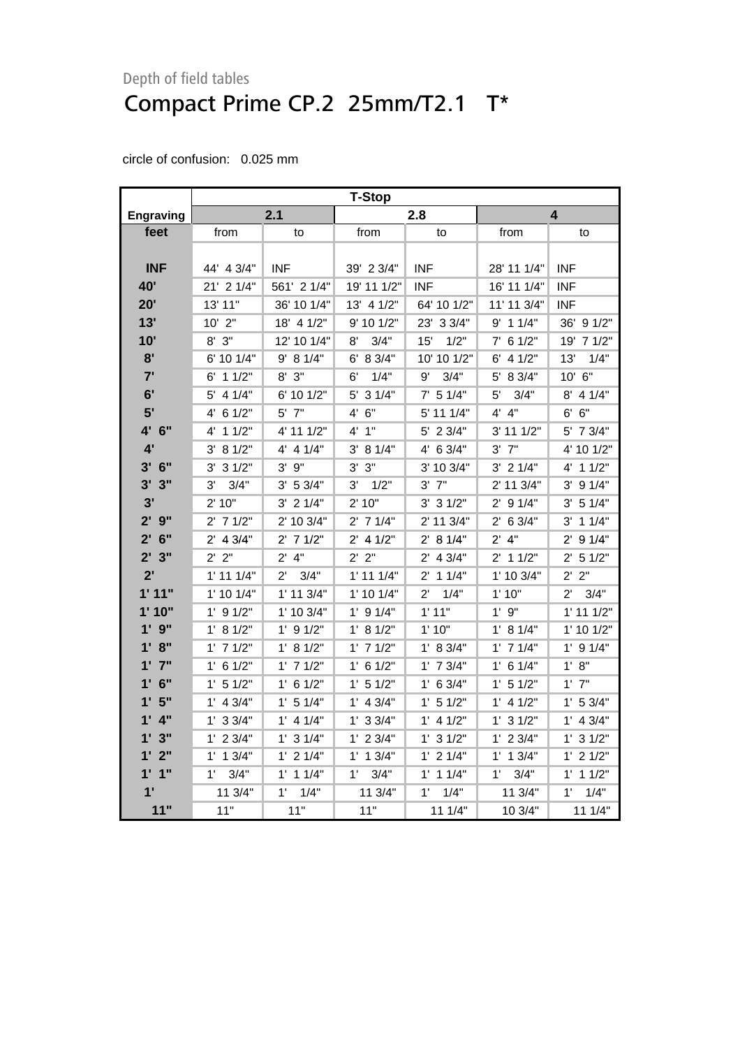Depth of field tables

# Compact Prime CP.2  25mm/T2.1   T*

circle of confusion:   0.025 mm

| | T-Stop | | | | | |
|---|---|---|---|---|---|---|
| **Engraving** | **2.1** | | **2.8** | | **4** | |
| **feet** | from | to | from | to | from | to |
| **INF** | 44'  4 3/4" | INF | 39'  2 3/4" | INF | 28' 11 1/4" | INF |
| **40'** | 21'  2 1/4" | 561'  2 1/4" | 19' 11 1/2" | INF | 16' 11 1/4" | INF |
| **20'** | 13' 11" | 36' 10 1/4" | 13'  4 1/2" | 64' 10 1/2" | 11' 11 3/4" | INF |
| **13'** | 10'  2" | 18'  4 1/2" | 9' 10 1/2" | 23'  3 3/4" | 9'  1 1/4" | 36'  9 1/2" |
| **10'** | 8'  3" | 12' 10 1/4" | 8'    3/4" | 15'    1/2" | 7'  6 1/2" | 19'  7 1/2" |
| **8'** | 6' 10 1/4" | 9'  8 1/4" | 6'  8 3/4" | 10' 10 1/2" | 6'  4 1/2" | 13'    1/4" |
| **7'** | 6'  1 1/2" | 8'  3" | 6'    1/4" | 9'    3/4" | 5'  8 3/4" | 10'  6" |
| **6'** | 5'  4 1/4" | 6' 10 1/2" | 5'  3 1/4" | 7'  5 1/4" | 5'    3/4" | 8'  4 1/4" |
| **5'** | 4'  6 1/2" | 5'  7" | 4'  6" | 5' 11 1/4" | 4'  4" | 6'  6" |
| **4'  6"** | 4'  1 1/2" | 4' 11 1/2" | 4'  1" | 5'  2 3/4" | 3' 11 1/2" | 5'  7 3/4" |
| **4'** | 3'  8 1/2" | 4'  4 1/4" | 3'  8 1/4" | 4'  6 3/4" | 3'  7" | 4' 10 1/2" |
| **3'  6"** | 3'  3 1/2" | 3'  9" | 3'  3" | 3' 10 3/4" | 3'  2 1/4" | 4'  1 1/2" |
| **3'  3"** | 3'    3/4" | 3'  5 3/4" | 3'    1/2" | 3'  7" | 2' 11 3/4" | 3'  9 1/4" |
| **3'** | 2' 10" | 3'  2 1/4" | 2' 10" | 3'  3 1/2" | 2'  9 1/4" | 3'  5 1/4" |
| **2'  9"** | 2'  7 1/2" | 2' 10 3/4" | 2'  7 1/4" | 2' 11 3/4" | 2'  6 3/4" | 3'  1 1/4" |
| **2'  6"** | 2'  4 3/4" | 2'  7 1/2" | 2'  4 1/2" | 2'  8 1/4" | 2'  4" | 2'  9 1/4" |
| **2'  3"** | 2'  2" | 2'  4" | 2'  2" | 2'  4 3/4" | 2'  1 1/2" | 2'  5 1/2" |
| **2'** | 1' 11 1/4" | 2'    3/4" | 1' 11 1/4" | 2'  1 1/4" | 1' 10 3/4" | 2'  2" |
| **1' 11"** | 1' 10 1/4" | 1' 11 3/4" | 1' 10 1/4" | 2'    1/4" | 1' 10" | 2'    3/4" |
| **1' 10"** | 1'  9 1/2" | 1' 10 3/4" | 1'  9 1/4" | 1' 11" | 1'  9" | 1' 11 1/2" |
| **1'  9"** | 1'  8 1/2" | 1'  9 1/2" | 1'  8 1/2" | 1' 10" | 1'  8 1/4" | 1' 10 1/2" |
| **1'  8"** | 1'  7 1/2" | 1'  8 1/2" | 1'  7 1/2" | 1'  8 3/4" | 1'  7 1/4" | 1'  9 1/4" |
| **1'  7"** | 1'  6 1/2" | 1'  7 1/2" | 1'  6 1/2" | 1'  7 3/4" | 1'  6 1/4" | 1'  8" |
| **1'  6"** | 1'  5 1/2" | 1'  6 1/2" | 1'  5 1/2" | 1'  6 3/4" | 1'  5 1/2" | 1'  7" |
| **1'  5"** | 1'  4 3/4" | 1'  5 1/4" | 1'  4 3/4" | 1'  5 1/2" | 1'  4 1/2" | 1'  5 3/4" |
| **1'  4"** | 1'  3 3/4" | 1'  4 1/4" | 1'  3 3/4" | 1'  4 1/2" | 1'  3 1/2" | 1'  4 3/4" |
| **1'  3"** | 1'  2 3/4" | 1'  3 1/4" | 1'  2 3/4" | 1'  3 1/2" | 1'  2 3/4" | 1'  3 1/2" |
| **1'  2"** | 1'  1 3/4" | 1'  2 1/4" | 1'  1 3/4" | 1'  2 1/4" | 1'  1 3/4" | 1'  2 1/2" |
| **1'  1"** | 1'    3/4" | 1'  1 1/4" | 1'    3/4" | 1'  1 1/4" | 1'    3/4" | 1'  1 1/2" |
| **1'** | 11 3/4" | 1'    1/4" | 11 3/4" | 1'    1/4" | 11 3/4" | 1'    1/4" |
| **11"** | 11" | 11" | 11" | 11 1/4" | 10 3/4" | 11 1/4" |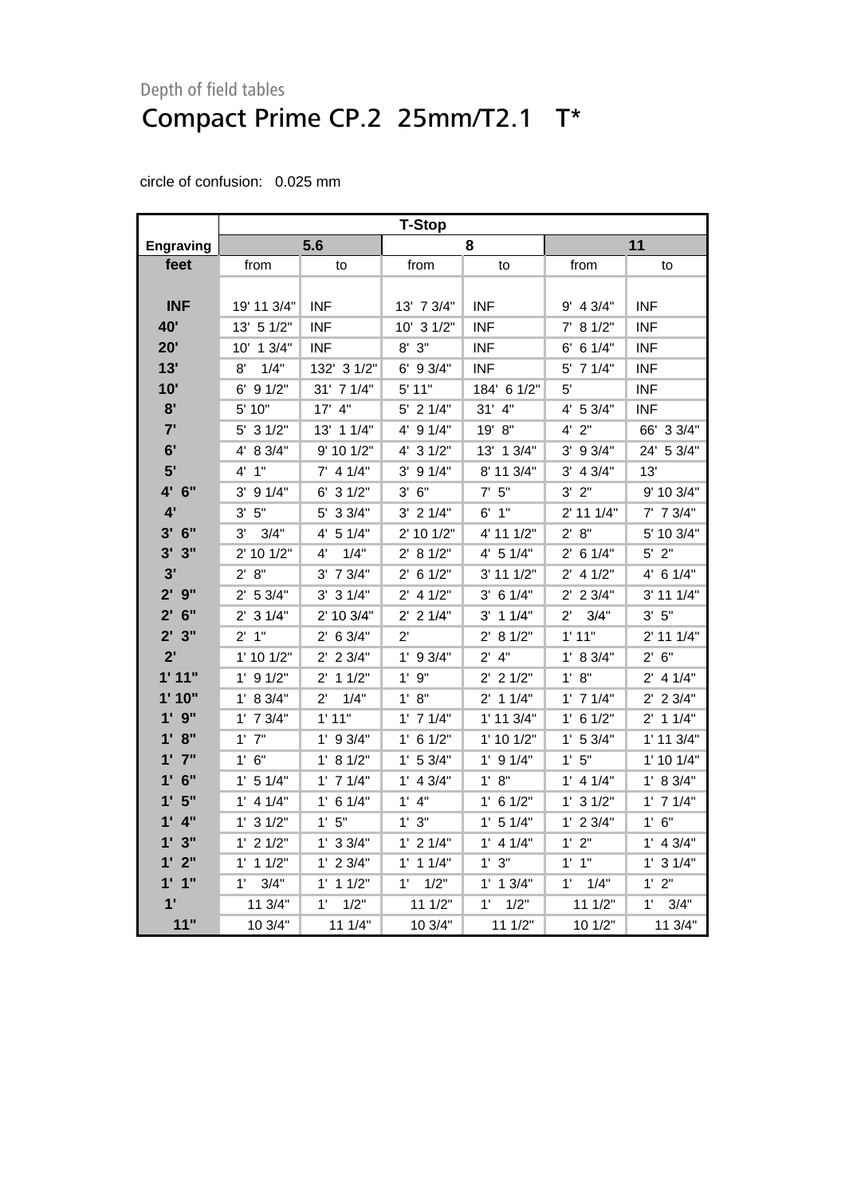Depth of field tables

# Compact Prime CP.2 25mm/T2.1 T*

circle of confusion: 0.025 mm

| | T-Stop | | | | | |
|---|---|---|---|---|---|---|
| Engraving | 5.6 | | 8 | | 11 | |
| feet | from | to | from | to | from | to |
| INF | 19' 11 3/4" | INF | 13' 7 3/4" | INF | 9' 4 3/4" | INF |
| 40' | 13' 5 1/2" | INF | 10' 3 1/2" | INF | 7' 8 1/2" | INF |
| 20' | 10' 1 3/4" | INF | 8' 3" | INF | 6' 6 1/4" | INF |
| 13' | 8' 1/4" | 132' 3 1/2" | 6' 9 3/4" | INF | 5' 7 1/4" | INF |
| 10' | 6' 9 1/2" | 31' 7 1/4" | 5' 11" | 184' 6 1/2" | 5' | INF |
| 8' | 5' 10" | 17' 4" | 5' 2 1/4" | 31' 4" | 4' 5 3/4" | INF |
| 7' | 5' 3 1/2" | 13' 1 1/4" | 4' 9 1/4" | 19' 8" | 4' 2" | 66' 3 3/4" |
| 6' | 4' 8 3/4" | 9' 10 1/2" | 4' 3 1/2" | 13' 1 3/4" | 3' 9 3/4" | 24' 5 3/4" |
| 5' | 4' 1" | 7' 4 1/4" | 3' 9 1/4" | 8' 11 3/4" | 3' 4 3/4" | 13' |
| 4' 6" | 3' 9 1/4" | 6' 3 1/2" | 3' 6" | 7' 5" | 3' 2" | 9' 10 3/4" |
| 4' | 3' 5" | 5' 3 3/4" | 3' 2 1/4" | 6' 1" | 2' 11 1/4" | 7' 7 3/4" |
| 3' 6" | 3' 3/4" | 4' 5 1/4" | 2' 10 1/2" | 4' 11 1/2" | 2' 8" | 5' 10 3/4" |
| 3' 3" | 2' 10 1/2" | 4' 1/4" | 2' 8 1/2" | 4' 5 1/4" | 2' 6 1/4" | 5' 2" |
| 3' | 2' 8" | 3' 7 3/4" | 2' 6 1/2" | 3' 11 1/2" | 2' 4 1/2" | 4' 6 1/4" |
| 2' 9" | 2' 5 3/4" | 3' 3 1/4" | 2' 4 1/2" | 3' 6 1/4" | 2' 2 3/4" | 3' 11 1/4" |
| 2' 6" | 2' 3 1/4" | 2' 10 3/4" | 2' 2 1/4" | 3' 1 1/4" | 2' 3/4" | 3' 5" |
| 2' 3" | 2' 1" | 2' 6 3/4" | 2' | 2' 8 1/2" | 1' 11" | 2' 11 1/4" |
| 2' | 1' 10 1/2" | 2' 2 3/4" | 1' 9 3/4" | 2' 4" | 1' 8 3/4" | 2' 6" |
| 1' 11" | 1' 9 1/2" | 2' 1 1/2" | 1' 9" | 2' 2 1/2" | 1' 8" | 2' 4 1/4" |
| 1' 10" | 1' 8 3/4" | 2' 1/4" | 1' 8" | 2' 1 1/4" | 1' 7 1/4" | 2' 2 3/4" |
| 1' 9" | 1' 7 3/4" | 1' 11" | 1' 7 1/4" | 1' 11 3/4" | 1' 6 1/2" | 2' 1 1/4" |
| 1' 8" | 1' 7" | 1' 9 3/4" | 1' 6 1/2" | 1' 10 1/2" | 1' 5 3/4" | 1' 11 3/4" |
| 1' 7" | 1' 6" | 1' 8 1/2" | 1' 5 3/4" | 1' 9 1/4" | 1' 5" | 1' 10 1/4" |
| 1' 6" | 1' 5 1/4" | 1' 7 1/4" | 1' 4 3/4" | 1' 8" | 1' 4 1/4" | 1' 8 3/4" |
| 1' 5" | 1' 4 1/4" | 1' 6 1/4" | 1' 4" | 1' 6 1/2" | 1' 3 1/2" | 1' 7 1/4" |
| 1' 4" | 1' 3 1/2" | 1' 5" | 1' 3" | 1' 5 1/4" | 1' 2 3/4" | 1' 6" |
| 1' 3" | 1' 2 1/2" | 1' 3 3/4" | 1' 2 1/4" | 1' 4 1/4" | 1' 2" | 1' 4 3/4" |
| 1' 2" | 1' 1 1/2" | 1' 2 3/4" | 1' 1 1/4" | 1' 3" | 1' 1" | 1' 3 1/4" |
| 1' 1" | 1' 3/4" | 1' 1 1/2" | 1' 1/2" | 1' 1 3/4" | 1' 1/4" | 1' 2" |
| 1' | 11 3/4" | 1' 1/2" | 11 1/2" | 1' 1/2" | 11 1/2" | 1' 3/4" |
| 11" | 10 3/4" | 11 1/4" | 10 3/4" | 11 1/2" | 10 1/2" | 11 3/4" |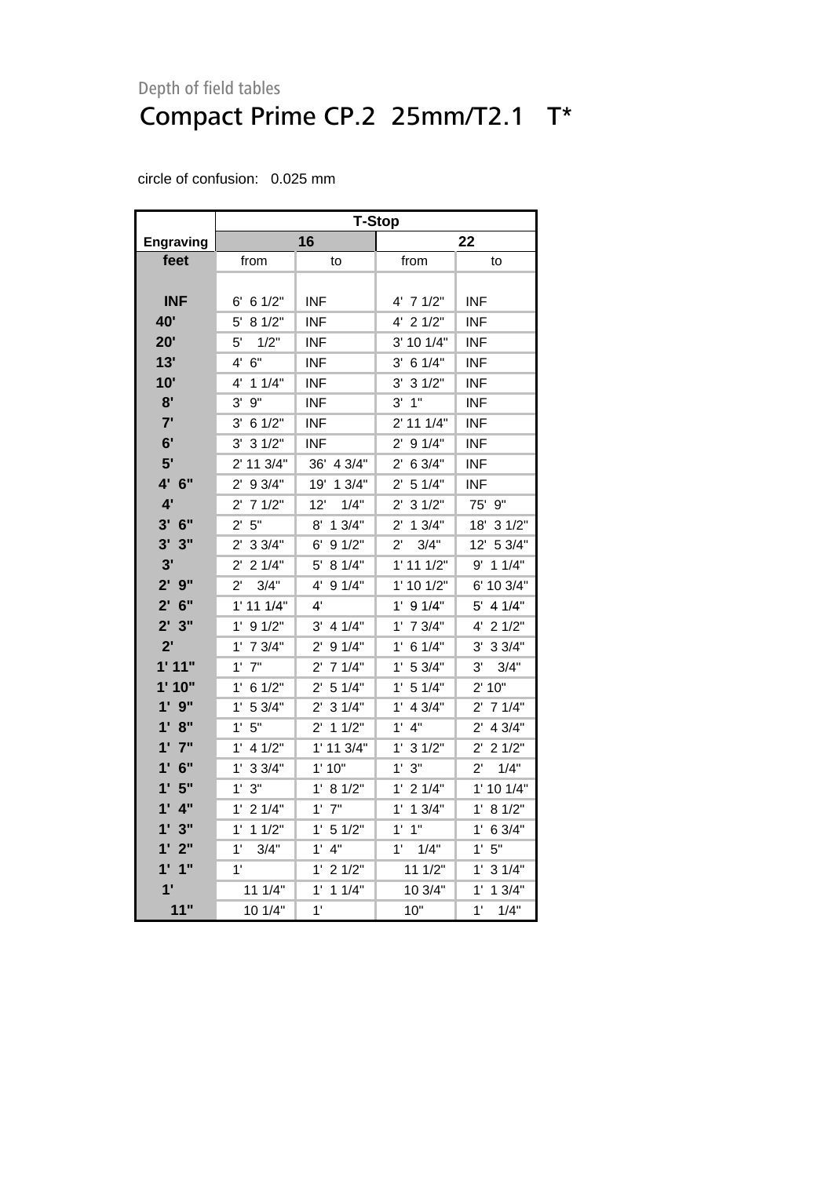Depth of field tables

# Compact Prime CP.2 25mm/T2.1 T*

circle of confusion: 0.025 mm

| | T-Stop | | | |
|---|---|---|---|---|
| **Engraving** | **16** | | **22** | |
| **feet** | from | to | from | to |
| **INF** | 6' 6 1/2" | INF | 4' 7 1/2" | INF |
| **40'** | 5' 8 1/2" | INF | 4' 2 1/2" | INF |
| **20'** | 5' 1/2" | INF | 3' 10 1/4" | INF |
| **13'** | 4' 6" | INF | 3' 6 1/4" | INF |
| **10'** | 4' 1 1/4" | INF | 3' 3 1/2" | INF |
| **8'** | 3' 9" | INF | 3' 1" | INF |
| **7'** | 3' 6 1/2" | INF | 2' 11 1/4" | INF |
| **6'** | 3' 3 1/2" | INF | 2' 9 1/4" | INF |
| **5'** | 2' 11 3/4" | 36' 4 3/4" | 2' 6 3/4" | INF |
| **4' 6"** | 2' 9 3/4" | 19' 1 3/4" | 2' 5 1/4" | INF |
| **4'** | 2' 7 1/2" | 12' 1/4" | 2' 3 1/2" | 75' 9" |
| **3' 6"** | 2' 5" | 8' 1 3/4" | 2' 1 3/4" | 18' 3 1/2" |
| **3' 3"** | 2' 3 3/4" | 6' 9 1/2" | 2' 3/4" | 12' 5 3/4" |
| **3'** | 2' 2 1/4" | 5' 8 1/4" | 1' 11 1/2" | 9' 1 1/4" |
| **2' 9"** | 2' 3/4" | 4' 9 1/4" | 1' 10 1/2" | 6' 10 3/4" |
| **2' 6"** | 1' 11 1/4" | 4' | 1' 9 1/4" | 5' 4 1/4" |
| **2' 3"** | 1' 9 1/2" | 3' 4 1/4" | 1' 7 3/4" | 4' 2 1/2" |
| **2'** | 1' 7 3/4" | 2' 9 1/4" | 1' 6 1/4" | 3' 3 3/4" |
| **1' 11"** | 1' 7" | 2' 7 1/4" | 1' 5 3/4" | 3' 3/4" |
| **1' 10"** | 1' 6 1/2" | 2' 5 1/4" | 1' 5 1/4" | 2' 10" |
| **1' 9"** | 1' 5 3/4" | 2' 3 1/4" | 1' 4 3/4" | 2' 7 1/4" |
| **1' 8"** | 1' 5" | 2' 1 1/2" | 1' 4" | 2' 4 3/4" |
| **1' 7"** | 1' 4 1/2" | 1' 11 3/4" | 1' 3 1/2" | 2' 2 1/2" |
| **1' 6"** | 1' 3 3/4" | 1' 10" | 1' 3" | 2' 1/4" |
| **1' 5"** | 1' 3" | 1' 8 1/2" | 1' 2 1/4" | 1' 10 1/4" |
| **1' 4"** | 1' 2 1/4" | 1' 7" | 1' 1 3/4" | 1' 8 1/2" |
| **1' 3"** | 1' 1 1/2" | 1' 5 1/2" | 1' 1" | 1' 6 3/4" |
| **1' 2"** | 1' 3/4" | 1' 4" | 1' 1/4" | 1' 5" |
| **1' 1"** | 1' | 1' 2 1/2" | 11 1/2" | 1' 3 1/4" |
| **1'** | 11 1/4" | 1' 1 1/4" | 10 3/4" | 1' 1 3/4" |
| **11"** | 10 1/4" | 1' | 10" | 1' 1/4" |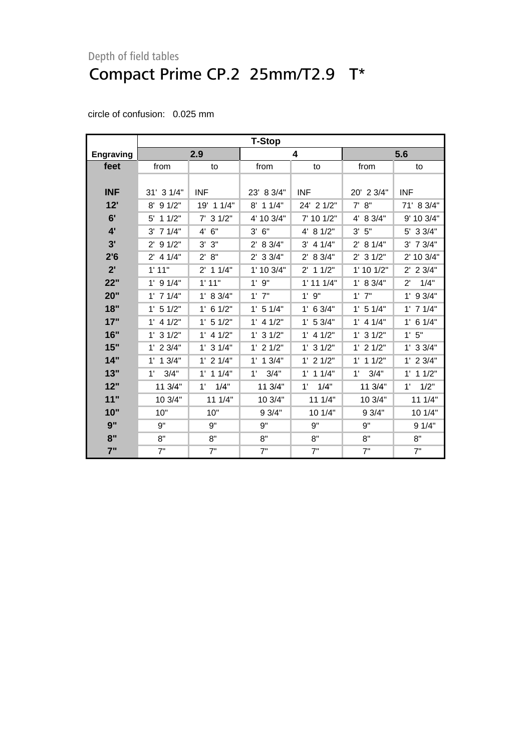Depth of field tables

# Compact Prime CP.2 25mm/T2.9 T*

circle of confusion: 0.025 mm

| Engraving | T-Stop | | | | | |
|---|---|---|---|---|---|---|
| | 2.9 | | 4 | | 5.6 | |
| feet | from | to | from | to | from | to |
| INF | 31' 3 1/4" | INF | 23' 8 3/4" | INF | 20' 2 3/4" | INF |
| 12' | 8' 9 1/2" | 19' 1 1/4" | 8' 1 1/4" | 24' 2 1/2" | 7' 8" | 71' 8 3/4" |
| 6' | 5' 1 1/2" | 7' 3 1/2" | 4' 10 3/4" | 7' 10 1/2" | 4' 8 3/4" | 9' 10 3/4" |
| 4' | 3' 7 1/4" | 4' 6" | 3' 6" | 4' 8 1/2" | 3' 5" | 5' 3 3/4" |
| 3' | 2' 9 1/2" | 3' 3" | 2' 8 3/4" | 3' 4 1/4" | 2' 8 1/4" | 3' 7 3/4" |
| 2'6 | 2' 4 1/4" | 2' 8" | 2' 3 3/4" | 2' 8 3/4" | 2' 3 1/2" | 2' 10 3/4" |
| 2' | 1' 11" | 2' 1 1/4" | 1' 10 3/4" | 2' 1 1/2" | 1' 10 1/2" | 2' 2 3/4" |
| 22" | 1' 9 1/4" | 1' 11" | 1' 9" | 1' 11 1/4" | 1' 8 3/4" | 2' 1/4" |
| 20" | 1' 7 1/4" | 1' 8 3/4" | 1' 7" | 1' 9" | 1' 7" | 1' 9 3/4" |
| 18" | 1' 5 1/2" | 1' 6 1/2" | 1' 5 1/4" | 1' 6 3/4" | 1' 5 1/4" | 1' 7 1/4" |
| 17" | 1' 4 1/2" | 1' 5 1/2" | 1' 4 1/2" | 1' 5 3/4" | 1' 4 1/4" | 1' 6 1/4" |
| 16" | 1' 3 1/2" | 1' 4 1/2" | 1' 3 1/2" | 1' 4 1/2" | 1' 3 1/2" | 1' 5" |
| 15" | 1' 2 3/4" | 1' 3 1/4" | 1' 2 1/2" | 1' 3 1/2" | 1' 2 1/2" | 1' 3 3/4" |
| 14" | 1' 1 3/4" | 1' 2 1/4" | 1' 1 3/4" | 1' 2 1/2" | 1' 1 1/2" | 1' 2 3/4" |
| 13" | 1' 3/4" | 1' 1 1/4" | 1' 3/4" | 1' 1 1/4" | 1' 3/4" | 1' 1 1/2" |
| 12" | 11 3/4" | 1' 1/4" | 11 3/4" | 1' 1/4" | 11 3/4" | 1' 1/2" |
| 11" | 10 3/4" | 11 1/4" | 10 3/4" | 11 1/4" | 10 3/4" | 11 1/4" |
| 10" | 10" | 10" | 9 3/4" | 10 1/4" | 9 3/4" | 10 1/4" |
| 9" | 9" | 9" | 9" | 9" | 9" | 9 1/4" |
| 8" | 8" | 8" | 8" | 8" | 8" | 8" |
| 7" | 7" | 7" | 7" | 7" | 7" | 7" |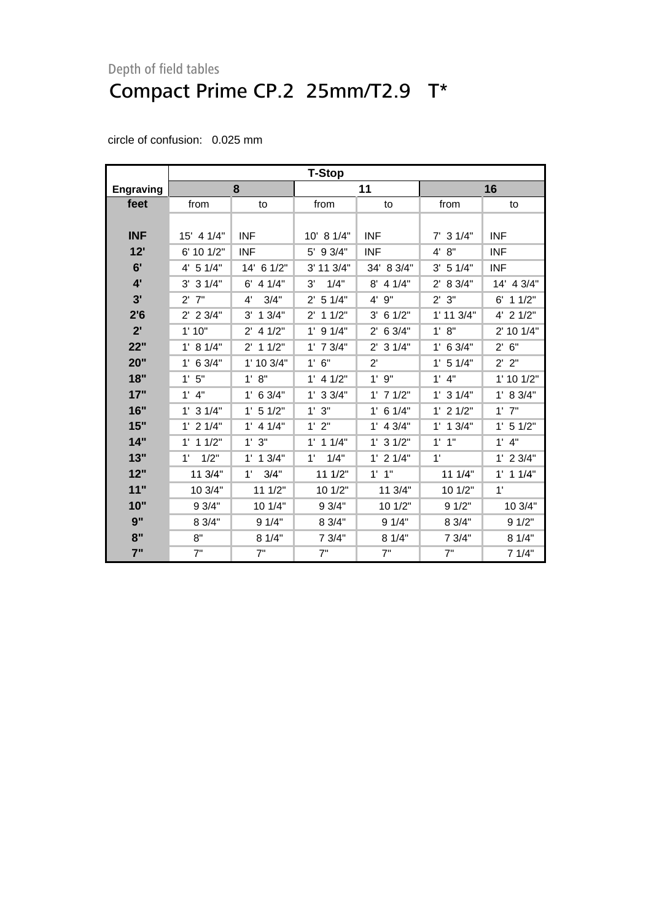Depth of field tables

# Compact Prime CP.2 25mm/T2.9 T*

circle of confusion: 0.025 mm

| | T-Stop | | | | | |
|---|---|---|---|---|---|---|
| **Engraving** | **8** | | **11** | | **16** | |
| **feet** | from | to | from | to | from | to |
| **INF** | 15' 4 1/4" | INF | 10' 8 1/4" | INF | 7' 3 1/4" | INF |
| **12'** | 6' 10 1/2" | INF | 5' 9 3/4" | INF | 4' 8" | INF |
| **6'** | 4' 5 1/4" | 14' 6 1/2" | 3' 11 3/4" | 34' 8 3/4" | 3' 5 1/4" | INF |
| **4'** | 3' 3 1/4" | 6' 4 1/4" | 3' 1/4" | 8' 4 1/4" | 2' 8 3/4" | 14' 4 3/4" |
| **3'** | 2' 7" | 4' 3/4" | 2' 5 1/4" | 4' 9" | 2' 3" | 6' 1 1/2" |
| **2'6** | 2' 2 3/4" | 3' 1 3/4" | 2' 1 1/2" | 3' 6 1/2" | 1' 11 3/4" | 4' 2 1/2" |
| **2'** | 1' 10" | 2' 4 1/2" | 1' 9 1/4" | 2' 6 3/4" | 1' 8" | 2' 10 1/4" |
| **22"** | 1' 8 1/4" | 2' 1 1/2" | 1' 7 3/4" | 2' 3 1/4" | 1' 6 3/4" | 2' 6" |
| **20"** | 1' 6 3/4" | 1' 10 3/4" | 1' 6" | 2' | 1' 5 1/4" | 2' 2" |
| **18"** | 1' 5" | 1' 8" | 1' 4 1/2" | 1' 9" | 1' 4" | 1' 10 1/2" |
| **17"** | 1' 4" | 1' 6 3/4" | 1' 3 3/4" | 1' 7 1/2" | 1' 3 1/4" | 1' 8 3/4" |
| **16"** | 1' 3 1/4" | 1' 5 1/2" | 1' 3" | 1' 6 1/4" | 1' 2 1/2" | 1' 7" |
| **15"** | 1' 2 1/4" | 1' 4 1/4" | 1' 2" | 1' 4 3/4" | 1' 1 3/4" | 1' 5 1/2" |
| **14"** | 1' 1 1/2" | 1' 3" | 1' 1 1/4" | 1' 3 1/2" | 1' 1" | 1' 4" |
| **13"** | 1' 1/2" | 1' 1 3/4" | 1' 1/4" | 1' 2 1/4" | 1' | 1' 2 3/4" |
| **12"** | 11 3/4" | 1' 3/4" | 11 1/2" | 1' 1" | 11 1/4" | 1' 1 1/4" |
| **11"** | 10 3/4" | 11 1/2" | 10 1/2" | 11 3/4" | 10 1/2" | 1' |
| **10"** | 9 3/4" | 10 1/4" | 9 3/4" | 10 1/2" | 9 1/2" | 10 3/4" |
| **9"** | 8 3/4" | 9 1/4" | 8 3/4" | 9 1/4" | 8 3/4" | 9 1/2" |
| **8"** | 8" | 8 1/4" | 7 3/4" | 8 1/4" | 7 3/4" | 8 1/4" |
| **7"** | 7" | 7" | 7" | 7" | 7" | 7 1/4" |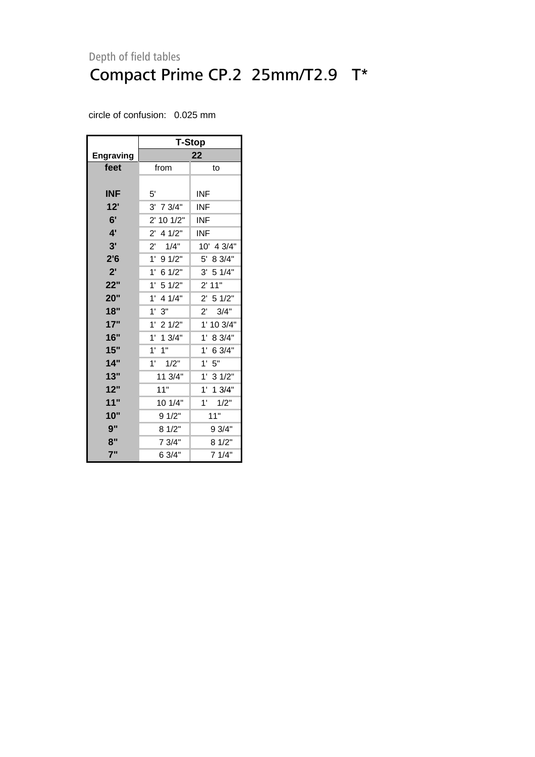Depth of field tables

# Compact Prime CP.2  25mm/T2.9   T*

circle of confusion:   0.025 mm

| | T-Stop | |
|---|---|---|
| Engraving | 22 | |
| feet | from | to |
| | | |
| INF | 5' | INF |
| 12' | 3'  7 3/4" | INF |
| 6' | 2' 10 1/2" | INF |
| 4' | 2'  4 1/2" | INF |
| 3' | 2'    1/4" | 10'  4 3/4" |
| 2'6 | 1'  9 1/2" | 5'  8 3/4" |
| 2' | 1'  6 1/2" | 3'  5 1/4" |
| 22" | 1'  5 1/2" | 2' 11" |
| 20" | 1'  4 1/4" | 2'  5 1/2" |
| 18" | 1'  3" | 2'    3/4" |
| 17" | 1'  2 1/2" | 1' 10 3/4" |
| 16" | 1'  1 3/4" | 1'  8 3/4" |
| 15" | 1'  1" | 1'  6 3/4" |
| 14" | 1'    1/2" | 1'  5" |
| 13" | 11 3/4" | 1'  3 1/2" |
| 12" | 11" | 1'  1 3/4" |
| 11" | 10 1/4" | 1'    1/2" |
| 10" | 9 1/2" | 11" |
| 9" | 8 1/2" | 9 3/4" |
| 8" | 7 3/4" | 8 1/2" |
| 7" | 6 3/4" | 7 1/4" |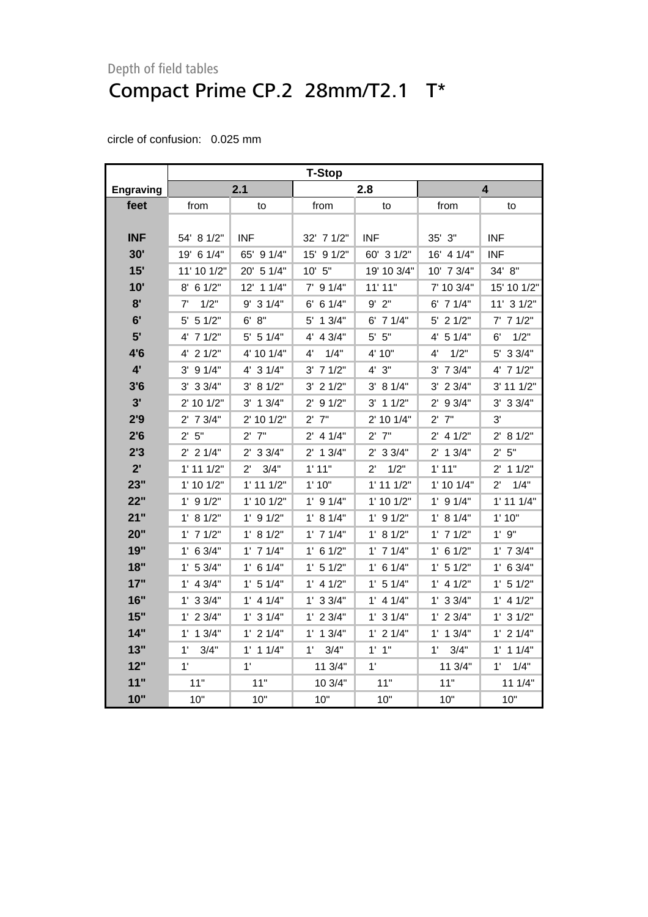Depth of field tables

# Compact Prime CP.2 28mm/T2.1 T*

circle of confusion: 0.025 mm

| | T-Stop | | | | | |
|---|---|---|---|---|---|---|
| **Engraving** | **2.1** | | **2.8** | | **4** | |
| **feet** | from | to | from | to | from | to |
| **INF** | 54' 8 1/2" | INF | 32' 7 1/2" | INF | 35' 3" | INF |
| **30'** | 19' 6 1/4" | 65' 9 1/4" | 15' 9 1/2" | 60' 3 1/2" | 16' 4 1/4" | INF |
| **15'** | 11' 10 1/2" | 20' 5 1/4" | 10' 5" | 19' 10 3/4" | 10' 7 3/4" | 34' 8" |
| **10'** | 8' 6 1/2" | 12' 1 1/4" | 7' 9 1/4" | 11' 11" | 7' 10 3/4" | 15' 10 1/2" |
| **8'** | 7' 1/2" | 9' 3 1/4" | 6' 6 1/4" | 9' 2" | 6' 7 1/4" | 11' 3 1/2" |
| **6'** | 5' 5 1/2" | 6' 8" | 5' 1 3/4" | 6' 7 1/4" | 5' 2 1/2" | 7' 7 1/2" |
| **5'** | 4' 7 1/2" | 5' 5 1/4" | 4' 4 3/4" | 5' 5" | 4' 5 1/4" | 6' 1/2" |
| **4'6** | 4' 2 1/2" | 4' 10 1/4" | 4' 1/4" | 4' 10" | 4' 1/2" | 5' 3 3/4" |
| **4'** | 3' 9 1/4" | 4' 3 1/4" | 3' 7 1/2" | 4' 3" | 3' 7 3/4" | 4' 7 1/2" |
| **3'6** | 3' 3 3/4" | 3' 8 1/2" | 3' 2 1/2" | 3' 8 1/4" | 3' 2 3/4" | 3' 11 1/2" |
| **3'** | 2' 10 1/2" | 3' 1 3/4" | 2' 9 1/2" | 3' 1 1/2" | 2' 9 3/4" | 3' 3 3/4" |
| **2'9** | 2' 7 3/4" | 2' 10 1/2" | 2' 7" | 2' 10 1/4" | 2' 7" | 3' |
| **2'6** | 2' 5" | 2' 7" | 2' 4 1/4" | 2' 7" | 2' 4 1/2" | 2' 8 1/2" |
| **2'3** | 2' 2 1/4" | 2' 3 3/4" | 2' 1 3/4" | 2' 3 3/4" | 2' 1 3/4" | 2' 5" |
| **2'** | 1' 11 1/2" | 2' 3/4" | 1' 11" | 2' 1/2" | 1' 11" | 2' 1 1/2" |
| **23"** | 1' 10 1/2" | 1' 11 1/2" | 1' 10" | 1' 11 1/2" | 1' 10 1/4" | 2' 1/4" |
| **22"** | 1' 9 1/2" | 1' 10 1/2" | 1' 9 1/4" | 1' 10 1/2" | 1' 9 1/4" | 1' 11 1/4" |
| **21"** | 1' 8 1/2" | 1' 9 1/2" | 1' 8 1/4" | 1' 9 1/2" | 1' 8 1/4" | 1' 10" |
| **20"** | 1' 7 1/2" | 1' 8 1/2" | 1' 7 1/4" | 1' 8 1/2" | 1' 7 1/2" | 1' 9" |
| **19"** | 1' 6 3/4" | 1' 7 1/4" | 1' 6 1/2" | 1' 7 1/4" | 1' 6 1/2" | 1' 7 3/4" |
| **18"** | 1' 5 3/4" | 1' 6 1/4" | 1' 5 1/2" | 1' 6 1/4" | 1' 5 1/2" | 1' 6 3/4" |
| **17"** | 1' 4 3/4" | 1' 5 1/4" | 1' 4 1/2" | 1' 5 1/4" | 1' 4 1/2" | 1' 5 1/2" |
| **16"** | 1' 3 3/4" | 1' 4 1/4" | 1' 3 3/4" | 1' 4 1/4" | 1' 3 3/4" | 1' 4 1/2" |
| **15"** | 1' 2 3/4" | 1' 3 1/4" | 1' 2 3/4" | 1' 3 1/4" | 1' 2 3/4" | 1' 3 1/2" |
| **14"** | 1' 1 3/4" | 1' 2 1/4" | 1' 1 3/4" | 1' 2 1/4" | 1' 1 3/4" | 1' 2 1/4" |
| **13"** | 1' 3/4" | 1' 1 1/4" | 1' 3/4" | 1' 1" | 1' 3/4" | 1' 1 1/4" |
| **12"** | 1' | 1' | 11 3/4" | 1' | 11 3/4" | 1' 1/4" |
| **11"** | 11" | 11" | 10 3/4" | 11" | 11" | 11 1/4" |
| **10"** | 10" | 10" | 10" | 10" | 10" | 10" |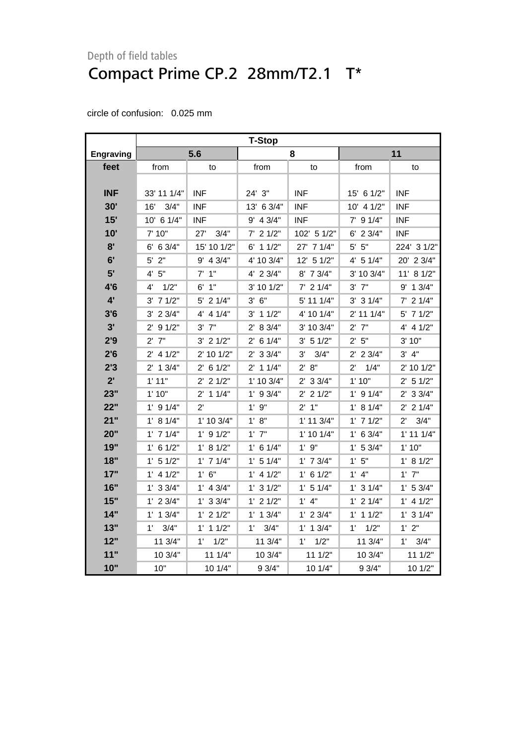Depth of field tables

# Compact Prime CP.2 28mm/T2.1 T*

circle of confusion: 0.025 mm

| | T-Stop | | | | | |
|---|---|---|---|---|---|---|
| Engraving | 5.6 | | 8 | | 11 | |
| feet | from | to | from | to | from | to |
| INF | 33' 11 1/4" | INF | 24' 3" | INF | 15' 6 1/2" | INF |
| 30' | 16' 3/4" | INF | 13' 6 3/4" | INF | 10' 4 1/2" | INF |
| 15' | 10' 6 1/4" | INF | 9' 4 3/4" | INF | 7' 9 1/4" | INF |
| 10' | 7' 10" | 27' 3/4" | 7' 2 1/2" | 102' 5 1/2" | 6' 2 3/4" | INF |
| 8' | 6' 6 3/4" | 15' 10 1/2" | 6' 1 1/2" | 27' 7 1/4" | 5' 5" | 224' 3 1/2" |
| 6' | 5' 2" | 9' 4 3/4" | 4' 10 3/4" | 12' 5 1/2" | 4' 5 1/4" | 20' 2 3/4" |
| 5' | 4' 5" | 7' 1" | 4' 2 3/4" | 8' 7 3/4" | 3' 10 3/4" | 11' 8 1/2" |
| 4'6 | 4' 1/2" | 6' 1" | 3' 10 1/2" | 7' 2 1/4" | 3' 7" | 9' 1 3/4" |
| 4' | 3' 7 1/2" | 5' 2 1/4" | 3' 6" | 5' 11 1/4" | 3' 3 1/4" | 7' 2 1/4" |
| 3'6 | 3' 2 3/4" | 4' 4 1/4" | 3' 1 1/2" | 4' 10 1/4" | 2' 11 1/4" | 5' 7 1/2" |
| 3' | 2' 9 1/2" | 3' 7" | 2' 8 3/4" | 3' 10 3/4" | 2' 7" | 4' 4 1/2" |
| 2'9 | 2' 7" | 3' 2 1/2" | 2' 6 1/4" | 3' 5 1/2" | 2' 5" | 3' 10" |
| 2'6 | 2' 4 1/2" | 2' 10 1/2" | 2' 3 3/4" | 3' 3/4" | 2' 2 3/4" | 3' 4" |
| 2'3 | 2' 1 3/4" | 2' 6 1/2" | 2' 1 1/4" | 2' 8" | 2' 1/4" | 2' 10 1/2" |
| 2' | 1' 11" | 2' 2 1/2" | 1' 10 3/4" | 2' 3 3/4" | 1' 10" | 2' 5 1/2" |
| 23" | 1' 10" | 2' 1 1/4" | 1' 9 3/4" | 2' 2 1/2" | 1' 9 1/4" | 2' 3 3/4" |
| 22" | 1' 9 1/4" | 2' | 1' 9" | 2' 1" | 1' 8 1/4" | 2' 2 1/4" |
| 21" | 1' 8 1/4" | 1' 10 3/4" | 1' 8" | 1' 11 3/4" | 1' 7 1/2" | 2' 3/4" |
| 20" | 1' 7 1/4" | 1' 9 1/2" | 1' 7" | 1' 10 1/4" | 1' 6 3/4" | 1' 11 1/4" |
| 19" | 1' 6 1/2" | 1' 8 1/2" | 1' 6 1/4" | 1' 9" | 1' 5 3/4" | 1' 10" |
| 18" | 1' 5 1/2" | 1' 7 1/4" | 1' 5 1/4" | 1' 7 3/4" | 1' 5" | 1' 8 1/2" |
| 17" | 1' 4 1/2" | 1' 6" | 1' 4 1/2" | 1' 6 1/2" | 1' 4" | 1' 7" |
| 16" | 1' 3 3/4" | 1' 4 3/4" | 1' 3 1/2" | 1' 5 1/4" | 1' 3 1/4" | 1' 5 3/4" |
| 15" | 1' 2 3/4" | 1' 3 3/4" | 1' 2 1/2" | 1' 4" | 1' 2 1/4" | 1' 4 1/2" |
| 14" | 1' 1 3/4" | 1' 2 1/2" | 1' 1 3/4" | 1' 2 3/4" | 1' 1 1/2" | 1' 3 1/4" |
| 13" | 1' 3/4" | 1' 1 1/2" | 1' 3/4" | 1' 1 3/4" | 1' 1/2" | 1' 2" |
| 12" | 11 3/4" | 1' 1/2" | 11 3/4" | 1' 1/2" | 11 3/4" | 1' 3/4" |
| 11" | 10 3/4" | 11 1/4" | 10 3/4" | 11 1/2" | 10 3/4" | 11 1/2" |
| 10" | 10" | 10 1/4" | 9 3/4" | 10 1/4" | 9 3/4" | 10 1/2" |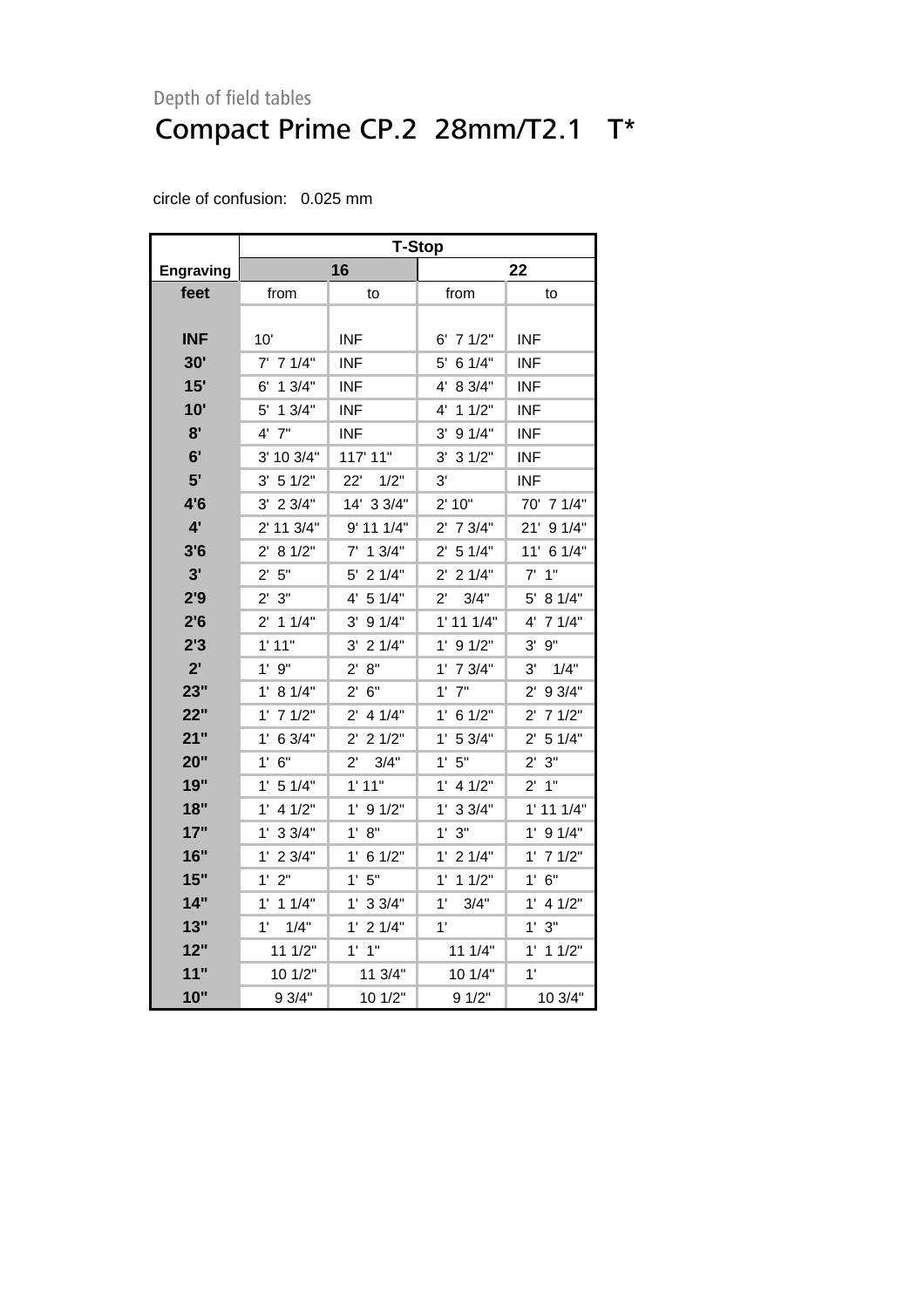Depth of field tables

# Compact Prime CP.2  28mm/T2.1   T*

circle of confusion:   0.025 mm

| | T-Stop | | | |
|---|---|---|---|---|
| **Engraving** | **16** | | **22** | |
| **feet** | from | to | from | to |
| **INF** | 10' | INF | 6'  7 1/2" | INF |
| **30'** | 7'  7 1/4" | INF | 5'  6 1/4" | INF |
| **15'** | 6'  1 3/4" | INF | 4'  8 3/4" | INF |
| **10'** | 5'  1 3/4" | INF | 4'  1 1/2" | INF |
| **8'** | 4'  7" | INF | 3'  9 1/4" | INF |
| **6'** | 3' 10 3/4" | 117' 11" | 3'  3 1/2" | INF |
| **5'** | 3'  5 1/2" | 22'    1/2" | 3' | INF |
| **4'6** | 3'  2 3/4" | 14'  3 3/4" | 2' 10" | 70'  7 1/4" |
| **4'** | 2' 11 3/4" | 9' 11 1/4" | 2'  7 3/4" | 21'  9 1/4" |
| **3'6** | 2'  8 1/2" | 7'  1 3/4" | 2'  5 1/4" | 11'  6 1/4" |
| **3'** | 2'  5" | 5'  2 1/4" | 2'  2 1/4" | 7'  1" |
| **2'9** | 2'  3" | 4'  5 1/4" | 2'    3/4" | 5'  8 1/4" |
| **2'6** | 2'  1 1/4" | 3'  9 1/4" | 1' 11 1/4" | 4'  7 1/4" |
| **2'3** | 1' 11" | 3'  2 1/4" | 1'  9 1/2" | 3'  9" |
| **2'** | 1'  9" | 2'  8" | 1'  7 3/4" | 3'    1/4" |
| **23"** | 1'  8 1/4" | 2'  6" | 1'  7" | 2'  9 3/4" |
| **22"** | 1'  7 1/2" | 2'  4 1/4" | 1'  6 1/2" | 2'  7 1/2" |
| **21"** | 1'  6 3/4" | 2'  2 1/2" | 1'  5 3/4" | 2'  5 1/4" |
| **20"** | 1'  6" | 2'    3/4" | 1'  5" | 2'  3" |
| **19"** | 1'  5 1/4" | 1' 11" | 1'  4 1/2" | 2'  1" |
| **18"** | 1'  4 1/2" | 1'  9 1/2" | 1'  3 3/4" | 1' 11 1/4" |
| **17"** | 1'  3 3/4" | 1'  8" | 1'  3" | 1'  9 1/4" |
| **16"** | 1'  2 3/4" | 1'  6 1/2" | 1'  2 1/4" | 1'  7 1/2" |
| **15"** | 1'  2" | 1'  5" | 1'  1 1/2" | 1'  6" |
| **14"** | 1'  1 1/4" | 1'  3 3/4" | 1'    3/4" | 1'  4 1/2" |
| **13"** | 1'    1/4" | 1'  2 1/4" | 1' | 1'  3" |
| **12"** | 11 1/2" | 1'  1" | 11 1/4" | 1'  1 1/2" |
| **11"** | 10 1/2" | 11 3/4" | 10 1/4" | 1' |
| **10"** | 9 3/4" | 10 1/2" | 9 1/2" | 10 3/4" |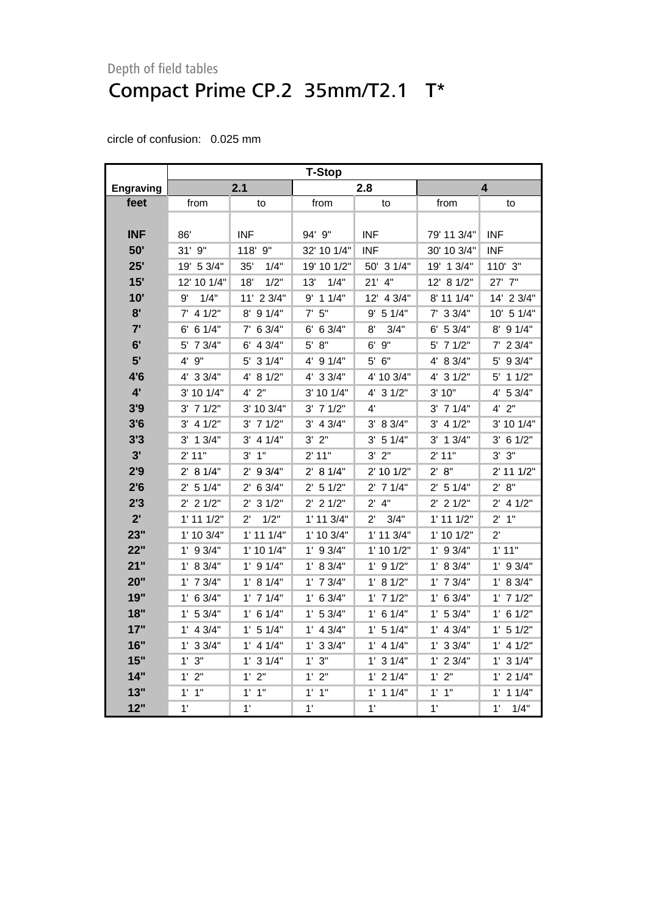Depth of field tables

# Compact Prime CP.2 35mm/T2.1 T*

circle of confusion: 0.025 mm

| | T-Stop | | | | | |
|---|---|---|---|---|---|---|
| **Engraving** | **2.1** | | **2.8** | | **4** | |
| **feet** | from | to | from | to | from | to |
| **INF** | 86' | INF | 94' 9" | INF | 79' 11 3/4" | INF |
| **50'** | 31' 9" | 118' 9" | 32' 10 1/4" | INF | 30' 10 3/4" | INF |
| **25'** | 19' 5 3/4" | 35' 1/4" | 19' 10 1/2" | 50' 3 1/4" | 19' 1 3/4" | 110' 3" |
| **15'** | 12' 10 1/4" | 18' 1/2" | 13' 1/4" | 21' 4" | 12' 8 1/2" | 27' 7" |
| **10'** | 9' 1/4" | 11' 2 3/4" | 9' 1 1/4" | 12' 4 3/4" | 8' 11 1/4" | 14' 2 3/4" |
| **8'** | 7' 4 1/2" | 8' 9 1/4" | 7' 5" | 9' 5 1/4" | 7' 3 3/4" | 10' 5 1/4" |
| **7'** | 6' 6 1/4" | 7' 6 3/4" | 6' 6 3/4" | 8' 3/4" | 6' 5 3/4" | 8' 9 1/4" |
| **6'** | 5' 7 3/4" | 6' 4 3/4" | 5' 8" | 6' 9" | 5' 7 1/2" | 7' 2 3/4" |
| **5'** | 4' 9" | 5' 3 1/4" | 4' 9 1/4" | 5' 6" | 4' 8 3/4" | 5' 9 3/4" |
| **4'6** | 4' 3 3/4" | 4' 8 1/2" | 4' 3 3/4" | 4' 10 3/4" | 4' 3 1/2" | 5' 1 1/2" |
| **4'** | 3' 10 1/4" | 4' 2" | 3' 10 1/4" | 4' 3 1/2" | 3' 10" | 4' 5 3/4" |
| **3'9** | 3' 7 1/2" | 3' 10 3/4" | 3' 7 1/2" | 4' | 3' 7 1/4" | 4' 2" |
| **3'6** | 3' 4 1/2" | 3' 7 1/2" | 3' 4 3/4" | 3' 8 3/4" | 3' 4 1/2" | 3' 10 1/4" |
| **3'3** | 3' 1 3/4" | 3' 4 1/4" | 3' 2" | 3' 5 1/4" | 3' 1 3/4" | 3' 6 1/2" |
| **3'** | 2' 11" | 3' 1" | 2' 11" | 3' 2" | 2' 11" | 3' 3" |
| **2'9** | 2' 8 1/4" | 2' 9 3/4" | 2' 8 1/4" | 2' 10 1/2" | 2' 8" | 2' 11 1/2" |
| **2'6** | 2' 5 1/4" | 2' 6 3/4" | 2' 5 1/2" | 2' 7 1/4" | 2' 5 1/4" | 2' 8" |
| **2'3** | 2' 2 1/2" | 2' 3 1/2" | 2' 2 1/2" | 2' 4" | 2' 2 1/2" | 2' 4 1/2" |
| **2'** | 1' 11 1/2" | 2' 1/2" | 1' 11 3/4" | 2' 3/4" | 1' 11 1/2" | 2' 1" |
| **23"** | 1' 10 3/4" | 1' 11 1/4" | 1' 10 3/4" | 1' 11 3/4" | 1' 10 1/2" | 2' |
| **22"** | 1' 9 3/4" | 1' 10 1/4" | 1' 9 3/4" | 1' 10 1/2" | 1' 9 3/4" | 1' 11" |
| **21"** | 1' 8 3/4" | 1' 9 1/4" | 1' 8 3/4" | 1' 9 1/2" | 1' 8 3/4" | 1' 9 3/4" |
| **20"** | 1' 7 3/4" | 1' 8 1/4" | 1' 7 3/4" | 1' 8 1/2" | 1' 7 3/4" | 1' 8 3/4" |
| **19"** | 1' 6 3/4" | 1' 7 1/4" | 1' 6 3/4" | 1' 7 1/2" | 1' 6 3/4" | 1' 7 1/2" |
| **18"** | 1' 5 3/4" | 1' 6 1/4" | 1' 5 3/4" | 1' 6 1/4" | 1' 5 3/4" | 1' 6 1/2" |
| **17"** | 1' 4 3/4" | 1' 5 1/4" | 1' 4 3/4" | 1' 5 1/4" | 1' 4 3/4" | 1' 5 1/2" |
| **16"** | 1' 3 3/4" | 1' 4 1/4" | 1' 3 3/4" | 1' 4 1/4" | 1' 3 3/4" | 1' 4 1/2" |
| **15"** | 1' 3" | 1' 3 1/4" | 1' 3" | 1' 3 1/4" | 1' 2 3/4" | 1' 3 1/4" |
| **14"** | 1' 2" | 1' 2" | 1' 2" | 1' 2 1/4" | 1' 2" | 1' 2 1/4" |
| **13"** | 1' 1" | 1' 1" | 1' 1" | 1' 1 1/4" | 1' 1" | 1' 1 1/4" |
| **12"** | 1' | 1' | 1' | 1' | 1' | 1' 1/4" |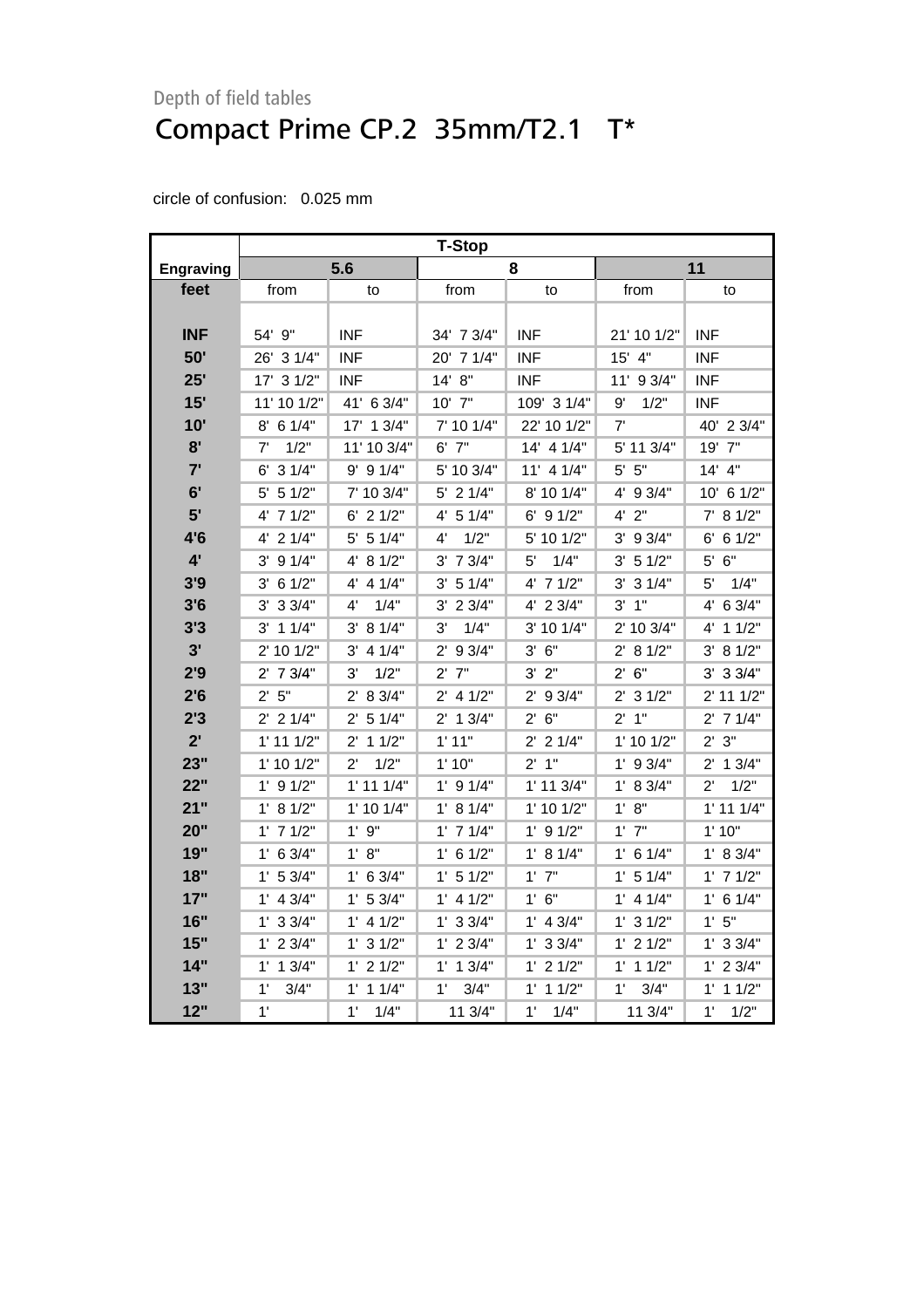Depth of field tables

# Compact Prime CP.2 35mm/T2.1 T*

circle of confusion: 0.025 mm

| | T-Stop | | | | | |
|---|---|---|---|---|---|---|
| Engraving | 5.6 | | 8 | | 11 | |
| feet | from | to | from | to | from | to |
| INF | 54' 9" | INF | 34' 7 3/4" | INF | 21' 10 1/2" | INF |
| 50' | 26' 3 1/4" | INF | 20' 7 1/4" | INF | 15' 4" | INF |
| 25' | 17' 3 1/2" | INF | 14' 8" | INF | 11' 9 3/4" | INF |
| 15' | 11' 10 1/2" | 41' 6 3/4" | 10' 7" | 109' 3 1/4" | 9' 1/2" | INF |
| 10' | 8' 6 1/4" | 17' 1 3/4" | 7' 10 1/4" | 22' 10 1/2" | 7' | 40' 2 3/4" |
| 8' | 7' 1/2" | 11' 10 3/4" | 6' 7" | 14' 4 1/4" | 5' 11 3/4" | 19' 7" |
| 7' | 6' 3 1/4" | 9' 9 1/4" | 5' 10 3/4" | 11' 4 1/4" | 5' 5" | 14' 4" |
| 6' | 5' 5 1/2" | 7' 10 3/4" | 5' 2 1/4" | 8' 10 1/4" | 4' 9 3/4" | 10' 6 1/2" |
| 5' | 4' 7 1/2" | 6' 2 1/2" | 4' 5 1/4" | 6' 9 1/2" | 4' 2" | 7' 8 1/2" |
| 4'6 | 4' 2 1/4" | 5' 5 1/4" | 4' 1/2" | 5' 10 1/2" | 3' 9 3/4" | 6' 6 1/2" |
| 4' | 3' 9 1/4" | 4' 8 1/2" | 3' 7 3/4" | 5' 1/4" | 3' 5 1/2" | 5' 6" |
| 3'9 | 3' 6 1/2" | 4' 4 1/4" | 3' 5 1/4" | 4' 7 1/2" | 3' 3 1/4" | 5' 1/4" |
| 3'6 | 3' 3 3/4" | 4' 1/4" | 3' 2 3/4" | 4' 2 3/4" | 3' 1" | 4' 6 3/4" |
| 3'3 | 3' 1 1/4" | 3' 8 1/4" | 3' 1/4" | 3' 10 1/4" | 2' 10 3/4" | 4' 1 1/2" |
| 3' | 2' 10 1/2" | 3' 4 1/4" | 2' 9 3/4" | 3' 6" | 2' 8 1/2" | 3' 8 1/2" |
| 2'9 | 2' 7 3/4" | 3' 1/2" | 2' 7" | 3' 2" | 2' 6" | 3' 3 3/4" |
| 2'6 | 2' 5" | 2' 8 3/4" | 2' 4 1/2" | 2' 9 3/4" | 2' 3 1/2" | 2' 11 1/2" |
| 2'3 | 2' 2 1/4" | 2' 5 1/4" | 2' 1 3/4" | 2' 6" | 2' 1" | 2' 7 1/4" |
| 2' | 1' 11 1/2" | 2' 1 1/2" | 1' 11" | 2' 2 1/4" | 1' 10 1/2" | 2' 3" |
| 23" | 1' 10 1/2" | 2' 1/2" | 1' 10" | 2' 1" | 1' 9 3/4" | 2' 1 3/4" |
| 22" | 1' 9 1/2" | 1' 11 1/4" | 1' 9 1/4" | 1' 11 3/4" | 1' 8 3/4" | 2' 1/2" |
| 21" | 1' 8 1/2" | 1' 10 1/4" | 1' 8 1/4" | 1' 10 1/2" | 1' 8" | 1' 11 1/4" |
| 20" | 1' 7 1/2" | 1' 9" | 1' 7 1/4" | 1' 9 1/2" | 1' 7" | 1' 10" |
| 19" | 1' 6 3/4" | 1' 8" | 1' 6 1/2" | 1' 8 1/4" | 1' 6 1/4" | 1' 8 3/4" |
| 18" | 1' 5 3/4" | 1' 6 3/4" | 1' 5 1/2" | 1' 7" | 1' 5 1/4" | 1' 7 1/2" |
| 17" | 1' 4 3/4" | 1' 5 3/4" | 1' 4 1/2" | 1' 6" | 1' 4 1/4" | 1' 6 1/4" |
| 16" | 1' 3 3/4" | 1' 4 1/2" | 1' 3 3/4" | 1' 4 3/4" | 1' 3 1/2" | 1' 5" |
| 15" | 1' 2 3/4" | 1' 3 1/2" | 1' 2 3/4" | 1' 3 3/4" | 1' 2 1/2" | 1' 3 3/4" |
| 14" | 1' 1 3/4" | 1' 2 1/2" | 1' 1 3/4" | 1' 2 1/2" | 1' 1 1/2" | 1' 2 3/4" |
| 13" | 1' 3/4" | 1' 1 1/4" | 1' 3/4" | 1' 1 1/2" | 1' 3/4" | 1' 1 1/2" |
| 12" | 1' | 1' 1/4" | 11 3/4" | 1' 1/4" | 11 3/4" | 1' 1/2" |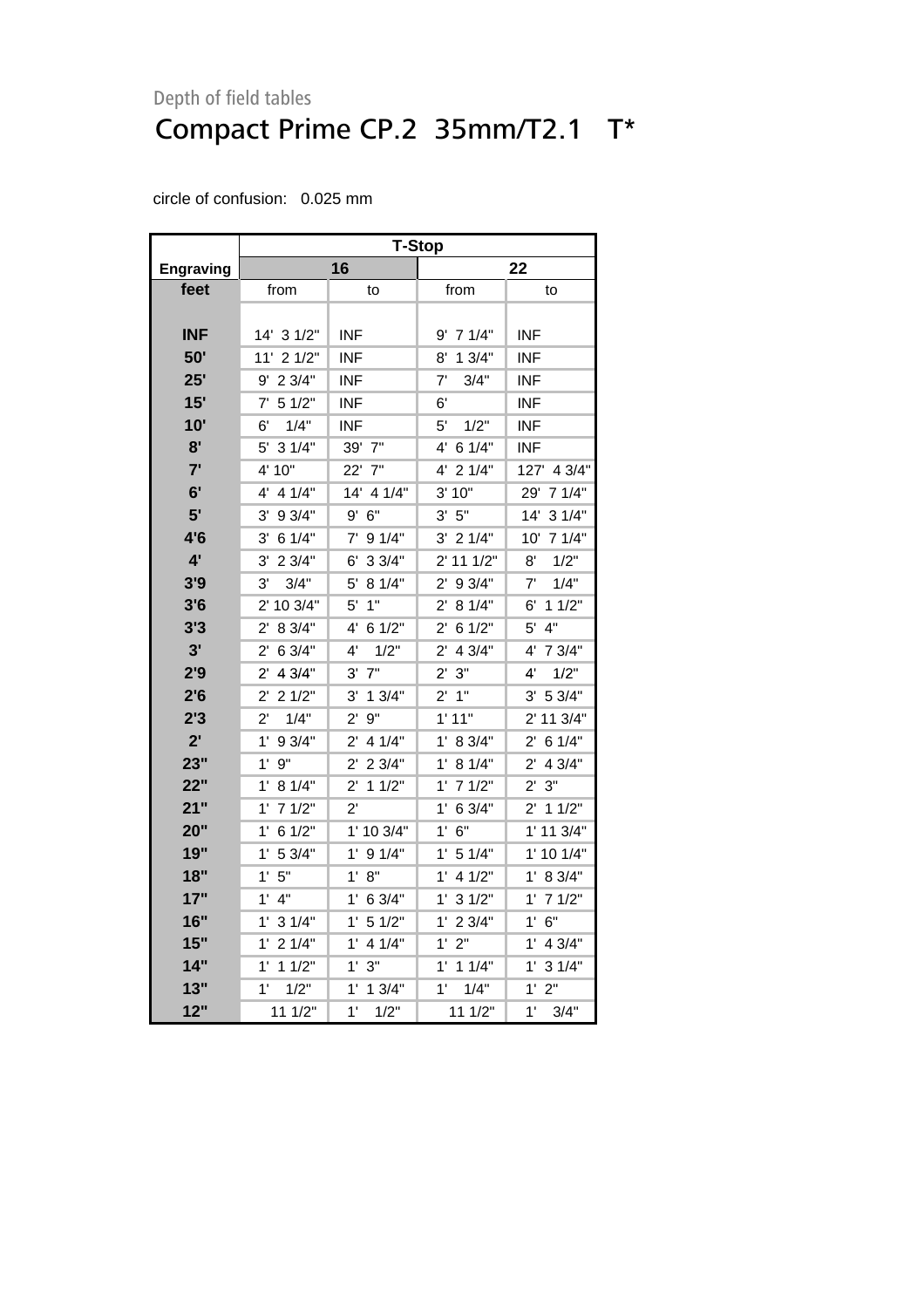Depth of field tables

# Compact Prime CP.2 35mm/T2.1 T*

circle of confusion: 0.025 mm

| | T-Stop | | | |
|---|---|---|---|---|
| Engraving | 16 | | 22 | |
| feet | from | to | from | to |
| INF | 14' 3 1/2" | INF | 9' 7 1/4" | INF |
| 50' | 11' 2 1/2" | INF | 8' 1 3/4" | INF |
| 25' | 9' 2 3/4" | INF | 7' 3/4" | INF |
| 15' | 7' 5 1/2" | INF | 6' | INF |
| 10' | 6' 1/4" | INF | 5' 1/2" | INF |
| 8' | 5' 3 1/4" | 39' 7" | 4' 6 1/4" | INF |
| 7' | 4' 10" | 22' 7" | 4' 2 1/4" | 127' 4 3/4" |
| 6' | 4' 4 1/4" | 14' 4 1/4" | 3' 10" | 29' 7 1/4" |
| 5' | 3' 9 3/4" | 9' 6" | 3' 5" | 14' 3 1/4" |
| 4'6 | 3' 6 1/4" | 7' 9 1/4" | 3' 2 1/4" | 10' 7 1/4" |
| 4' | 3' 2 3/4" | 6' 3 3/4" | 2' 11 1/2" | 8' 1/2" |
| 3'9 | 3' 3/4" | 5' 8 1/4" | 2' 9 3/4" | 7' 1/4" |
| 3'6 | 2' 10 3/4" | 5' 1" | 2' 8 1/4" | 6' 1 1/2" |
| 3'3 | 2' 8 3/4" | 4' 6 1/2" | 2' 6 1/2" | 5' 4" |
| 3' | 2' 6 3/4" | 4' 1/2" | 2' 4 3/4" | 4' 7 3/4" |
| 2'9 | 2' 4 3/4" | 3' 7" | 2' 3" | 4' 1/2" |
| 2'6 | 2' 2 1/2" | 3' 1 3/4" | 2' 1" | 3' 5 3/4" |
| 2'3 | 2' 1/4" | 2' 9" | 1' 11" | 2' 11 3/4" |
| 2' | 1' 9 3/4" | 2' 4 1/4" | 1' 8 3/4" | 2' 6 1/4" |
| 23" | 1' 9" | 2' 2 3/4" | 1' 8 1/4" | 2' 4 3/4" |
| 22" | 1' 8 1/4" | 2' 1 1/2" | 1' 7 1/2" | 2' 3" |
| 21" | 1' 7 1/2" | 2' | 1' 6 3/4" | 2' 1 1/2" |
| 20" | 1' 6 1/2" | 1' 10 3/4" | 1' 6" | 1' 11 3/4" |
| 19" | 1' 5 3/4" | 1' 9 1/4" | 1' 5 1/4" | 1' 10 1/4" |
| 18" | 1' 5" | 1' 8" | 1' 4 1/2" | 1' 8 3/4" |
| 17" | 1' 4" | 1' 6 3/4" | 1' 3 1/2" | 1' 7 1/2" |
| 16" | 1' 3 1/4" | 1' 5 1/2" | 1' 2 3/4" | 1' 6" |
| 15" | 1' 2 1/4" | 1' 4 1/4" | 1' 2" | 1' 4 3/4" |
| 14" | 1' 1 1/2" | 1' 3" | 1' 1 1/4" | 1' 3 1/4" |
| 13" | 1' 1/2" | 1' 1 3/4" | 1' 1/4" | 1' 2" |
| 12" | 11 1/2" | 1' 1/2" | 11 1/2" | 1' 3/4" |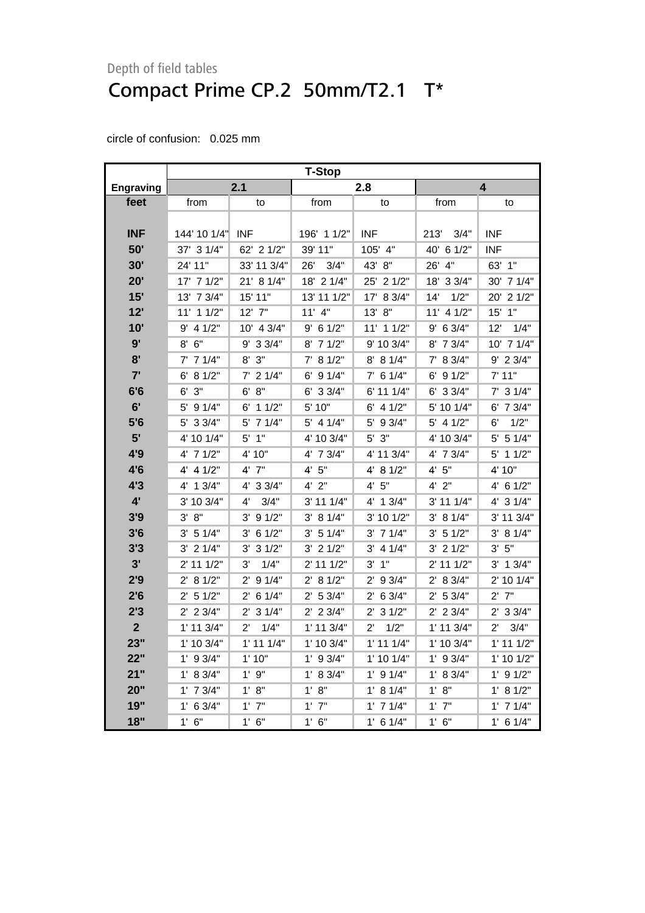Depth of field tables

# Compact Prime CP.2 50mm/T2.1 T*

circle of confusion: 0.025 mm

| | T-Stop | | | | | |
|---|---|---|---|---|---|---|
| **Engraving** | **2.1** | | **2.8** | | **4** | |
| **feet** | from | to | from | to | from | to |
| **INF** | 144' 10 1/4" | INF | 196' 1 1/2" | INF | 213' 3/4" | INF |
| **50'** | 37' 3 1/4" | 62' 2 1/2" | 39' 11" | 105' 4" | 40' 6 1/2" | INF |
| **30'** | 24' 11" | 33' 11 3/4" | 26' 3/4" | 43' 8" | 26' 4" | 63' 1" |
| **20'** | 17' 7 1/2" | 21' 8 1/4" | 18' 2 1/4" | 25' 2 1/2" | 18' 3 3/4" | 30' 7 1/4" |
| **15'** | 13' 7 3/4" | 15' 11" | 13' 11 1/2" | 17' 8 3/4" | 14' 1/2" | 20' 2 1/2" |
| **12'** | 11' 1 1/2" | 12' 7" | 11' 4" | 13' 8" | 11' 4 1/2" | 15' 1" |
| **10'** | 9' 4 1/2" | 10' 4 3/4" | 9' 6 1/2" | 11' 1 1/2" | 9' 6 3/4" | 12' 1/4" |
| **9'** | 8' 6" | 9' 3 3/4" | 8' 7 1/2" | 9' 10 3/4" | 8' 7 3/4" | 10' 7 1/4" |
| **8'** | 7' 7 1/4" | 8' 3" | 7' 8 1/2" | 8' 8 1/4" | 7' 8 3/4" | 9' 2 3/4" |
| **7'** | 6' 8 1/2" | 7' 2 1/4" | 6' 9 1/4" | 7' 6 1/4" | 6' 9 1/2" | 7' 11" |
| **6'6** | 6' 3" | 6' 8" | 6' 3 3/4" | 6' 11 1/4" | 6' 3 3/4" | 7' 3 1/4" |
| **6'** | 5' 9 1/4" | 6' 1 1/2" | 5' 10" | 6' 4 1/2" | 5' 10 1/4" | 6' 7 3/4" |
| **5'6** | 5' 3 3/4" | 5' 7 1/4" | 5' 4 1/4" | 5' 9 3/4" | 5' 4 1/2" | 6' 1/2" |
| **5'** | 4' 10 1/4" | 5' 1" | 4' 10 3/4" | 5' 3" | 4' 10 3/4" | 5' 5 1/4" |
| **4'9** | 4' 7 1/2" | 4' 10" | 4' 7 3/4" | 4' 11 3/4" | 4' 7 3/4" | 5' 1 1/2" |
| **4'6** | 4' 4 1/2" | 4' 7" | 4' 5" | 4' 8 1/2" | 4' 5" | 4' 10" |
| **4'3** | 4' 1 3/4" | 4' 3 3/4" | 4' 2" | 4' 5" | 4' 2" | 4' 6 1/2" |
| **4'** | 3' 10 3/4" | 4' 3/4" | 3' 11 1/4" | 4' 1 3/4" | 3' 11 1/4" | 4' 3 1/4" |
| **3'9** | 3' 8" | 3' 9 1/2" | 3' 8 1/4" | 3' 10 1/2" | 3' 8 1/4" | 3' 11 3/4" |
| **3'6** | 3' 5 1/4" | 3' 6 1/2" | 3' 5 1/4" | 3' 7 1/4" | 3' 5 1/2" | 3' 8 1/4" |
| **3'3** | 3' 2 1/4" | 3' 3 1/2" | 3' 2 1/2" | 3' 4 1/4" | 3' 2 1/2" | 3' 5" |
| **3'** | 2' 11 1/2" | 3' 1/4" | 2' 11 1/2" | 3' 1" | 2' 11 1/2" | 3' 1 3/4" |
| **2'9** | 2' 8 1/2" | 2' 9 1/4" | 2' 8 1/2" | 2' 9 3/4" | 2' 8 3/4" | 2' 10 1/4" |
| **2'6** | 2' 5 1/2" | 2' 6 1/4" | 2' 5 3/4" | 2' 6 3/4" | 2' 5 3/4" | 2' 7" |
| **2'3** | 2' 2 3/4" | 2' 3 1/4" | 2' 2 3/4" | 2' 3 1/2" | 2' 2 3/4" | 2' 3 3/4" |
| **2** | 1' 11 3/4" | 2' 1/4" | 1' 11 3/4" | 2' 1/2" | 1' 11 3/4" | 2' 3/4" |
| **23"** | 1' 10 3/4" | 1' 11 1/4" | 1' 10 3/4" | 1' 11 1/4" | 1' 10 3/4" | 1' 11 1/2" |
| **22"** | 1' 9 3/4" | 1' 10" | 1' 9 3/4" | 1' 10 1/4" | 1' 9 3/4" | 1' 10 1/2" |
| **21"** | 1' 8 3/4" | 1' 9" | 1' 8 3/4" | 1' 9 1/4" | 1' 8 3/4" | 1' 9 1/2" |
| **20"** | 1' 7 3/4" | 1' 8" | 1' 8" | 1' 8 1/4" | 1' 8" | 1' 8 1/2" |
| **19"** | 1' 6 3/4" | 1' 7" | 1' 7" | 1' 7 1/4" | 1' 7" | 1' 7 1/4" |
| **18"** | 1' 6" | 1' 6" | 1' 6" | 1' 6 1/4" | 1' 6" | 1' 6 1/4" |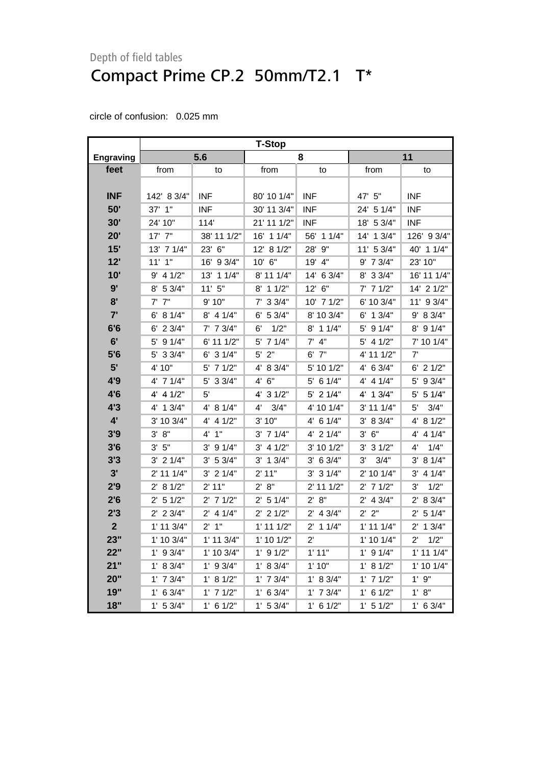Depth of field tables

# Compact Prime CP.2  50mm/T2.1   T*

circle of confusion:   0.025 mm

| | T-Stop | | | | | |
|---|---|---|---|---|---|---|
| **Engraving** | **5.6** | | **8** | | **11** | |
| **feet** | from | to | from | to | from | to |
| **INF** | 142'  8 3/4" | INF | 80' 10 1/4" | INF | 47'  5" | INF |
| **50'** | 37'  1" | INF | 30' 11 3/4" | INF | 24'  5 1/4" | INF |
| **30'** | 24' 10" | 114' | 21' 11 1/2" | INF | 18'  5 3/4" | INF |
| **20'** | 17'  7" | 38' 11 1/2" | 16'  1 1/4" | 56'  1 1/4" | 14'  1 3/4" | 126'  9 3/4" |
| **15'** | 13'  7 1/4" | 23'  6" | 12'  8 1/2" | 28'  9" | 11'  5 3/4" | 40'  1 1/4" |
| **12'** | 11'  1" | 16'  9 3/4" | 10'  6" | 19'  4" | 9'  7 3/4" | 23' 10" |
| **10'** | 9'  4 1/2" | 13'  1 1/4" | 8' 11 1/4" | 14'  6 3/4" | 8'  3 3/4" | 16' 11 1/4" |
| **9'** | 8'  5 3/4" | 11'  5" | 8'  1 1/2" | 12'  6" | 7'  7 1/2" | 14'  2 1/2" |
| **8'** | 7'  7" | 9' 10" | 7'  3 3/4" | 10'  7 1/2" | 6' 10 3/4" | 11'  9 3/4" |
| **7'** | 6'  8 1/4" | 8'  4 1/4" | 6'  5 3/4" | 8' 10 3/4" | 6'  1 3/4" | 9'  8 3/4" |
| **6'6** | 6'  2 3/4" | 7'  7 3/4" | 6'    1/2" | 8'  1 1/4" | 5'  9 1/4" | 8'  9 1/4" |
| **6'** | 5'  9 1/4" | 6' 11 1/2" | 5'  7 1/4" | 7'  4" | 5'  4 1/2" | 7' 10 1/4" |
| **5'6** | 5'  3 3/4" | 6'  3 1/4" | 5'  2" | 6'  7" | 4' 11 1/2" | 7' |
| **5'** | 4' 10" | 5'  7 1/2" | 4'  8 3/4" | 5' 10 1/2" | 4'  6 3/4" | 6'  2 1/2" |
| **4'9** | 4'  7 1/4" | 5'  3 3/4" | 4'  6" | 5'  6 1/4" | 4'  4 1/4" | 5'  9 3/4" |
| **4'6** | 4'  4 1/2" | 5' | 4'  3 1/2" | 5'  2 1/4" | 4'  1 3/4" | 5'  5 1/4" |
| **4'3** | 4'  1 3/4" | 4'  8 1/4" | 4'    3/4" | 4' 10 1/4" | 3' 11 1/4" | 5'    3/4" |
| **4'** | 3' 10 3/4" | 4'  4 1/2" | 3' 10" | 4'  6 1/4" | 3'  8 3/4" | 4'  8 1/2" |
| **3'9** | 3'  8" | 4'  1" | 3'  7 1/4" | 4'  2 1/4" | 3'  6" | 4'  4 1/4" |
| **3'6** | 3'  5" | 3'  9 1/4" | 3'  4 1/2" | 3' 10 1/2" | 3'  3 1/2" | 4'    1/4" |
| **3'3** | 3'  2 1/4" | 3'  5 3/4" | 3'  1 3/4" | 3'  6 3/4" | 3'    3/4" | 3'  8 1/4" |
| **3'** | 2' 11 1/4" | 3'  2 1/4" | 2' 11" | 3'  3 1/4" | 2' 10 1/4" | 3'  4 1/4" |
| **2'9** | 2'  8 1/2" | 2' 11" | 2'  8" | 2' 11 1/2" | 2'  7 1/2" | 3'    1/2" |
| **2'6** | 2'  5 1/2" | 2'  7 1/2" | 2'  5 1/4" | 2'  8" | 2'  4 3/4" | 2'  8 3/4" |
| **2'3** | 2'  2 3/4" | 2'  4 1/4" | 2'  2 1/2" | 2'  4 3/4" | 2'  2" | 2'  5 1/4" |
| **2** | 1' 11 3/4" | 2'  1" | 1' 11 1/2" | 2'  1 1/4" | 1' 11 1/4" | 2'  1 3/4" |
| **23"** | 1' 10 3/4" | 1' 11 3/4" | 1' 10 1/2" | 2' | 1' 10 1/4" | 2'    1/2" |
| **22"** | 1'  9 3/4" | 1' 10 3/4" | 1'  9 1/2" | 1' 11" | 1'  9 1/4" | 1' 11 1/4" |
| **21"** | 1'  8 3/4" | 1'  9 3/4" | 1'  8 3/4" | 1' 10" | 1'  8 1/2" | 1' 10 1/4" |
| **20"** | 1'  7 3/4" | 1'  8 1/2" | 1'  7 3/4" | 1'  8 3/4" | 1'  7 1/2" | 1'  9" |
| **19"** | 1'  6 3/4" | 1'  7 1/2" | 1'  6 3/4" | 1'  7 3/4" | 1'  6 1/2" | 1'  8" |
| **18"** | 1'  5 3/4" | 1'  6 1/2" | 1'  5 3/4" | 1'  6 1/2" | 1'  5 1/2" | 1'  6 3/4" |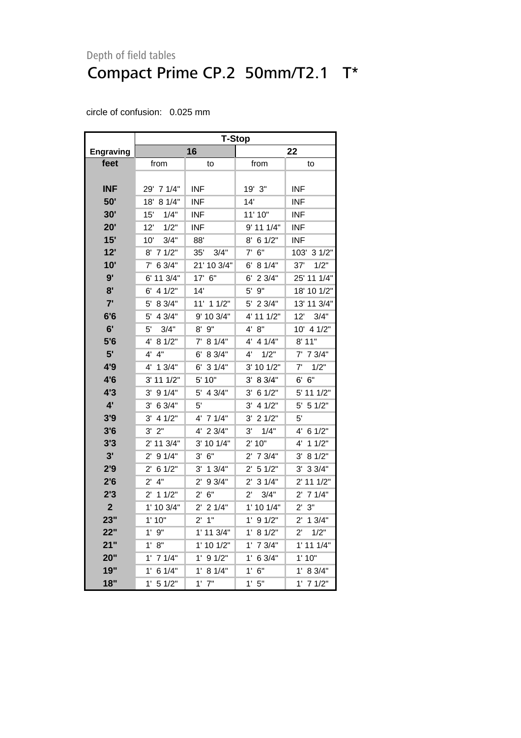Depth of field tables

# Compact Prime CP.2 50mm/T2.1 T*

circle of confusion: 0.025 mm

| Engraving | T-Stop 16 | | T-Stop 22 | |
|---|---|---|---|---|
| feet | from | to | from | to |
| INF | 29' 7 1/4" | INF | 19' 3" | INF |
| 50' | 18' 8 1/4" | INF | 14' | INF |
| 30' | 15' 1/4" | INF | 11' 10" | INF |
| 20' | 12' 1/2" | INF | 9' 11 1/4" | INF |
| 15' | 10' 3/4" | 88' | 8' 6 1/2" | INF |
| 12' | 8' 7 1/2" | 35' 3/4" | 7' 6" | 103' 3 1/2" |
| 10' | 7' 6 3/4" | 21' 10 3/4" | 6' 8 1/4" | 37' 1/2" |
| 9' | 6' 11 3/4" | 17' 6" | 6' 2 3/4" | 25' 11 1/4" |
| 8' | 6' 4 1/2" | 14' | 5' 9" | 18' 10 1/2" |
| 7' | 5' 8 3/4" | 11' 1 1/2" | 5' 2 3/4" | 13' 11 3/4" |
| 6'6 | 5' 4 3/4" | 9' 10 3/4" | 4' 11 1/2" | 12' 3/4" |
| 6' | 5' 3/4" | 8' 9" | 4' 8" | 10' 4 1/2" |
| 5'6 | 4' 8 1/2" | 7' 8 1/4" | 4' 4 1/4" | 8' 11" |
| 5' | 4' 4" | 6' 8 3/4" | 4' 1/2" | 7' 7 3/4" |
| 4'9 | 4' 1 3/4" | 6' 3 1/4" | 3' 10 1/2" | 7' 1/2" |
| 4'6 | 3' 11 1/2" | 5' 10" | 3' 8 3/4" | 6' 6" |
| 4'3 | 3' 9 1/4" | 5' 4 3/4" | 3' 6 1/2" | 5' 11 1/2" |
| 4' | 3' 6 3/4" | 5' | 3' 4 1/2" | 5' 5 1/2" |
| 3'9 | 3' 4 1/2" | 4' 7 1/4" | 3' 2 1/2" | 5' |
| 3'6 | 3' 2" | 4' 2 3/4" | 3' 1/4" | 4' 6 1/2" |
| 3'3 | 2' 11 3/4" | 3' 10 1/4" | 2' 10" | 4' 1 1/2" |
| 3' | 2' 9 1/4" | 3' 6" | 2' 7 3/4" | 3' 8 1/2" |
| 2'9 | 2' 6 1/2" | 3' 1 3/4" | 2' 5 1/2" | 3' 3 3/4" |
| 2'6 | 2' 4" | 2' 9 3/4" | 2' 3 1/4" | 2' 11 1/2" |
| 2'3 | 2' 1 1/2" | 2' 6" | 2' 3/4" | 2' 7 1/4" |
| 2 | 1' 10 3/4" | 2' 2 1/4" | 1' 10 1/4" | 2' 3" |
| 23" | 1' 10" | 2' 1" | 1' 9 1/2" | 2' 1 3/4" |
| 22" | 1' 9" | 1' 11 3/4" | 1' 8 1/2" | 2' 1/2" |
| 21" | 1' 8" | 1' 10 1/2" | 1' 7 3/4" | 1' 11 1/4" |
| 20" | 1' 7 1/4" | 1' 9 1/2" | 1' 6 3/4" | 1' 10" |
| 19" | 1' 6 1/4" | 1' 8 1/4" | 1' 6" | 1' 8 3/4" |
| 18" | 1' 5 1/2" | 1' 7" | 1' 5" | 1' 7 1/2" |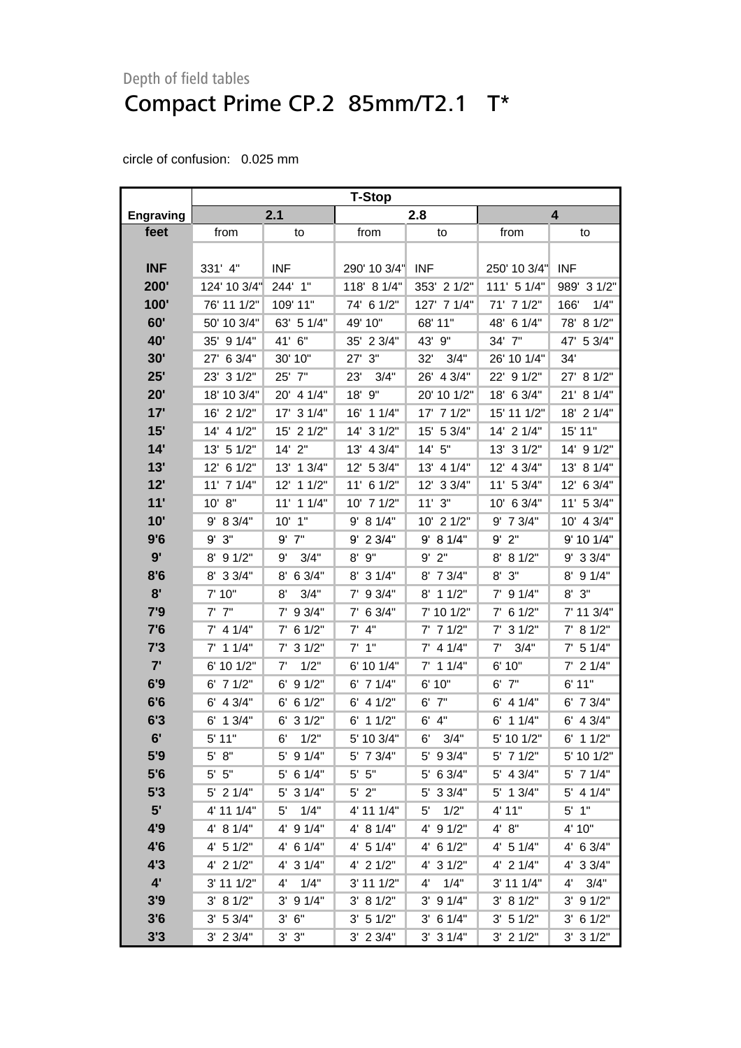Depth of field tables

# Compact Prime CP.2  85mm/T2.1   T*

circle of confusion:   0.025 mm

| Engraving | T-Stop 2.1 | | T-Stop 2.8 | | T-Stop 4 | |
|---|---|---|---|---|---|---|
| feet | from | to | from | to | from | to |
| INF | 331'  4" | INF | 290' 10 3/4" | INF | 250' 10 3/4" | INF |
| 200' | 124' 10 3/4" | 244'  1" | 118'  8 1/4" | 353'  2 1/2" | 111'  5 1/4" | 989'  3 1/2" |
| 100' | 76' 11 1/2" | 109' 11" | 74'  6 1/2" | 127'  7 1/4" | 71'  7 1/2" | 166'   1/4" |
| 60' | 50' 10 3/4" | 63'  5 1/4" | 49' 10" | 68' 11" | 48'  6 1/4" | 78'  8 1/2" |
| 40' | 35'  9 1/4" | 41'  6" | 35'  2 3/4" | 43'  9" | 34'  7" | 47'  5 3/4" |
| 30' | 27'  6 3/4" | 30' 10" | 27'  3" | 32'   3/4" | 26' 10 1/4" | 34' |
| 25' | 23'  3 1/2" | 25'  7" | 23'   3/4" | 26'  4 3/4" | 22'  9 1/2" | 27'  8 1/2" |
| 20' | 18' 10 3/4" | 20'  4 1/4" | 18'  9" | 20' 10 1/2" | 18'  6 3/4" | 21'  8 1/4" |
| 17' | 16'  2 1/2" | 17'  3 1/4" | 16'  1 1/4" | 17'  7 1/2" | 15' 11 1/2" | 18'  2 1/4" |
| 15' | 14'  4 1/2" | 15'  2 1/2" | 14'  3 1/2" | 15'  5 3/4" | 14'  2 1/4" | 15' 11" |
| 14' | 13'  5 1/2" | 14'  2" | 13'  4 3/4" | 14'  5" | 13'  3 1/2" | 14'  9 1/2" |
| 13' | 12'  6 1/2" | 13'  1 3/4" | 12'  5 3/4" | 13'  4 1/4" | 12'  4 3/4" | 13'  8 1/4" |
| 12' | 11'  7 1/4" | 12'  1 1/2" | 11'  6 1/2" | 12'  3 3/4" | 11'  5 3/4" | 12'  6 3/4" |
| 11' | 10'  8" | 11'  1 1/4" | 10'  7 1/2" | 11'  3" | 10'  6 3/4" | 11'  5 3/4" |
| 10' | 9'  8 3/4" | 10'  1" | 9'  8 1/4" | 10'  2 1/2" | 9'  7 3/4" | 10'  4 3/4" |
| 9'6 | 9'  3" | 9'  7" | 9'  2 3/4" | 9'  8 1/4" | 9'  2" | 9' 10 1/4" |
| 9' | 8'  9 1/2" | 9'   3/4" | 8'  9" | 9'  2" | 8'  8 1/2" | 9'  3 3/4" |
| 8'6 | 8'  3 3/4" | 8'  6 3/4" | 8'  3 1/4" | 8'  7 3/4" | 8'  3" | 8'  9 1/4" |
| 8' | 7' 10" | 8'   3/4" | 7'  9 3/4" | 8'  1 1/2" | 7'  9 1/4" | 8'  3" |
| 7'9 | 7'  7" | 7'  9 3/4" | 7'  6 3/4" | 7' 10 1/2" | 7'  6 1/2" | 7' 11 3/4" |
| 7'6 | 7'  4 1/4" | 7'  6 1/2" | 7'  4" | 7'  7 1/2" | 7'  3 1/2" | 7'  8 1/2" |
| 7'3 | 7'  1 1/4" | 7'  3 1/2" | 7'  1" | 7'  4 1/4" | 7'   3/4" | 7'  5 1/4" |
| 7' | 6' 10 1/2" | 7'   1/2" | 6' 10 1/4" | 7'  1 1/4" | 6' 10" | 7'  2 1/4" |
| 6'9 | 6'  7 1/2" | 6'  9 1/2" | 6'  7 1/4" | 6' 10" | 6'  7" | 6' 11" |
| 6'6 | 6'  4 3/4" | 6'  6 1/2" | 6'  4 1/2" | 6'  7" | 6'  4 1/4" | 6'  7 3/4" |
| 6'3 | 6'  1 3/4" | 6'  3 1/2" | 6'  1 1/2" | 6'  4" | 6'  1 1/4" | 6'  4 3/4" |
| 6' | 5' 11" | 6'   1/2" | 5' 10 3/4" | 6'   3/4" | 5' 10 1/2" | 6'  1 1/2" |
| 5'9 | 5'  8" | 5'  9 1/4" | 5'  7 3/4" | 5'  9 3/4" | 5'  7 1/2" | 5' 10 1/2" |
| 5'6 | 5'  5" | 5'  6 1/4" | 5'  5" | 5'  6 3/4" | 5'  4 3/4" | 5'  7 1/4" |
| 5'3 | 5'  2 1/4" | 5'  3 1/4" | 5'  2" | 5'  3 3/4" | 5'  1 3/4" | 5'  4 1/4" |
| 5' | 4' 11 1/4" | 5'   1/4" | 4' 11 1/4" | 5'   1/2" | 4' 11" | 5'  1" |
| 4'9 | 4'  8 1/4" | 4'  9 1/4" | 4'  8 1/4" | 4'  9 1/2" | 4'  8" | 4' 10" |
| 4'6 | 4'  5 1/2" | 4'  6 1/4" | 4'  5 1/4" | 4'  6 1/2" | 4'  5 1/4" | 4'  6 3/4" |
| 4'3 | 4'  2 1/2" | 4'  3 1/4" | 4'  2 1/2" | 4'  3 1/2" | 4'  2 1/4" | 4'  3 3/4" |
| 4' | 3' 11 1/2" | 4'   1/4" | 3' 11 1/2" | 4'   1/4" | 3' 11 1/4" | 4'   3/4" |
| 3'9 | 3'  8 1/2" | 3'  9 1/4" | 3'  8 1/2" | 3'  9 1/4" | 3'  8 1/2" | 3'  9 1/2" |
| 3'6 | 3'  5 3/4" | 3'  6" | 3'  5 1/2" | 3'  6 1/4" | 3'  5 1/2" | 3'  6 1/2" |
| 3'3 | 3'  2 3/4" | 3'  3" | 3'  2 3/4" | 3'  3 1/4" | 3'  2 1/2" | 3'  3 1/2" |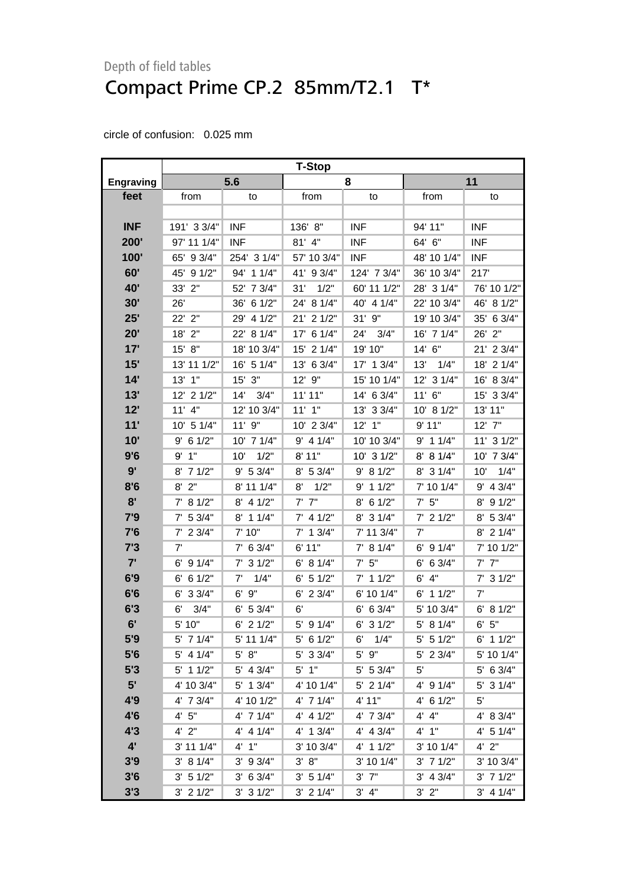Depth of field tables

# Compact Prime CP.2 85mm/T2.1 T*

circle of confusion: 0.025 mm

| | T-Stop | | | | | |
|---|---|---|---|---|---|---|
| **Engraving** | **5.6** | | **8** | | **11** | |
| **feet** | from | to | from | to | from | to |
| | | | | | | |
| **INF** | 191' 3 3/4" | INF | 136' 8" | INF | 94' 11" | INF |
| **200'** | 97' 11 1/4" | INF | 81' 4" | INF | 64' 6" | INF |
| **100'** | 65' 9 3/4" | 254' 3 1/4" | 57' 10 3/4" | INF | 48' 10 1/4" | INF |
| **60'** | 45' 9 1/2" | 94' 1 1/4" | 41' 9 3/4" | 124' 7 3/4" | 36' 10 3/4" | 217' |
| **40'** | 33' 2" | 52' 7 3/4" | 31' 1/2" | 60' 11 1/2" | 28' 3 1/4" | 76' 10 1/2" |
| **30'** | 26' | 36' 6 1/2" | 24' 8 1/4" | 40' 4 1/4" | 22' 10 3/4" | 46' 8 1/2" |
| **25'** | 22' 2" | 29' 4 1/2" | 21' 2 1/2" | 31' 9" | 19' 10 3/4" | 35' 6 3/4" |
| **20'** | 18' 2" | 22' 8 1/4" | 17' 6 1/4" | 24' 3/4" | 16' 7 1/4" | 26' 2" |
| **17'** | 15' 8" | 18' 10 3/4" | 15' 2 1/4" | 19' 10" | 14' 6" | 21' 2 3/4" |
| **15'** | 13' 11 1/2" | 16' 5 1/4" | 13' 6 3/4" | 17' 1 3/4" | 13' 1/4" | 18' 2 1/4" |
| **14'** | 13' 1" | 15' 3" | 12' 9" | 15' 10 1/4" | 12' 3 1/4" | 16' 8 3/4" |
| **13'** | 12' 2 1/2" | 14' 3/4" | 11' 11" | 14' 6 3/4" | 11' 6" | 15' 3 3/4" |
| **12'** | 11' 4" | 12' 10 3/4" | 11' 1" | 13' 3 3/4" | 10' 8 1/2" | 13' 11" |
| **11'** | 10' 5 1/4" | 11' 9" | 10' 2 3/4" | 12' 1" | 9' 11" | 12' 7" |
| **10'** | 9' 6 1/2" | 10' 7 1/4" | 9' 4 1/4" | 10' 10 3/4" | 9' 1 1/4" | 11' 3 1/2" |
| **9'6** | 9' 1" | 10' 1/2" | 8' 11" | 10' 3 1/2" | 8' 8 1/4" | 10' 7 3/4" |
| **9'** | 8' 7 1/2" | 9' 5 3/4" | 8' 5 3/4" | 9' 8 1/2" | 8' 3 1/4" | 10' 1/4" |
| **8'6** | 8' 2" | 8' 11 1/4" | 8' 1/2" | 9' 1 1/2" | 7' 10 1/4" | 9' 4 3/4" |
| **8'** | 7' 8 1/2" | 8' 4 1/2" | 7' 7" | 8' 6 1/2" | 7' 5" | 8' 9 1/2" |
| **7'9** | 7' 5 3/4" | 8' 1 1/4" | 7' 4 1/2" | 8' 3 1/4" | 7' 2 1/2" | 8' 5 3/4" |
| **7'6** | 7' 2 3/4" | 7' 10" | 7' 1 3/4" | 7' 11 3/4" | 7' | 8' 2 1/4" |
| **7'3** | 7' | 7' 6 3/4" | 6' 11" | 7' 8 1/4" | 6' 9 1/4" | 7' 10 1/2" |
| **7'** | 6' 9 1/4" | 7' 3 1/2" | 6' 8 1/4" | 7' 5" | 6' 6 3/4" | 7' 7" |
| **6'9** | 6' 6 1/2" | 7' 1/4" | 6' 5 1/2" | 7' 1 1/2" | 6' 4" | 7' 3 1/2" |
| **6'6** | 6' 3 3/4" | 6' 9" | 6' 2 3/4" | 6' 10 1/4" | 6' 1 1/2" | 7' |
| **6'3** | 6' 3/4" | 6' 5 3/4" | 6' | 6' 6 3/4" | 5' 10 3/4" | 6' 8 1/2" |
| **6'** | 5' 10" | 6' 2 1/2" | 5' 9 1/4" | 6' 3 1/2" | 5' 8 1/4" | 6' 5" |
| **5'9** | 5' 7 1/4" | 5' 11 1/4" | 5' 6 1/2" | 6' 1/4" | 5' 5 1/2" | 6' 1 1/2" |
| **5'6** | 5' 4 1/4" | 5' 8" | 5' 3 3/4" | 5' 9" | 5' 2 3/4" | 5' 10 1/4" |
| **5'3** | 5' 1 1/2" | 5' 4 3/4" | 5' 1" | 5' 5 3/4" | 5' | 5' 6 3/4" |
| **5'** | 4' 10 3/4" | 5' 1 3/4" | 4' 10 1/4" | 5' 2 1/4" | 4' 9 1/4" | 5' 3 1/4" |
| **4'9** | 4' 7 3/4" | 4' 10 1/2" | 4' 7 1/4" | 4' 11" | 4' 6 1/2" | 5' |
| **4'6** | 4' 5" | 4' 7 1/4" | 4' 4 1/2" | 4' 7 3/4" | 4' 4" | 4' 8 3/4" |
| **4'3** | 4' 2" | 4' 4 1/4" | 4' 1 3/4" | 4' 4 3/4" | 4' 1" | 4' 5 1/4" |
| **4'** | 3' 11 1/4" | 4' 1" | 3' 10 3/4" | 4' 1 1/2" | 3' 10 1/4" | 4' 2" |
| **3'9** | 3' 8 1/4" | 3' 9 3/4" | 3' 8" | 3' 10 1/4" | 3' 7 1/2" | 3' 10 3/4" |
| **3'6** | 3' 5 1/2" | 3' 6 3/4" | 3' 5 1/4" | 3' 7" | 3' 4 3/4" | 3' 7 1/2" |
| **3'3** | 3' 2 1/2" | 3' 3 1/2" | 3' 2 1/4" | 3' 4" | 3' 2" | 3' 4 1/4" |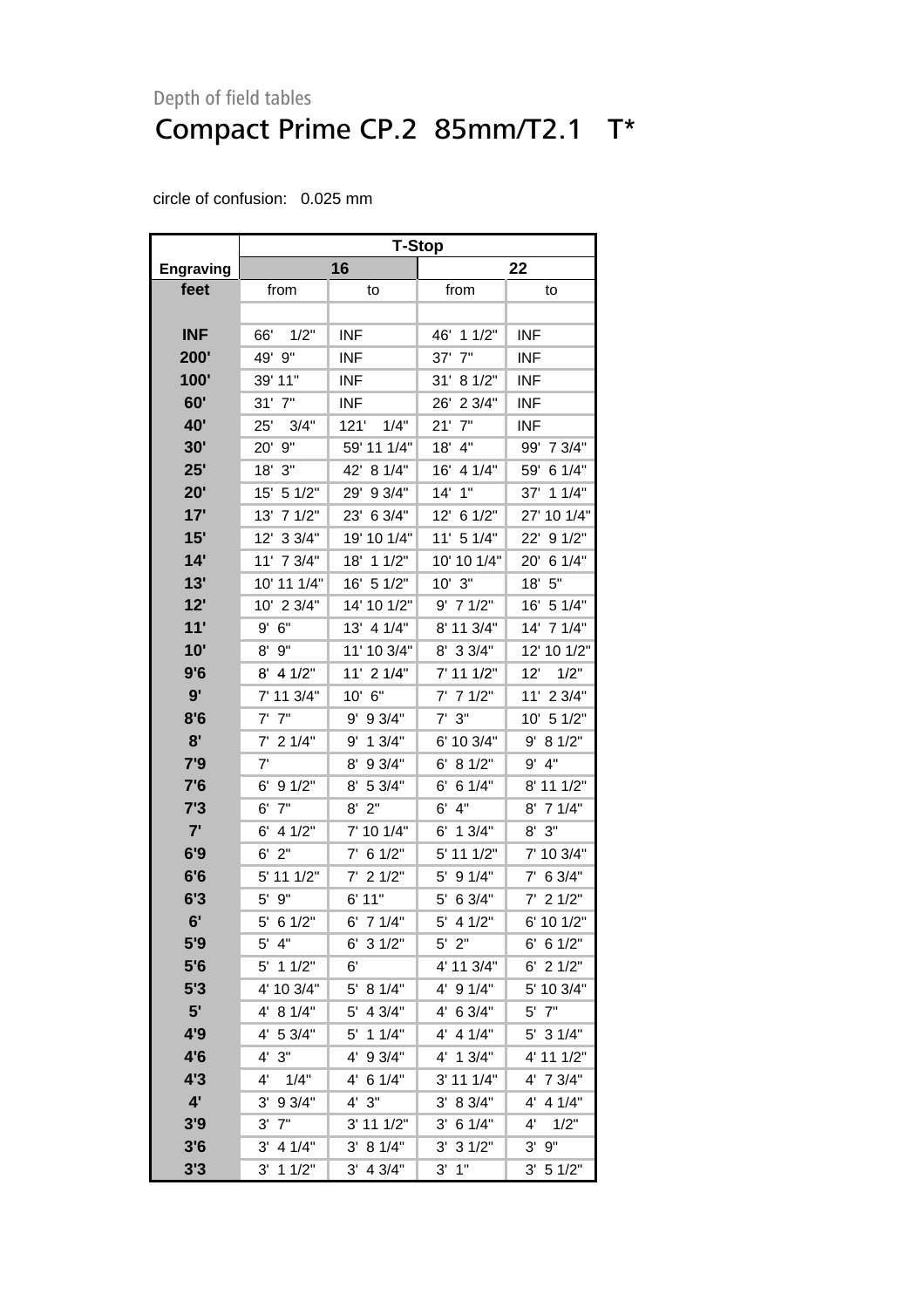Depth of field tables

# Compact Prime CP.2  85mm/T2.1   T*

circle of confusion:   0.025 mm

| | T-Stop | | | |
|---|---|---|---|---|
| **Engraving** | **16** | | **22** | |
| **feet** | from | to | from | to |
| | | | | |
| **INF** | 66'    1/2" | INF | 46'  1 1/2" | INF |
| **200'** | 49'  9" | INF | 37'  7" | INF |
| **100'** | 39' 11" | INF | 31'  8 1/2" | INF |
| **60'** | 31'  7" | INF | 26'  2 3/4" | INF |
| **40'** | 25'    3/4" | 121'    1/4" | 21'  7" | INF |
| **30'** | 20'  9" | 59' 11 1/4" | 18'  4" | 99'  7 3/4" |
| **25'** | 18'  3" | 42'  8 1/4" | 16'  4 1/4" | 59'  6 1/4" |
| **20'** | 15'  5 1/2" | 29'  9 3/4" | 14'  1" | 37'  1 1/4" |
| **17'** | 13'  7 1/2" | 23'  6 3/4" | 12'  6 1/2" | 27' 10 1/4" |
| **15'** | 12'  3 3/4" | 19' 10 1/4" | 11'  5 1/4" | 22'  9 1/2" |
| **14'** | 11'  7 3/4" | 18'  1 1/2" | 10' 10 1/4" | 20'  6 1/4" |
| **13'** | 10' 11 1/4" | 16'  5 1/2" | 10'  3" | 18'  5" |
| **12'** | 10'  2 3/4" | 14' 10 1/2" | 9'  7 1/2" | 16'  5 1/4" |
| **11'** | 9'  6" | 13'  4 1/4" | 8' 11 3/4" | 14'  7 1/4" |
| **10'** | 8'  9" | 11' 10 3/4" | 8'  3 3/4" | 12' 10 1/2" |
| **9'6** | 8'  4 1/2" | 11'  2 1/4" | 7' 11 1/2" | 12'    1/2" |
| **9'** | 7' 11 3/4" | 10'  6" | 7'  7 1/2" | 11'  2 3/4" |
| **8'6** | 7'  7" | 9'  9 3/4" | 7'  3" | 10'  5 1/2" |
| **8'** | 7'  2 1/4" | 9'  1 3/4" | 6' 10 3/4" | 9'  8 1/2" |
| **7'9** | 7' | 8'  9 3/4" | 6'  8 1/2" | 9'  4" |
| **7'6** | 6'  9 1/2" | 8'  5 3/4" | 6'  6 1/4" | 8' 11 1/2" |
| **7'3** | 6'  7" | 8'  2" | 6'  4" | 8'  7 1/4" |
| **7'** | 6'  4 1/2" | 7' 10 1/4" | 6'  1 3/4" | 8'  3" |
| **6'9** | 6'  2" | 7'  6 1/2" | 5' 11 1/2" | 7' 10 3/4" |
| **6'6** | 5' 11 1/2" | 7'  2 1/2" | 5'  9 1/4" | 7'  6 3/4" |
| **6'3** | 5'  9" | 6' 11" | 5'  6 3/4" | 7'  2 1/2" |
| **6'** | 5'  6 1/2" | 6'  7 1/4" | 5'  4 1/2" | 6' 10 1/2" |
| **5'9** | 5'  4" | 6'  3 1/2" | 5'  2" | 6'  6 1/2" |
| **5'6** | 5'  1 1/2" | 6' | 4' 11 3/4" | 6'  2 1/2" |
| **5'3** | 4' 10 3/4" | 5'  8 1/4" | 4'  9 1/4" | 5' 10 3/4" |
| **5'** | 4'  8 1/4" | 5'  4 3/4" | 4'  6 3/4" | 5'  7" |
| **4'9** | 4'  5 3/4" | 5'  1 1/4" | 4'  4 1/4" | 5'  3 1/4" |
| **4'6** | 4'  3" | 4'  9 3/4" | 4'  1 3/4" | 4' 11 1/2" |
| **4'3** | 4'    1/4" | 4'  6 1/4" | 3' 11 1/4" | 4'  7 3/4" |
| **4'** | 3'  9 3/4" | 4'  3" | 3'  8 3/4" | 4'  4 1/4" |
| **3'9** | 3'  7" | 3' 11 1/2" | 3'  6 1/4" | 4'    1/2" |
| **3'6** | 3'  4 1/4" | 3'  8 1/4" | 3'  3 1/2" | 3'  9" |
| **3'3** | 3'  1 1/2" | 3'  4 3/4" | 3'  1" | 3'  5 1/2" |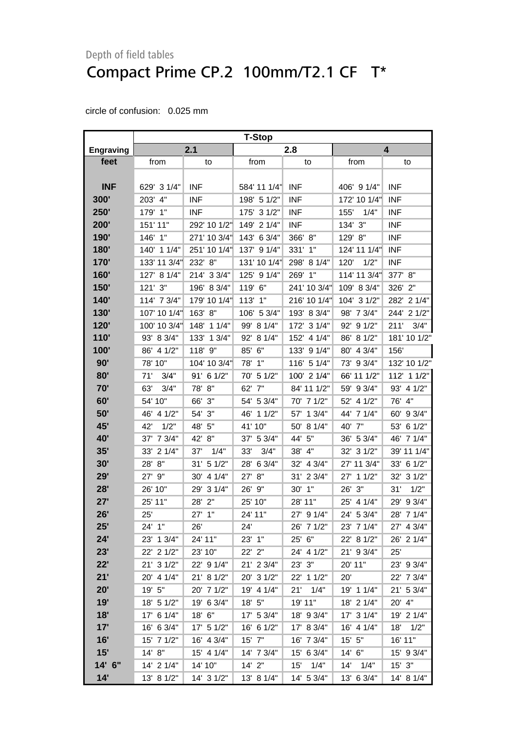Depth of field tables

# Compact Prime CP.2 100mm/T2.1 CF T*

circle of confusion: 0.025 mm

| | T-Stop | | | | | |
|---|---|---|---|---|---|---|
| **Engraving** | **2.1** | | **2.8** | | **4** | |
| **feet** | from | to | from | to | from | to |
| **INF** | 629' 3 1/4" | INF | 584' 11 1/4" | INF | 406' 9 1/4" | INF |
| **300'** | 203' 4" | INF | 198' 5 1/2" | INF | 172' 10 1/4" | INF |
| **250'** | 179' 1" | INF | 175' 3 1/2" | INF | 155' 1/4" | INF |
| **200'** | 151' 11" | 292' 10 1/2" | 149' 2 1/4" | INF | 134' 3" | INF |
| **190'** | 146' 1" | 271' 10 3/4" | 143' 6 3/4" | 366' 8" | 129' 8" | INF |
| **180'** | 140' 1 1/4" | 251' 10 1/4" | 137' 9 1/4" | 331' 1" | 124' 11 1/4" | INF |
| **170'** | 133' 11 3/4" | 232' 8" | 131' 10 1/4" | 298' 8 1/4" | 120' 1/2" | INF |
| **160'** | 127' 8 1/4" | 214' 3 3/4" | 125' 9 1/4" | 269' 1" | 114' 11 3/4" | 377' 8" |
| **150'** | 121' 3" | 196' 8 3/4" | 119' 6" | 241' 10 3/4" | 109' 8 3/4" | 326' 2" |
| **140'** | 114' 7 3/4" | 179' 10 1/4" | 113' 1" | 216' 10 1/4" | 104' 3 1/2" | 282' 2 1/4" |
| **130'** | 107' 10 1/4" | 163' 8" | 106' 5 3/4" | 193' 8 3/4" | 98' 7 3/4" | 244' 2 1/2" |
| **120'** | 100' 10 3/4" | 148' 1 1/4" | 99' 8 1/4" | 172' 3 1/4" | 92' 9 1/2" | 211' 3/4" |
| **110'** | 93' 8 3/4" | 133' 1 3/4" | 92' 8 1/4" | 152' 4 1/4" | 86' 8 1/2" | 181' 10 1/2" |
| **100'** | 86' 4 1/2" | 118' 9" | 85' 6" | 133' 9 1/4" | 80' 4 3/4" | 156' |
| **90'** | 78' 10" | 104' 10 3/4" | 78' 1" | 116' 5 1/4" | 73' 9 3/4" | 132' 10 1/2" |
| **80'** | 71' 3/4" | 91' 6 1/2" | 70' 5 1/2" | 100' 2 1/4" | 66' 11 1/2" | 112' 1 1/2" |
| **70'** | 63' 3/4" | 78' 8" | 62' 7" | 84' 11 1/2" | 59' 9 3/4" | 93' 4 1/2" |
| **60'** | 54' 10" | 66' 3" | 54' 5 3/4" | 70' 7 1/2" | 52' 4 1/2" | 76' 4" |
| **50'** | 46' 4 1/2" | 54' 3" | 46' 1 1/2" | 57' 1 3/4" | 44' 7 1/4" | 60' 9 3/4" |
| **45'** | 42' 1/2" | 48' 5" | 41' 10" | 50' 8 1/4" | 40' 7" | 53' 6 1/2" |
| **40'** | 37' 7 3/4" | 42' 8" | 37' 5 3/4" | 44' 5" | 36' 5 3/4" | 46' 7 1/4" |
| **35'** | 33' 2 1/4" | 37' 1/4" | 33' 3/4" | 38' 4" | 32' 3 1/2" | 39' 11 1/4" |
| **30'** | 28' 8" | 31' 5 1/2" | 28' 6 3/4" | 32' 4 3/4" | 27' 11 3/4" | 33' 6 1/2" |
| **29'** | 27' 9" | 30' 4 1/4" | 27' 8" | 31' 2 3/4" | 27' 1 1/2" | 32' 3 1/2" |
| **28'** | 26' 10" | 29' 3 1/4" | 26' 9" | 30' 1" | 26' 3" | 31' 1/2" |
| **27'** | 25' 11" | 28' 2" | 25' 10" | 28' 11" | 25' 4 1/4" | 29' 9 3/4" |
| **26'** | 25' | 27' 1" | 24' 11" | 27' 9 1/4" | 24' 5 3/4" | 28' 7 1/4" |
| **25'** | 24' 1" | 26' | 24' | 26' 7 1/2" | 23' 7 1/4" | 27' 4 3/4" |
| **24'** | 23' 1 3/4" | 24' 11" | 23' 1" | 25' 6" | 22' 8 1/2" | 26' 2 1/4" |
| **23'** | 22' 2 1/2" | 23' 10" | 22' 2" | 24' 4 1/2" | 21' 9 3/4" | 25' |
| **22'** | 21' 3 1/2" | 22' 9 1/4" | 21' 2 3/4" | 23' 3" | 20' 11" | 23' 9 3/4" |
| **21'** | 20' 4 1/4" | 21' 8 1/2" | 20' 3 1/2" | 22' 1 1/2" | 20' | 22' 7 3/4" |
| **20'** | 19' 5" | 20' 7 1/2" | 19' 4 1/4" | 21' 1/4" | 19' 1 1/4" | 21' 5 3/4" |
| **19'** | 18' 5 1/2" | 19' 6 3/4" | 18' 5" | 19' 11" | 18' 2 1/4" | 20' 4" |
| **18'** | 17' 6 1/4" | 18' 6" | 17' 5 3/4" | 18' 9 3/4" | 17' 3 1/4" | 19' 2 1/4" |
| **17'** | 16' 6 3/4" | 17' 5 1/2" | 16' 6 1/2" | 17' 8 3/4" | 16' 4 1/4" | 18' 1/2" |
| **16'** | 15' 7 1/2" | 16' 4 3/4" | 15' 7" | 16' 7 3/4" | 15' 5" | 16' 11" |
| **15'** | 14' 8" | 15' 4 1/4" | 14' 7 3/4" | 15' 6 3/4" | 14' 6" | 15' 9 3/4" |
| **14' 6"** | 14' 2 1/4" | 14' 10" | 14' 2" | 15' 1/4" | 14' 1/4" | 15' 3" |
| **14'** | 13' 8 1/2" | 14' 3 1/2" | 13' 8 1/4" | 14' 5 3/4" | 13' 6 3/4" | 14' 8 1/4" |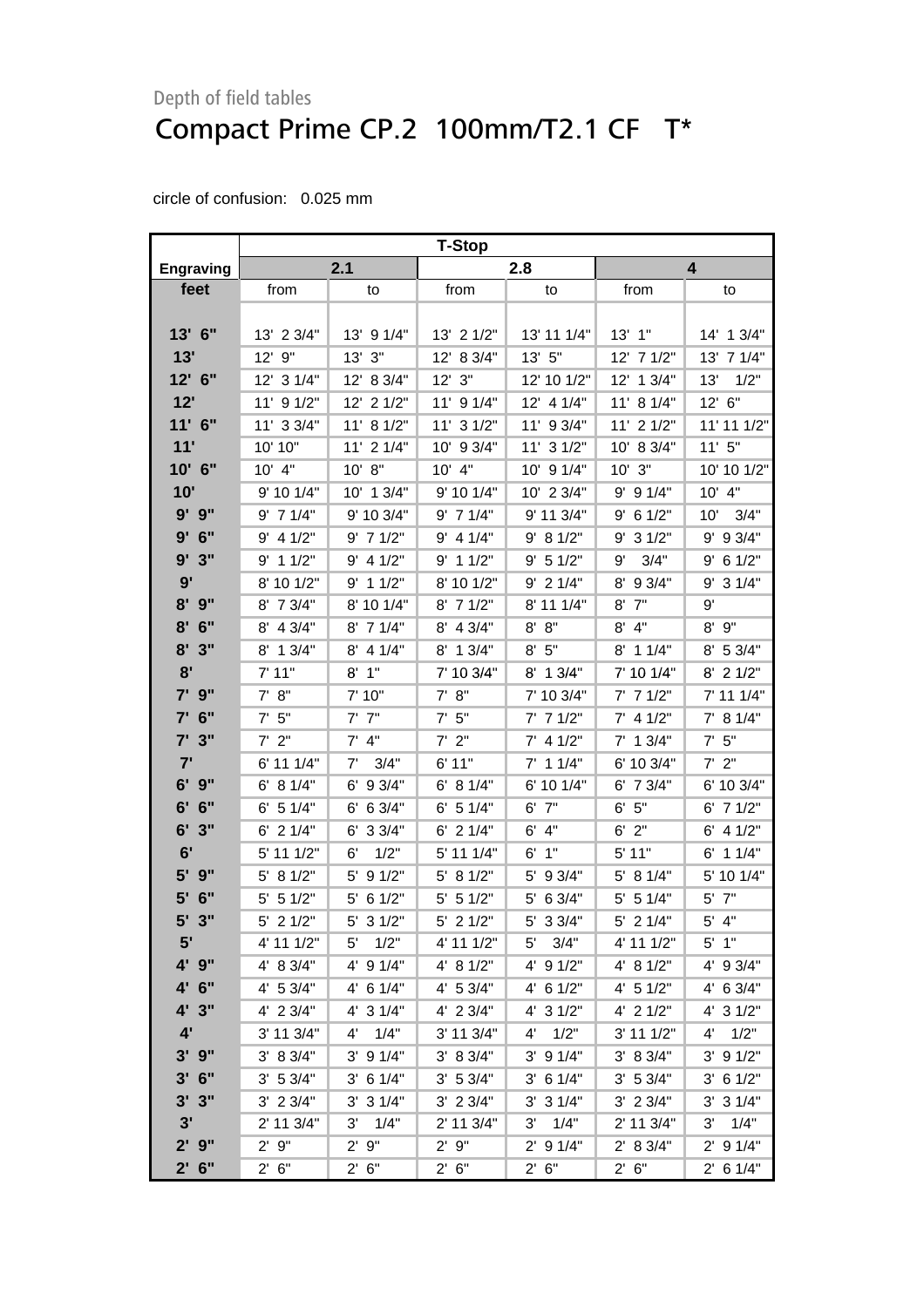Depth of field tables

# Compact Prime CP.2  100mm/T2.1 CF   T*

circle of confusion:   0.025 mm

| | T-Stop | | | | | |
|---|---|---|---|---|---|---|
| **Engraving** | **2.1** | | **2.8** | | **4** | |
| **feet** | from | to | from | to | from | to |
| **13' 6"** | 13' 2 3/4" | 13' 9 1/4" | 13' 2 1/2" | 13' 11 1/4" | 13' 1" | 14' 1 3/4" |
| **13'** | 12' 9" | 13' 3" | 12' 8 3/4" | 13' 5" | 12' 7 1/2" | 13' 7 1/4" |
| **12' 6"** | 12' 3 1/4" | 12' 8 3/4" | 12' 3" | 12' 10 1/2" | 12' 1 3/4" | 13' 1/2" |
| **12'** | 11' 9 1/2" | 12' 2 1/2" | 11' 9 1/4" | 12' 4 1/4" | 11' 8 1/4" | 12' 6" |
| **11' 6"** | 11' 3 3/4" | 11' 8 1/2" | 11' 3 1/2" | 11' 9 3/4" | 11' 2 1/2" | 11' 11 1/2" |
| **11'** | 10' 10" | 11' 2 1/4" | 10' 9 3/4" | 11' 3 1/2" | 10' 8 3/4" | 11' 5" |
| **10' 6"** | 10' 4" | 10' 8" | 10' 4" | 10' 9 1/4" | 10' 3" | 10' 10 1/2" |
| **10'** | 9' 10 1/4" | 10' 1 3/4" | 9' 10 1/4" | 10' 2 3/4" | 9' 9 1/4" | 10' 4" |
| **9' 9"** | 9' 7 1/4" | 9' 10 3/4" | 9' 7 1/4" | 9' 11 3/4" | 9' 6 1/2" | 10' 3/4" |
| **9' 6"** | 9' 4 1/2" | 9' 7 1/2" | 9' 4 1/4" | 9' 8 1/2" | 9' 3 1/2" | 9' 9 3/4" |
| **9' 3"** | 9' 1 1/2" | 9' 4 1/2" | 9' 1 1/2" | 9' 5 1/2" | 9' 3/4" | 9' 6 1/2" |
| **9'** | 8' 10 1/2" | 9' 1 1/2" | 8' 10 1/2" | 9' 2 1/4" | 8' 9 3/4" | 9' 3 1/4" |
| **8' 9"** | 8' 7 3/4" | 8' 10 1/4" | 8' 7 1/2" | 8' 11 1/4" | 8' 7" | 9' |
| **8' 6"** | 8' 4 3/4" | 8' 7 1/4" | 8' 4 3/4" | 8' 8" | 8' 4" | 8' 9" |
| **8' 3"** | 8' 1 3/4" | 8' 4 1/4" | 8' 1 3/4" | 8' 5" | 8' 1 1/4" | 8' 5 3/4" |
| **8'** | 7' 11" | 8' 1" | 7' 10 3/4" | 8' 1 3/4" | 7' 10 1/4" | 8' 2 1/2" |
| **7' 9"** | 7' 8" | 7' 10" | 7' 8" | 7' 10 3/4" | 7' 7 1/2" | 7' 11 1/4" |
| **7' 6"** | 7' 5" | 7' 7" | 7' 5" | 7' 7 1/2" | 7' 4 1/2" | 7' 8 1/4" |
| **7' 3"** | 7' 2" | 7' 4" | 7' 2" | 7' 4 1/2" | 7' 1 3/4" | 7' 5" |
| **7'** | 6' 11 1/4" | 7' 3/4" | 6' 11" | 7' 1 1/4" | 6' 10 3/4" | 7' 2" |
| **6' 9"** | 6' 8 1/4" | 6' 9 3/4" | 6' 8 1/4" | 6' 10 1/4" | 6' 7 3/4" | 6' 10 3/4" |
| **6' 6"** | 6' 5 1/4" | 6' 6 3/4" | 6' 5 1/4" | 6' 7" | 6' 5" | 6' 7 1/2" |
| **6' 3"** | 6' 2 1/4" | 6' 3 3/4" | 6' 2 1/4" | 6' 4" | 6' 2" | 6' 4 1/2" |
| **6'** | 5' 11 1/2" | 6' 1/2" | 5' 11 1/4" | 6' 1" | 5' 11" | 6' 1 1/4" |
| **5' 9"** | 5' 8 1/2" | 5' 9 1/2" | 5' 8 1/2" | 5' 9 3/4" | 5' 8 1/4" | 5' 10 1/4" |
| **5' 6"** | 5' 5 1/2" | 5' 6 1/2" | 5' 5 1/2" | 5' 6 3/4" | 5' 5 1/4" | 5' 7" |
| **5' 3"** | 5' 2 1/2" | 5' 3 1/2" | 5' 2 1/2" | 5' 3 3/4" | 5' 2 1/4" | 5' 4" |
| **5'** | 4' 11 1/2" | 5' 1/2" | 4' 11 1/2" | 5' 3/4" | 4' 11 1/2" | 5' 1" |
| **4' 9"** | 4' 8 3/4" | 4' 9 1/4" | 4' 8 1/2" | 4' 9 1/2" | 4' 8 1/2" | 4' 9 3/4" |
| **4' 6"** | 4' 5 3/4" | 4' 6 1/4" | 4' 5 3/4" | 4' 6 1/2" | 4' 5 1/2" | 4' 6 3/4" |
| **4' 3"** | 4' 2 3/4" | 4' 3 1/4" | 4' 2 3/4" | 4' 3 1/2" | 4' 2 1/2" | 4' 3 1/2" |
| **4'** | 3' 11 3/4" | 4' 1/4" | 3' 11 3/4" | 4' 1/2" | 3' 11 1/2" | 4' 1/2" |
| **3' 9"** | 3' 8 3/4" | 3' 9 1/4" | 3' 8 3/4" | 3' 9 1/4" | 3' 8 3/4" | 3' 9 1/2" |
| **3' 6"** | 3' 5 3/4" | 3' 6 1/4" | 3' 5 3/4" | 3' 6 1/4" | 3' 5 3/4" | 3' 6 1/2" |
| **3' 3"** | 3' 2 3/4" | 3' 3 1/4" | 3' 2 3/4" | 3' 3 1/4" | 3' 2 3/4" | 3' 3 1/4" |
| **3'** | 2' 11 3/4" | 3' 1/4" | 2' 11 3/4" | 3' 1/4" | 2' 11 3/4" | 3' 1/4" |
| **2' 9"** | 2' 9" | 2' 9" | 2' 9" | 2' 9 1/4" | 2' 8 3/4" | 2' 9 1/4" |
| **2' 6"** | 2' 6" | 2' 6" | 2' 6" | 2' 6" | 2' 6" | 2' 6 1/4" |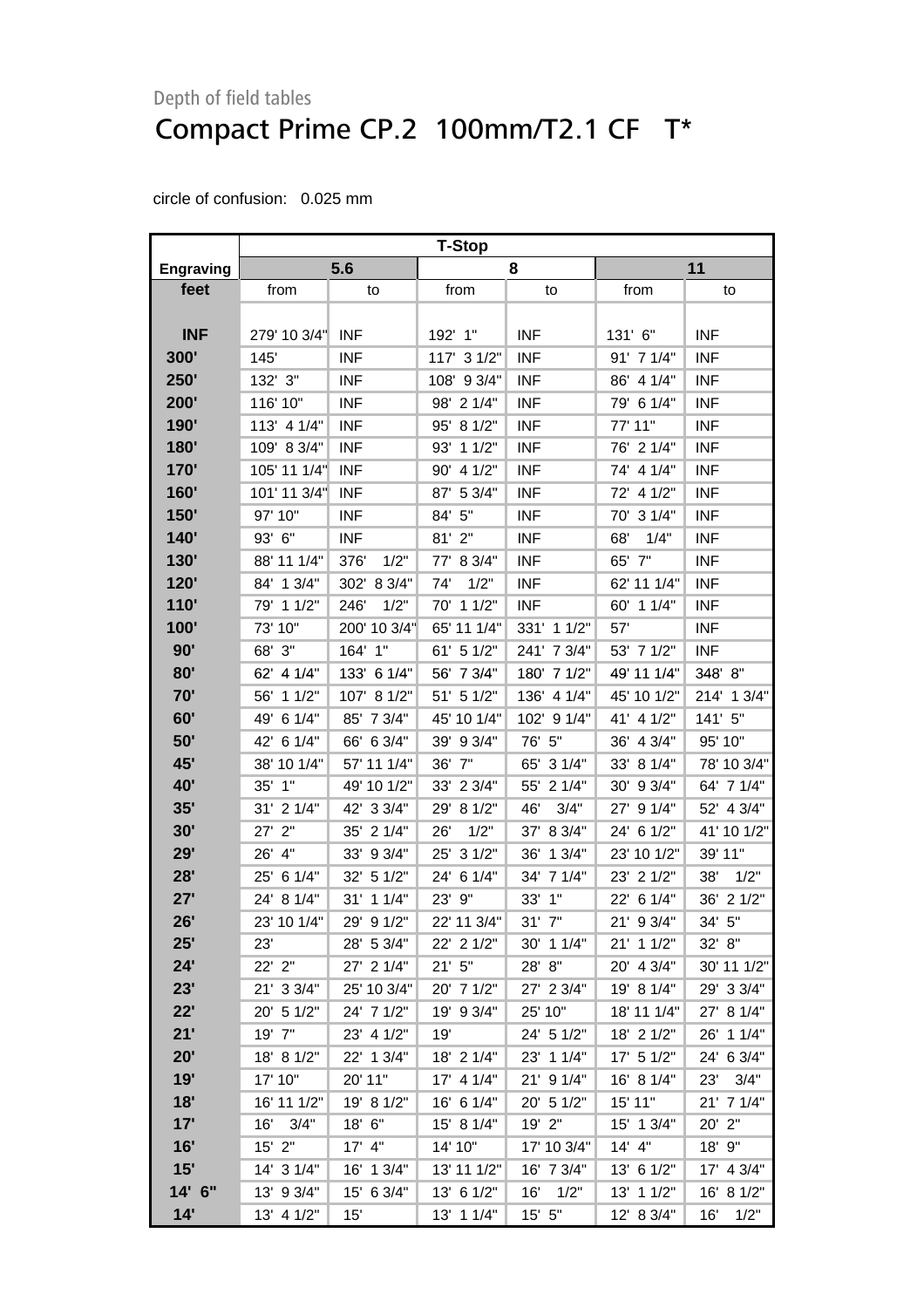Depth of field tables

# Compact Prime CP.2 100mm/T2.1 CF T*

circle of confusion: 0.025 mm

| Engraving | T-Stop | | | | | |
|---|---|---|---|---|---|---|
| | 5.6 | | 8 | | 11 | |
| feet | from | to | from | to | from | to |
| INF | 279' 10 3/4" | INF | 192' 1" | INF | 131' 6" | INF |
| 300' | 145' | INF | 117' 3 1/2" | INF | 91' 7 1/4" | INF |
| 250' | 132' 3" | INF | 108' 9 3/4" | INF | 86' 4 1/4" | INF |
| 200' | 116' 10" | INF | 98' 2 1/4" | INF | 79' 6 1/4" | INF |
| 190' | 113' 4 1/4" | INF | 95' 8 1/2" | INF | 77' 11" | INF |
| 180' | 109' 8 3/4" | INF | 93' 1 1/2" | INF | 76' 2 1/4" | INF |
| 170' | 105' 11 1/4" | INF | 90' 4 1/2" | INF | 74' 4 1/4" | INF |
| 160' | 101' 11 3/4" | INF | 87' 5 3/4" | INF | 72' 4 1/2" | INF |
| 150' | 97' 10" | INF | 84' 5" | INF | 70' 3 1/4" | INF |
| 140' | 93' 6" | INF | 81' 2" | INF | 68' 1/4" | INF |
| 130' | 88' 11 1/4" | 376' 1/2" | 77' 8 3/4" | INF | 65' 7" | INF |
| 120' | 84' 1 3/4" | 302' 8 3/4" | 74' 1/2" | INF | 62' 11 1/4" | INF |
| 110' | 79' 1 1/2" | 246' 1/2" | 70' 1 1/2" | INF | 60' 1 1/4" | INF |
| 100' | 73' 10" | 200' 10 3/4" | 65' 11 1/4" | 331' 1 1/2" | 57' | INF |
| 90' | 68' 3" | 164' 1" | 61' 5 1/2" | 241' 7 3/4" | 53' 7 1/2" | INF |
| 80' | 62' 4 1/4" | 133' 6 1/4" | 56' 7 3/4" | 180' 7 1/2" | 49' 11 1/4" | 348' 8" |
| 70' | 56' 1 1/2" | 107' 8 1/2" | 51' 5 1/2" | 136' 4 1/4" | 45' 10 1/2" | 214' 1 3/4" |
| 60' | 49' 6 1/4" | 85' 7 3/4" | 45' 10 1/4" | 102' 9 1/4" | 41' 4 1/2" | 141' 5" |
| 50' | 42' 6 1/4" | 66' 6 3/4" | 39' 9 3/4" | 76' 5" | 36' 4 3/4" | 95' 10" |
| 45' | 38' 10 1/4" | 57' 11 1/4" | 36' 7" | 65' 3 1/4" | 33' 8 1/4" | 78' 10 3/4" |
| 40' | 35' 1" | 49' 10 1/2" | 33' 2 3/4" | 55' 2 1/4" | 30' 9 3/4" | 64' 7 1/4" |
| 35' | 31' 2 1/4" | 42' 3 3/4" | 29' 8 1/2" | 46' 3/4" | 27' 9 1/4" | 52' 4 3/4" |
| 30' | 27' 2" | 35' 2 1/4" | 26' 1/2" | 37' 8 3/4" | 24' 6 1/2" | 41' 10 1/2" |
| 29' | 26' 4" | 33' 9 3/4" | 25' 3 1/2" | 36' 1 3/4" | 23' 10 1/2" | 39' 11" |
| 28' | 25' 6 1/4" | 32' 5 1/2" | 24' 6 1/4" | 34' 7 1/4" | 23' 2 1/2" | 38' 1/2" |
| 27' | 24' 8 1/4" | 31' 1 1/4" | 23' 9" | 33' 1" | 22' 6 1/4" | 36' 2 1/2" |
| 26' | 23' 10 1/4" | 29' 9 1/2" | 22' 11 3/4" | 31' 7" | 21' 9 3/4" | 34' 5" |
| 25' | 23' | 28' 5 3/4" | 22' 2 1/2" | 30' 1 1/4" | 21' 1 1/2" | 32' 8" |
| 24' | 22' 2" | 27' 2 1/4" | 21' 5" | 28' 8" | 20' 4 3/4" | 30' 11 1/2" |
| 23' | 21' 3 3/4" | 25' 10 3/4" | 20' 7 1/2" | 27' 2 3/4" | 19' 8 1/4" | 29' 3 3/4" |
| 22' | 20' 5 1/2" | 24' 7 1/2" | 19' 9 3/4" | 25' 10" | 18' 11 1/4" | 27' 8 1/4" |
| 21' | 19' 7" | 23' 4 1/2" | 19' | 24' 5 1/2" | 18' 2 1/2" | 26' 1 1/4" |
| 20' | 18' 8 1/2" | 22' 1 3/4" | 18' 2 1/4" | 23' 1 1/4" | 17' 5 1/2" | 24' 6 3/4" |
| 19' | 17' 10" | 20' 11" | 17' 4 1/4" | 21' 9 1/4" | 16' 8 1/4" | 23' 3/4" |
| 18' | 16' 11 1/2" | 19' 8 1/2" | 16' 6 1/4" | 20' 5 1/2" | 15' 11" | 21' 7 1/4" |
| 17' | 16' 3/4" | 18' 6" | 15' 8 1/4" | 19' 2" | 15' 1 3/4" | 20' 2" |
| 16' | 15' 2" | 17' 4" | 14' 10" | 17' 10 3/4" | 14' 4" | 18' 9" |
| 15' | 14' 3 1/4" | 16' 1 3/4" | 13' 11 1/2" | 16' 7 3/4" | 13' 6 1/2" | 17' 4 3/4" |
| 14' 6" | 13' 9 3/4" | 15' 6 3/4" | 13' 6 1/2" | 16' 1/2" | 13' 1 1/2" | 16' 8 1/2" |
| 14' | 13' 4 1/2" | 15' | 13' 1 1/4" | 15' 5" | 12' 8 3/4" | 16' 1/2" |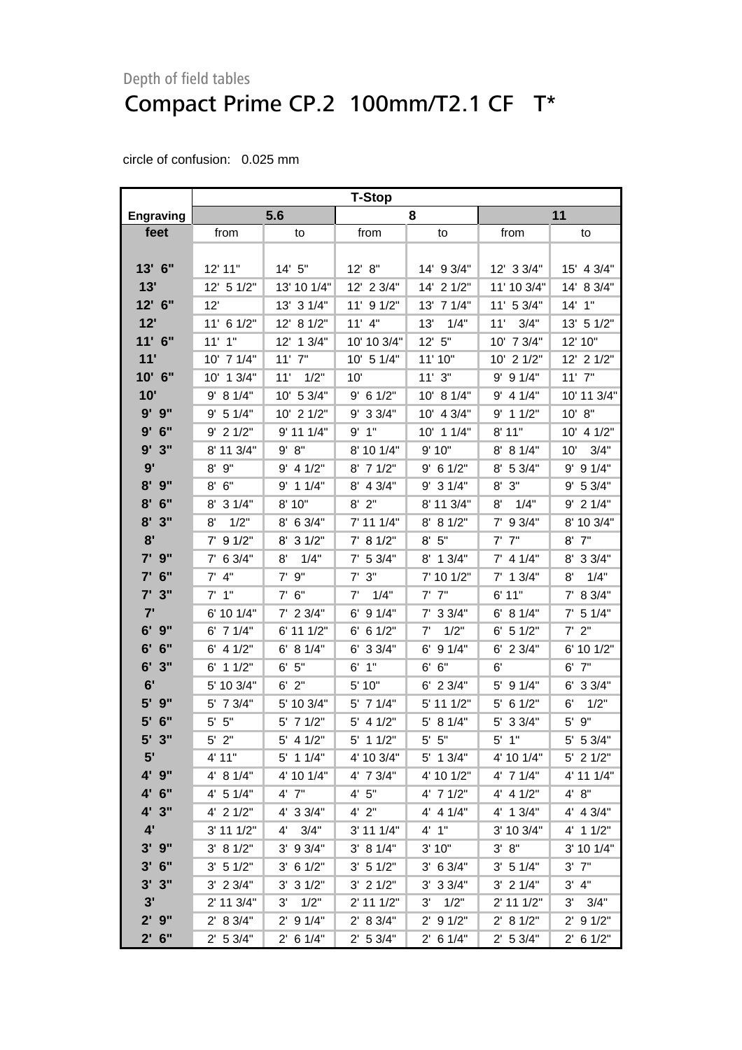Depth of field tables

# Compact Prime CP.2  100mm/T2.1 CF   T*

circle of confusion:   0.025 mm

| | T-Stop | | | | | |
|---|---|---|---|---|---|---|
| **Engraving** | **5.6** | | **8** | | **11** | |
| **feet** | from | to | from | to | from | to |
| **13' 6"** | 12' 11" | 14' 5" | 12' 8" | 14' 9 3/4" | 12' 3 3/4" | 15' 4 3/4" |
| **13'** | 12' 5 1/2" | 13' 10 1/4" | 12' 2 3/4" | 14' 2 1/2" | 11' 10 3/4" | 14' 8 3/4" |
| **12' 6"** | 12' | 13' 3 1/4" | 11' 9 1/2" | 13' 7 1/4" | 11' 5 3/4" | 14' 1" |
| **12'** | 11' 6 1/2" | 12' 8 1/2" | 11' 4" | 13' 1/4" | 11' 3/4" | 13' 5 1/2" |
| **11' 6"** | 11' 1" | 12' 1 3/4" | 10' 10 3/4" | 12' 5" | 10' 7 3/4" | 12' 10" |
| **11'** | 10' 7 1/4" | 11' 7" | 10' 5 1/4" | 11' 10" | 10' 2 1/2" | 12' 2 1/2" |
| **10' 6"** | 10' 1 3/4" | 11' 1/2" | 10' | 11' 3" | 9' 9 1/4" | 11' 7" |
| **10'** | 9' 8 1/4" | 10' 5 3/4" | 9' 6 1/2" | 10' 8 1/4" | 9' 4 1/4" | 10' 11 3/4" |
| **9' 9"** | 9' 5 1/4" | 10' 2 1/2" | 9' 3 3/4" | 10' 4 3/4" | 9' 1 1/2" | 10' 8" |
| **9' 6"** | 9' 2 1/2" | 9' 11 1/4" | 9' 1" | 10' 1 1/4" | 8' 11" | 10' 4 1/2" |
| **9' 3"** | 8' 11 3/4" | 9' 8" | 8' 10 1/4" | 9' 10" | 8' 8 1/4" | 10' 3/4" |
| **9'** | 8' 9" | 9' 4 1/2" | 8' 7 1/2" | 9' 6 1/2" | 8' 5 3/4" | 9' 9 1/4" |
| **8' 9"** | 8' 6" | 9' 1 1/4" | 8' 4 3/4" | 9' 3 1/4" | 8' 3" | 9' 5 3/4" |
| **8' 6"** | 8' 3 1/4" | 8' 10" | 8' 2" | 8' 11 3/4" | 8' 1/4" | 9' 2 1/4" |
| **8' 3"** | 8' 1/2" | 8' 6 3/4" | 7' 11 1/4" | 8' 8 1/2" | 7' 9 3/4" | 8' 10 3/4" |
| **8'** | 7' 9 1/2" | 8' 3 1/2" | 7' 8 1/2" | 8' 5" | 7' 7" | 8' 7" |
| **7' 9"** | 7' 6 3/4" | 8' 1/4" | 7' 5 3/4" | 8' 1 3/4" | 7' 4 1/4" | 8' 3 3/4" |
| **7' 6"** | 7' 4" | 7' 9" | 7' 3" | 7' 10 1/2" | 7' 1 3/4" | 8' 1/4" |
| **7' 3"** | 7' 1" | 7' 6" | 7' 1/4" | 7' 7" | 6' 11" | 7' 8 3/4" |
| **7'** | 6' 10 1/4" | 7' 2 3/4" | 6' 9 1/4" | 7' 3 3/4" | 6' 8 1/4" | 7' 5 1/4" |
| **6' 9"** | 6' 7 1/4" | 6' 11 1/2" | 6' 6 1/2" | 7' 1/2" | 6' 5 1/2" | 7' 2" |
| **6' 6"** | 6' 4 1/2" | 6' 8 1/4" | 6' 3 3/4" | 6' 9 1/4" | 6' 2 3/4" | 6' 10 1/2" |
| **6' 3"** | 6' 1 1/2" | 6' 5" | 6' 1" | 6' 6" | 6' | 6' 7" |
| **6'** | 5' 10 3/4" | 6' 2" | 5' 10" | 6' 2 3/4" | 5' 9 1/4" | 6' 3 3/4" |
| **5' 9"** | 5' 7 3/4" | 5' 10 3/4" | 5' 7 1/4" | 5' 11 1/2" | 5' 6 1/2" | 6' 1/2" |
| **5' 6"** | 5' 5" | 5' 7 1/2" | 5' 4 1/2" | 5' 8 1/4" | 5' 3 3/4" | 5' 9" |
| **5' 3"** | 5' 2" | 5' 4 1/2" | 5' 1 1/2" | 5' 5" | 5' 1" | 5' 5 3/4" |
| **5'** | 4' 11" | 5' 1 1/4" | 4' 10 3/4" | 5' 1 3/4" | 4' 10 1/4" | 5' 2 1/2" |
| **4' 9"** | 4' 8 1/4" | 4' 10 1/4" | 4' 7 3/4" | 4' 10 1/2" | 4' 7 1/4" | 4' 11 1/4" |
| **4' 6"** | 4' 5 1/4" | 4' 7" | 4' 5" | 4' 7 1/2" | 4' 4 1/2" | 4' 8" |
| **4' 3"** | 4' 2 1/2" | 4' 3 3/4" | 4' 2" | 4' 4 1/4" | 4' 1 3/4" | 4' 4 3/4" |
| **4'** | 3' 11 1/2" | 4' 3/4" | 3' 11 1/4" | 4' 1" | 3' 10 3/4" | 4' 1 1/2" |
| **3' 9"** | 3' 8 1/2" | 3' 9 3/4" | 3' 8 1/4" | 3' 10" | 3' 8" | 3' 10 1/4" |
| **3' 6"** | 3' 5 1/2" | 3' 6 1/2" | 3' 5 1/2" | 3' 6 3/4" | 3' 5 1/4" | 3' 7" |
| **3' 3"** | 3' 2 3/4" | 3' 3 1/2" | 3' 2 1/2" | 3' 3 3/4" | 3' 2 1/4" | 3' 4" |
| **3'** | 2' 11 3/4" | 3' 1/2" | 2' 11 1/2" | 3' 1/2" | 2' 11 1/2" | 3' 3/4" |
| **2' 9"** | 2' 8 3/4" | 2' 9 1/4" | 2' 8 3/4" | 2' 9 1/2" | 2' 8 1/2" | 2' 9 1/2" |
| **2' 6"** | 2' 5 3/4" | 2' 6 1/4" | 2' 5 3/4" | 2' 6 1/4" | 2' 5 3/4" | 2' 6 1/2" |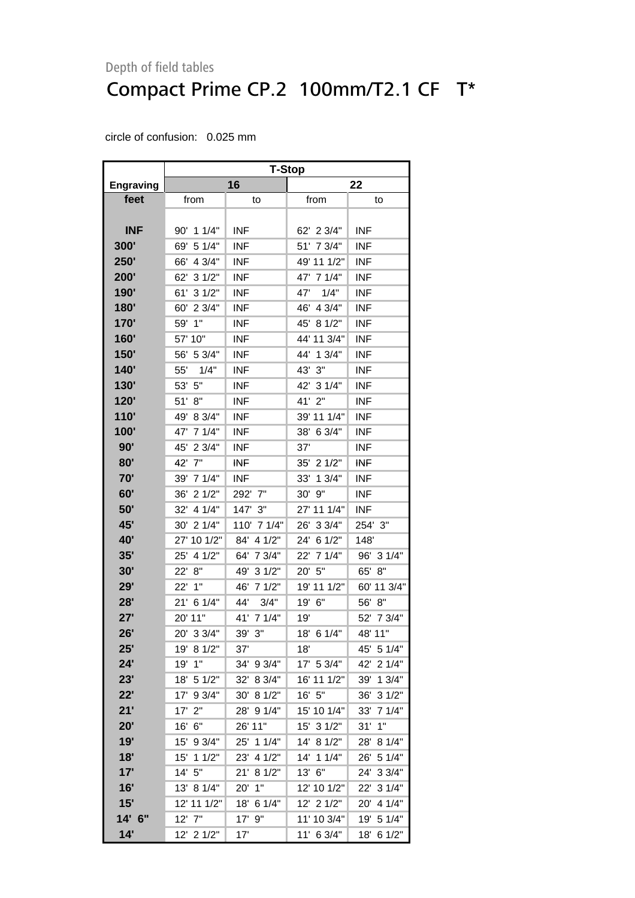Depth of field tables

# Compact Prime CP.2 100mm/T2.1 CF T*

circle of confusion: 0.025 mm

| | T-Stop | | | |
|---|---|---|---|---|
| **Engraving** | **16** | | **22** | |
| **feet** | from | to | from | to |
| **INF** | 90' 1 1/4" | INF | 62' 2 3/4" | INF |
| **300'** | 69' 5 1/4" | INF | 51' 7 3/4" | INF |
| **250'** | 66' 4 3/4" | INF | 49' 11 1/2" | INF |
| **200'** | 62' 3 1/2" | INF | 47' 7 1/4" | INF |
| **190'** | 61' 3 1/2" | INF | 47' 1/4" | INF |
| **180'** | 60' 2 3/4" | INF | 46' 4 3/4" | INF |
| **170'** | 59' 1" | INF | 45' 8 1/2" | INF |
| **160'** | 57' 10" | INF | 44' 11 3/4" | INF |
| **150'** | 56' 5 3/4" | INF | 44' 1 3/4" | INF |
| **140'** | 55' 1/4" | INF | 43' 3" | INF |
| **130'** | 53' 5" | INF | 42' 3 1/4" | INF |
| **120'** | 51' 8" | INF | 41' 2" | INF |
| **110'** | 49' 8 3/4" | INF | 39' 11 1/4" | INF |
| **100'** | 47' 7 1/4" | INF | 38' 6 3/4" | INF |
| **90'** | 45' 2 3/4" | INF | 37' | INF |
| **80'** | 42' 7" | INF | 35' 2 1/2" | INF |
| **70'** | 39' 7 1/4" | INF | 33' 1 3/4" | INF |
| **60'** | 36' 2 1/2" | 292' 7" | 30' 9" | INF |
| **50'** | 32' 4 1/4" | 147' 3" | 27' 11 1/4" | INF |
| **45'** | 30' 2 1/4" | 110' 7 1/4" | 26' 3 3/4" | 254' 3" |
| **40'** | 27' 10 1/2" | 84' 4 1/2" | 24' 6 1/2" | 148' |
| **35'** | 25' 4 1/2" | 64' 7 3/4" | 22' 7 1/4" | 96' 3 1/4" |
| **30'** | 22' 8" | 49' 3 1/2" | 20' 5" | 65' 8" |
| **29'** | 22' 1" | 46' 7 1/2" | 19' 11 1/2" | 60' 11 3/4" |
| **28'** | 21' 6 1/4" | 44' 3/4" | 19' 6" | 56' 8" |
| **27'** | 20' 11" | 41' 7 1/4" | 19' | 52' 7 3/4" |
| **26'** | 20' 3 3/4" | 39' 3" | 18' 6 1/4" | 48' 11" |
| **25'** | 19' 8 1/2" | 37' | 18' | 45' 5 1/4" |
| **24'** | 19' 1" | 34' 9 3/4" | 17' 5 3/4" | 42' 2 1/4" |
| **23'** | 18' 5 1/2" | 32' 8 3/4" | 16' 11 1/2" | 39' 1 3/4" |
| **22'** | 17' 9 3/4" | 30' 8 1/2" | 16' 5" | 36' 3 1/2" |
| **21'** | 17' 2" | 28' 9 1/4" | 15' 10 1/4" | 33' 7 1/4" |
| **20'** | 16' 6" | 26' 11" | 15' 3 1/2" | 31' 1" |
| **19'** | 15' 9 3/4" | 25' 1 1/4" | 14' 8 1/2" | 28' 8 1/4" |
| **18'** | 15' 1 1/2" | 23' 4 1/2" | 14' 1 1/4" | 26' 5 1/4" |
| **17'** | 14' 5" | 21' 8 1/2" | 13' 6" | 24' 3 3/4" |
| **16'** | 13' 8 1/4" | 20' 1" | 12' 10 1/2" | 22' 3 1/4" |
| **15'** | 12' 11 1/2" | 18' 6 1/4" | 12' 2 1/2" | 20' 4 1/4" |
| **14' 6"** | 12' 7" | 17' 9" | 11' 10 3/4" | 19' 5 1/4" |
| **14'** | 12' 2 1/2" | 17' | 11' 6 3/4" | 18' 6 1/2" |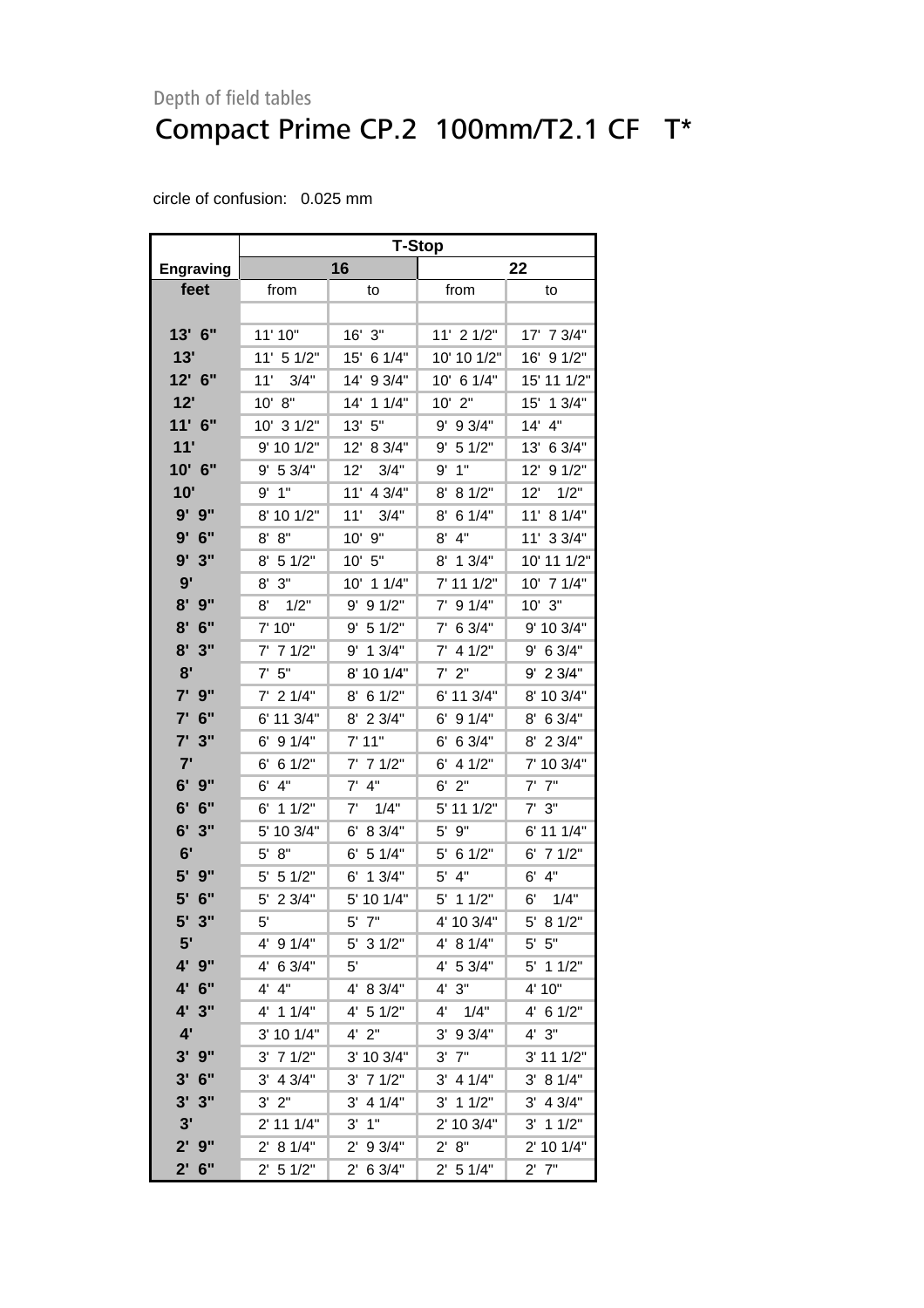Depth of field tables

# Compact Prime CP.2 100mm/T2.1 CF T*

circle of confusion: 0.025 mm

| | T-Stop | | | |
|---|---|---|---|---|
| Engraving | 16 | | 22 | |
| feet | from | to | from | to |
| | | | | |
| 13' 6" | 11' 10" | 16' 3" | 11' 2 1/2" | 17' 7 3/4" |
| 13' | 11' 5 1/2" | 15' 6 1/4" | 10' 10 1/2" | 16' 9 1/2" |
| 12' 6" | 11' 3/4" | 14' 9 3/4" | 10' 6 1/4" | 15' 11 1/2" |
| 12' | 10' 8" | 14' 1 1/4" | 10' 2" | 15' 1 3/4" |
| 11' 6" | 10' 3 1/2" | 13' 5" | 9' 9 3/4" | 14' 4" |
| 11' | 9' 10 1/2" | 12' 8 3/4" | 9' 5 1/2" | 13' 6 3/4" |
| 10' 6" | 9' 5 3/4" | 12' 3/4" | 9' 1" | 12' 9 1/2" |
| 10' | 9' 1" | 11' 4 3/4" | 8' 8 1/2" | 12' 1/2" |
| 9' 9" | 8' 10 1/2" | 11' 3/4" | 8' 6 1/4" | 11' 8 1/4" |
| 9' 6" | 8' 8" | 10' 9" | 8' 4" | 11' 3 3/4" |
| 9' 3" | 8' 5 1/2" | 10' 5" | 8' 1 3/4" | 10' 11 1/2" |
| 9' | 8' 3" | 10' 1 1/4" | 7' 11 1/2" | 10' 7 1/4" |
| 8' 9" | 8' 1/2" | 9' 9 1/2" | 7' 9 1/4" | 10' 3" |
| 8' 6" | 7' 10" | 9' 5 1/2" | 7' 6 3/4" | 9' 10 3/4" |
| 8' 3" | 7' 7 1/2" | 9' 1 3/4" | 7' 4 1/2" | 9' 6 3/4" |
| 8' | 7' 5" | 8' 10 1/4" | 7' 2" | 9' 2 3/4" |
| 7' 9" | 7' 2 1/4" | 8' 6 1/2" | 6' 11 3/4" | 8' 10 3/4" |
| 7' 6" | 6' 11 3/4" | 8' 2 3/4" | 6' 9 1/4" | 8' 6 3/4" |
| 7' 3" | 6' 9 1/4" | 7' 11" | 6' 6 3/4" | 8' 2 3/4" |
| 7' | 6' 6 1/2" | 7' 7 1/2" | 6' 4 1/2" | 7' 10 3/4" |
| 6' 9" | 6' 4" | 7' 4" | 6' 2" | 7' 7" |
| 6' 6" | 6' 1 1/2" | 7' 1/4" | 5' 11 1/2" | 7' 3" |
| 6' 3" | 5' 10 3/4" | 6' 8 3/4" | 5' 9" | 6' 11 1/4" |
| 6' | 5' 8" | 6' 5 1/4" | 5' 6 1/2" | 6' 7 1/2" |
| 5' 9" | 5' 5 1/2" | 6' 1 3/4" | 5' 4" | 6' 4" |
| 5' 6" | 5' 2 3/4" | 5' 10 1/4" | 5' 1 1/2" | 6' 1/4" |
| 5' 3" | 5' | 5' 7" | 4' 10 3/4" | 5' 8 1/2" |
| 5' | 4' 9 1/4" | 5' 3 1/2" | 4' 8 1/4" | 5' 5" |
| 4' 9" | 4' 6 3/4" | 5' | 4' 5 3/4" | 5' 1 1/2" |
| 4' 6" | 4' 4" | 4' 8 3/4" | 4' 3" | 4' 10" |
| 4' 3" | 4' 1 1/4" | 4' 5 1/2" | 4' 1/4" | 4' 6 1/2" |
| 4' | 3' 10 1/4" | 4' 2" | 3' 9 3/4" | 4' 3" |
| 3' 9" | 3' 7 1/2" | 3' 10 3/4" | 3' 7" | 3' 11 1/2" |
| 3' 6" | 3' 4 3/4" | 3' 7 1/2" | 3' 4 1/4" | 3' 8 1/4" |
| 3' 3" | 3' 2" | 3' 4 1/4" | 3' 1 1/2" | 3' 4 3/4" |
| 3' | 2' 11 1/4" | 3' 1" | 2' 10 3/4" | 3' 1 1/2" |
| 2' 9" | 2' 8 1/4" | 2' 9 3/4" | 2' 8" | 2' 10 1/4" |
| 2' 6" | 2' 5 1/2" | 2' 6 3/4" | 2' 5 1/4" | 2' 7" |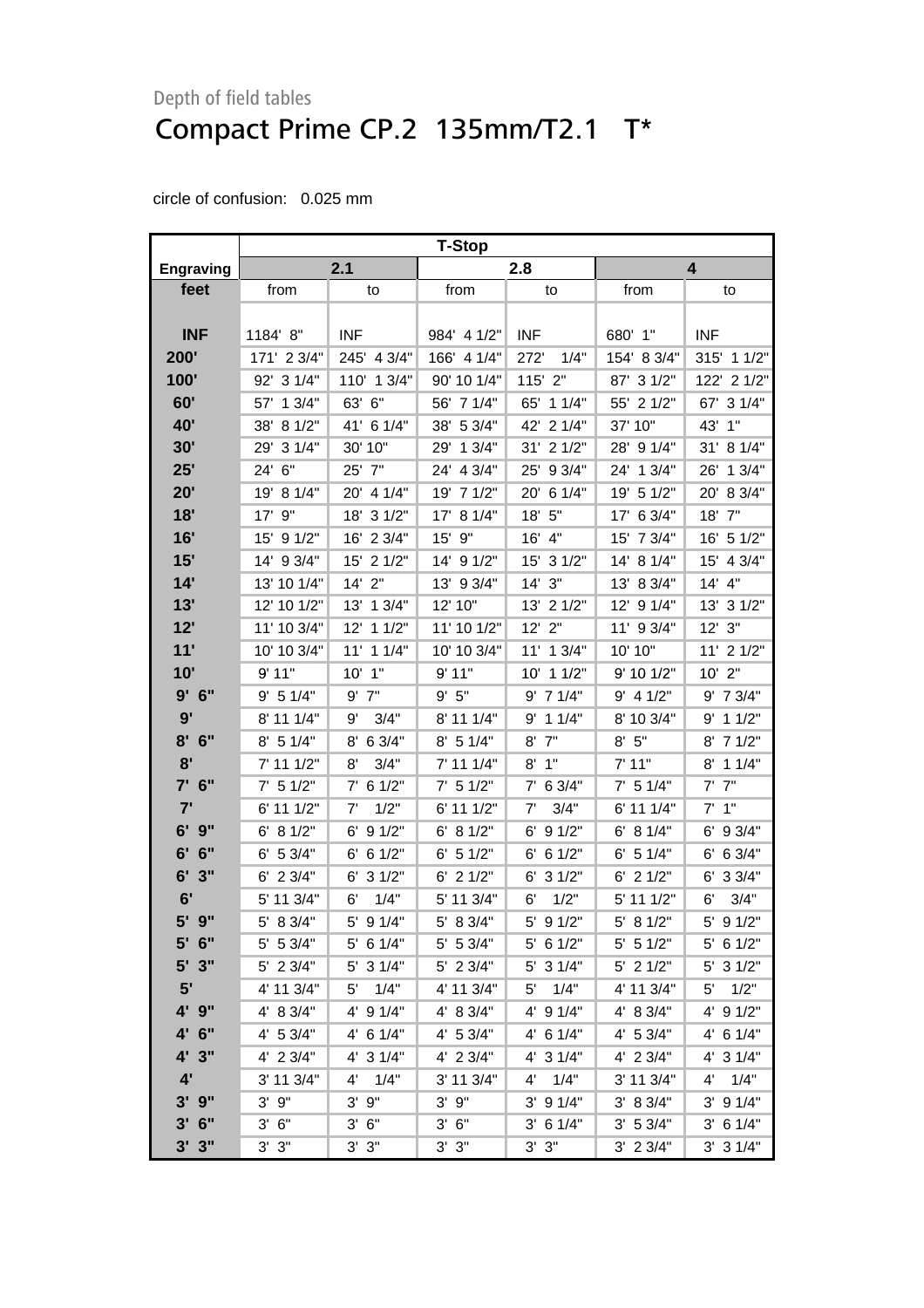Depth of field tables

# Compact Prime CP.2 135mm/T2.1 T*

circle of confusion: 0.025 mm

| | T-Stop | | | | | |
|---|---|---|---|---|---|---|
| **Engraving** | **2.1** | | **2.8** | | **4** | |
| **feet** | from | to | from | to | from | to |
| **INF** | 1184' 8" | INF | 984' 4 1/2" | INF | 680' 1" | INF |
| **200'** | 171' 2 3/4" | 245' 4 3/4" | 166' 4 1/4" | 272' 1/4" | 154' 8 3/4" | 315' 1 1/2" |
| **100'** | 92' 3 1/4" | 110' 1 3/4" | 90' 10 1/4" | 115' 2" | 87' 3 1/2" | 122' 2 1/2" |
| **60'** | 57' 1 3/4" | 63' 6" | 56' 7 1/4" | 65' 1 1/4" | 55' 2 1/2" | 67' 3 1/4" |
| **40'** | 38' 8 1/2" | 41' 6 1/4" | 38' 5 3/4" | 42' 2 1/4" | 37' 10" | 43' 1" |
| **30'** | 29' 3 1/4" | 30' 10" | 29' 1 3/4" | 31' 2 1/2" | 28' 9 1/4" | 31' 8 1/4" |
| **25'** | 24' 6" | 25' 7" | 24' 4 3/4" | 25' 9 3/4" | 24' 1 3/4" | 26' 1 3/4" |
| **20'** | 19' 8 1/4" | 20' 4 1/4" | 19' 7 1/2" | 20' 6 1/4" | 19' 5 1/2" | 20' 8 3/4" |
| **18'** | 17' 9" | 18' 3 1/2" | 17' 8 1/4" | 18' 5" | 17' 6 3/4" | 18' 7" |
| **16'** | 15' 9 1/2" | 16' 2 3/4" | 15' 9" | 16' 4" | 15' 7 3/4" | 16' 5 1/2" |
| **15'** | 14' 9 3/4" | 15' 2 1/2" | 14' 9 1/2" | 15' 3 1/2" | 14' 8 1/4" | 15' 4 3/4" |
| **14'** | 13' 10 1/4" | 14' 2" | 13' 9 3/4" | 14' 3" | 13' 8 3/4" | 14' 4" |
| **13'** | 12' 10 1/2" | 13' 1 3/4" | 12' 10" | 13' 2 1/2" | 12' 9 1/4" | 13' 3 1/2" |
| **12'** | 11' 10 3/4" | 12' 1 1/2" | 11' 10 1/2" | 12' 2" | 11' 9 3/4" | 12' 3" |
| **11'** | 10' 10 3/4" | 11' 1 1/4" | 10' 10 3/4" | 11' 1 3/4" | 10' 10" | 11' 2 1/2" |
| **10'** | 9' 11" | 10' 1" | 9' 11" | 10' 1 1/2" | 9' 10 1/2" | 10' 2" |
| **9' 6"** | 9' 5 1/4" | 9' 7" | 9' 5" | 9' 7 1/4" | 9' 4 1/2" | 9' 7 3/4" |
| **9'** | 8' 11 1/4" | 9' 3/4" | 8' 11 1/4" | 9' 1 1/4" | 8' 10 3/4" | 9' 1 1/2" |
| **8' 6"** | 8' 5 1/4" | 8' 6 3/4" | 8' 5 1/4" | 8' 7" | 8' 5" | 8' 7 1/2" |
| **8'** | 7' 11 1/2" | 8' 3/4" | 7' 11 1/4" | 8' 1" | 7' 11" | 8' 1 1/4" |
| **7' 6"** | 7' 5 1/2" | 7' 6 1/2" | 7' 5 1/2" | 7' 6 3/4" | 7' 5 1/4" | 7' 7" |
| **7'** | 6' 11 1/2" | 7' 1/2" | 6' 11 1/2" | 7' 3/4" | 6' 11 1/4" | 7' 1" |
| **6' 9"** | 6' 8 1/2" | 6' 9 1/2" | 6' 8 1/2" | 6' 9 1/2" | 6' 8 1/4" | 6' 9 3/4" |
| **6' 6"** | 6' 5 3/4" | 6' 6 1/2" | 6' 5 1/2" | 6' 6 1/2" | 6' 5 1/4" | 6' 6 3/4" |
| **6' 3"** | 6' 2 3/4" | 6' 3 1/2" | 6' 2 1/2" | 6' 3 1/2" | 6' 2 1/2" | 6' 3 3/4" |
| **6'** | 5' 11 3/4" | 6' 1/4" | 5' 11 3/4" | 6' 1/2" | 5' 11 1/2" | 6' 3/4" |
| **5' 9"** | 5' 8 3/4" | 5' 9 1/4" | 5' 8 3/4" | 5' 9 1/2" | 5' 8 1/2" | 5' 9 1/2" |
| **5' 6"** | 5' 5 3/4" | 5' 6 1/4" | 5' 5 3/4" | 5' 6 1/2" | 5' 5 1/2" | 5' 6 1/2" |
| **5' 3"** | 5' 2 3/4" | 5' 3 1/4" | 5' 2 3/4" | 5' 3 1/4" | 5' 2 1/2" | 5' 3 1/2" |
| **5'** | 4' 11 3/4" | 5' 1/4" | 4' 11 3/4" | 5' 1/4" | 4' 11 3/4" | 5' 1/2" |
| **4' 9"** | 4' 8 3/4" | 4' 9 1/4" | 4' 8 3/4" | 4' 9 1/4" | 4' 8 3/4" | 4' 9 1/2" |
| **4' 6"** | 4' 5 3/4" | 4' 6 1/4" | 4' 5 3/4" | 4' 6 1/4" | 4' 5 3/4" | 4' 6 1/4" |
| **4' 3"** | 4' 2 3/4" | 4' 3 1/4" | 4' 2 3/4" | 4' 3 1/4" | 4' 2 3/4" | 4' 3 1/4" |
| **4'** | 3' 11 3/4" | 4' 1/4" | 3' 11 3/4" | 4' 1/4" | 3' 11 3/4" | 4' 1/4" |
| **3' 9"** | 3' 9" | 3' 9" | 3' 9" | 3' 9 1/4" | 3' 8 3/4" | 3' 9 1/4" |
| **3' 6"** | 3' 6" | 3' 6" | 3' 6" | 3' 6 1/4" | 3' 5 3/4" | 3' 6 1/4" |
| **3' 3"** | 3' 3" | 3' 3" | 3' 3" | 3' 3" | 3' 2 3/4" | 3' 3 1/4" |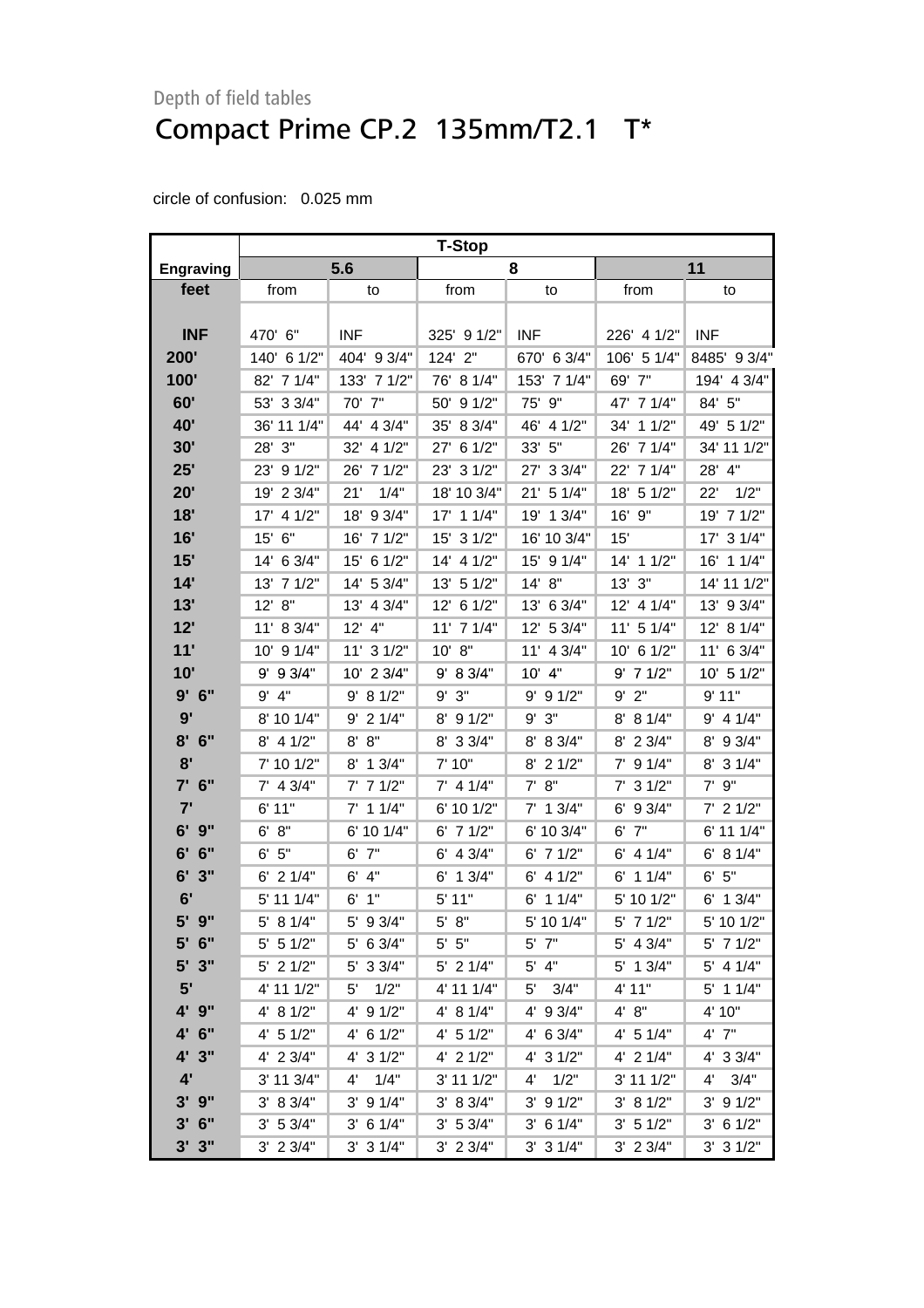Depth of field tables

# Compact Prime CP.2 135mm/T2.1 T*

circle of confusion: 0.025 mm

| | T-Stop | | | | | |
|---|---|---|---|---|---|---|
| **Engraving** | **5.6** | | **8** | | **11** | |
| **feet** | from | to | from | to | from | to |
| **INF** | 470' 6" | INF | 325' 9 1/2" | INF | 226' 4 1/2" | INF |
| **200'** | 140' 6 1/2" | 404' 9 3/4" | 124' 2" | 670' 6 3/4" | 106' 5 1/4" | 8485' 9 3/4" |
| **100'** | 82' 7 1/4" | 133' 7 1/2" | 76' 8 1/4" | 153' 7 1/4" | 69' 7" | 194' 4 3/4" |
| **60'** | 53' 3 3/4" | 70' 7" | 50' 9 1/2" | 75' 9" | 47' 7 1/4" | 84' 5" |
| **40'** | 36' 11 1/4" | 44' 4 3/4" | 35' 8 3/4" | 46' 4 1/2" | 34' 1 1/2" | 49' 5 1/2" |
| **30'** | 28' 3" | 32' 4 1/2" | 27' 6 1/2" | 33' 5" | 26' 7 1/4" | 34' 11 1/2" |
| **25'** | 23' 9 1/2" | 26' 7 1/2" | 23' 3 1/2" | 27' 3 3/4" | 22' 7 1/4" | 28' 4" |
| **20'** | 19' 2 3/4" | 21' 1/4" | 18' 10 3/4" | 21' 5 1/4" | 18' 5 1/2" | 22' 1/2" |
| **18'** | 17' 4 1/2" | 18' 9 3/4" | 17' 1 1/4" | 19' 1 3/4" | 16' 9" | 19' 7 1/2" |
| **16'** | 15' 6" | 16' 7 1/2" | 15' 3 1/2" | 16' 10 3/4" | 15' | 17' 3 1/4" |
| **15'** | 14' 6 3/4" | 15' 6 1/2" | 14' 4 1/2" | 15' 9 1/4" | 14' 1 1/2" | 16' 1 1/4" |
| **14'** | 13' 7 1/2" | 14' 5 3/4" | 13' 5 1/2" | 14' 8" | 13' 3" | 14' 11 1/2" |
| **13'** | 12' 8" | 13' 4 3/4" | 12' 6 1/2" | 13' 6 3/4" | 12' 4 1/4" | 13' 9 3/4" |
| **12'** | 11' 8 3/4" | 12' 4" | 11' 7 1/4" | 12' 5 3/4" | 11' 5 1/4" | 12' 8 1/4" |
| **11'** | 10' 9 1/4" | 11' 3 1/2" | 10' 8" | 11' 4 3/4" | 10' 6 1/2" | 11' 6 3/4" |
| **10'** | 9' 9 3/4" | 10' 2 3/4" | 9' 8 3/4" | 10' 4" | 9' 7 1/2" | 10' 5 1/2" |
| **9' 6"** | 9' 4" | 9' 8 1/2" | 9' 3" | 9' 9 1/2" | 9' 2" | 9' 11" |
| **9'** | 8' 10 1/4" | 9' 2 1/4" | 8' 9 1/2" | 9' 3" | 8' 8 1/4" | 9' 4 1/4" |
| **8' 6"** | 8' 4 1/2" | 8' 8" | 8' 3 3/4" | 8' 8 3/4" | 8' 2 3/4" | 8' 9 3/4" |
| **8'** | 7' 10 1/2" | 8' 1 3/4" | 7' 10" | 8' 2 1/2" | 7' 9 1/4" | 8' 3 1/4" |
| **7' 6"** | 7' 4 3/4" | 7' 7 1/2" | 7' 4 1/4" | 7' 8" | 7' 3 1/2" | 7' 9" |
| **7'** | 6' 11" | 7' 1 1/4" | 6' 10 1/2" | 7' 1 3/4" | 6' 9 3/4" | 7' 2 1/2" |
| **6' 9"** | 6' 8" | 6' 10 1/4" | 6' 7 1/2" | 6' 10 3/4" | 6' 7" | 6' 11 1/4" |
| **6' 6"** | 6' 5" | 6' 7" | 6' 4 3/4" | 6' 7 1/2" | 6' 4 1/4" | 6' 8 1/4" |
| **6' 3"** | 6' 2 1/4" | 6' 4" | 6' 1 3/4" | 6' 4 1/2" | 6' 1 1/4" | 6' 5" |
| **6'** | 5' 11 1/4" | 6' 1" | 5' 11" | 6' 1 1/4" | 5' 10 1/2" | 6' 1 3/4" |
| **5' 9"** | 5' 8 1/4" | 5' 9 3/4" | 5' 8" | 5' 10 1/4" | 5' 7 1/2" | 5' 10 1/2" |
| **5' 6"** | 5' 5 1/2" | 5' 6 3/4" | 5' 5" | 5' 7" | 5' 4 3/4" | 5' 7 1/2" |
| **5' 3"** | 5' 2 1/2" | 5' 3 3/4" | 5' 2 1/4" | 5' 4" | 5' 1 3/4" | 5' 4 1/4" |
| **5'** | 4' 11 1/2" | 5' 1/2" | 4' 11 1/4" | 5' 3/4" | 4' 11" | 5' 1 1/4" |
| **4' 9"** | 4' 8 1/2" | 4' 9 1/2" | 4' 8 1/4" | 4' 9 3/4" | 4' 8" | 4' 10" |
| **4' 6"** | 4' 5 1/2" | 4' 6 1/2" | 4' 5 1/2" | 4' 6 3/4" | 4' 5 1/4" | 4' 7" |
| **4' 3"** | 4' 2 3/4" | 4' 3 1/2" | 4' 2 1/2" | 4' 3 1/2" | 4' 2 1/4" | 4' 3 3/4" |
| **4'** | 3' 11 3/4" | 4' 1/4" | 3' 11 1/2" | 4' 1/2" | 3' 11 1/2" | 4' 3/4" |
| **3' 9"** | 3' 8 3/4" | 3' 9 1/4" | 3' 8 3/4" | 3' 9 1/2" | 3' 8 1/2" | 3' 9 1/2" |
| **3' 6"** | 3' 5 3/4" | 3' 6 1/4" | 3' 5 3/4" | 3' 6 1/4" | 3' 5 1/2" | 3' 6 1/2" |
| **3' 3"** | 3' 2 3/4" | 3' 3 1/4" | 3' 2 3/4" | 3' 3 1/4" | 3' 2 3/4" | 3' 3 1/2" |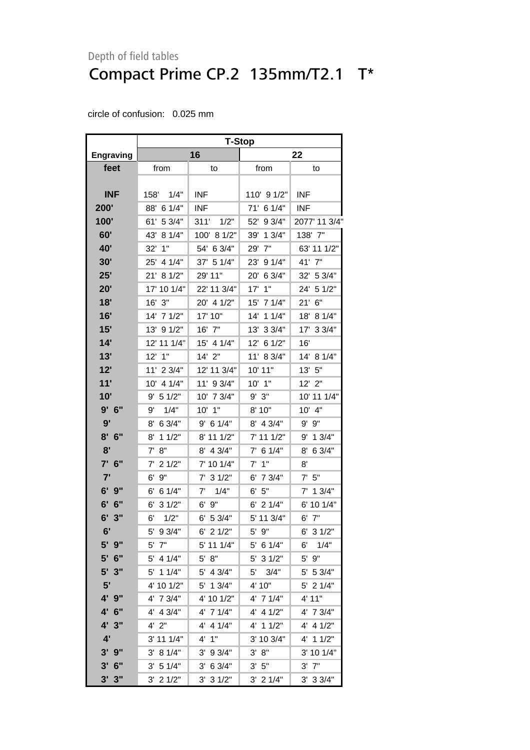Depth of field tables

# Compact Prime CP.2 135mm/T2.1 T*

circle of confusion: 0.025 mm

| | T-Stop | | | |
|---|---|---|---|---|
| Engraving | 16 | | 22 | |
| feet | from | to | from | to |
| INF | 158' 1/4" | INF | 110' 9 1/2" | INF |
| 200' | 88' 6 1/4" | INF | 71' 6 1/4" | INF |
| 100' | 61' 5 3/4" | 311' 1/2" | 52' 9 3/4" | 2077' 11 3/4" |
| 60' | 43' 8 1/4" | 100' 8 1/2" | 39' 1 3/4" | 138' 7" |
| 40' | 32' 1" | 54' 6 3/4" | 29' 7" | 63' 11 1/2" |
| 30' | 25' 4 1/4" | 37' 5 1/4" | 23' 9 1/4" | 41' 7" |
| 25' | 21' 8 1/2" | 29' 11" | 20' 6 3/4" | 32' 5 3/4" |
| 20' | 17' 10 1/4" | 22' 11 3/4" | 17' 1" | 24' 5 1/2" |
| 18' | 16' 3" | 20' 4 1/2" | 15' 7 1/4" | 21' 6" |
| 16' | 14' 7 1/2" | 17' 10" | 14' 1 1/4" | 18' 8 1/4" |
| 15' | 13' 9 1/2" | 16' 7" | 13' 3 3/4" | 17' 3 3/4" |
| 14' | 12' 11 1/4" | 15' 4 1/4" | 12' 6 1/2" | 16' |
| 13' | 12' 1" | 14' 2" | 11' 8 3/4" | 14' 8 1/4" |
| 12' | 11' 2 3/4" | 12' 11 3/4" | 10' 11" | 13' 5" |
| 11' | 10' 4 1/4" | 11' 9 3/4" | 10' 1" | 12' 2" |
| 10' | 9' 5 1/2" | 10' 7 3/4" | 9' 3" | 10' 11 1/4" |
| 9' 6" | 9' 1/4" | 10' 1" | 8' 10" | 10' 4" |
| 9' | 8' 6 3/4" | 9' 6 1/4" | 8' 4 3/4" | 9' 9" |
| 8' 6" | 8' 1 1/2" | 8' 11 1/2" | 7' 11 1/2" | 9' 1 3/4" |
| 8' | 7' 8" | 8' 4 3/4" | 7' 6 1/4" | 8' 6 3/4" |
| 7' 6" | 7' 2 1/2" | 7' 10 1/4" | 7' 1" | 8' |
| 7' | 6' 9" | 7' 3 1/2" | 6' 7 3/4" | 7' 5" |
| 6' 9" | 6' 6 1/4" | 7' 1/4" | 6' 5" | 7' 1 3/4" |
| 6' 6" | 6' 3 1/2" | 6' 9" | 6' 2 1/4" | 6' 10 1/4" |
| 6' 3" | 6' 1/2" | 6' 5 3/4" | 5' 11 3/4" | 6' 7" |
| 6' | 5' 9 3/4" | 6' 2 1/2" | 5' 9" | 6' 3 1/2" |
| 5' 9" | 5' 7" | 5' 11 1/4" | 5' 6 1/4" | 6' 1/4" |
| 5' 6" | 5' 4 1/4" | 5' 8" | 5' 3 1/2" | 5' 9" |
| 5' 3" | 5' 1 1/4" | 5' 4 3/4" | 5' 3/4" | 5' 5 3/4" |
| 5' | 4' 10 1/2" | 5' 1 3/4" | 4' 10" | 5' 2 1/4" |
| 4' 9" | 4' 7 3/4" | 4' 10 1/2" | 4' 7 1/4" | 4' 11" |
| 4' 6" | 4' 4 3/4" | 4' 7 1/4" | 4' 4 1/2" | 4' 7 3/4" |
| 4' 3" | 4' 2" | 4' 4 1/4" | 4' 1 1/2" | 4' 4 1/2" |
| 4' | 3' 11 1/4" | 4' 1" | 3' 10 3/4" | 4' 1 1/2" |
| 3' 9" | 3' 8 1/4" | 3' 9 3/4" | 3' 8" | 3' 10 1/4" |
| 3' 6" | 3' 5 1/4" | 3' 6 3/4" | 3' 5" | 3' 7" |
| 3' 3" | 3' 2 1/2" | 3' 3 1/2" | 3' 2 1/4" | 3' 3 3/4" |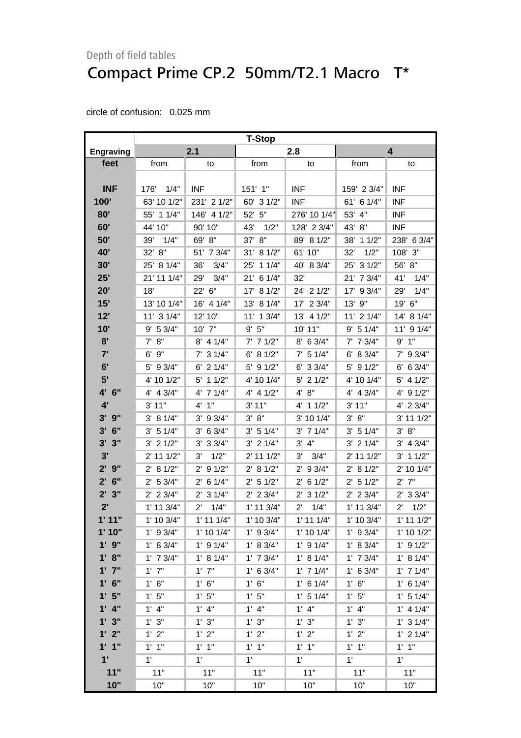Depth of field tables

# Compact Prime CP.2  50mm/T2.1 Macro   T*

circle of confusion:   0.025 mm

| | T-Stop | | | | | |
|---|---|---|---|---|---|---|
| **Engraving** | **2.1** | | **2.8** | | **4** | |
| **feet** | from | to | from | to | from | to |
| **INF** | 176'  1/4" | INF | 151' 1" | INF | 159' 2 3/4" | INF |
| **100'** | 63' 10 1/2" | 231' 2 1/2" | 60' 3 1/2" | INF | 61' 6 1/4" | INF |
| **80'** | 55' 1 1/4" | 146' 4 1/2" | 52' 5" | 276' 10 1/4" | 53' 4" | INF |
| **60'** | 44' 10" | 90' 10" | 43'  1/2" | 128' 2 3/4" | 43' 8" | INF |
| **50'** | 39'  1/4" | 69' 8" | 37' 8" | 89' 8 1/2" | 38' 1 1/2" | 238' 6 3/4" |
| **40'** | 32' 8" | 51' 7 3/4" | 31' 8 1/2" | 61' 10" | 32'  1/2" | 108' 3" |
| **30'** | 25' 8 1/4" | 36'  3/4" | 25' 1 1/4" | 40' 8 3/4" | 25' 3 1/2" | 56' 8" |
| **25'** | 21' 11 1/4" | 29'  3/4" | 21' 6 1/4" | 32' | 21' 7 3/4" | 41'  1/4" |
| **20'** | 18' | 22' 6" | 17' 8 1/2" | 24' 2 1/2" | 17' 9 3/4" | 29'  1/4" |
| **15'** | 13' 10 1/4" | 16' 4 1/4" | 13' 8 1/4" | 17' 2 3/4" | 13' 9" | 19' 6" |
| **12'** | 11' 3 1/4" | 12' 10" | 11' 1 3/4" | 13' 4 1/2" | 11' 2 1/4" | 14' 8 1/4" |
| **10'** | 9' 5 3/4" | 10' 7" | 9' 5" | 10' 11" | 9' 5 1/4" | 11' 9 1/4" |
| **8'** | 7' 8" | 8' 4 1/4" | 7' 7 1/2" | 8' 6 3/4" | 7' 7 3/4" | 9' 1" |
| **7'** | 6' 9" | 7' 3 1/4" | 6' 8 1/2" | 7' 5 1/4" | 6' 8 3/4" | 7' 9 3/4" |
| **6'** | 5' 9 3/4" | 6' 2 1/4" | 5' 9 1/2" | 6' 3 3/4" | 5' 9 1/2" | 6' 6 3/4" |
| **5'** | 4' 10 1/2" | 5' 1 1/2" | 4' 10 1/4" | 5' 2 1/2" | 4' 10 1/4" | 5' 4 1/2" |
| **4' 6"** | 4' 4 3/4" | 4' 7 1/4" | 4' 4 1/2" | 4' 8" | 4' 4 3/4" | 4' 9 1/2" |
| **4'** | 3' 11" | 4' 1" | 3' 11" | 4' 1 1/2" | 3' 11" | 4' 2 3/4" |
| **3' 9"** | 3' 8 1/4" | 3' 9 3/4" | 3' 8" | 3' 10 1/4" | 3' 8" | 3' 11 1/2" |
| **3' 6"** | 3' 5 1/4" | 3' 6 3/4" | 3' 5 1/4" | 3' 7 1/4" | 3' 5 1/4" | 3' 8" |
| **3' 3"** | 3' 2 1/2" | 3' 3 3/4" | 3' 2 1/4" | 3' 4" | 3' 2 1/4" | 3' 4 3/4" |
| **3'** | 2' 11 1/2" | 3'  1/2" | 2' 11 1/2" | 3'  3/4" | 2' 11 1/2" | 3' 1 1/2" |
| **2' 9"** | 2' 8 1/2" | 2' 9 1/2" | 2' 8 1/2" | 2' 9 3/4" | 2' 8 1/2" | 2' 10 1/4" |
| **2' 6"** | 2' 5 3/4" | 2' 6 1/4" | 2' 5 1/2" | 2' 6 1/2" | 2' 5 1/2" | 2' 7" |
| **2' 3"** | 2' 2 3/4" | 2' 3 1/4" | 2' 2 3/4" | 2' 3 1/2" | 2' 2 3/4" | 2' 3 3/4" |
| **2'** | 1' 11 3/4" | 2'  1/4" | 1' 11 3/4" | 2'  1/4" | 1' 11 3/4" | 2'  1/2" |
| **1' 11"** | 1' 10 3/4" | 1' 11 1/4" | 1' 10 3/4" | 1' 11 1/4" | 1' 10 3/4" | 1' 11 1/2" |
| **1' 10"** | 1' 9 3/4" | 1' 10 1/4" | 1' 9 3/4" | 1' 10 1/4" | 1' 9 3/4" | 1' 10 1/2" |
| **1' 9"** | 1' 8 3/4" | 1' 9 1/4" | 1' 8 3/4" | 1' 9 1/4" | 1' 8 3/4" | 1' 9 1/2" |
| **1' 8"** | 1' 7 3/4" | 1' 8 1/4" | 1' 7 3/4" | 1' 8 1/4" | 1' 7 3/4" | 1' 8 1/4" |
| **1' 7"** | 1' 7" | 1' 7" | 1' 6 3/4" | 1' 7 1/4" | 1' 6 3/4" | 1' 7 1/4" |
| **1' 6"** | 1' 6" | 1' 6" | 1' 6" | 1' 6 1/4" | 1' 6" | 1' 6 1/4" |
| **1' 5"** | 1' 5" | 1' 5" | 1' 5" | 1' 5 1/4" | 1' 5" | 1' 5 1/4" |
| **1' 4"** | 1' 4" | 1' 4" | 1' 4" | 1' 4" | 1' 4" | 1' 4 1/4" |
| **1' 3"** | 1' 3" | 1' 3" | 1' 3" | 1' 3" | 1' 3" | 1' 3 1/4" |
| **1' 2"** | 1' 2" | 1' 2" | 1' 2" | 1' 2" | 1' 2" | 1' 2 1/4" |
| **1' 1"** | 1' 1" | 1' 1" | 1' 1" | 1' 1" | 1' 1" | 1' 1" |
| **1'** | 1' | 1' | 1' | 1' | 1' | 1' |
| **11"** | 11" | 11" | 11" | 11" | 11" | 11" |
| **10"** | 10" | 10" | 10" | 10" | 10" | 10" |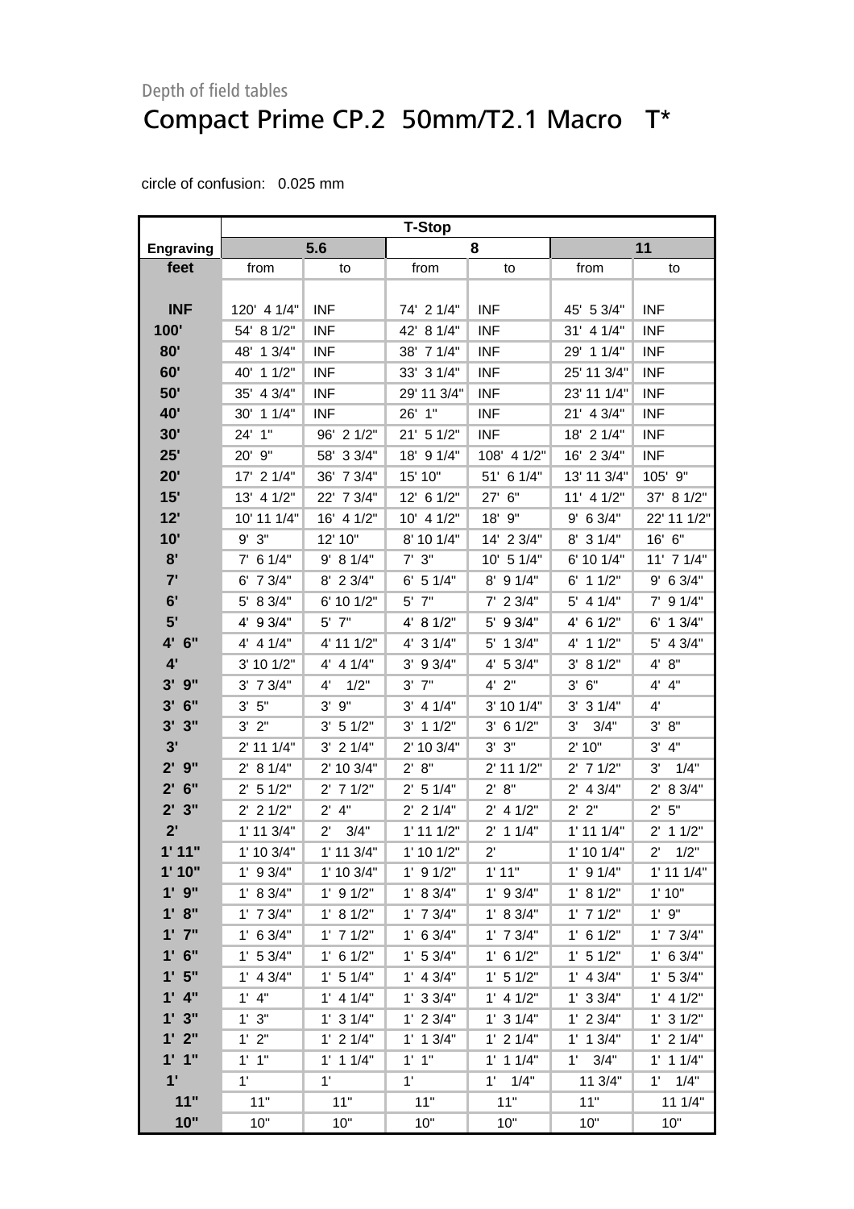Depth of field tables

# Compact Prime CP.2  50mm/T2.1 Macro   T*

circle of confusion:   0.025 mm

| | T-Stop | | | | | |
|---|---|---|---|---|---|---|
| **Engraving** | 5.6 | | 8 | | 11 | |
| **feet** | from | to | from | to | from | to |
| **INF** | 120'  4 1/4" | INF | 74'  2 1/4" | INF | 45'  5 3/4" | INF |
| **100'** | 54'  8 1/2" | INF | 42'  8 1/4" | INF | 31'  4 1/4" | INF |
| **80'** | 48'  1 3/4" | INF | 38'  7 1/4" | INF | 29'  1 1/4" | INF |
| **60'** | 40'  1 1/2" | INF | 33'  3 1/4" | INF | 25' 11 3/4" | INF |
| **50'** | 35'  4 3/4" | INF | 29' 11 3/4" | INF | 23' 11 1/4" | INF |
| **40'** | 30'  1 1/4" | INF | 26'  1" | INF | 21'  4 3/4" | INF |
| **30'** | 24'  1" | 96'  2 1/2" | 21'  5 1/2" | INF | 18'  2 1/4" | INF |
| **25'** | 20'  9" | 58'  3 3/4" | 18'  9 1/4" | 108'  4 1/2" | 16'  2 3/4" | INF |
| **20'** | 17'  2 1/4" | 36'  7 3/4" | 15' 10" | 51'  6 1/4" | 13' 11 3/4" | 105'  9" |
| **15'** | 13'  4 1/2" | 22'  7 3/4" | 12'  6 1/2" | 27'  6" | 11'  4 1/2" | 37'  8 1/2" |
| **12'** | 10' 11 1/4" | 16'  4 1/2" | 10'  4 1/2" | 18'  9" | 9'  6 3/4" | 22' 11 1/2" |
| **10'** | 9'  3" | 12' 10" | 8' 10 1/4" | 14'  2 3/4" | 8'  3 1/4" | 16'  6" |
| **8'** | 7'  6 1/4" | 9'  8 1/4" | 7'  3" | 10'  5 1/4" | 6' 10 1/4" | 11'  7 1/4" |
| **7'** | 6'  7 3/4" | 8'  2 3/4" | 6'  5 1/4" | 8'  9 1/4" | 6'  1 1/2" | 9'  6 3/4" |
| **6'** | 5'  8 3/4" | 6' 10 1/2" | 5'  7" | 7'  2 3/4" | 5'  4 1/4" | 7'  9 1/4" |
| **5'** | 4'  9 3/4" | 5'  7" | 4'  8 1/2" | 5'  9 3/4" | 4'  6 1/2" | 6'  1 3/4" |
| **4'  6"** | 4'  4 1/4" | 4' 11 1/2" | 4'  3 1/4" | 5'  1 3/4" | 4'  1 1/2" | 5'  4 3/4" |
| **4'** | 3' 10 1/2" | 4'  4 1/4" | 3'  9 3/4" | 4'  5 3/4" | 3'  8 1/2" | 4'  8" |
| **3'  9"** | 3'  7 3/4" | 4'    1/2" | 3'  7" | 4'  2" | 3'  6" | 4'  4" |
| **3'  6"** | 3'  5" | 3'  9" | 3'  4 1/4" | 3' 10 1/4" | 3'  3 1/4" | 4' |
| **3'  3"** | 3'  2" | 3'  5 1/2" | 3'  1 1/2" | 3'  6 1/2" | 3'    3/4" | 3'  8" |
| **3'** | 2' 11 1/4" | 3'  2 1/4" | 2' 10 3/4" | 3'  3" | 2' 10" | 3'  4" |
| **2'  9"** | 2'  8 1/4" | 2' 10 3/4" | 2'  8" | 2' 11 1/2" | 2'  7 1/2" | 3'    1/4" |
| **2'  6"** | 2'  5 1/2" | 2'  7 1/2" | 2'  5 1/4" | 2'  8" | 2'  4 3/4" | 2'  8 3/4" |
| **2'  3"** | 2'  2 1/2" | 2'  4" | 2'  2 1/4" | 2'  4 1/2" | 2'  2" | 2'  5" |
| **2'** | 1' 11 3/4" | 2'    3/4" | 1' 11 1/2" | 2'  1 1/4" | 1' 11 1/4" | 2'  1 1/2" |
| **1' 11"** | 1' 10 3/4" | 1' 11 3/4" | 1' 10 1/2" | 2' | 1' 10 1/4" | 2'    1/2" |
| **1' 10"** | 1'  9 3/4" | 1' 10 3/4" | 1'  9 1/2" | 1' 11" | 1'  9 1/4" | 1' 11 1/4" |
| **1'  9"** | 1'  8 3/4" | 1'  9 1/2" | 1'  8 3/4" | 1'  9 3/4" | 1'  8 1/2" | 1' 10" |
| **1'  8"** | 1'  7 3/4" | 1'  8 1/2" | 1'  7 3/4" | 1'  8 3/4" | 1'  7 1/2" | 1'  9" |
| **1'  7"** | 1'  6 3/4" | 1'  7 1/2" | 1'  6 3/4" | 1'  7 3/4" | 1'  6 1/2" | 1'  7 3/4" |
| **1'  6"** | 1'  5 3/4" | 1'  6 1/2" | 1'  5 3/4" | 1'  6 1/2" | 1'  5 1/2" | 1'  6 3/4" |
| **1'  5"** | 1'  4 3/4" | 1'  5 1/4" | 1'  4 3/4" | 1'  5 1/2" | 1'  4 3/4" | 1'  5 3/4" |
| **1'  4"** | 1'  4" | 1'  4 1/4" | 1'  3 3/4" | 1'  4 1/2" | 1'  3 3/4" | 1'  4 1/2" |
| **1'  3"** | 1'  3" | 1'  3 1/4" | 1'  2 3/4" | 1'  3 1/4" | 1'  2 3/4" | 1'  3 1/2" |
| **1'  2"** | 1'  2" | 1'  2 1/4" | 1'  1 3/4" | 1'  2 1/4" | 1'  1 3/4" | 1'  2 1/4" |
| **1'  1"** | 1'  1" | 1'  1 1/4" | 1'  1" | 1'  1 1/4" | 1'    3/4" | 1'  1 1/4" |
| **1'** | 1' | 1' | 1' | 1'    1/4" | 11 3/4" | 1'    1/4" |
| **11"** | 11" | 11" | 11" | 11" | 11" | 11 1/4" |
| **10"** | 10" | 10" | 10" | 10" | 10" | 10" |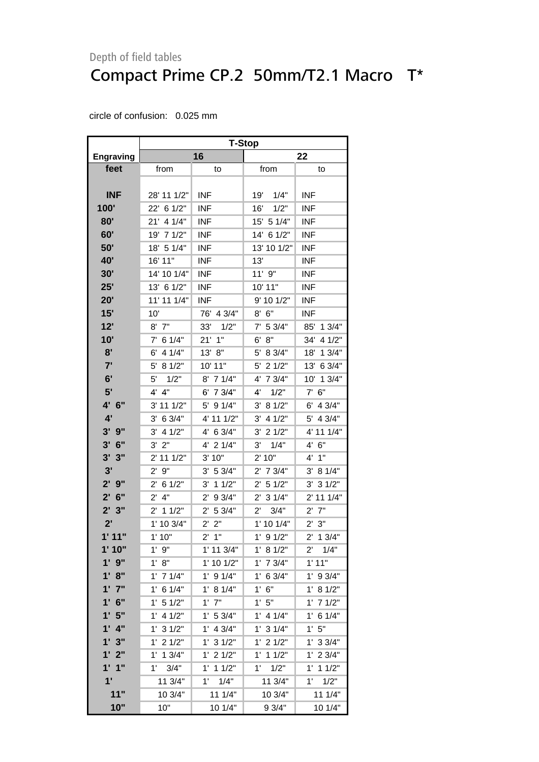Depth of field tables

# Compact Prime CP.2  50mm/T2.1 Macro   T*

circle of confusion:   0.025 mm

| | T-Stop | | | |
|---|---|---|---|---|
| Engraving | 16 | | 22 | |
| feet | from | to | from | to |
| INF | 28' 11 1/2" | INF | 19'    1/4" | INF |
| 100' | 22'  6 1/2" | INF | 16'    1/2" | INF |
| 80' | 21'  4 1/4" | INF | 15'  5 1/4" | INF |
| 60' | 19'  7 1/2" | INF | 14'  6 1/2" | INF |
| 50' | 18'  5 1/4" | INF | 13' 10 1/2" | INF |
| 40' | 16' 11" | INF | 13' | INF |
| 30' | 14' 10 1/4" | INF | 11'  9" | INF |
| 25' | 13'  6 1/2" | INF | 10' 11" | INF |
| 20' | 11' 11 1/4" | INF | 9' 10 1/2" | INF |
| 15' | 10' | 76'  4 3/4" | 8'  6" | INF |
| 12' | 8'  7" | 33'    1/2" | 7'  5 3/4" | 85'  1 3/4" |
| 10' | 7'  6 1/4" | 21'  1" | 6'  8" | 34'  4 1/2" |
| 8' | 6'  4 1/4" | 13'  8" | 5'  8 3/4" | 18'  1 3/4" |
| 7' | 5'  8 1/2" | 10' 11" | 5'  2 1/2" | 13'  6 3/4" |
| 6' | 5'    1/2" | 8'  7 1/4" | 4'  7 3/4" | 10'  1 3/4" |
| 5' | 4'  4" | 6'  7 3/4" | 4'    1/2" | 7'  6" |
| 4'  6" | 3' 11 1/2" | 5'  9 1/4" | 3'  8 1/2" | 6'  4 3/4" |
| 4' | 3'  6 3/4" | 4' 11 1/2" | 3'  4 1/2" | 5'  4 3/4" |
| 3'  9" | 3'  4 1/2" | 4'  6 3/4" | 3'  2 1/2" | 4' 11 1/4" |
| 3'  6" | 3'  2" | 4'  2 1/4" | 3'    1/4" | 4'  6" |
| 3'  3" | 2' 11 1/2" | 3' 10" | 2' 10" | 4'  1" |
| 3' | 2'  9" | 3'  5 3/4" | 2'  7 3/4" | 3'  8 1/4" |
| 2'  9" | 2'  6 1/2" | 3'  1 1/2" | 2'  5 1/2" | 3'  3 1/2" |
| 2'  6" | 2'  4" | 2'  9 3/4" | 2'  3 1/4" | 2' 11 1/4" |
| 2'  3" | 2'  1 1/2" | 2'  5 3/4" | 2'    3/4" | 2'  7" |
| 2' | 1' 10 3/4" | 2'  2" | 1' 10 1/4" | 2'  3" |
| 1' 11" | 1' 10" | 2'  1" | 1'  9 1/2" | 2'  1 3/4" |
| 1' 10" | 1'  9" | 1' 11 3/4" | 1'  8 1/2" | 2'    1/4" |
| 1'  9" | 1'  8" | 1' 10 1/2" | 1'  7 3/4" | 1' 11" |
| 1'  8" | 1'  7 1/4" | 1'  9 1/4" | 1'  6 3/4" | 1'  9 3/4" |
| 1'  7" | 1'  6 1/4" | 1'  8 1/4" | 1'  6" | 1'  8 1/2" |
| 1'  6" | 1'  5 1/2" | 1'  7" | 1'  5" | 1'  7 1/2" |
| 1'  5" | 1'  4 1/2" | 1'  5 3/4" | 1'  4 1/4" | 1'  6 1/4" |
| 1'  4" | 1'  3 1/2" | 1'  4 3/4" | 1'  3 1/4" | 1'  5" |
| 1'  3" | 1'  2 1/2" | 1'  3 1/2" | 1'  2 1/2" | 1'  3 3/4" |
| 1'  2" | 1'  1 3/4" | 1'  2 1/2" | 1'  1 1/2" | 1'  2 3/4" |
| 1'  1" | 1'    3/4" | 1'  1 1/2" | 1'    1/2" | 1'  1 1/2" |
| 1' | 11 3/4" | 1'    1/4" | 11 3/4" | 1'    1/2" |
| 11" | 10 3/4" | 11 1/4" | 10 3/4" | 11 1/4" |
| 10" | 10" | 10 1/4" | 9 3/4" | 10 1/4" |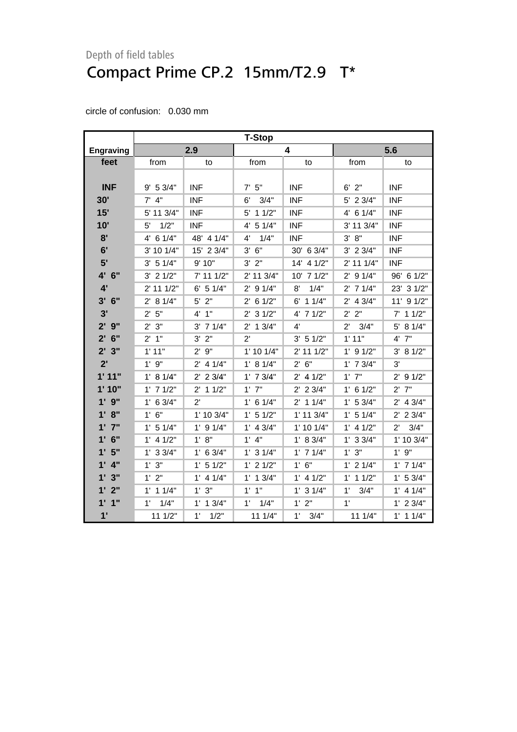Depth of field tables

# Compact Prime CP.2 15mm/T2.9 T*

circle of confusion: 0.030 mm

| | T-Stop | | | | | |
|---|---|---|---|---|---|---|
| Engraving | 2.9 | | 4 | | 5.6 | |
| feet | from | to | from | to | from | to |
| INF | 9' 5 3/4" | INF | 7' 5" | INF | 6' 2" | INF |
| 30' | 7' 4" | INF | 6' 3/4" | INF | 5' 2 3/4" | INF |
| 15' | 5' 11 3/4" | INF | 5' 1 1/2" | INF | 4' 6 1/4" | INF |
| 10' | 5' 1/2" | INF | 4' 5 1/4" | INF | 3' 11 3/4" | INF |
| 8' | 4' 6 1/4" | 48' 4 1/4" | 4' 1/4" | INF | 3' 8" | INF |
| 6' | 3' 10 1/4" | 15' 2 3/4" | 3' 6" | 30' 6 3/4" | 3' 2 3/4" | INF |
| 5' | 3' 5 1/4" | 9' 10" | 3' 2" | 14' 4 1/2" | 2' 11 1/4" | INF |
| 4' 6" | 3' 2 1/2" | 7' 11 1/2" | 2' 11 3/4" | 10' 7 1/2" | 2' 9 1/4" | 96' 6 1/2" |
| 4' | 2' 11 1/2" | 6' 5 1/4" | 2' 9 1/4" | 8' 1/4" | 2' 7 1/4" | 23' 3 1/2" |
| 3' 6" | 2' 8 1/4" | 5' 2" | 2' 6 1/2" | 6' 1 1/4" | 2' 4 3/4" | 11' 9 1/2" |
| 3' | 2' 5" | 4' 1" | 2' 3 1/2" | 4' 7 1/2" | 2' 2" | 7' 1 1/2" |
| 2' 9" | 2' 3" | 3' 7 1/4" | 2' 1 3/4" | 4' | 2' 3/4" | 5' 8 1/4" |
| 2' 6" | 2' 1" | 3' 2" | 2' | 3' 5 1/2" | 1' 11" | 4' 7" |
| 2' 3" | 1' 11" | 2' 9" | 1' 10 1/4" | 2' 11 1/2" | 1' 9 1/2" | 3' 8 1/2" |
| 2' | 1' 9" | 2' 4 1/4" | 1' 8 1/4" | 2' 6" | 1' 7 3/4" | 3' |
| 1' 11" | 1' 8 1/4" | 2' 2 3/4" | 1' 7 3/4" | 2' 4 1/2" | 1' 7" | 2' 9 1/2" |
| 1' 10" | 1' 7 1/2" | 2' 1 1/2" | 1' 7" | 2' 2 3/4" | 1' 6 1/2" | 2' 7" |
| 1' 9" | 1' 6 3/4" | 2' | 1' 6 1/4" | 2' 1 1/4" | 1' 5 3/4" | 2' 4 3/4" |
| 1' 8" | 1' 6" | 1' 10 3/4" | 1' 5 1/2" | 1' 11 3/4" | 1' 5 1/4" | 2' 2 3/4" |
| 1' 7" | 1' 5 1/4" | 1' 9 1/4" | 1' 4 3/4" | 1' 10 1/4" | 1' 4 1/2" | 2' 3/4" |
| 1' 6" | 1' 4 1/2" | 1' 8" | 1' 4" | 1' 8 3/4" | 1' 3 3/4" | 1' 10 3/4" |
| 1' 5" | 1' 3 3/4" | 1' 6 3/4" | 1' 3 1/4" | 1' 7 1/4" | 1' 3" | 1' 9" |
| 1' 4" | 1' 3" | 1' 5 1/2" | 1' 2 1/2" | 1' 6" | 1' 2 1/4" | 1' 7 1/4" |
| 1' 3" | 1' 2" | 1' 4 1/4" | 1' 1 3/4" | 1' 4 1/2" | 1' 1 1/2" | 1' 5 3/4" |
| 1' 2" | 1' 1 1/4" | 1' 3" | 1' 1" | 1' 3 1/4" | 1' 3/4" | 1' 4 1/4" |
| 1' 1" | 1' 1/4" | 1' 1 3/4" | 1' 1/4" | 1' 2" | 1' | 1' 2 3/4" |
| 1' | 11 1/2" | 1' 1/2" | 11 1/4" | 1' 3/4" | 11 1/4" | 1' 1 1/4" |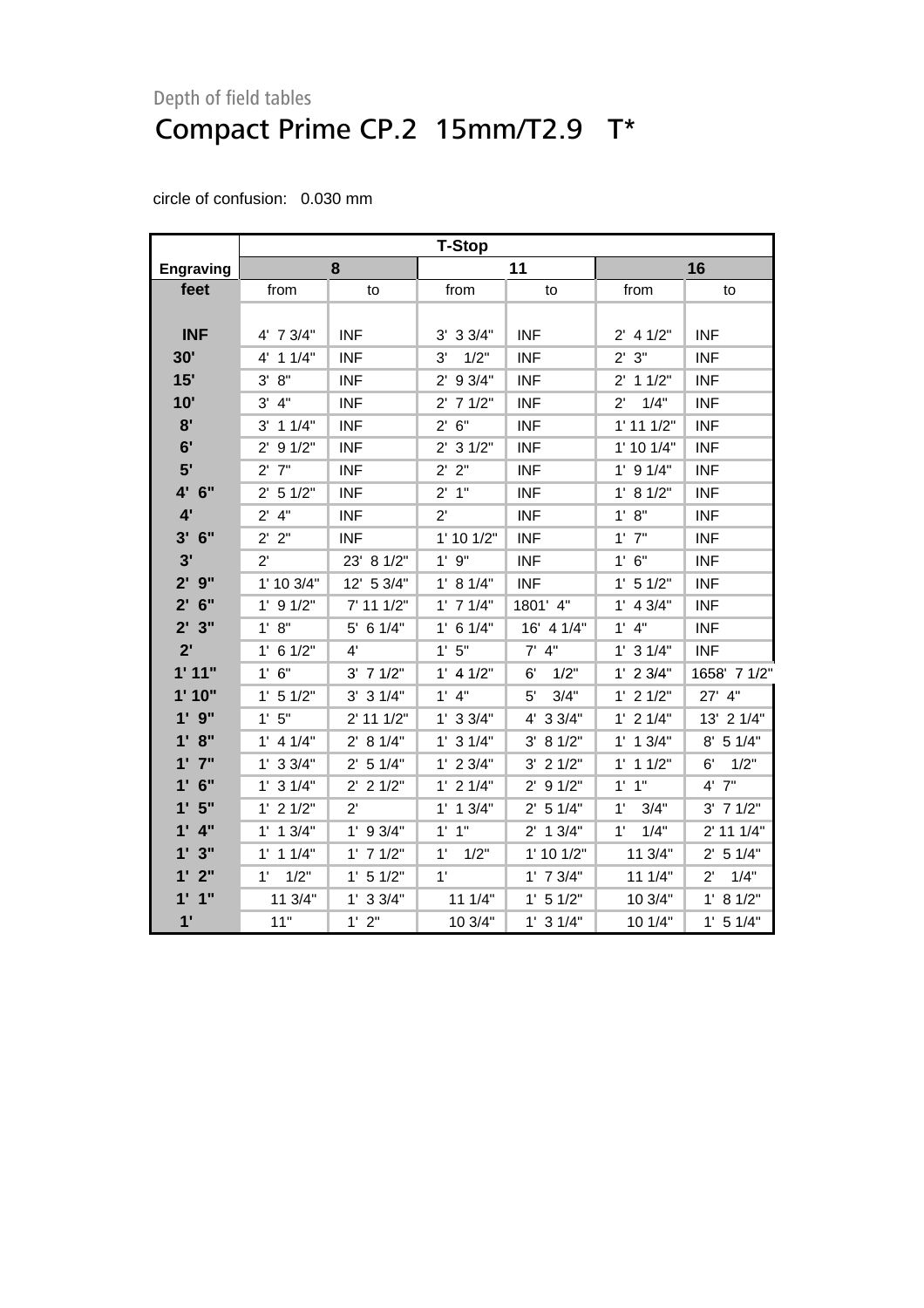Depth of field tables

# Compact Prime CP.2  15mm/T2.9   T*

circle of confusion:   0.030 mm

| | T-Stop | | | | | |
|---|---|---|---|---|---|---|
| **Engraving** | **8** | | **11** | | **16** | |
| **feet** | from | to | from | to | from | to |
| **INF** | 4'  7 3/4" | INF | 3'  3 3/4" | INF | 2'  4 1/2" | INF |
| **30'** | 4'  1 1/4" | INF | 3'    1/2" | INF | 2'  3" | INF |
| **15'** | 3'  8" | INF | 2'  9 3/4" | INF | 2'  1 1/2" | INF |
| **10'** | 3'  4" | INF | 2'  7 1/2" | INF | 2'    1/4" | INF |
| **8'** | 3'  1 1/4" | INF | 2'  6" | INF | 1' 11 1/2" | INF |
| **6'** | 2'  9 1/2" | INF | 2'  3 1/2" | INF | 1' 10 1/4" | INF |
| **5'** | 2'  7" | INF | 2'  2" | INF | 1'  9 1/4" | INF |
| **4'  6"** | 2'  5 1/2" | INF | 2'  1" | INF | 1'  8 1/2" | INF |
| **4'** | 2'  4" | INF | 2' | INF | 1'  8" | INF |
| **3'  6"** | 2'  2" | INF | 1' 10 1/2" | INF | 1'  7" | INF |
| **3'** | 2' | 23'  8 1/2" | 1'  9" | INF | 1'  6" | INF |
| **2'  9"** | 1' 10 3/4" | 12'  5 3/4" | 1'  8 1/4" | INF | 1'  5 1/2" | INF |
| **2'  6"** | 1'  9 1/2" | 7' 11 1/2" | 1'  7 1/4" | 1801'  4" | 1'  4 3/4" | INF |
| **2'  3"** | 1'  8" | 5'  6 1/4" | 1'  6 1/4" | 16'  4 1/4" | 1'  4" | INF |
| **2'** | 1'  6 1/2" | 4' | 1'  5" | 7'  4" | 1'  3 1/4" | INF |
| **1' 11"** | 1'  6" | 3'  7 1/2" | 1'  4 1/2" | 6'    1/2" | 1'  2 3/4" | 1658'  7 1/2" |
| **1' 10"** | 1'  5 1/2" | 3'  3 1/4" | 1'  4" | 5'    3/4" | 1'  2 1/2" | 27'  4" |
| **1'  9"** | 1'  5" | 2' 11 1/2" | 1'  3 3/4" | 4'  3 3/4" | 1'  2 1/4" | 13'  2 1/4" |
| **1'  8"** | 1'  4 1/4" | 2'  8 1/4" | 1'  3 1/4" | 3'  8 1/2" | 1'  1 3/4" | 8'  5 1/4" |
| **1'  7"** | 1'  3 3/4" | 2'  5 1/4" | 1'  2 3/4" | 3'  2 1/2" | 1'  1 1/2" | 6'    1/2" |
| **1'  6"** | 1'  3 1/4" | 2'  2 1/2" | 1'  2 1/4" | 2'  9 1/2" | 1'  1" | 4'  7" |
| **1'  5"** | 1'  2 1/2" | 2' | 1'  1 3/4" | 2'  5 1/4" | 1'    3/4" | 3'  7 1/2" |
| **1'  4"** | 1'  1 3/4" | 1'  9 3/4" | 1'  1" | 2'  1 3/4" | 1'    1/4" | 2' 11 1/4" |
| **1'  3"** | 1'  1 1/4" | 1'  7 1/2" | 1'    1/2" | 1' 10 1/2" | 11 3/4" | 2'  5 1/4" |
| **1'  2"** | 1'    1/2" | 1'  5 1/2" | 1' | 1'  7 3/4" | 11 1/4" | 2'    1/4" |
| **1'  1"** | 11 3/4" | 1'  3 3/4" | 11 1/4" | 1'  5 1/2" | 10 3/4" | 1'  8 1/2" |
| **1'** | 11" | 1'  2" | 10 3/4" | 1'  3 1/4" | 10 1/4" | 1'  5 1/4" |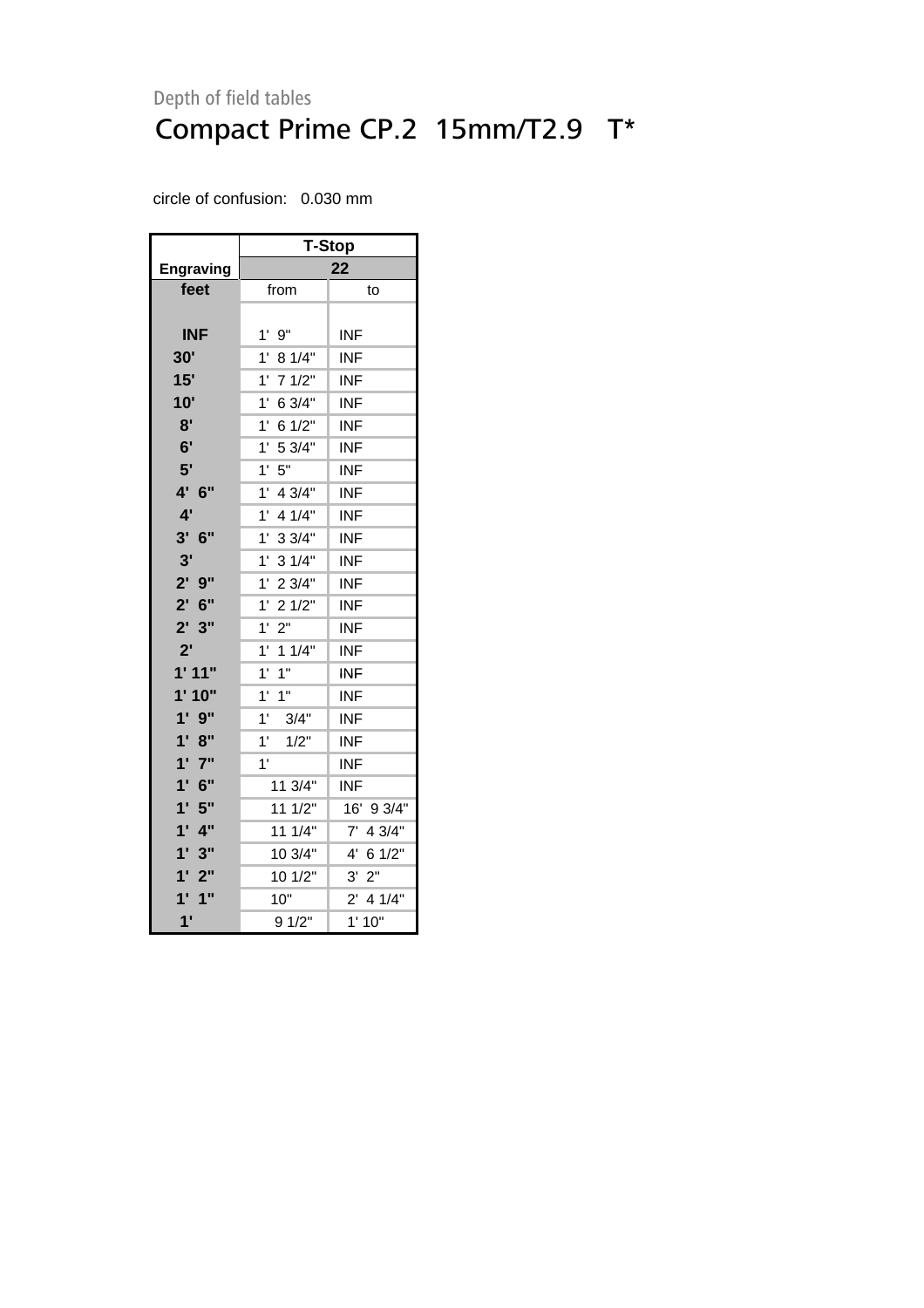Depth of field tables

# Compact Prime CP.2  15mm/T2.9   T*

circle of confusion:   0.030 mm

| | T-Stop | |
|---|---|---|
| Engraving | 22 | |
| feet | from | to |
| | | |
| INF | 1'  9" | INF |
| 30' | 1'  8 1/4" | INF |
| 15' | 1'  7 1/2" | INF |
| 10' | 1'  6 3/4" | INF |
| 8' | 1'  6 1/2" | INF |
| 6' | 1'  5 3/4" | INF |
| 5' | 1'  5" | INF |
| 4'  6" | 1'  4 3/4" | INF |
| 4' | 1'  4 1/4" | INF |
| 3'  6" | 1'  3 3/4" | INF |
| 3' | 1'  3 1/4" | INF |
| 2'  9" | 1'  2 3/4" | INF |
| 2'  6" | 1'  2 1/2" | INF |
| 2'  3" | 1'  2" | INF |
| 2' | 1'  1 1/4" | INF |
| 1' 11" | 1'  1" | INF |
| 1' 10" | 1'  1" | INF |
| 1'  9" | 1'    3/4" | INF |
| 1'  8" | 1'    1/2" | INF |
| 1'  7" | 1' | INF |
| 1'  6" | 11 3/4" | INF |
| 1'  5" | 11 1/2" | 16'  9 3/4" |
| 1'  4" | 11 1/4" | 7'  4 3/4" |
| 1'  3" | 10 3/4" | 4'  6 1/2" |
| 1'  2" | 10 1/2" | 3'  2" |
| 1'  1" | 10" | 2'  4 1/4" |
| 1' | 9 1/2" | 1' 10" |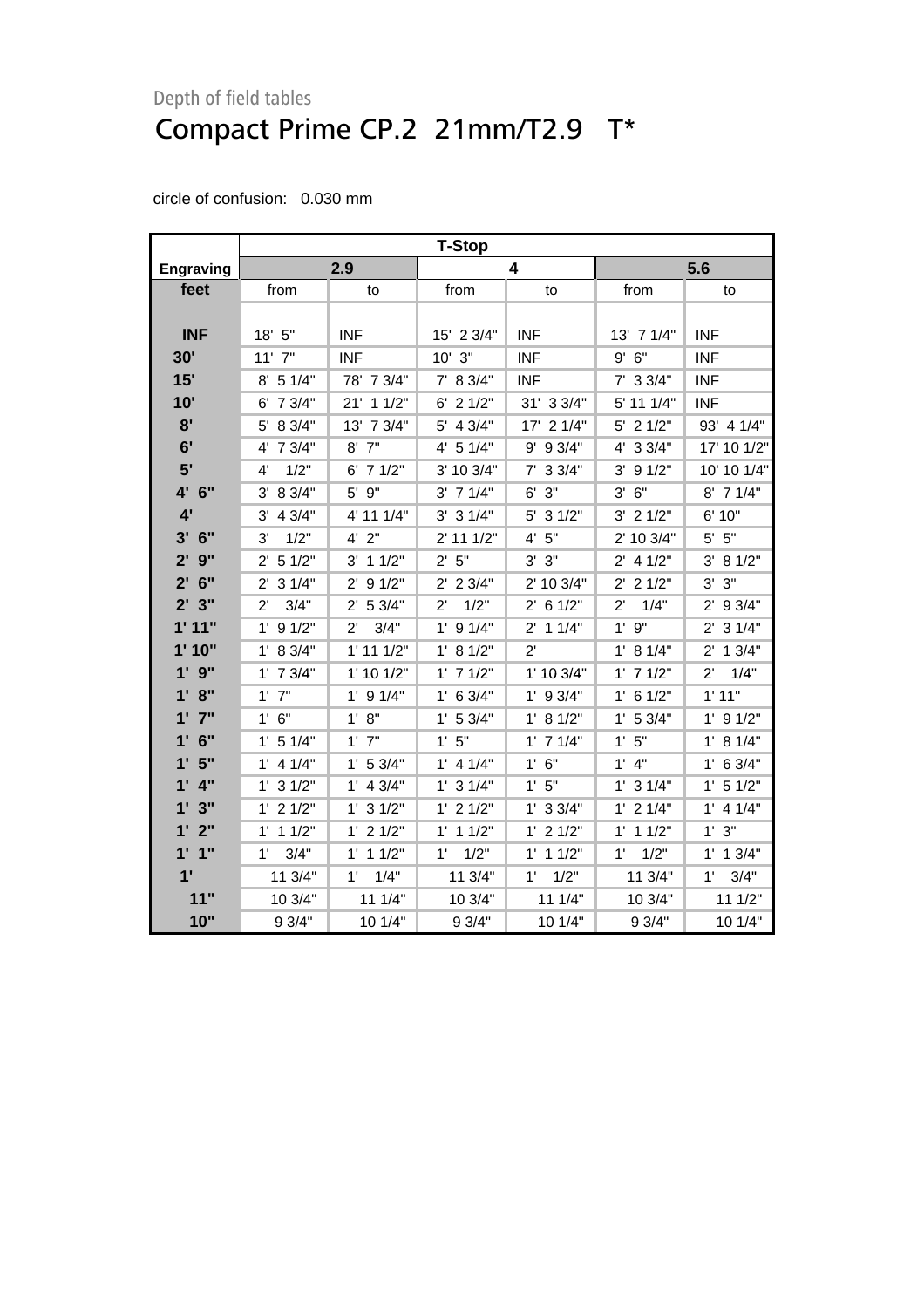Depth of field tables

# Compact Prime CP.2  21mm/T2.9   T*

circle of confusion:   0.030 mm

| | T-Stop | | | | | |
|---|---|---|---|---|---|---|
| **Engraving** | **2.9** | | **4** | | **5.6** | |
| **feet** | from | to | from | to | from | to |
| **INF** | 18'  5" | INF | 15'  2 3/4" | INF | 13'  7 1/4" | INF |
| **30'** | 11'  7" | INF | 10'  3" | INF | 9'  6" | INF |
| **15'** | 8'  5 1/4" | 78'  7 3/4" | 7'  8 3/4" | INF | 7'  3 3/4" | INF |
| **10'** | 6'  7 3/4" | 21'  1 1/2" | 6'  2 1/2" | 31'  3 3/4" | 5' 11 1/4" | INF |
| **8'** | 5'  8 3/4" | 13'  7 3/4" | 5'  4 3/4" | 17'  2 1/4" | 5'  2 1/2" | 93'  4 1/4" |
| **6'** | 4'  7 3/4" | 8'  7" | 4'  5 1/4" | 9'  9 3/4" | 4'  3 3/4" | 17' 10 1/2" |
| **5'** | 4'    1/2" | 6'  7 1/2" | 3' 10 3/4" | 7'  3 3/4" | 3'  9 1/2" | 10' 10 1/4" |
| **4'  6"** | 3'  8 3/4" | 5'  9" | 3'  7 1/4" | 6'  3" | 3'  6" | 8'  7 1/4" |
| **4'** | 3'  4 3/4" | 4' 11 1/4" | 3'  3 1/4" | 5'  3 1/2" | 3'  2 1/2" | 6' 10" |
| **3'  6"** | 3'    1/2" | 4'  2" | 2' 11 1/2" | 4'  5" | 2' 10 3/4" | 5'  5" |
| **2'  9"** | 2'  5 1/2" | 3'  1 1/2" | 2'  5" | 3'  3" | 2'  4 1/2" | 3'  8 1/2" |
| **2'  6"** | 2'  3 1/4" | 2'  9 1/2" | 2'  2 3/4" | 2' 10 3/4" | 2'  2 1/2" | 3'  3" |
| **2'  3"** | 2'    3/4" | 2'  5 3/4" | 2'    1/2" | 2'  6 1/2" | 2'    1/4" | 2'  9 3/4" |
| **1' 11"** | 1'  9 1/2" | 2'    3/4" | 1'  9 1/4" | 2'  1 1/4" | 1'  9" | 2'  3 1/4" |
| **1' 10"** | 1'  8 3/4" | 1' 11 1/2" | 1'  8 1/2" | 2' | 1'  8 1/4" | 2'  1 3/4" |
| **1'  9"** | 1'  7 3/4" | 1' 10 1/2" | 1'  7 1/2" | 1' 10 3/4" | 1'  7 1/2" | 2'    1/4" |
| **1'  8"** | 1'  7" | 1'  9 1/4" | 1'  6 3/4" | 1'  9 3/4" | 1'  6 1/2" | 1' 11" |
| **1'  7"** | 1'  6" | 1'  8" | 1'  5 3/4" | 1'  8 1/2" | 1'  5 3/4" | 1'  9 1/2" |
| **1'  6"** | 1'  5 1/4" | 1'  7" | 1'  5" | 1'  7 1/4" | 1'  5" | 1'  8 1/4" |
| **1'  5"** | 1'  4 1/4" | 1'  5 3/4" | 1'  4 1/4" | 1'  6" | 1'  4" | 1'  6 3/4" |
| **1'  4"** | 1'  3 1/2" | 1'  4 3/4" | 1'  3 1/4" | 1'  5" | 1'  3 1/4" | 1'  5 1/2" |
| **1'  3"** | 1'  2 1/2" | 1'  3 1/2" | 1'  2 1/2" | 1'  3 3/4" | 1'  2 1/4" | 1'  4 1/4" |
| **1'  2"** | 1'  1 1/2" | 1'  2 1/2" | 1'  1 1/2" | 1'  2 1/2" | 1'  1 1/2" | 1'  3" |
| **1'  1"** | 1'    3/4" | 1'  1 1/2" | 1'    1/2" | 1'  1 1/2" | 1'    1/2" | 1'  1 3/4" |
| **1'** | 11 3/4" | 1'    1/4" | 11 3/4" | 1'    1/2" | 11 3/4" | 1'    3/4" |
| **11"** | 10 3/4" | 11 1/4" | 10 3/4" | 11 1/4" | 10 3/4" | 11 1/2" |
| **10"** | 9 3/4" | 10 1/4" | 9 3/4" | 10 1/4" | 9 3/4" | 10 1/4" |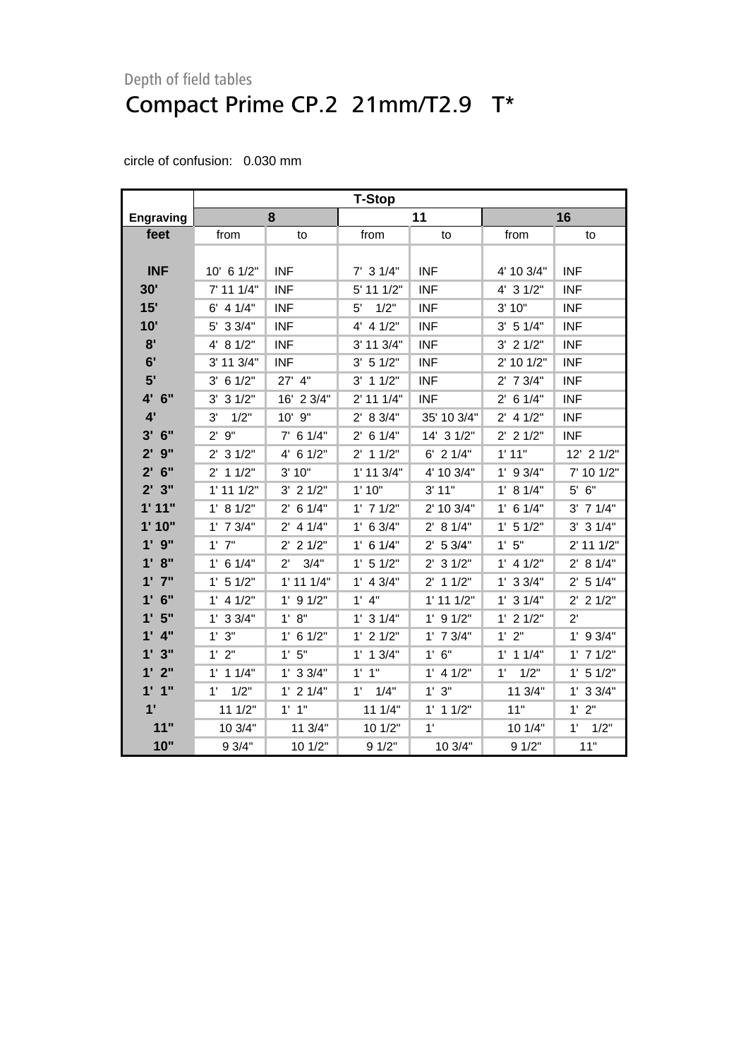Depth of field tables

# Compact Prime CP.2 21mm/T2.9 T*

circle of confusion: 0.030 mm

| | T-Stop | | | | | |
|---|---|---|---|---|---|---|
| **Engraving** | **8** | | **11** | | **16** | |
| **feet** | from | to | from | to | from | to |
| **INF** | 10' 6 1/2" | INF | 7' 3 1/4" | INF | 4' 10 3/4" | INF |
| **30'** | 7' 11 1/4" | INF | 5' 11 1/2" | INF | 4' 3 1/2" | INF |
| **15'** | 6' 4 1/4" | INF | 5' 1/2" | INF | 3' 10" | INF |
| **10'** | 5' 3 3/4" | INF | 4' 4 1/2" | INF | 3' 5 1/4" | INF |
| **8'** | 4' 8 1/2" | INF | 3' 11 3/4" | INF | 3' 2 1/2" | INF |
| **6'** | 3' 11 3/4" | INF | 3' 5 1/2" | INF | 2' 10 1/2" | INF |
| **5'** | 3' 6 1/2" | 27' 4" | 3' 1 1/2" | INF | 2' 7 3/4" | INF |
| **4' 6"** | 3' 3 1/2" | 16' 2 3/4" | 2' 11 1/4" | INF | 2' 6 1/4" | INF |
| **4'** | 3' 1/2" | 10' 9" | 2' 8 3/4" | 35' 10 3/4" | 2' 4 1/2" | INF |
| **3' 6"** | 2' 9" | 7' 6 1/4" | 2' 6 1/4" | 14' 3 1/2" | 2' 2 1/2" | INF |
| **2' 9"** | 2' 3 1/2" | 4' 6 1/2" | 2' 1 1/2" | 6' 2 1/4" | 1' 11" | 12' 2 1/2" |
| **2' 6"** | 2' 1 1/2" | 3' 10" | 1' 11 3/4" | 4' 10 3/4" | 1' 9 3/4" | 7' 10 1/2" |
| **2' 3"** | 1' 11 1/2" | 3' 2 1/2" | 1' 10" | 3' 11" | 1' 8 1/4" | 5' 6" |
| **1' 11"** | 1' 8 1/2" | 2' 6 1/4" | 1' 7 1/2" | 2' 10 3/4" | 1' 6 1/4" | 3' 7 1/4" |
| **1' 10"** | 1' 7 3/4" | 2' 4 1/4" | 1' 6 3/4" | 2' 8 1/4" | 1' 5 1/2" | 3' 3 1/4" |
| **1' 9"** | 1' 7" | 2' 2 1/2" | 1' 6 1/4" | 2' 5 3/4" | 1' 5" | 2' 11 1/2" |
| **1' 8"** | 1' 6 1/4" | 2' 3/4" | 1' 5 1/2" | 2' 3 1/2" | 1' 4 1/2" | 2' 8 1/4" |
| **1' 7"** | 1' 5 1/2" | 1' 11 1/4" | 1' 4 3/4" | 2' 1 1/2" | 1' 3 3/4" | 2' 5 1/4" |
| **1' 6"** | 1' 4 1/2" | 1' 9 1/2" | 1' 4" | 1' 11 1/2" | 1' 3 1/4" | 2' 2 1/2" |
| **1' 5"** | 1' 3 3/4" | 1' 8" | 1' 3 1/4" | 1' 9 1/2" | 1' 2 1/2" | 2' |
| **1' 4"** | 1' 3" | 1' 6 1/2" | 1' 2 1/2" | 1' 7 3/4" | 1' 2" | 1' 9 3/4" |
| **1' 3"** | 1' 2" | 1' 5" | 1' 1 3/4" | 1' 6" | 1' 1 1/4" | 1' 7 1/2" |
| **1' 2"** | 1' 1 1/4" | 1' 3 3/4" | 1' 1" | 1' 4 1/2" | 1' 1/2" | 1' 5 1/2" |
| **1' 1"** | 1' 1/2" | 1' 2 1/4" | 1' 1/4" | 1' 3" | 11 3/4" | 1' 3 3/4" |
| **1'** | 11 1/2" | 1' 1" | 11 1/4" | 1' 1 1/2" | 11" | 1' 2" |
| **11"** | 10 3/4" | 11 3/4" | 10 1/2" | 1' | 10 1/4" | 1' 1/2" |
| **10"** | 9 3/4" | 10 1/2" | 9 1/2" | 10 3/4" | 9 1/2" | 11" |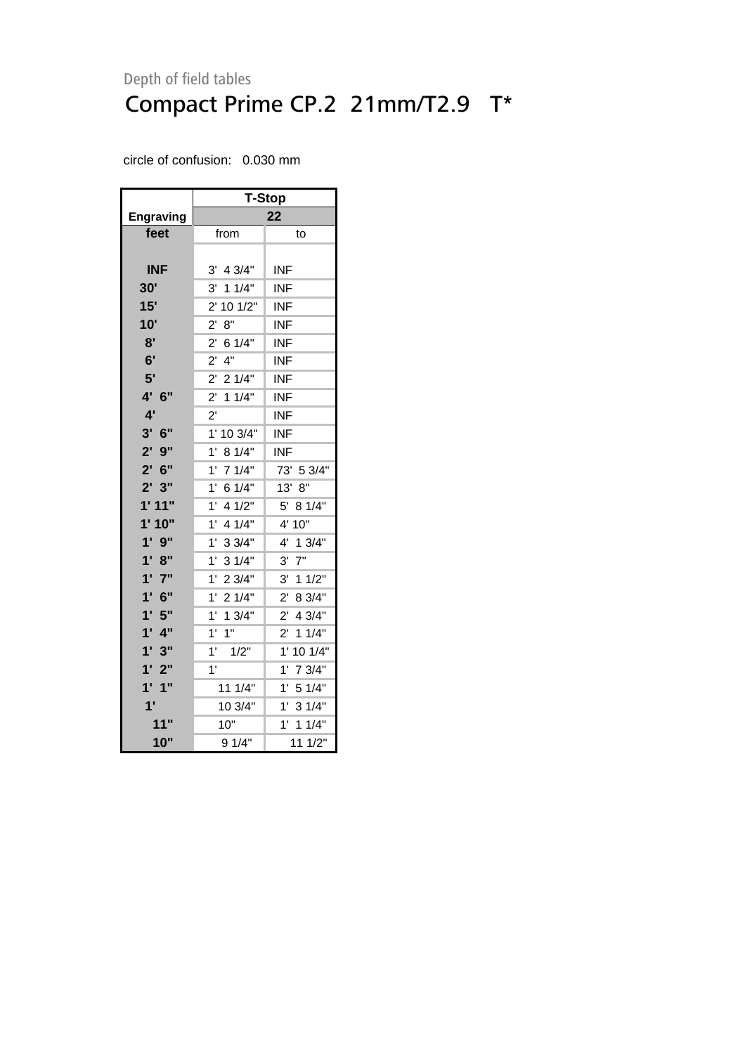Depth of field tables

# Compact Prime CP.2 21mm/T2.9 T*

circle of confusion: 0.030 mm

| | T-Stop | |
|---|---|---|
| **Engraving** | **22** | |
| **feet** | from | to |
| **INF** | 3' 4 3/4" | INF |
| **30'** | 3' 1 1/4" | INF |
| **15'** | 2' 10 1/2" | INF |
| **10'** | 2' 8" | INF |
| **8'** | 2' 6 1/4" | INF |
| **6'** | 2' 4" | INF |
| **5'** | 2' 2 1/4" | INF |
| **4' 6"** | 2' 1 1/4" | INF |
| **4'** | 2' | INF |
| **3' 6"** | 1' 10 3/4" | INF |
| **2' 9"** | 1' 8 1/4" | INF |
| **2' 6"** | 1' 7 1/4" | 73' 5 3/4" |
| **2' 3"** | 1' 6 1/4" | 13' 8" |
| **1' 11"** | 1' 4 1/2" | 5' 8 1/4" |
| **1' 10"** | 1' 4 1/4" | 4' 10" |
| **1' 9"** | 1' 3 3/4" | 4' 1 3/4" |
| **1' 8"** | 1' 3 1/4" | 3' 7" |
| **1' 7"** | 1' 2 3/4" | 3' 1 1/2" |
| **1' 6"** | 1' 2 1/4" | 2' 8 3/4" |
| **1' 5"** | 1' 1 3/4" | 2' 4 3/4" |
| **1' 4"** | 1' 1" | 2' 1 1/4" |
| **1' 3"** | 1' 1/2" | 1' 10 1/4" |
| **1' 2"** | 1' | 1' 7 3/4" |
| **1' 1"** | 11 1/4" | 1' 5 1/4" |
| **1'** | 10 3/4" | 1' 3 1/4" |
| **11"** | 10" | 1' 1 1/4" |
| **10"** | 9 1/4" | 11 1/2" |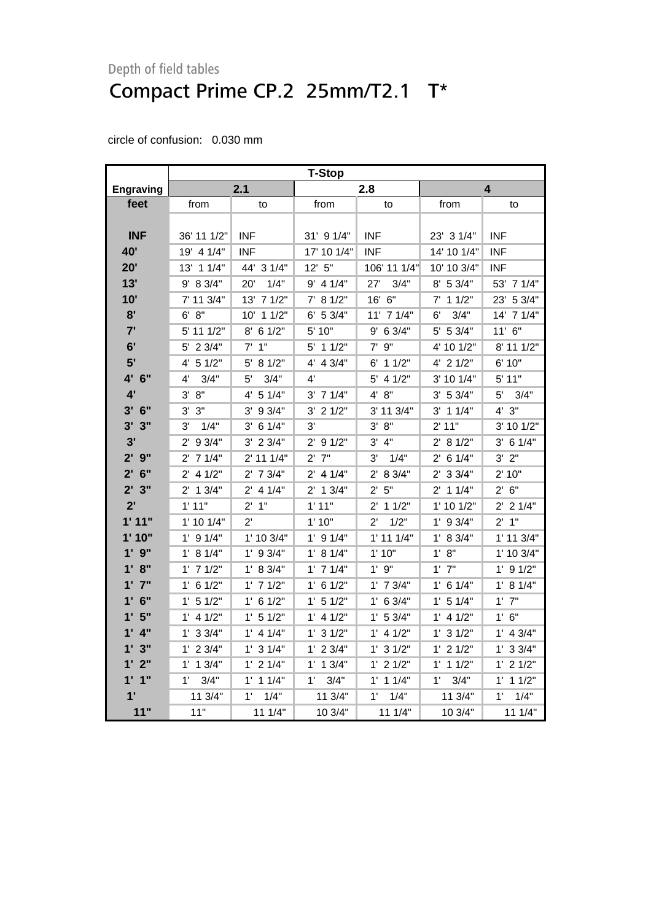Depth of field tables

## Compact Prime CP.2  25mm/T2.1   T*

circle of confusion:   0.030 mm

| Engraving | T-Stop | | | | | |
|---|---|---|---|---|---|---|
| | 2.1 | | 2.8 | | 4 | |
| feet | from | to | from | to | from | to |
| INF | 36' 11 1/2" | INF | 31'  9 1/4" | INF | 23'  3 1/4" | INF |
| 40' | 19'  4 1/4" | INF | 17' 10 1/4" | INF | 14' 10 1/4" | INF |
| 20' | 13'  1 1/4" | 44'  3 1/4" | 12'  5" | 106' 11 1/4" | 10' 10 3/4" | INF |
| 13' | 9'  8 3/4" | 20'    1/4" | 9'  4 1/4" | 27'    3/4" | 8'  5 3/4" | 53'  7 1/4" |
| 10' | 7' 11 3/4" | 13'  7 1/2" | 7'  8 1/2" | 16'  6" | 7'  1 1/2" | 23'  5 3/4" |
| 8' | 6'  8" | 10'  1 1/2" | 6'  5 3/4" | 11'  7 1/4" | 6'    3/4" | 14'  7 1/4" |
| 7' | 5' 11 1/2" | 8'  6 1/2" | 5' 10" | 9'  6 3/4" | 5'  5 3/4" | 11'  6" |
| 6' | 5'  2 3/4" | 7'  1" | 5'  1 1/2" | 7'  9" | 4' 10 1/2" | 8' 11 1/2" |
| 5' | 4'  5 1/2" | 5'  8 1/2" | 4'  4 3/4" | 6'  1 1/2" | 4'  2 1/2" | 6' 10" |
| 4'  6" | 4'    3/4" | 5'    3/4" | 4' | 5'  4 1/2" | 3' 10 1/4" | 5' 11" |
| 4' | 3'  8" | 4'  5 1/4" | 3'  7 1/4" | 4'  8" | 3'  5 3/4" | 5'    3/4" |
| 3'  6" | 3'  3" | 3'  9 3/4" | 3'  2 1/2" | 3' 11 3/4" | 3'  1 1/4" | 4'  3" |
| 3'  3" | 3'    1/4" | 3'  6 1/4" | 3' | 3'  8" | 2' 11" | 3' 10 1/2" |
| 3' | 2'  9 3/4" | 3'  2 3/4" | 2'  9 1/2" | 3'  4" | 2'  8 1/2" | 3'  6 1/4" |
| 2'  9" | 2'  7 1/4" | 2' 11 1/4" | 2'  7" | 3'    1/4" | 2'  6 1/4" | 3'  2" |
| 2'  6" | 2'  4 1/2" | 2'  7 3/4" | 2'  4 1/4" | 2'  8 3/4" | 2'  3 3/4" | 2' 10" |
| 2'  3" | 2'  1 3/4" | 2'  4 1/4" | 2'  1 3/4" | 2'  5" | 2'  1 1/4" | 2'  6" |
| 2' | 1' 11" | 2'  1" | 1' 11" | 2'  1 1/2" | 1' 10 1/2" | 2'  2 1/4" |
| 1' 11" | 1' 10 1/4" | 2' | 1' 10" | 2'    1/2" | 1'  9 3/4" | 2'  1" |
| 1' 10" | 1'  9 1/4" | 1' 10 3/4" | 1'  9 1/4" | 1' 11 1/4" | 1'  8 3/4" | 1' 11 3/4" |
| 1'  9" | 1'  8 1/4" | 1'  9 3/4" | 1'  8 1/4" | 1' 10" | 1'  8" | 1' 10 3/4" |
| 1'  8" | 1'  7 1/2" | 1'  8 3/4" | 1'  7 1/4" | 1'  9" | 1'  7" | 1'  9 1/2" |
| 1'  7" | 1'  6 1/2" | 1'  7 1/2" | 1'  6 1/2" | 1'  7 3/4" | 1'  6 1/4" | 1'  8 1/4" |
| 1'  6" | 1'  5 1/2" | 1'  6 1/2" | 1'  5 1/2" | 1'  6 3/4" | 1'  5 1/4" | 1'  7" |
| 1'  5" | 1'  4 1/2" | 1'  5 1/2" | 1'  4 1/2" | 1'  5 3/4" | 1'  4 1/2" | 1'  6" |
| 1'  4" | 1'  3 3/4" | 1'  4 1/4" | 1'  3 1/2" | 1'  4 1/2" | 1'  3 1/2" | 1'  4 3/4" |
| 1'  3" | 1'  2 3/4" | 1'  3 1/4" | 1'  2 3/4" | 1'  3 1/2" | 1'  2 1/2" | 1'  3 3/4" |
| 1'  2" | 1'  1 3/4" | 1'  2 1/4" | 1'  1 3/4" | 1'  2 1/2" | 1'  1 1/2" | 1'  2 1/2" |
| 1'  1" | 1'    3/4" | 1'  1 1/4" | 1'    3/4" | 1'  1 1/4" | 1'    3/4" | 1'  1 1/2" |
| 1' | 11 3/4" | 1'    1/4" | 11 3/4" | 1'    1/4" | 11 3/4" | 1'    1/4" |
| 11" | 11" | 11 1/4" | 10 3/4" | 11 1/4" | 10 3/4" | 11 1/4" |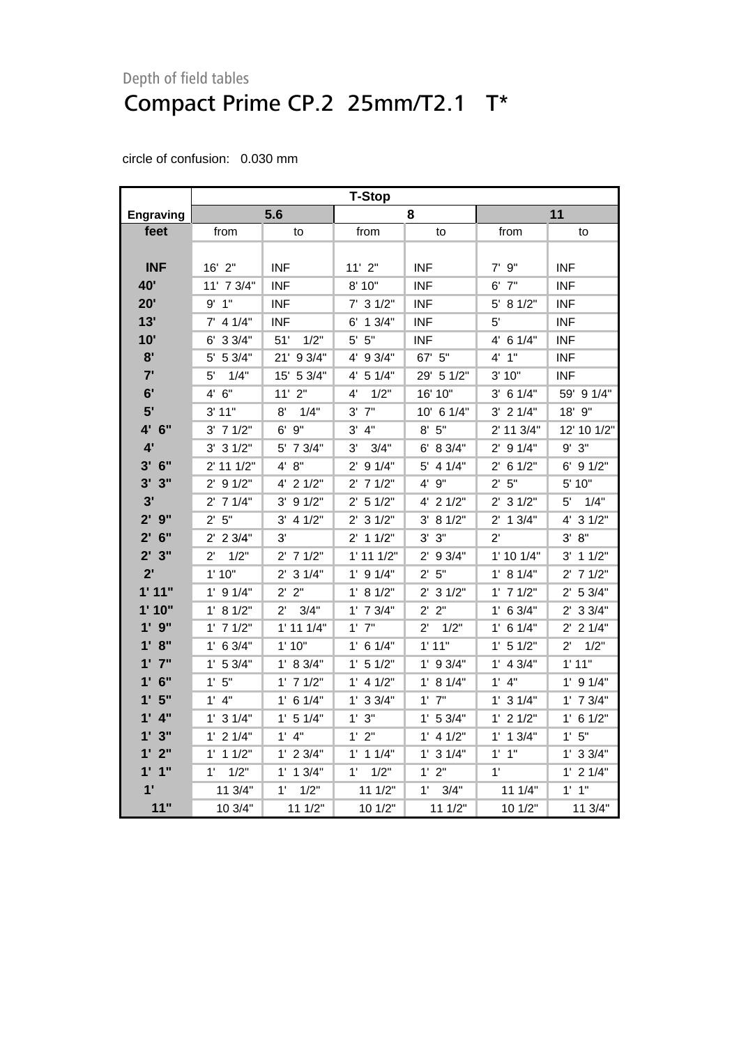Depth of field tables

# Compact Prime CP.2 25mm/T2.1 T*

circle of confusion: 0.030 mm

| Engraving | T-Stop | | | | | |
|---|---|---|---|---|---|---|
| | 5.6 | | 8 | | 11 | |
| feet | from | to | from | to | from | to |
| INF | 16' 2" | INF | 11' 2" | INF | 7' 9" | INF |
| 40' | 11' 7 3/4" | INF | 8' 10" | INF | 6' 7" | INF |
| 20' | 9' 1" | INF | 7' 3 1/2" | INF | 5' 8 1/2" | INF |
| 13' | 7' 4 1/4" | INF | 6' 1 3/4" | INF | 5' | INF |
| 10' | 6' 3 3/4" | 51' 1/2" | 5' 5" | INF | 4' 6 1/4" | INF |
| 8' | 5' 5 3/4" | 21' 9 3/4" | 4' 9 3/4" | 67' 5" | 4' 1" | INF |
| 7' | 5' 1/4" | 15' 5 3/4" | 4' 5 1/4" | 29' 5 1/2" | 3' 10" | INF |
| 6' | 4' 6" | 11' 2" | 4' 1/2" | 16' 10" | 3' 6 1/4" | 59' 9 1/4" |
| 5' | 3' 11" | 8' 1/4" | 3' 7" | 10' 6 1/4" | 3' 2 1/4" | 18' 9" |
| 4' 6" | 3' 7 1/2" | 6' 9" | 3' 4" | 8' 5" | 2' 11 3/4" | 12' 10 1/2" |
| 4' | 3' 3 1/2" | 5' 7 3/4" | 3' 3/4" | 6' 8 3/4" | 2' 9 1/4" | 9' 3" |
| 3' 6" | 2' 11 1/2" | 4' 8" | 2' 9 1/4" | 5' 4 1/4" | 2' 6 1/2" | 6' 9 1/2" |
| 3' 3" | 2' 9 1/2" | 4' 2 1/2" | 2' 7 1/2" | 4' 9" | 2' 5" | 5' 10" |
| 3' | 2' 7 1/4" | 3' 9 1/2" | 2' 5 1/2" | 4' 2 1/2" | 2' 3 1/2" | 5' 1/4" |
| 2' 9" | 2' 5" | 3' 4 1/2" | 2' 3 1/2" | 3' 8 1/2" | 2' 1 3/4" | 4' 3 1/2" |
| 2' 6" | 2' 2 3/4" | 3' | 2' 1 1/2" | 3' 3" | 2' | 3' 8" |
| 2' 3" | 2' 1/2" | 2' 7 1/2" | 1' 11 1/2" | 2' 9 3/4" | 1' 10 1/4" | 3' 1 1/2" |
| 2' | 1' 10" | 2' 3 1/4" | 1' 9 1/4" | 2' 5" | 1' 8 1/4" | 2' 7 1/2" |
| 1' 11" | 1' 9 1/4" | 2' 2" | 1' 8 1/2" | 2' 3 1/2" | 1' 7 1/2" | 2' 5 3/4" |
| 1' 10" | 1' 8 1/2" | 2' 3/4" | 1' 7 3/4" | 2' 2" | 1' 6 3/4" | 2' 3 3/4" |
| 1' 9" | 1' 7 1/2" | 1' 11 1/4" | 1' 7" | 2' 1/2" | 1' 6 1/4" | 2' 2 1/4" |
| 1' 8" | 1' 6 3/4" | 1' 10" | 1' 6 1/4" | 1' 11" | 1' 5 1/2" | 2' 1/2" |
| 1' 7" | 1' 5 3/4" | 1' 8 3/4" | 1' 5 1/2" | 1' 9 3/4" | 1' 4 3/4" | 1' 11" |
| 1' 6" | 1' 5" | 1' 7 1/2" | 1' 4 1/2" | 1' 8 1/4" | 1' 4" | 1' 9 1/4" |
| 1' 5" | 1' 4" | 1' 6 1/4" | 1' 3 3/4" | 1' 7" | 1' 3 1/4" | 1' 7 3/4" |
| 1' 4" | 1' 3 1/4" | 1' 5 1/4" | 1' 3" | 1' 5 3/4" | 1' 2 1/2" | 1' 6 1/2" |
| 1' 3" | 1' 2 1/4" | 1' 4" | 1' 2" | 1' 4 1/2" | 1' 1 3/4" | 1' 5" |
| 1' 2" | 1' 1 1/2" | 1' 2 3/4" | 1' 1 1/4" | 1' 3 1/4" | 1' 1" | 1' 3 3/4" |
| 1' 1" | 1' 1/2" | 1' 1 3/4" | 1' 1/2" | 1' 2" | 1' | 1' 2 1/4" |
| 1' | 11 3/4" | 1' 1/2" | 11 1/2" | 1' 3/4" | 11 1/4" | 1' 1" |
| 11" | 10 3/4" | 11 1/2" | 10 1/2" | 11 1/2" | 10 1/2" | 11 3/4" |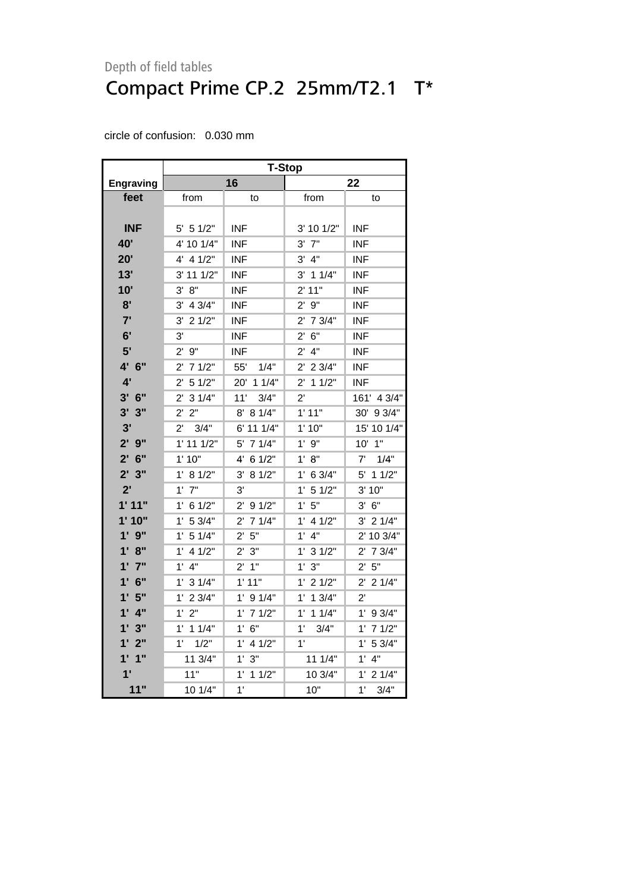Depth of field tables

# Compact Prime CP.2 25mm/T2.1 T*

circle of confusion: 0.030 mm

| | T-Stop | | | |
|---|---|---|---|---|
| Engraving | 16 | | 22 | |
| feet | from | to | from | to |
| INF | 5' 5 1/2" | INF | 3' 10 1/2" | INF |
| 40' | 4' 10 1/4" | INF | 3' 7" | INF |
| 20' | 4' 4 1/2" | INF | 3' 4" | INF |
| 13' | 3' 11 1/2" | INF | 3' 1 1/4" | INF |
| 10' | 3' 8" | INF | 2' 11" | INF |
| 8' | 3' 4 3/4" | INF | 2' 9" | INF |
| 7' | 3' 2 1/2" | INF | 2' 7 3/4" | INF |
| 6' | 3' | INF | 2' 6" | INF |
| 5' | 2' 9" | INF | 2' 4" | INF |
| 4' 6" | 2' 7 1/2" | 55' 1/4" | 2' 2 3/4" | INF |
| 4' | 2' 5 1/2" | 20' 1 1/4" | 2' 1 1/2" | INF |
| 3' 6" | 2' 3 1/4" | 11' 3/4" | 2' | 161' 4 3/4" |
| 3' 3" | 2' 2" | 8' 8 1/4" | 1' 11" | 30' 9 3/4" |
| 3' | 2' 3/4" | 6' 11 1/4" | 1' 10" | 15' 10 1/4" |
| 2' 9" | 1' 11 1/2" | 5' 7 1/4" | 1' 9" | 10' 1" |
| 2' 6" | 1' 10" | 4' 6 1/2" | 1' 8" | 7' 1/4" |
| 2' 3" | 1' 8 1/2" | 3' 8 1/2" | 1' 6 3/4" | 5' 1 1/2" |
| 2' | 1' 7" | 3' | 1' 5 1/2" | 3' 10" |
| 1' 11" | 1' 6 1/2" | 2' 9 1/2" | 1' 5" | 3' 6" |
| 1' 10" | 1' 5 3/4" | 2' 7 1/4" | 1' 4 1/2" | 3' 2 1/4" |
| 1' 9" | 1' 5 1/4" | 2' 5" | 1' 4" | 2' 10 3/4" |
| 1' 8" | 1' 4 1/2" | 2' 3" | 1' 3 1/2" | 2' 7 3/4" |
| 1' 7" | 1' 4" | 2' 1" | 1' 3" | 2' 5" |
| 1' 6" | 1' 3 1/4" | 1' 11" | 1' 2 1/2" | 2' 2 1/4" |
| 1' 5" | 1' 2 3/4" | 1' 9 1/4" | 1' 1 3/4" | 2' |
| 1' 4" | 1' 2" | 1' 7 1/2" | 1' 1 1/4" | 1' 9 3/4" |
| 1' 3" | 1' 1 1/4" | 1' 6" | 1' 3/4" | 1' 7 1/2" |
| 1' 2" | 1' 1/2" | 1' 4 1/2" | 1' | 1' 5 3/4" |
| 1' 1" | 11 3/4" | 1' 3" | 11 1/4" | 1' 4" |
| 1' | 11" | 1' 1 1/2" | 10 3/4" | 1' 2 1/4" |
| 11" | 10 1/4" | 1' | 10" | 1' 3/4" |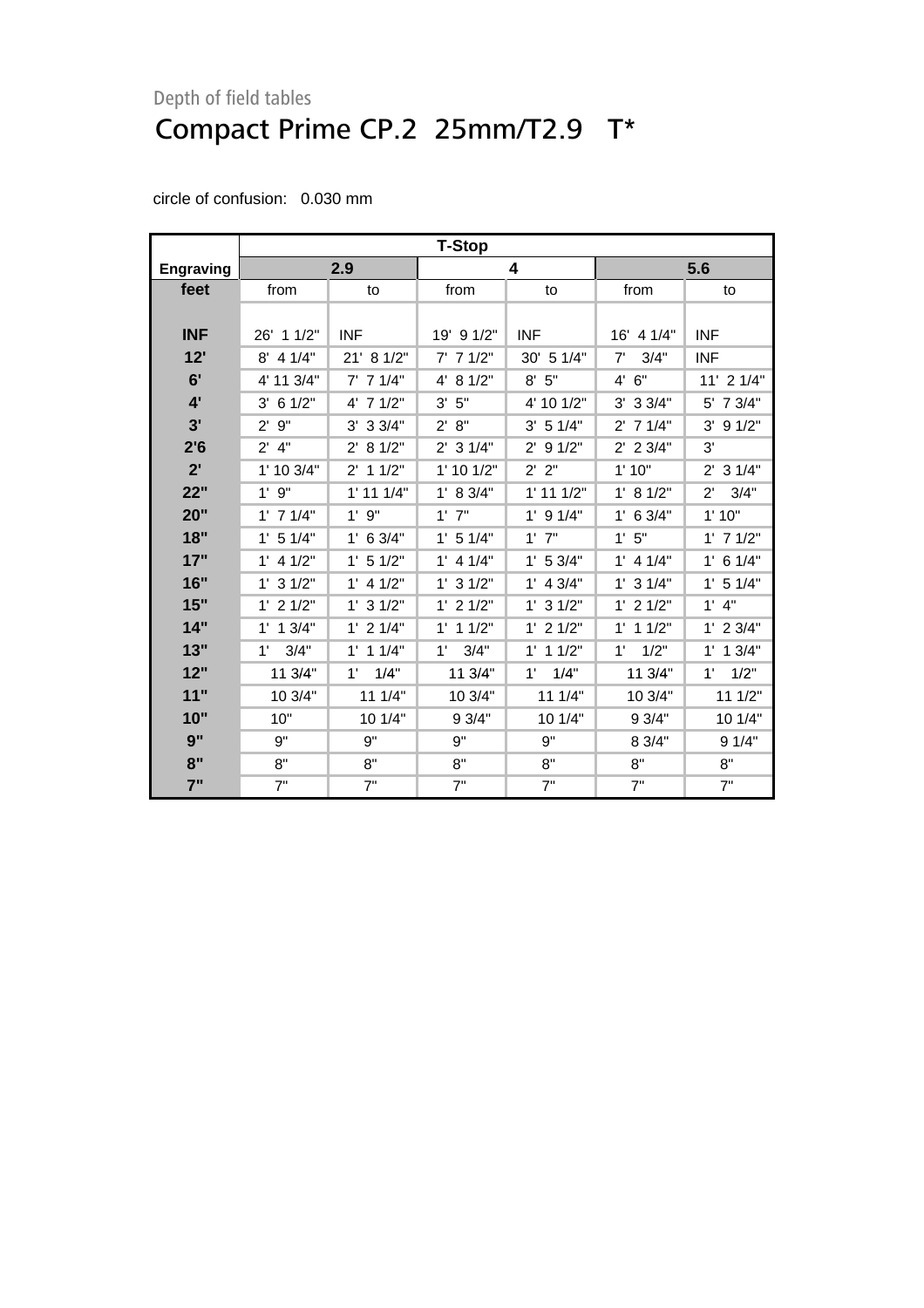Depth of field tables

# Compact Prime CP.2 25mm/T2.9 T*

circle of confusion: 0.030 mm

| | T-Stop | | | | | |
|---|---|---|---|---|---|---|
| **Engraving** | **2.9** | | **4** | | **5.6** | |
| **feet** | from | to | from | to | from | to |
| **INF** | 26' 1 1/2" | INF | 19' 9 1/2" | INF | 16' 4 1/4" | INF |
| **12'** | 8' 4 1/4" | 21' 8 1/2" | 7' 7 1/2" | 30' 5 1/4" | 7' 3/4" | INF |
| **6'** | 4' 11 3/4" | 7' 7 1/4" | 4' 8 1/2" | 8' 5" | 4' 6" | 11' 2 1/4" |
| **4'** | 3' 6 1/2" | 4' 7 1/2" | 3' 5" | 4' 10 1/2" | 3' 3 3/4" | 5' 7 3/4" |
| **3'** | 2' 9" | 3' 3 3/4" | 2' 8" | 3' 5 1/4" | 2' 7 1/4" | 3' 9 1/2" |
| **2'6** | 2' 4" | 2' 8 1/2" | 2' 3 1/4" | 2' 9 1/2" | 2' 2 3/4" | 3' |
| **2'** | 1' 10 3/4" | 2' 1 1/2" | 1' 10 1/2" | 2' 2" | 1' 10" | 2' 3 1/4" |
| **22"** | 1' 9" | 1' 11 1/4" | 1' 8 3/4" | 1' 11 1/2" | 1' 8 1/2" | 2' 3/4" |
| **20"** | 1' 7 1/4" | 1' 9" | 1' 7" | 1' 9 1/4" | 1' 6 3/4" | 1' 10" |
| **18"** | 1' 5 1/4" | 1' 6 3/4" | 1' 5 1/4" | 1' 7" | 1' 5" | 1' 7 1/2" |
| **17"** | 1' 4 1/2" | 1' 5 1/2" | 1' 4 1/4" | 1' 5 3/4" | 1' 4 1/4" | 1' 6 1/4" |
| **16"** | 1' 3 1/2" | 1' 4 1/2" | 1' 3 1/2" | 1' 4 3/4" | 1' 3 1/4" | 1' 5 1/4" |
| **15"** | 1' 2 1/2" | 1' 3 1/2" | 1' 2 1/2" | 1' 3 1/2" | 1' 2 1/2" | 1' 4" |
| **14"** | 1' 1 3/4" | 1' 2 1/4" | 1' 1 1/2" | 1' 2 1/2" | 1' 1 1/2" | 1' 2 3/4" |
| **13"** | 1' 3/4" | 1' 1 1/4" | 1' 3/4" | 1' 1 1/2" | 1' 1/2" | 1' 1 3/4" |
| **12"** | 11 3/4" | 1' 1/4" | 11 3/4" | 1' 1/4" | 11 3/4" | 1' 1/2" |
| **11"** | 10 3/4" | 11 1/4" | 10 3/4" | 11 1/4" | 10 3/4" | 11 1/2" |
| **10"** | 10" | 10 1/4" | 9 3/4" | 10 1/4" | 9 3/4" | 10 1/4" |
| **9"** | 9" | 9" | 9" | 9" | 8 3/4" | 9 1/4" |
| **8"** | 8" | 8" | 8" | 8" | 8" | 8" |
| **7"** | 7" | 7" | 7" | 7" | 7" | 7" |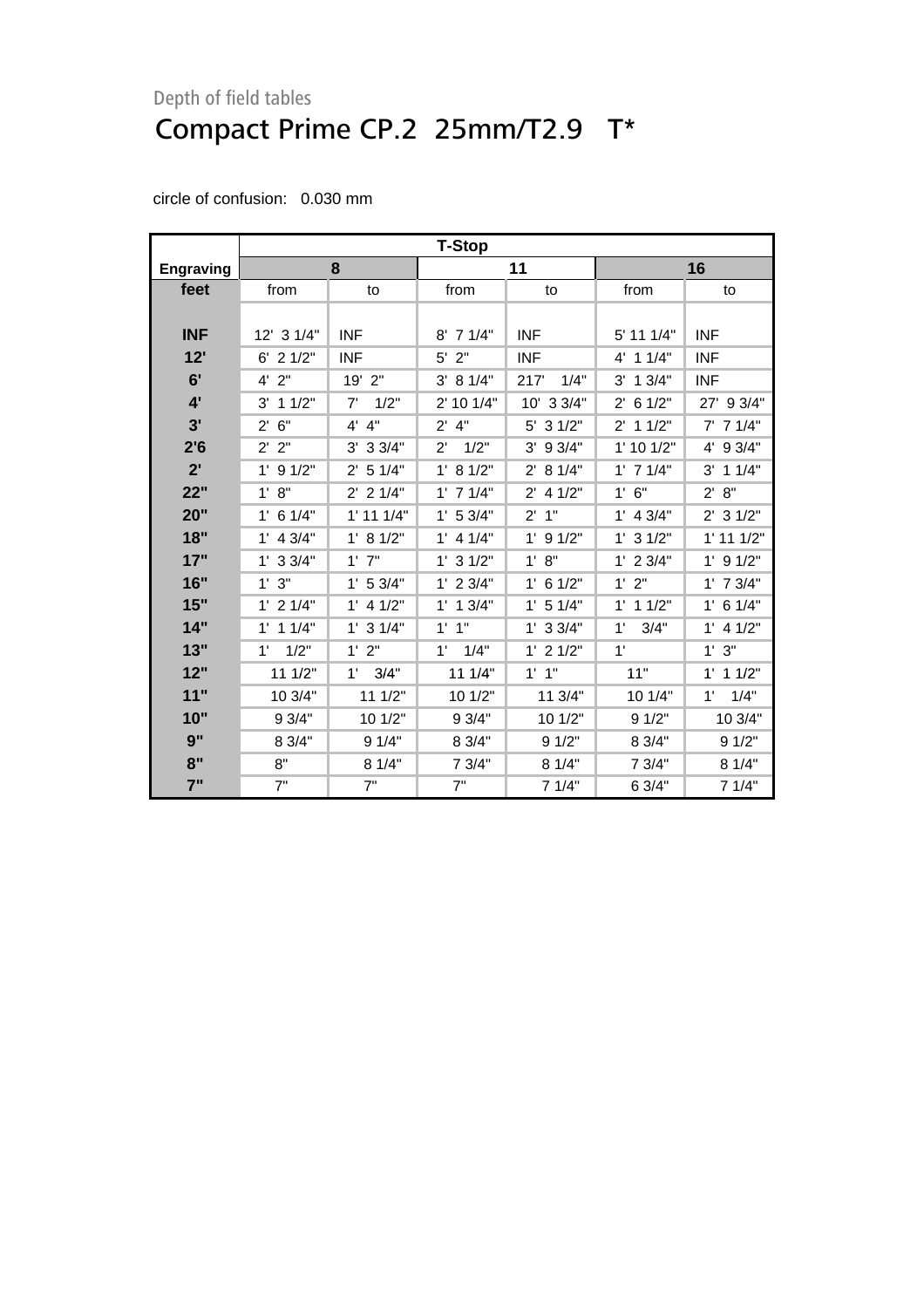Depth of field tables

# Compact Prime CP.2 25mm/T2.9 T*

circle of confusion: 0.030 mm

| | T-Stop | | | | | |
|---|---|---|---|---|---|---|
| **Engraving** | **8** | | **11** | | **16** | |
| **feet** | from | to | from | to | from | to |
| **INF** | 12' 3 1/4" | INF | 8' 7 1/4" | INF | 5' 11 1/4" | INF |
| **12'** | 6' 2 1/2" | INF | 5' 2" | INF | 4' 1 1/4" | INF |
| **6'** | 4' 2" | 19' 2" | 3' 8 1/4" | 217' 1/4" | 3' 1 3/4" | INF |
| **4'** | 3' 1 1/2" | 7' 1/2" | 2' 10 1/4" | 10' 3 3/4" | 2' 6 1/2" | 27' 9 3/4" |
| **3'** | 2' 6" | 4' 4" | 2' 4" | 5' 3 1/2" | 2' 1 1/2" | 7' 7 1/4" |
| **2'6** | 2' 2" | 3' 3 3/4" | 2' 1/2" | 3' 9 3/4" | 1' 10 1/2" | 4' 9 3/4" |
| **2'** | 1' 9 1/2" | 2' 5 1/4" | 1' 8 1/2" | 2' 8 1/4" | 1' 7 1/4" | 3' 1 1/4" |
| **22"** | 1' 8" | 2' 2 1/4" | 1' 7 1/4" | 2' 4 1/2" | 1' 6" | 2' 8" |
| **20"** | 1' 6 1/4" | 1' 11 1/4" | 1' 5 3/4" | 2' 1" | 1' 4 3/4" | 2' 3 1/2" |
| **18"** | 1' 4 3/4" | 1' 8 1/2" | 1' 4 1/4" | 1' 9 1/2" | 1' 3 1/2" | 1' 11 1/2" |
| **17"** | 1' 3 3/4" | 1' 7" | 1' 3 1/2" | 1' 8" | 1' 2 3/4" | 1' 9 1/2" |
| **16"** | 1' 3" | 1' 5 3/4" | 1' 2 3/4" | 1' 6 1/2" | 1' 2" | 1' 7 3/4" |
| **15"** | 1' 2 1/4" | 1' 4 1/2" | 1' 1 3/4" | 1' 5 1/4" | 1' 1 1/2" | 1' 6 1/4" |
| **14"** | 1' 1 1/4" | 1' 3 1/4" | 1' 1" | 1' 3 3/4" | 1' 3/4" | 1' 4 1/2" |
| **13"** | 1' 1/2" | 1' 2" | 1' 1/4" | 1' 2 1/2" | 1' | 1' 3" |
| **12"** | 11 1/2" | 1' 3/4" | 11 1/4" | 1' 1" | 11" | 1' 1 1/2" |
| **11"** | 10 3/4" | 11 1/2" | 10 1/2" | 11 3/4" | 10 1/4" | 1' 1/4" |
| **10"** | 9 3/4" | 10 1/2" | 9 3/4" | 10 1/2" | 9 1/2" | 10 3/4" |
| **9"** | 8 3/4" | 9 1/4" | 8 3/4" | 9 1/2" | 8 3/4" | 9 1/2" |
| **8"** | 8" | 8 1/4" | 7 3/4" | 8 1/4" | 7 3/4" | 8 1/4" |
| **7"** | 7" | 7" | 7" | 7 1/4" | 6 3/4" | 7 1/4" |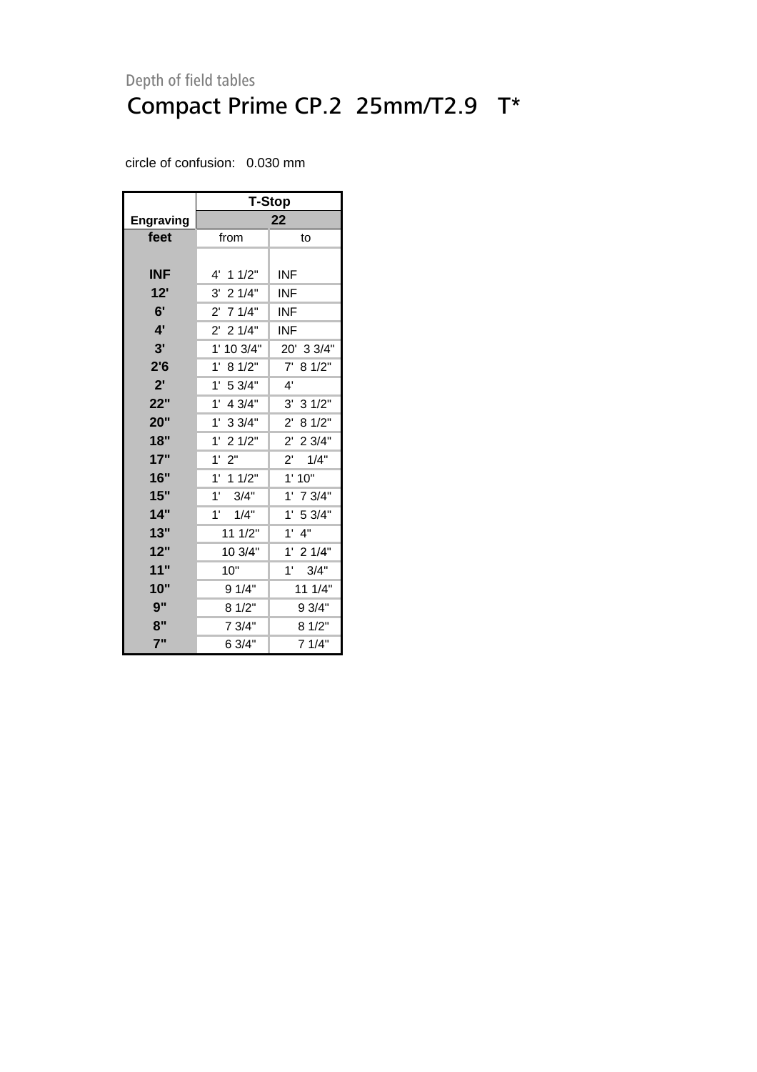Depth of field tables

# Compact Prime CP.2  25mm/T2.9   T*

circle of confusion:   0.030 mm

| | T-Stop | |
|---|---|---|
| Engraving | 22 | |
| feet | from | to |
| INF | 4'  1 1/2" | INF |
| 12' | 3'  2 1/4" | INF |
| 6' | 2'  7 1/4" | INF |
| 4' | 2'  2 1/4" | INF |
| 3' | 1' 10 3/4" | 20'  3 3/4" |
| 2'6 | 1'  8 1/2" | 7'  8 1/2" |
| 2' | 1'  5 3/4" | 4' |
| 22" | 1'  4 3/4" | 3'  3 1/2" |
| 20" | 1'  3 3/4" | 2'  8 1/2" |
| 18" | 1'  2 1/2" | 2'  2 3/4" |
| 17" | 1'  2" | 2'    1/4" |
| 16" | 1'  1 1/2" | 1' 10" |
| 15" | 1'    3/4" | 1'  7 3/4" |
| 14" | 1'    1/4" | 1'  5 3/4" |
| 13" | 11 1/2" | 1'  4" |
| 12" | 10 3/4" | 1'  2 1/4" |
| 11" | 10" | 1'    3/4" |
| 10" | 9 1/4" | 11 1/4" |
| 9" | 8 1/2" | 9 3/4" |
| 8" | 7 3/4" | 8 1/2" |
| 7" | 6 3/4" | 7 1/4" |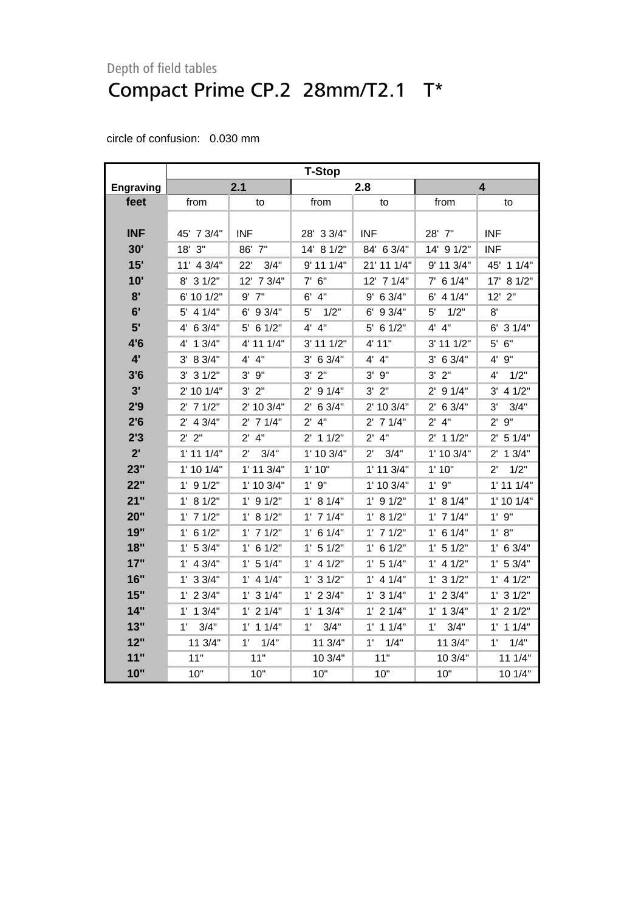Depth of field tables

# Compact Prime CP.2 28mm/T2.1 T*

circle of confusion: 0.030 mm

| | T-Stop | | | | | |
|---|---|---|---|---|---|---|
| Engraving | 2.1 | | 2.8 | | 4 | |
| feet | from | to | from | to | from | to |
| INF | 45' 7 3/4" | INF | 28' 3 3/4" | INF | 28' 7" | INF |
| 30' | 18' 3" | 86' 7" | 14' 8 1/2" | 84' 6 3/4" | 14' 9 1/2" | INF |
| 15' | 11' 4 3/4" | 22' 3/4" | 9' 11 1/4" | 21' 11 1/4" | 9' 11 3/4" | 45' 1 1/4" |
| 10' | 8' 3 1/2" | 12' 7 3/4" | 7' 6" | 12' 7 1/4" | 7' 6 1/4" | 17' 8 1/2" |
| 8' | 6' 10 1/2" | 9' 7" | 6' 4" | 9' 6 3/4" | 6' 4 1/4" | 12' 2" |
| 6' | 5' 4 1/4" | 6' 9 3/4" | 5' 1/2" | 6' 9 3/4" | 5' 1/2" | 8' |
| 5' | 4' 6 3/4" | 5' 6 1/2" | 4' 4" | 5' 6 1/2" | 4' 4" | 6' 3 1/4" |
| 4'6 | 4' 1 3/4" | 4' 11 1/4" | 3' 11 1/2" | 4' 11" | 3' 11 1/2" | 5' 6" |
| 4' | 3' 8 3/4" | 4' 4" | 3' 6 3/4" | 4' 4" | 3' 6 3/4" | 4' 9" |
| 3'6 | 3' 3 1/2" | 3' 9" | 3' 2" | 3' 9" | 3' 2" | 4' 1/2" |
| 3' | 2' 10 1/4" | 3' 2" | 2' 9 1/4" | 3' 2" | 2' 9 1/4" | 3' 4 1/2" |
| 2'9 | 2' 7 1/2" | 2' 10 3/4" | 2' 6 3/4" | 2' 10 3/4" | 2' 6 3/4" | 3' 3/4" |
| 2'6 | 2' 4 3/4" | 2' 7 1/4" | 2' 4" | 2' 7 1/4" | 2' 4" | 2' 9" |
| 2'3 | 2' 2" | 2' 4" | 2' 1 1/2" | 2' 4" | 2' 1 1/2" | 2' 5 1/4" |
| 2' | 1' 11 1/4" | 2' 3/4" | 1' 10 3/4" | 2' 3/4" | 1' 10 3/4" | 2' 1 3/4" |
| 23" | 1' 10 1/4" | 1' 11 3/4" | 1' 10" | 1' 11 3/4" | 1' 10" | 2' 1/2" |
| 22" | 1' 9 1/2" | 1' 10 3/4" | 1' 9" | 1' 10 3/4" | 1' 9" | 1' 11 1/4" |
| 21" | 1' 8 1/2" | 1' 9 1/2" | 1' 8 1/4" | 1' 9 1/2" | 1' 8 1/4" | 1' 10 1/4" |
| 20" | 1' 7 1/2" | 1' 8 1/2" | 1' 7 1/4" | 1' 8 1/2" | 1' 7 1/4" | 1' 9" |
| 19" | 1' 6 1/2" | 1' 7 1/2" | 1' 6 1/4" | 1' 7 1/2" | 1' 6 1/4" | 1' 8" |
| 18" | 1' 5 3/4" | 1' 6 1/2" | 1' 5 1/2" | 1' 6 1/2" | 1' 5 1/2" | 1' 6 3/4" |
| 17" | 1' 4 3/4" | 1' 5 1/4" | 1' 4 1/2" | 1' 5 1/4" | 1' 4 1/2" | 1' 5 3/4" |
| 16" | 1' 3 3/4" | 1' 4 1/4" | 1' 3 1/2" | 1' 4 1/4" | 1' 3 1/2" | 1' 4 1/2" |
| 15" | 1' 2 3/4" | 1' 3 1/4" | 1' 2 3/4" | 1' 3 1/4" | 1' 2 3/4" | 1' 3 1/2" |
| 14" | 1' 1 3/4" | 1' 2 1/4" | 1' 1 3/4" | 1' 2 1/4" | 1' 1 3/4" | 1' 2 1/2" |
| 13" | 1' 3/4" | 1' 1 1/4" | 1' 3/4" | 1' 1 1/4" | 1' 3/4" | 1' 1 1/4" |
| 12" | 11 3/4" | 1' 1/4" | 11 3/4" | 1' 1/4" | 11 3/4" | 1' 1/4" |
| 11" | 11" | 11" | 10 3/4" | 11" | 10 3/4" | 11 1/4" |
| 10" | 10" | 10" | 10" | 10" | 10" | 10 1/4" |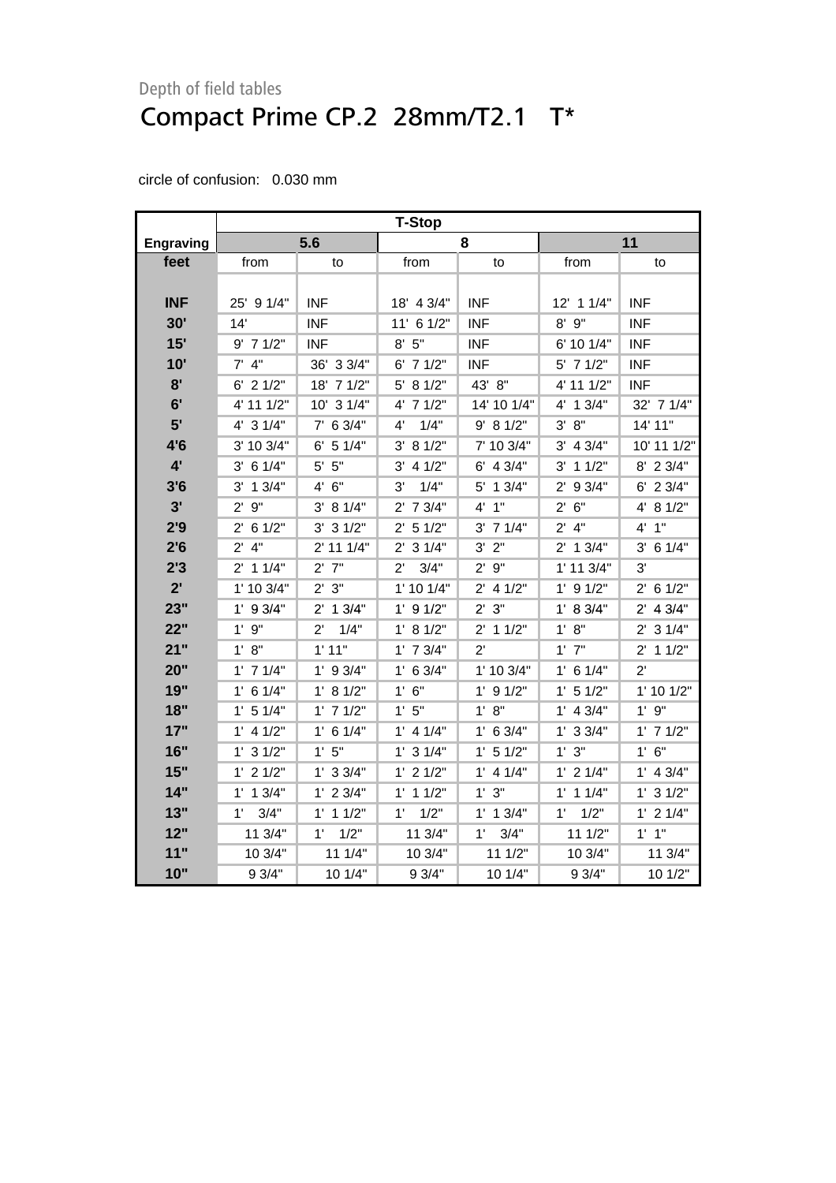Depth of field tables

# Compact Prime CP.2 28mm/T2.1 T*

circle of confusion: 0.030 mm

| | T-Stop | | | | | |
|---|---|---|---|---|---|---|
| **Engraving** | **5.6** | | **8** | | **11** | |
| **feet** | from | to | from | to | from | to |
| **INF** | 25' 9 1/4" | INF | 18' 4 3/4" | INF | 12' 1 1/4" | INF |
| **30'** | 14' | INF | 11' 6 1/2" | INF | 8' 9" | INF |
| **15'** | 9' 7 1/2" | INF | 8' 5" | INF | 6' 10 1/4" | INF |
| **10'** | 7' 4" | 36' 3 3/4" | 6' 7 1/2" | INF | 5' 7 1/2" | INF |
| **8'** | 6' 2 1/2" | 18' 7 1/2" | 5' 8 1/2" | 43' 8" | 4' 11 1/2" | INF |
| **6'** | 4' 11 1/2" | 10' 3 1/4" | 4' 7 1/2" | 14' 10 1/4" | 4' 1 3/4" | 32' 7 1/4" |
| **5'** | 4' 3 1/4" | 7' 6 3/4" | 4' 1/4" | 9' 8 1/2" | 3' 8" | 14' 11" |
| **4'6** | 3' 10 3/4" | 6' 5 1/4" | 3' 8 1/2" | 7' 10 3/4" | 3' 4 3/4" | 10' 11 1/2" |
| **4'** | 3' 6 1/4" | 5' 5" | 3' 4 1/2" | 6' 4 3/4" | 3' 1 1/2" | 8' 2 3/4" |
| **3'6** | 3' 1 3/4" | 4' 6" | 3' 1/4" | 5' 1 3/4" | 2' 9 3/4" | 6' 2 3/4" |
| **3'** | 2' 9" | 3' 8 1/4" | 2' 7 3/4" | 4' 1" | 2' 6" | 4' 8 1/2" |
| **2'9** | 2' 6 1/2" | 3' 3 1/2" | 2' 5 1/2" | 3' 7 1/4" | 2' 4" | 4' 1" |
| **2'6** | 2' 4" | 2' 11 1/4" | 2' 3 1/4" | 3' 2" | 2' 1 3/4" | 3' 6 1/4" |
| **2'3** | 2' 1 1/4" | 2' 7" | 2' 3/4" | 2' 9" | 1' 11 3/4" | 3' |
| **2'** | 1' 10 3/4" | 2' 3" | 1' 10 1/4" | 2' 4 1/2" | 1' 9 1/2" | 2' 6 1/2" |
| **23"** | 1' 9 3/4" | 2' 1 3/4" | 1' 9 1/2" | 2' 3" | 1' 8 3/4" | 2' 4 3/4" |
| **22"** | 1' 9" | 2' 1/4" | 1' 8 1/2" | 2' 1 1/2" | 1' 8" | 2' 3 1/4" |
| **21"** | 1' 8" | 1' 11" | 1' 7 3/4" | 2' | 1' 7" | 2' 1 1/2" |
| **20"** | 1' 7 1/4" | 1' 9 3/4" | 1' 6 3/4" | 1' 10 3/4" | 1' 6 1/4" | 2' |
| **19"** | 1' 6 1/4" | 1' 8 1/2" | 1' 6" | 1' 9 1/2" | 1' 5 1/2" | 1' 10 1/2" |
| **18"** | 1' 5 1/4" | 1' 7 1/2" | 1' 5" | 1' 8" | 1' 4 3/4" | 1' 9" |
| **17"** | 1' 4 1/2" | 1' 6 1/4" | 1' 4 1/4" | 1' 6 3/4" | 1' 3 3/4" | 1' 7 1/2" |
| **16"** | 1' 3 1/2" | 1' 5" | 1' 3 1/4" | 1' 5 1/2" | 1' 3" | 1' 6" |
| **15"** | 1' 2 1/2" | 1' 3 3/4" | 1' 2 1/2" | 1' 4 1/4" | 1' 2 1/4" | 1' 4 3/4" |
| **14"** | 1' 1 3/4" | 1' 2 3/4" | 1' 1 1/2" | 1' 3" | 1' 1 1/4" | 1' 3 1/2" |
| **13"** | 1' 3/4" | 1' 1 1/2" | 1' 1/2" | 1' 1 3/4" | 1' 1/2" | 1' 2 1/4" |
| **12"** | 11 3/4" | 1' 1/2" | 11 3/4" | 1' 3/4" | 11 1/2" | 1' 1" |
| **11"** | 10 3/4" | 11 1/4" | 10 3/4" | 11 1/2" | 10 3/4" | 11 3/4" |
| **10"** | 9 3/4" | 10 1/4" | 9 3/4" | 10 1/4" | 9 3/4" | 10 1/2" |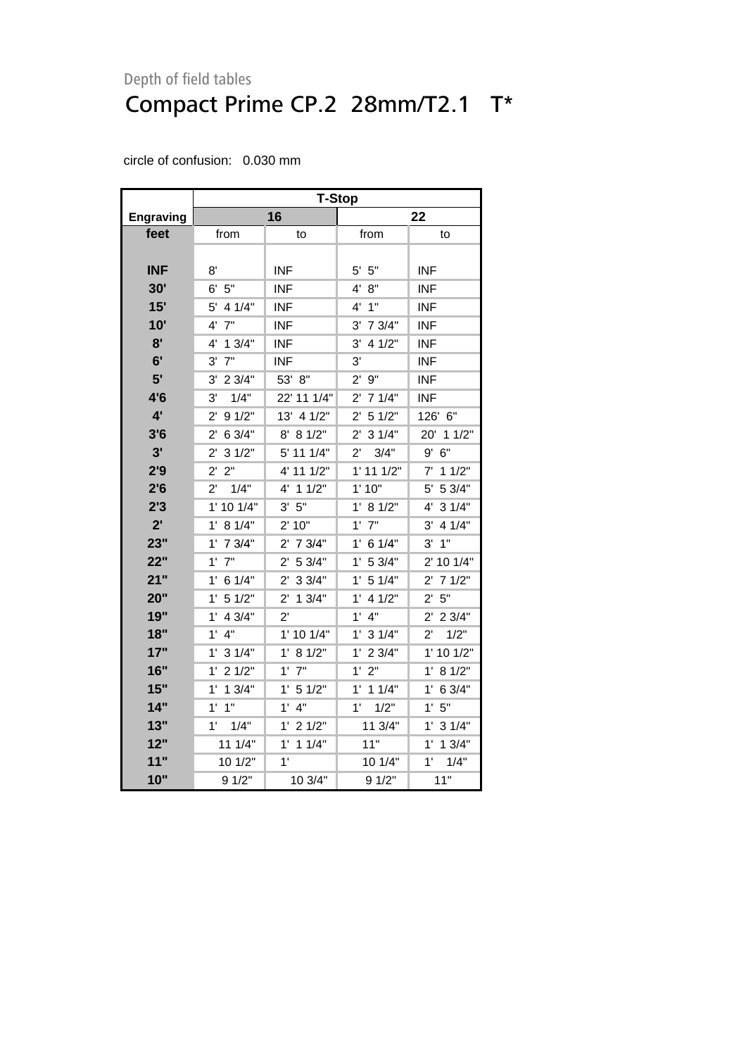Depth of field tables

# Compact Prime CP.2  28mm/T2.1   T*

circle of confusion:   0.030 mm

| | T-Stop | | | |
|---|---|---|---|---|
| Engraving | 16 | | 22 | |
| feet | from | to | from | to |
| INF | 8' | INF | 5'  5" | INF |
| 30' | 6'  5" | INF | 4'  8" | INF |
| 15' | 5'  4 1/4" | INF | 4'  1" | INF |
| 10' | 4'  7" | INF | 3'  7 3/4" | INF |
| 8' | 4'  1 3/4" | INF | 3'  4 1/2" | INF |
| 6' | 3'  7" | INF | 3' | INF |
| 5' | 3'  2 3/4" | 53'  8" | 2'  9" | INF |
| 4'6 | 3'    1/4" | 22' 11 1/4" | 2'  7 1/4" | INF |
| 4' | 2'  9 1/2" | 13'  4 1/2" | 2'  5 1/2" | 126'  6" |
| 3'6 | 2'  6 3/4" | 8'  8 1/2" | 2'  3 1/4" | 20'  1 1/2" |
| 3' | 2'  3 1/2" | 5' 11 1/4" | 2'    3/4" | 9'  6" |
| 2'9 | 2'  2" | 4' 11 1/2" | 1' 11 1/2" | 7'  1 1/2" |
| 2'6 | 2'    1/4" | 4'  1 1/2" | 1' 10" | 5'  5 3/4" |
| 2'3 | 1' 10 1/4" | 3'  5" | 1'  8 1/2" | 4'  3 1/4" |
| 2' | 1'  8 1/4" | 2' 10" | 1'  7" | 3'  4 1/4" |
| 23" | 1'  7 3/4" | 2'  7 3/4" | 1'  6 1/4" | 3'  1" |
| 22" | 1'  7" | 2'  5 3/4" | 1'  5 3/4" | 2' 10 1/4" |
| 21" | 1'  6 1/4" | 2'  3 3/4" | 1'  5 1/4" | 2'  7 1/2" |
| 20" | 1'  5 1/2" | 2'  1 3/4" | 1'  4 1/2" | 2'  5" |
| 19" | 1'  4 3/4" | 2' | 1'  4" | 2'  2 3/4" |
| 18" | 1'  4" | 1' 10 1/4" | 1'  3 1/4" | 2'    1/2" |
| 17" | 1'  3 1/4" | 1'  8 1/2" | 1'  2 3/4" | 1' 10 1/2" |
| 16" | 1'  2 1/2" | 1'  7" | 1'  2" | 1'  8 1/2" |
| 15" | 1'  1 3/4" | 1'  5 1/2" | 1'  1 1/4" | 1'  6 3/4" |
| 14" | 1'  1" | 1'  4" | 1'    1/2" | 1'  5" |
| 13" | 1'    1/4" | 1'  2 1/2" | 11 3/4" | 1'  3 1/4" |
| 12" | 11 1/4" | 1'  1 1/4" | 11" | 1'  1 3/4" |
| 11" | 10 1/2" | 1' | 10 1/4" | 1'    1/4" |
| 10" | 9 1/2" | 10 3/4" | 9 1/2" | 11" |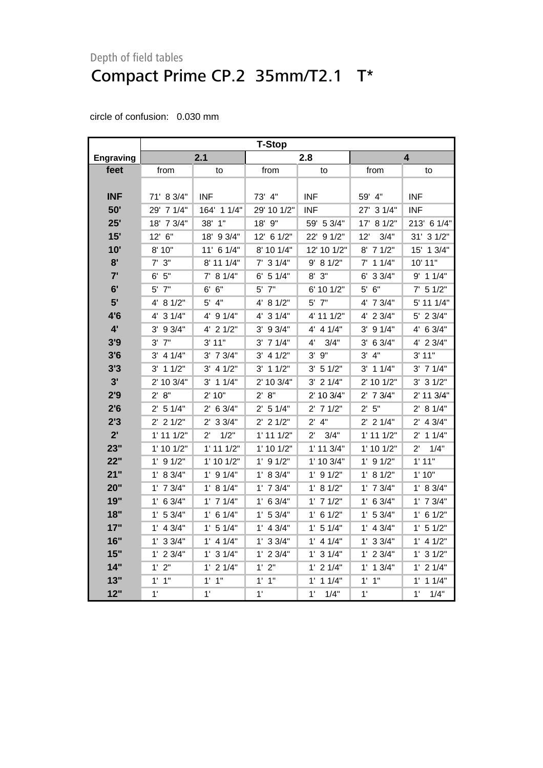Depth of field tables

# Compact Prime CP.2  35mm/T2.1   T*

circle of confusion:   0.030 mm

| | T-Stop | | | | | |
|---|---|---|---|---|---|---|
| **Engraving** | **2.1** | | **2.8** | | **4** | |
| **feet** | from | to | from | to | from | to |
| **INF** | 71'  8 3/4" | INF | 73'  4" | INF | 59'  4" | INF |
| **50'** | 29'  7 1/4" | 164'  1 1/4" | 29' 10 1/2" | INF | 27'  3 1/4" | INF |
| **25'** | 18'  7 3/4" | 38'  1" | 18'  9" | 59'  5 3/4" | 17'  8 1/2" | 213'  6 1/4" |
| **15'** | 12'  6" | 18'  9 3/4" | 12'  6 1/2" | 22'  9 1/2" | 12'    3/4" | 31'  3 1/2" |
| **10'** | 8' 10" | 11'  6 1/4" | 8' 10 1/4" | 12' 10 1/2" | 8'  7 1/2" | 15'  1 3/4" |
| **8'** | 7'  3" | 8' 11 1/4" | 7'  3 1/4" | 9'  8 1/2" | 7'  1 1/4" | 10' 11" |
| **7'** | 6'  5" | 7'  8 1/4" | 6'  5 1/4" | 8'  3" | 6'  3 3/4" | 9'  1 1/4" |
| **6'** | 5'  7" | 6'  6" | 5'  7" | 6' 10 1/2" | 5'  6" | 7'  5 1/2" |
| **5'** | 4'  8 1/2" | 5'  4" | 4'  8 1/2" | 5'  7" | 4'  7 3/4" | 5' 11 1/4" |
| **4'6** | 4'  3 1/4" | 4'  9 1/4" | 4'  3 1/4" | 4' 11 1/2" | 4'  2 3/4" | 5'  2 3/4" |
| **4'** | 3'  9 3/4" | 4'  2 1/2" | 3'  9 3/4" | 4'  4 1/4" | 3'  9 1/4" | 4'  6 3/4" |
| **3'9** | 3'  7" | 3' 11" | 3'  7 1/4" | 4'    3/4" | 3'  6 3/4" | 4'  2 3/4" |
| **3'6** | 3'  4 1/4" | 3'  7 3/4" | 3'  4 1/2" | 3'  9" | 3'  4" | 3' 11" |
| **3'3** | 3'  1 1/2" | 3'  4 1/2" | 3'  1 1/2" | 3'  5 1/2" | 3'  1 1/4" | 3'  7 1/4" |
| **3'** | 2' 10 3/4" | 3'  1 1/4" | 2' 10 3/4" | 3'  2 1/4" | 2' 10 1/2" | 3'  3 1/2" |
| **2'9** | 2'  8" | 2' 10" | 2'  8" | 2' 10 3/4" | 2'  7 3/4" | 2' 11 3/4" |
| **2'6** | 2'  5 1/4" | 2'  6 3/4" | 2'  5 1/4" | 2'  7 1/2" | 2'  5" | 2'  8 1/4" |
| **2'3** | 2'  2 1/2" | 2'  3 3/4" | 2'  2 1/2" | 2'  4" | 2'  2 1/4" | 2'  4 3/4" |
| **2'** | 1' 11 1/2" | 2'    1/2" | 1' 11 1/2" | 2'    3/4" | 1' 11 1/2" | 2'  1 1/4" |
| **23"** | 1' 10 1/2" | 1' 11 1/2" | 1' 10 1/2" | 1' 11 3/4" | 1' 10 1/2" | 2'    1/4" |
| **22"** | 1'  9 1/2" | 1' 10 1/2" | 1'  9 1/2" | 1' 10 3/4" | 1'  9 1/2" | 1' 11" |
| **21"** | 1'  8 3/4" | 1'  9 1/4" | 1'  8 3/4" | 1'  9 1/2" | 1'  8 1/2" | 1' 10" |
| **20"** | 1'  7 3/4" | 1'  8 1/4" | 1'  7 3/4" | 1'  8 1/2" | 1'  7 3/4" | 1'  8 3/4" |
| **19"** | 1'  6 3/4" | 1'  7 1/4" | 1'  6 3/4" | 1'  7 1/2" | 1'  6 3/4" | 1'  7 3/4" |
| **18"** | 1'  5 3/4" | 1'  6 1/4" | 1'  5 3/4" | 1'  6 1/2" | 1'  5 3/4" | 1'  6 1/2" |
| **17"** | 1'  4 3/4" | 1'  5 1/4" | 1'  4 3/4" | 1'  5 1/4" | 1'  4 3/4" | 1'  5 1/2" |
| **16"** | 1'  3 3/4" | 1'  4 1/4" | 1'  3 3/4" | 1'  4 1/4" | 1'  3 3/4" | 1'  4 1/2" |
| **15"** | 1'  2 3/4" | 1'  3 1/4" | 1'  2 3/4" | 1'  3 1/4" | 1'  2 3/4" | 1'  3 1/2" |
| **14"** | 1'  2" | 1'  2 1/4" | 1'  2" | 1'  2 1/4" | 1'  1 3/4" | 1'  2 1/4" |
| **13"** | 1'  1" | 1'  1" | 1'  1" | 1'  1 1/4" | 1'  1" | 1'  1 1/4" |
| **12"** | 1' | 1' | 1' | 1'    1/4" | 1' | 1'    1/4" |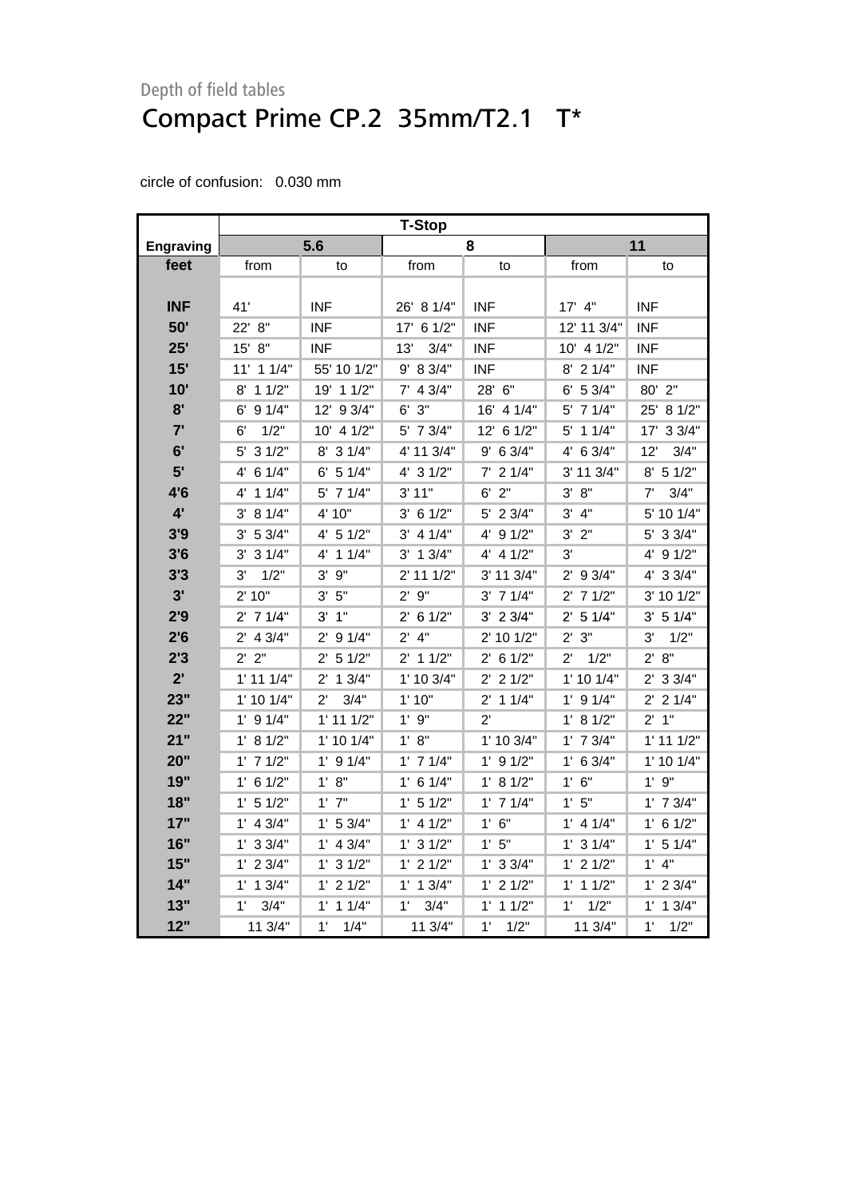Depth of field tables

# Compact Prime CP.2  35mm/T2.1   T*

circle of confusion:   0.030 mm

| | T-Stop | | | | | |
|---|---|---|---|---|---|---|
| **Engraving** | **5.6** | | **8** | | **11** | |
| **feet** | from | to | from | to | from | to |
| **INF** | 41' | INF | 26'  8 1/4" | INF | 17'  4" | INF |
| **50'** | 22'  8" | INF | 17'  6 1/2" | INF | 12' 11 3/4" | INF |
| **25'** | 15'  8" | INF | 13'    3/4" | INF | 10'  4 1/2" | INF |
| **15'** | 11'  1 1/4" | 55' 10 1/2" | 9'  8 3/4" | INF | 8'  2 1/4" | INF |
| **10'** | 8'  1 1/2" | 19'  1 1/2" | 7'  4 3/4" | 28'  6" | 6'  5 3/4" | 80'  2" |
| **8'** | 6'  9 1/4" | 12'  9 3/4" | 6'  3" | 16'  4 1/4" | 5'  7 1/4" | 25'  8 1/2" |
| **7'** | 6'    1/2" | 10'  4 1/2" | 5'  7 3/4" | 12'  6 1/2" | 5'  1 1/4" | 17'  3 3/4" |
| **6'** | 5'  3 1/2" | 8'  3 1/4" | 4' 11 3/4" | 9'  6 3/4" | 4'  6 3/4" | 12'    3/4" |
| **5'** | 4'  6 1/4" | 6'  5 1/4" | 4'  3 1/2" | 7'  2 1/4" | 3' 11 3/4" | 8'  5 1/2" |
| **4'6** | 4'  1 1/4" | 5'  7 1/4" | 3' 11" | 6'  2" | 3'  8" | 7'    3/4" |
| **4'** | 3'  8 1/4" | 4' 10" | 3'  6 1/2" | 5'  2 3/4" | 3'  4" | 5' 10 1/4" |
| **3'9** | 3'  5 3/4" | 4'  5 1/2" | 3'  4 1/4" | 4'  9 1/2" | 3'  2" | 5'  3 3/4" |
| **3'6** | 3'  3 1/4" | 4'  1 1/4" | 3'  1 3/4" | 4'  4 1/2" | 3' | 4'  9 1/2" |
| **3'3** | 3'    1/2" | 3'  9" | 2' 11 1/2" | 3' 11 3/4" | 2'  9 3/4" | 4'  3 3/4" |
| **3'** | 2' 10" | 3'  5" | 2'  9" | 3'  7 1/4" | 2'  7 1/2" | 3' 10 1/2" |
| **2'9** | 2'  7 1/4" | 3'  1" | 2'  6 1/2" | 3'  2 3/4" | 2'  5 1/4" | 3'  5 1/4" |
| **2'6** | 2'  4 3/4" | 2'  9 1/4" | 2'  4" | 2' 10 1/2" | 2'  3" | 3'    1/2" |
| **2'3** | 2'  2" | 2'  5 1/2" | 2'  1 1/2" | 2'  6 1/2" | 2'    1/2" | 2'  8" |
| **2'** | 1' 11 1/4" | 2'  1 3/4" | 1' 10 3/4" | 2'  2 1/2" | 1' 10 1/4" | 2'  3 3/4" |
| **23"** | 1' 10 1/4" | 2'    3/4" | 1' 10" | 2'  1 1/4" | 1'  9 1/4" | 2'  2 1/4" |
| **22"** | 1'  9 1/4" | 1' 11 1/2" | 1'  9" | 2' | 1'  8 1/2" | 2'  1" |
| **21"** | 1'  8 1/2" | 1' 10 1/4" | 1'  8" | 1' 10 3/4" | 1'  7 3/4" | 1' 11 1/2" |
| **20"** | 1'  7 1/2" | 1'  9 1/4" | 1'  7 1/4" | 1'  9 1/2" | 1'  6 3/4" | 1' 10 1/4" |
| **19"** | 1'  6 1/2" | 1'  8" | 1'  6 1/4" | 1'  8 1/2" | 1'  6" | 1'  9" |
| **18"** | 1'  5 1/2" | 1'  7" | 1'  5 1/2" | 1'  7 1/4" | 1'  5" | 1'  7 3/4" |
| **17"** | 1'  4 3/4" | 1'  5 3/4" | 1'  4 1/2" | 1'  6" | 1'  4 1/4" | 1'  6 1/2" |
| **16"** | 1'  3 3/4" | 1'  4 3/4" | 1'  3 1/2" | 1'  5" | 1'  3 1/4" | 1'  5 1/4" |
| **15"** | 1'  2 3/4" | 1'  3 1/2" | 1'  2 1/2" | 1'  3 3/4" | 1'  2 1/2" | 1'  4" |
| **14"** | 1'  1 3/4" | 1'  2 1/2" | 1'  1 3/4" | 1'  2 1/2" | 1'  1 1/2" | 1'  2 3/4" |
| **13"** | 1'    3/4" | 1'  1 1/4" | 1'    3/4" | 1'  1 1/2" | 1'    1/2" | 1'  1 3/4" |
| **12"** | 11 3/4" | 1'    1/4" | 11 3/4" | 1'    1/2" | 11 3/4" | 1'    1/2" |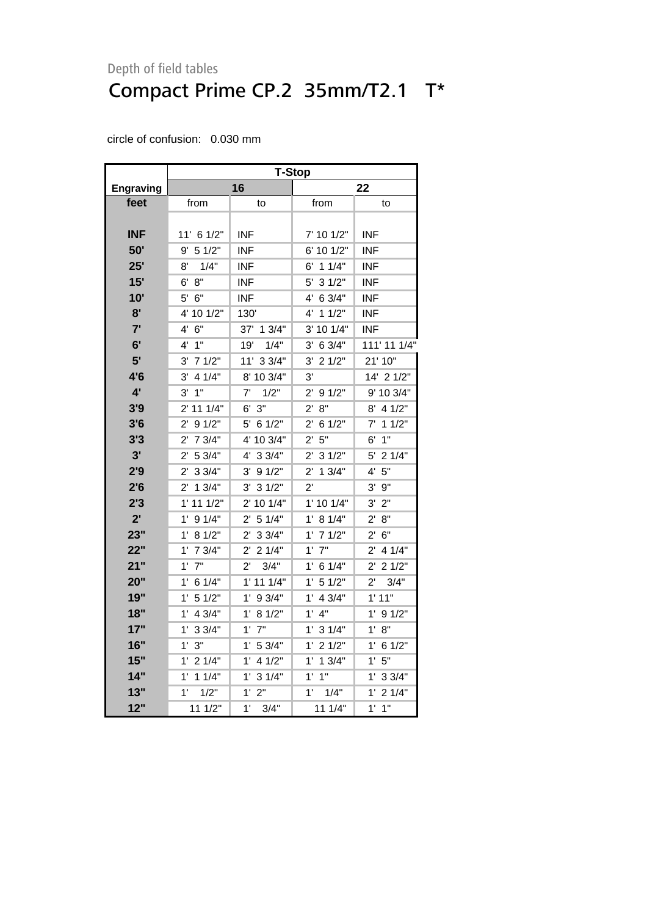Depth of field tables

# Compact Prime CP.2 35mm/T2.1 T*

circle of confusion: 0.030 mm

| | T-Stop | | | |
|---|---|---|---|---|
| **Engraving** | **16** | | **22** | |
| **feet** | from | to | from | to |
| **INF** | 11' 6 1/2" | INF | 7' 10 1/2" | INF |
| **50'** | 9' 5 1/2" | INF | 6' 10 1/2" | INF |
| **25'** | 8' 1/4" | INF | 6' 1 1/4" | INF |
| **15'** | 6' 8" | INF | 5' 3 1/2" | INF |
| **10'** | 5' 6" | INF | 4' 6 3/4" | INF |
| **8'** | 4' 10 1/2" | 130' | 4' 1 1/2" | INF |
| **7'** | 4' 6" | 37' 1 3/4" | 3' 10 1/4" | INF |
| **6'** | 4' 1" | 19' 1/4" | 3' 6 3/4" | 111' 11 1/4" |
| **5'** | 3' 7 1/2" | 11' 3 3/4" | 3' 2 1/2" | 21' 10" |
| **4'6** | 3' 4 1/4" | 8' 10 3/4" | 3' | 14' 2 1/2" |
| **4'** | 3' 1" | 7' 1/2" | 2' 9 1/2" | 9' 10 3/4" |
| **3'9** | 2' 11 1/4" | 6' 3" | 2' 8" | 8' 4 1/2" |
| **3'6** | 2' 9 1/2" | 5' 6 1/2" | 2' 6 1/2" | 7' 1 1/2" |
| **3'3** | 2' 7 3/4" | 4' 10 3/4" | 2' 5" | 6' 1" |
| **3'** | 2' 5 3/4" | 4' 3 3/4" | 2' 3 1/2" | 5' 2 1/4" |
| **2'9** | 2' 3 3/4" | 3' 9 1/2" | 2' 1 3/4" | 4' 5" |
| **2'6** | 2' 1 3/4" | 3' 3 1/2" | 2' | 3' 9" |
| **2'3** | 1' 11 1/2" | 2' 10 1/4" | 1' 10 1/4" | 3' 2" |
| **2'** | 1' 9 1/4" | 2' 5 1/4" | 1' 8 1/4" | 2' 8" |
| **23"** | 1' 8 1/2" | 2' 3 3/4" | 1' 7 1/2" | 2' 6" |
| **22"** | 1' 7 3/4" | 2' 2 1/4" | 1' 7" | 2' 4 1/4" |
| **21"** | 1' 7" | 2' 3/4" | 1' 6 1/4" | 2' 2 1/2" |
| **20"** | 1' 6 1/4" | 1' 11 1/4" | 1' 5 1/2" | 2' 3/4" |
| **19"** | 1' 5 1/2" | 1' 9 3/4" | 1' 4 3/4" | 1' 11" |
| **18"** | 1' 4 3/4" | 1' 8 1/2" | 1' 4" | 1' 9 1/2" |
| **17"** | 1' 3 3/4" | 1' 7" | 1' 3 1/4" | 1' 8" |
| **16"** | 1' 3" | 1' 5 3/4" | 1' 2 1/2" | 1' 6 1/2" |
| **15"** | 1' 2 1/4" | 1' 4 1/2" | 1' 1 3/4" | 1' 5" |
| **14"** | 1' 1 1/4" | 1' 3 1/4" | 1' 1" | 1' 3 3/4" |
| **13"** | 1' 1/2" | 1' 2" | 1' 1/4" | 1' 2 1/4" |
| **12"** | 11 1/2" | 1' 3/4" | 11 1/4" | 1' 1" |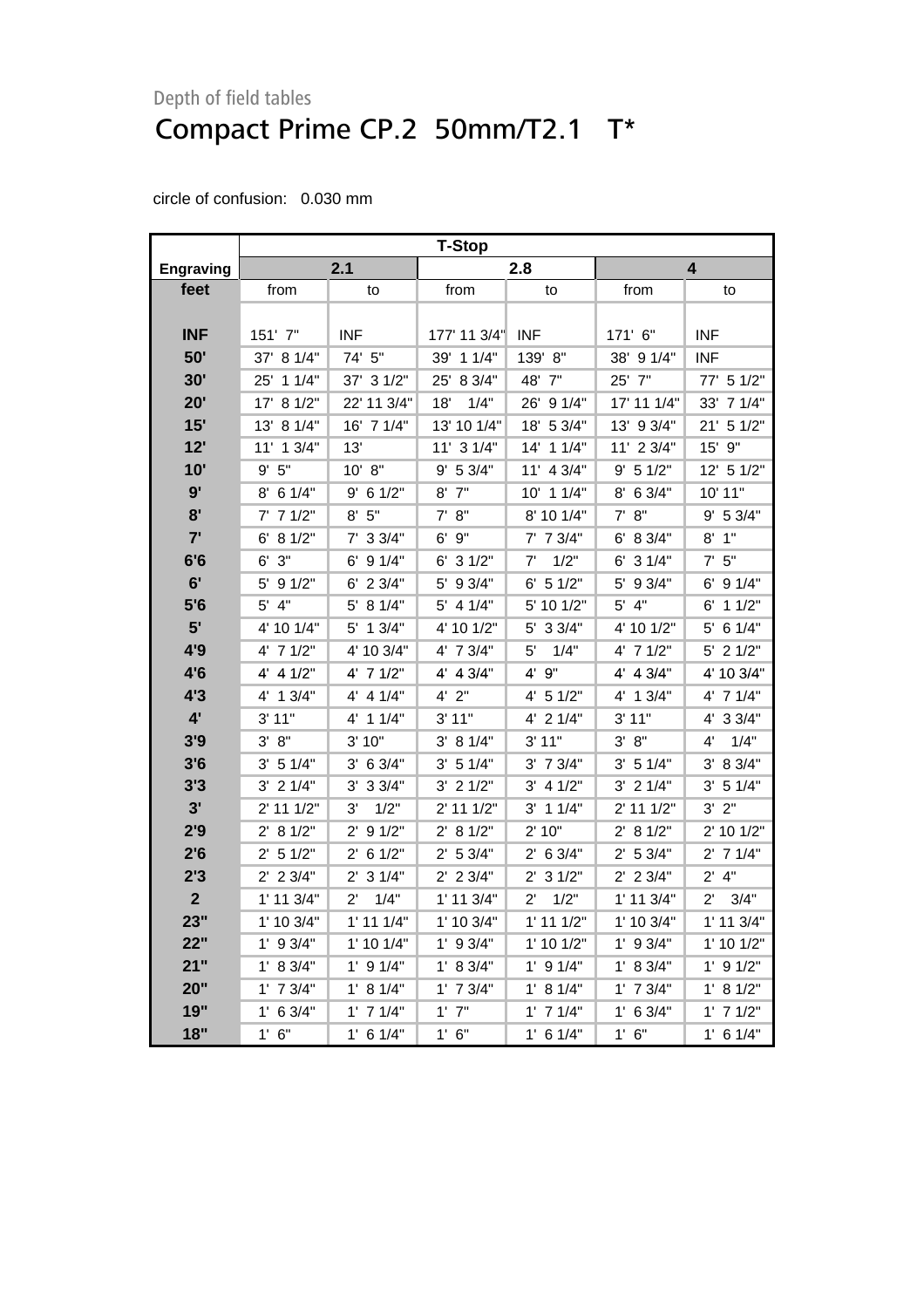Depth of field tables

# Compact Prime CP.2 50mm/T2.1 T*

circle of confusion: 0.030 mm

| | T-Stop | | | | | |
|---|---|---|---|---|---|---|
| **Engraving** | **2.1** | | **2.8** | | **4** | |
| **feet** | from | to | from | to | from | to |
| **INF** | 151' 7" | INF | 177' 11 3/4" | INF | 171' 6" | INF |
| **50'** | 37' 8 1/4" | 74' 5" | 39' 1 1/4" | 139' 8" | 38' 9 1/4" | INF |
| **30'** | 25' 1 1/4" | 37' 3 1/2" | 25' 8 3/4" | 48' 7" | 25' 7" | 77' 5 1/2" |
| **20'** | 17' 8 1/2" | 22' 11 3/4" | 18' 1/4" | 26' 9 1/4" | 17' 11 1/4" | 33' 7 1/4" |
| **15'** | 13' 8 1/4" | 16' 7 1/4" | 13' 10 1/4" | 18' 5 3/4" | 13' 9 3/4" | 21' 5 1/2" |
| **12'** | 11' 1 3/4" | 13' | 11' 3 1/4" | 14' 1 1/4" | 11' 2 3/4" | 15' 9" |
| **10'** | 9' 5" | 10' 8" | 9' 5 3/4" | 11' 4 3/4" | 9' 5 1/2" | 12' 5 1/2" |
| **9'** | 8' 6 1/4" | 9' 6 1/2" | 8' 7" | 10' 1 1/4" | 8' 6 3/4" | 10' 11" |
| **8'** | 7' 7 1/2" | 8' 5" | 7' 8" | 8' 10 1/4" | 7' 8" | 9' 5 3/4" |
| **7'** | 6' 8 1/2" | 7' 3 3/4" | 6' 9" | 7' 7 3/4" | 6' 8 3/4" | 8' 1" |
| **6'6** | 6' 3" | 6' 9 1/4" | 6' 3 1/2" | 7' 1/2" | 6' 3 1/4" | 7' 5" |
| **6'** | 5' 9 1/2" | 6' 2 3/4" | 5' 9 3/4" | 6' 5 1/2" | 5' 9 3/4" | 6' 9 1/4" |
| **5'6** | 5' 4" | 5' 8 1/4" | 5' 4 1/4" | 5' 10 1/2" | 5' 4" | 6' 1 1/2" |
| **5'** | 4' 10 1/4" | 5' 1 3/4" | 4' 10 1/2" | 5' 3 3/4" | 4' 10 1/2" | 5' 6 1/4" |
| **4'9** | 4' 7 1/2" | 4' 10 3/4" | 4' 7 3/4" | 5' 1/4" | 4' 7 1/2" | 5' 2 1/2" |
| **4'6** | 4' 4 1/2" | 4' 7 1/2" | 4' 4 3/4" | 4' 9" | 4' 4 3/4" | 4' 10 3/4" |
| **4'3** | 4' 1 3/4" | 4' 4 1/4" | 4' 2" | 4' 5 1/2" | 4' 1 3/4" | 4' 7 1/4" |
| **4'** | 3' 11" | 4' 1 1/4" | 3' 11" | 4' 2 1/4" | 3' 11" | 4' 3 3/4" |
| **3'9** | 3' 8" | 3' 10" | 3' 8 1/4" | 3' 11" | 3' 8" | 4' 1/4" |
| **3'6** | 3' 5 1/4" | 3' 6 3/4" | 3' 5 1/4" | 3' 7 3/4" | 3' 5 1/4" | 3' 8 3/4" |
| **3'3** | 3' 2 1/4" | 3' 3 3/4" | 3' 2 1/2" | 3' 4 1/2" | 3' 2 1/4" | 3' 5 1/4" |
| **3'** | 2' 11 1/2" | 3' 1/2" | 2' 11 1/2" | 3' 1 1/4" | 2' 11 1/2" | 3' 2" |
| **2'9** | 2' 8 1/2" | 2' 9 1/2" | 2' 8 1/2" | 2' 10" | 2' 8 1/2" | 2' 10 1/2" |
| **2'6** | 2' 5 1/2" | 2' 6 1/2" | 2' 5 3/4" | 2' 6 3/4" | 2' 5 3/4" | 2' 7 1/4" |
| **2'3** | 2' 2 3/4" | 2' 3 1/4" | 2' 2 3/4" | 2' 3 1/2" | 2' 2 3/4" | 2' 4" |
| **2** | 1' 11 3/4" | 2' 1/4" | 1' 11 3/4" | 2' 1/2" | 1' 11 3/4" | 2' 3/4" |
| **23"** | 1' 10 3/4" | 1' 11 1/4" | 1' 10 3/4" | 1' 11 1/2" | 1' 10 3/4" | 1' 11 3/4" |
| **22"** | 1' 9 3/4" | 1' 10 1/4" | 1' 9 3/4" | 1' 10 1/2" | 1' 9 3/4" | 1' 10 1/2" |
| **21"** | 1' 8 3/4" | 1' 9 1/4" | 1' 8 3/4" | 1' 9 1/4" | 1' 8 3/4" | 1' 9 1/2" |
| **20"** | 1' 7 3/4" | 1' 8 1/4" | 1' 7 3/4" | 1' 8 1/4" | 1' 7 3/4" | 1' 8 1/2" |
| **19"** | 1' 6 3/4" | 1' 7 1/4" | 1' 7" | 1' 7 1/4" | 1' 6 3/4" | 1' 7 1/2" |
| **18"** | 1' 6" | 1' 6 1/4" | 1' 6" | 1' 6 1/4" | 1' 6" | 1' 6 1/4" |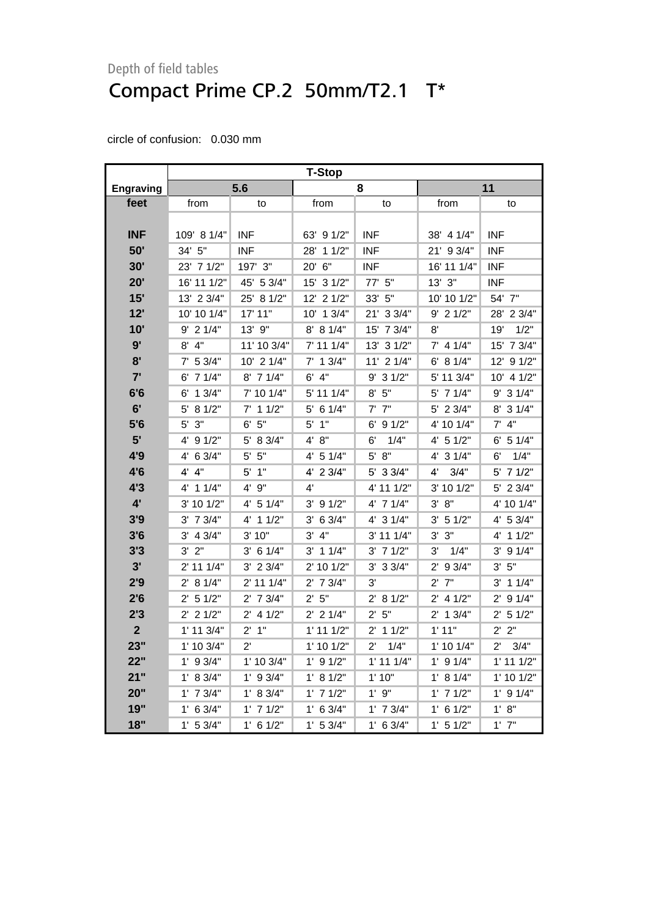Depth of field tables

# Compact Prime CP.2 50mm/T2.1 T*

circle of confusion: 0.030 mm

| | T-Stop | | | | | |
|---|---|---|---|---|---|---|
| **Engraving** | **5.6** | | **8** | | **11** | |
| **feet** | from | to | from | to | from | to |
| **INF** | 109' 8 1/4" | INF | 63' 9 1/2" | INF | 38' 4 1/4" | INF |
| **50'** | 34' 5" | INF | 28' 1 1/2" | INF | 21' 9 3/4" | INF |
| **30'** | 23' 7 1/2" | 197' 3" | 20' 6" | INF | 16' 11 1/4" | INF |
| **20'** | 16' 11 1/2" | 45' 5 3/4" | 15' 3 1/2" | 77' 5" | 13' 3" | INF |
| **15'** | 13' 2 3/4" | 25' 8 1/2" | 12' 2 1/2" | 33' 5" | 10' 10 1/2" | 54' 7" |
| **12'** | 10' 10 1/4" | 17' 11" | 10' 1 3/4" | 21' 3 3/4" | 9' 2 1/2" | 28' 2 3/4" |
| **10'** | 9' 2 1/4" | 13' 9" | 8' 8 1/4" | 15' 7 3/4" | 8' | 19' 1/2" |
| **9'** | 8' 4" | 11' 10 3/4" | 7' 11 1/4" | 13' 3 1/2" | 7' 4 1/4" | 15' 7 3/4" |
| **8'** | 7' 5 3/4" | 10' 2 1/4" | 7' 1 3/4" | 11' 2 1/4" | 6' 8 1/4" | 12' 9 1/2" |
| **7'** | 6' 7 1/4" | 8' 7 1/4" | 6' 4" | 9' 3 1/2" | 5' 11 3/4" | 10' 4 1/2" |
| **6'6** | 6' 1 3/4" | 7' 10 1/4" | 5' 11 1/4" | 8' 5" | 5' 7 1/4" | 9' 3 1/4" |
| **6'** | 5' 8 1/2" | 7' 1 1/2" | 5' 6 1/4" | 7' 7" | 5' 2 3/4" | 8' 3 1/4" |
| **5'6** | 5' 3" | 6' 5" | 5' 1" | 6' 9 1/2" | 4' 10 1/4" | 7' 4" |
| **5'** | 4' 9 1/2" | 5' 8 3/4" | 4' 8" | 6' 1/4" | 4' 5 1/2" | 6' 5 1/4" |
| **4'9** | 4' 6 3/4" | 5' 5" | 4' 5 1/4" | 5' 8" | 4' 3 1/4" | 6' 1/4" |
| **4'6** | 4' 4" | 5' 1" | 4' 2 3/4" | 5' 3 3/4" | 4' 3/4" | 5' 7 1/2" |
| **4'3** | 4' 1 1/4" | 4' 9" | 4' | 4' 11 1/2" | 3' 10 1/2" | 5' 2 3/4" |
| **4'** | 3' 10 1/2" | 4' 5 1/4" | 3' 9 1/2" | 4' 7 1/4" | 3' 8" | 4' 10 1/4" |
| **3'9** | 3' 7 3/4" | 4' 1 1/2" | 3' 6 3/4" | 4' 3 1/4" | 3' 5 1/2" | 4' 5 3/4" |
| **3'6** | 3' 4 3/4" | 3' 10" | 3' 4" | 3' 11 1/4" | 3' 3" | 4' 1 1/2" |
| **3'3** | 3' 2" | 3' 6 1/4" | 3' 1 1/4" | 3' 7 1/2" | 3' 1/4" | 3' 9 1/4" |
| **3'** | 2' 11 1/4" | 3' 2 3/4" | 2' 10 1/2" | 3' 3 3/4" | 2' 9 3/4" | 3' 5" |
| **2'9** | 2' 8 1/4" | 2' 11 1/4" | 2' 7 3/4" | 3' | 2' 7" | 3' 1 1/4" |
| **2'6** | 2' 5 1/2" | 2' 7 3/4" | 2' 5" | 2' 8 1/2" | 2' 4 1/2" | 2' 9 1/4" |
| **2'3** | 2' 2 1/2" | 2' 4 1/2" | 2' 2 1/4" | 2' 5" | 2' 1 3/4" | 2' 5 1/2" |
| **2** | 1' 11 3/4" | 2' 1" | 1' 11 1/2" | 2' 1 1/2" | 1' 11" | 2' 2" |
| **23"** | 1' 10 3/4" | 2' | 1' 10 1/2" | 2' 1/4" | 1' 10 1/4" | 2' 3/4" |
| **22"** | 1' 9 3/4" | 1' 10 3/4" | 1' 9 1/2" | 1' 11 1/4" | 1' 9 1/4" | 1' 11 1/2" |
| **21"** | 1' 8 3/4" | 1' 9 3/4" | 1' 8 1/2" | 1' 10" | 1' 8 1/4" | 1' 10 1/2" |
| **20"** | 1' 7 3/4" | 1' 8 3/4" | 1' 7 1/2" | 1' 9" | 1' 7 1/2" | 1' 9 1/4" |
| **19"** | 1' 6 3/4" | 1' 7 1/2" | 1' 6 3/4" | 1' 7 3/4" | 1' 6 1/2" | 1' 8" |
| **18"** | 1' 5 3/4" | 1' 6 1/2" | 1' 5 3/4" | 1' 6 3/4" | 1' 5 1/2" | 1' 7" |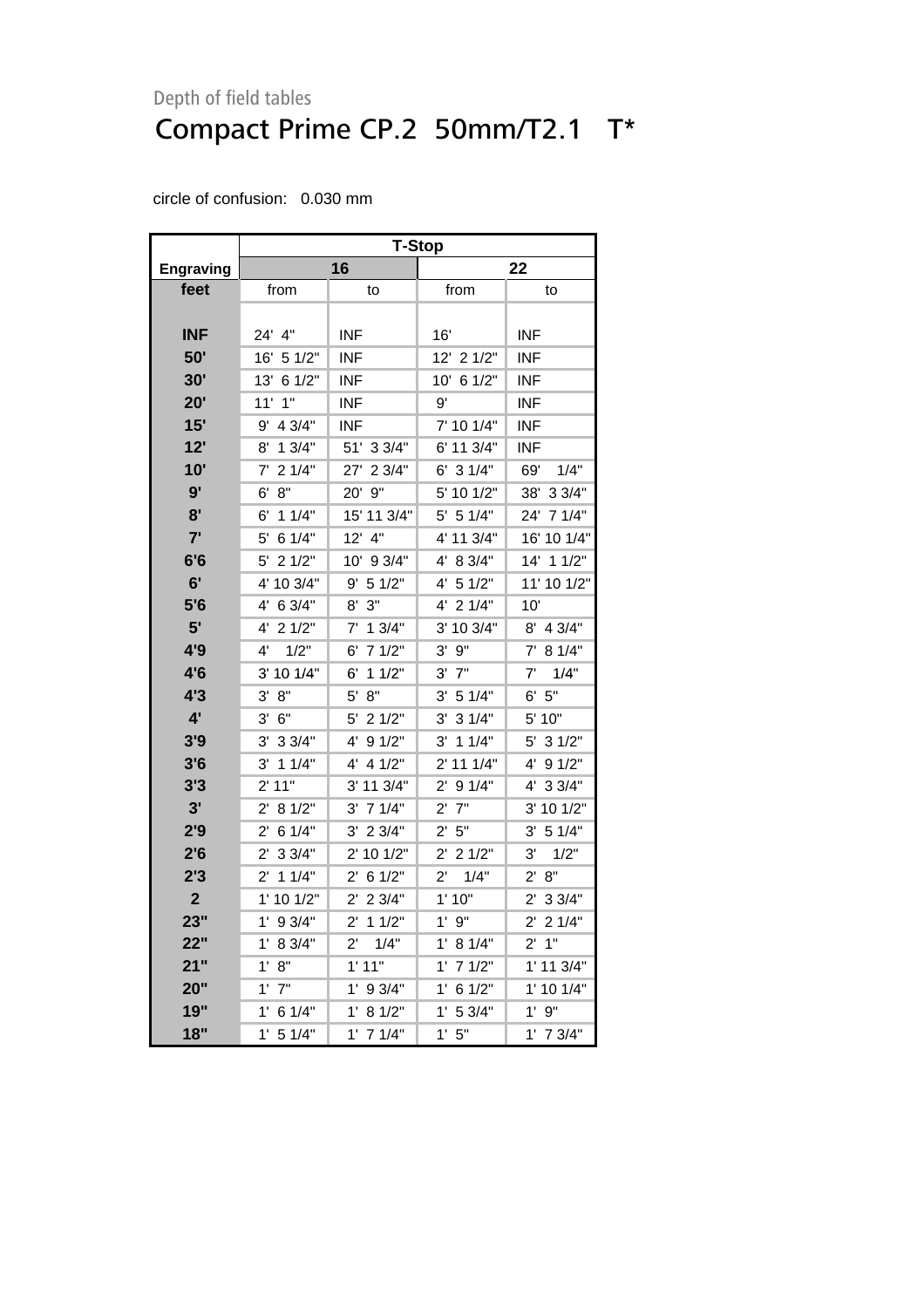Depth of field tables

# Compact Prime CP.2  50mm/T2.1   T*

circle of confusion:   0.030 mm

| | T-Stop | | | |
|---|---|---|---|---|
| **Engraving** | **16** | | **22** | |
| **feet** | from | to | from | to |
| **INF** | 24'  4" | INF | 16' | INF |
| **50'** | 16'  5 1/2" | INF | 12'  2 1/2" | INF |
| **30'** | 13'  6 1/2" | INF | 10'  6 1/2" | INF |
| **20'** | 11'  1" | INF | 9' | INF |
| **15'** | 9'  4 3/4" | INF | 7' 10 1/4" | INF |
| **12'** | 8'  1 3/4" | 51'  3 3/4" | 6' 11 3/4" | INF |
| **10'** | 7'  2 1/4" | 27'  2 3/4" | 6'  3 1/4" | 69'    1/4" |
| **9'** | 6'  8" | 20'  9" | 5' 10 1/2" | 38'  3 3/4" |
| **8'** | 6'  1 1/4" | 15' 11 3/4" | 5'  5 1/4" | 24'  7 1/4" |
| **7'** | 5'  6 1/4" | 12'  4" | 4' 11 3/4" | 16' 10 1/4" |
| **6'6** | 5'  2 1/2" | 10'  9 3/4" | 4'  8 3/4" | 14'  1 1/2" |
| **6'** | 4' 10 3/4" | 9'  5 1/2" | 4'  5 1/2" | 11' 10 1/2" |
| **5'6** | 4'  6 3/4" | 8'  3" | 4'  2 1/4" | 10' |
| **5'** | 4'  2 1/2" | 7'  1 3/4" | 3' 10 3/4" | 8'  4 3/4" |
| **4'9** | 4'    1/2" | 6'  7 1/2" | 3'  9" | 7'  8 1/4" |
| **4'6** | 3' 10 1/4" | 6'  1 1/2" | 3'  7" | 7'    1/4" |
| **4'3** | 3'  8" | 5'  8" | 3'  5 1/4" | 6'  5" |
| **4'** | 3'  6" | 5'  2 1/2" | 3'  3 1/4" | 5' 10" |
| **3'9** | 3'  3 3/4" | 4'  9 1/2" | 3'  1 1/4" | 5'  3 1/2" |
| **3'6** | 3'  1 1/4" | 4'  4 1/2" | 2' 11 1/4" | 4'  9 1/2" |
| **3'3** | 2' 11" | 3' 11 3/4" | 2'  9 1/4" | 4'  3 3/4" |
| **3'** | 2'  8 1/2" | 3'  7 1/4" | 2'  7" | 3' 10 1/2" |
| **2'9** | 2'  6 1/4" | 3'  2 3/4" | 2'  5" | 3'  5 1/4" |
| **2'6** | 2'  3 3/4" | 2' 10 1/2" | 2'  2 1/2" | 3'    1/2" |
| **2'3** | 2'  1 1/4" | 2'  6 1/2" | 2'    1/4" | 2'  8" |
| **2** | 1' 10 1/2" | 2'  2 3/4" | 1' 10" | 2'  3 3/4" |
| **23"** | 1'  9 3/4" | 2'  1 1/2" | 1'  9" | 2'  2 1/4" |
| **22"** | 1'  8 3/4" | 2'    1/4" | 1'  8 1/4" | 2'  1" |
| **21"** | 1'  8" | 1' 11" | 1'  7 1/2" | 1' 11 3/4" |
| **20"** | 1'  7" | 1'  9 3/4" | 1'  6 1/2" | 1' 10 1/4" |
| **19"** | 1'  6 1/4" | 1'  8 1/2" | 1'  5 3/4" | 1'  9" |
| **18"** | 1'  5 1/4" | 1'  7 1/4" | 1'  5" | 1'  7 3/4" |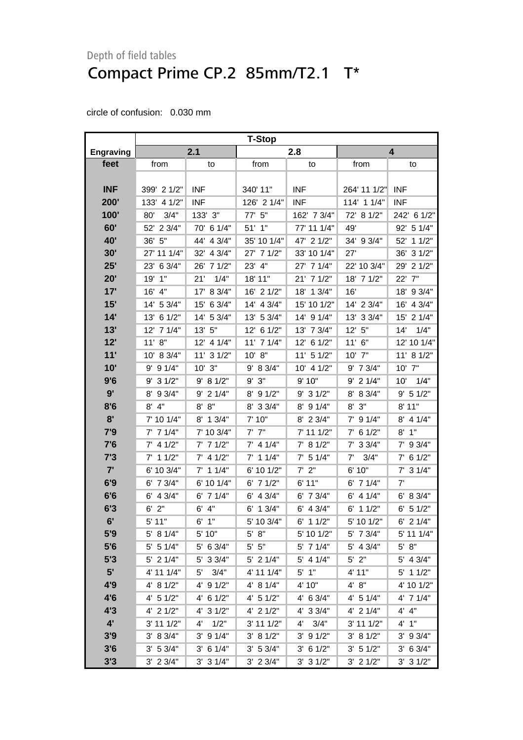Depth of field tables

# Compact Prime CP.2  85mm/T2.1   T*

circle of confusion:   0.030 mm

| Engraving | T-Stop | | | | | |
|---|---|---|---|---|---|---|
| | 2.1 | | 2.8 | | 4 | |
| feet | from | to | from | to | from | to |
| INF | 399'  2 1/2" | INF | 340' 11" | INF | 264' 11 1/2" | INF |
| 200' | 133'  4 1/2" | INF | 126'  2 1/4" | INF | 114'  1 1/4" | INF |
| 100' | 80'    3/4" | 133'  3" | 77'  5" | 162'  7 3/4" | 72'  8 1/2" | 242'  6 1/2" |
| 60' | 52'  2 3/4" | 70'  6 1/4" | 51'  1" | 77' 11 1/4" | 49' | 92'  5 1/4" |
| 40' | 36'  5" | 44'  4 3/4" | 35' 10 1/4" | 47'  2 1/2" | 34'  9 3/4" | 52'  1 1/2" |
| 30' | 27' 11 1/4" | 32'  4 3/4" | 27'  7 1/2" | 33' 10 1/4" | 27' | 36'  3 1/2" |
| 25' | 23'  6 3/4" | 26'  7 1/2" | 23'  4" | 27'  7 1/4" | 22' 10 3/4" | 29'  2 1/2" |
| 20' | 19'  1" | 21'    1/4" | 18' 11" | 21'  7 1/2" | 18'  7 1/2" | 22'  7" |
| 17' | 16'  4" | 17'  8 3/4" | 16'  2 1/2" | 18'  1 3/4" | 16' | 18'  9 3/4" |
| 15' | 14'  5 3/4" | 15'  6 3/4" | 14'  4 3/4" | 15' 10 1/2" | 14'  2 3/4" | 16'  4 3/4" |
| 14' | 13'  6 1/2" | 14'  5 3/4" | 13'  5 3/4" | 14'  9 1/4" | 13'  3 3/4" | 15'  2 1/4" |
| 13' | 12'  7 1/4" | 13'  5" | 12'  6 1/2" | 13'  7 3/4" | 12'  5" | 14'    1/4" |
| 12' | 11'  8" | 12'  4 1/4" | 11'  7 1/4" | 12'  6 1/2" | 11'  6" | 12' 10 1/4" |
| 11' | 10'  8 3/4" | 11'  3 1/2" | 10'  8" | 11'  5 1/2" | 10'  7" | 11'  8 1/2" |
| 10' | 9'  9 1/4" | 10'  3" | 9'  8 3/4" | 10'  4 1/2" | 9'  7 3/4" | 10'  7" |
| 9'6 | 9'  3 1/2" | 9'  8 1/2" | 9'  3" | 9' 10" | 9'  2 1/4" | 10'    1/4" |
| 9' | 8'  9 3/4" | 9'  2 1/4" | 8'  9 1/2" | 9'  3 1/2" | 8'  8 3/4" | 9'  5 1/2" |
| 8'6 | 8'  4" | 8'  8" | 8'  3 3/4" | 8'  9 1/4" | 8'  3" | 8' 11" |
| 8' | 7' 10 1/4" | 8'  1 3/4" | 7' 10" | 8'  2 3/4" | 7'  9 1/4" | 8'  4 1/4" |
| 7'9 | 7'  7 1/4" | 7' 10 3/4" | 7'  7" | 7' 11 1/2" | 7'  6 1/2" | 8'  1" |
| 7'6 | 7'  4 1/2" | 7'  7 1/2" | 7'  4 1/4" | 7'  8 1/2" | 7'  3 3/4" | 7'  9 3/4" |
| 7'3 | 7'  1 1/2" | 7'  4 1/2" | 7'  1 1/4" | 7'  5 1/4" | 7'    3/4" | 7'  6 1/2" |
| 7' | 6' 10 3/4" | 7'  1 1/4" | 6' 10 1/2" | 7'  2" | 6' 10" | 7'  3 1/4" |
| 6'9 | 6'  7 3/4" | 6' 10 1/4" | 6'  7 1/2" | 6' 11" | 6'  7 1/4" | 7' |
| 6'6 | 6'  4 3/4" | 6'  7 1/4" | 6'  4 3/4" | 6'  7 3/4" | 6'  4 1/4" | 6'  8 3/4" |
| 6'3 | 6'  2" | 6'  4" | 6'  1 3/4" | 6'  4 3/4" | 6'  1 1/2" | 6'  5 1/2" |
| 6' | 5' 11" | 6'  1" | 5' 10 3/4" | 6'  1 1/2" | 5' 10 1/2" | 6'  2 1/4" |
| 5'9 | 5'  8 1/4" | 5' 10" | 5'  8" | 5' 10 1/2" | 5'  7 3/4" | 5' 11 1/4" |
| 5'6 | 5'  5 1/4" | 5'  6 3/4" | 5'  5" | 5'  7 1/4" | 5'  4 3/4" | 5'  8" |
| 5'3 | 5'  2 1/4" | 5'  3 3/4" | 5'  2 1/4" | 5'  4 1/4" | 5'  2" | 5'  4 3/4" |
| 5' | 4' 11 1/4" | 5'    3/4" | 4' 11 1/4" | 5'  1" | 4' 11" | 5'  1 1/2" |
| 4'9 | 4'  8 1/2" | 4'  9 1/2" | 4'  8 1/4" | 4' 10" | 4'  8" | 4' 10 1/2" |
| 4'6 | 4'  5 1/2" | 4'  6 1/2" | 4'  5 1/2" | 4'  6 3/4" | 4'  5 1/4" | 4'  7 1/4" |
| 4'3 | 4'  2 1/2" | 4'  3 1/2" | 4'  2 1/2" | 4'  3 3/4" | 4'  2 1/4" | 4'  4" |
| 4' | 3' 11 1/2" | 4'    1/2" | 3' 11 1/2" | 4'    3/4" | 3' 11 1/2" | 4'  1" |
| 3'9 | 3'  8 3/4" | 3'  9 1/4" | 3'  8 1/2" | 3'  9 1/2" | 3'  8 1/2" | 3'  9 3/4" |
| 3'6 | 3'  5 3/4" | 3'  6 1/4" | 3'  5 3/4" | 3'  6 1/2" | 3'  5 1/2" | 3'  6 3/4" |
| 3'3 | 3'  2 3/4" | 3'  3 1/4" | 3'  2 3/4" | 3'  3 1/2" | 3'  2 1/2" | 3'  3 1/2" |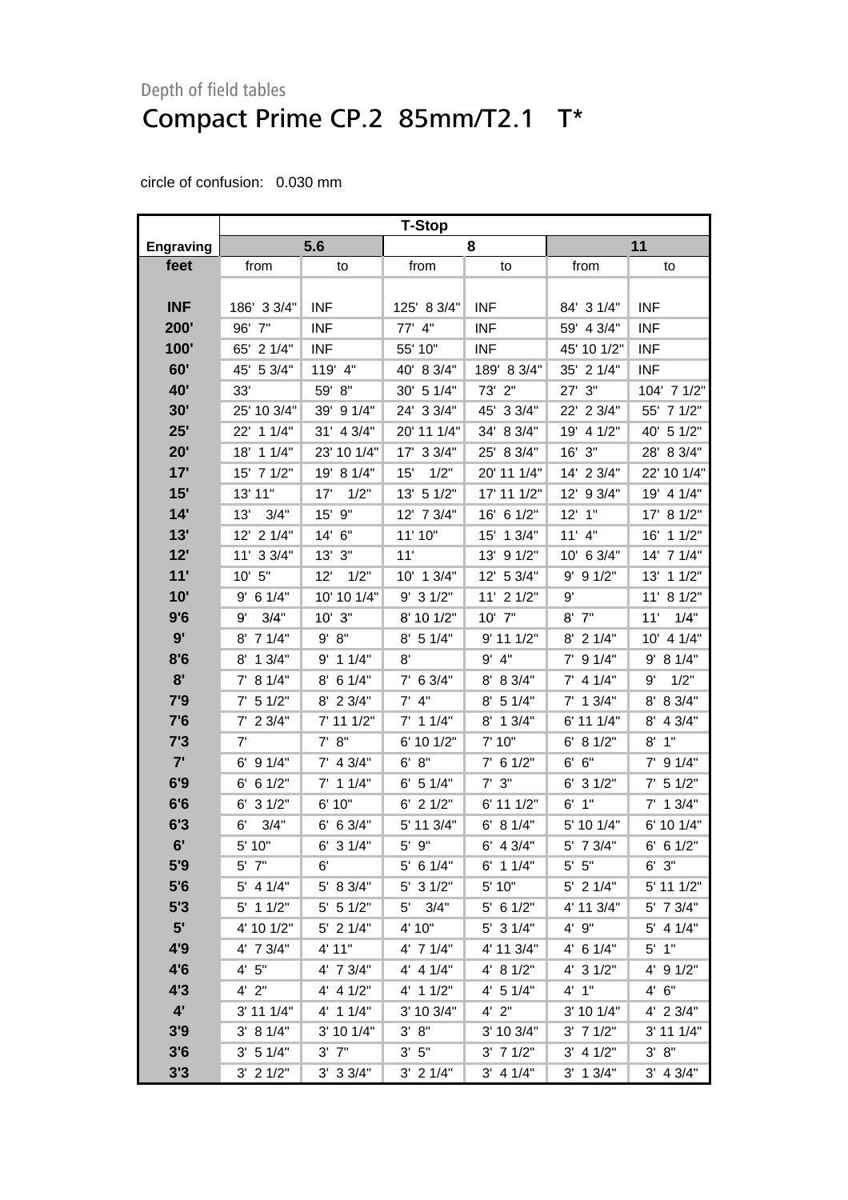Depth of field tables

# Compact Prime CP.2 85mm/T2.1 T*

circle of confusion: 0.030 mm

| | T-Stop | | | | | |
|---|---|---|---|---|---|---|
| **Engraving** | **5.6** | | **8** | | **11** | |
| **feet** | from | to | from | to | from | to |
| **INF** | 186' 3 3/4" | INF | 125' 8 3/4" | INF | 84' 3 1/4" | INF |
| **200'** | 96' 7" | INF | 77' 4" | INF | 59' 4 3/4" | INF |
| **100'** | 65' 2 1/4" | INF | 55' 10" | INF | 45' 10 1/2" | INF |
| **60'** | 45' 5 3/4" | 119' 4" | 40' 8 3/4" | 189' 8 3/4" | 35' 2 1/4" | INF |
| **40'** | 33' | 59' 8" | 30' 5 1/4" | 73' 2" | 27' 3" | 104' 7 1/2" |
| **30'** | 25' 10 3/4" | 39' 9 1/4" | 24' 3 3/4" | 45' 3 3/4" | 22' 2 3/4" | 55' 7 1/2" |
| **25'** | 22' 1 1/4" | 31' 4 3/4" | 20' 11 1/4" | 34' 8 3/4" | 19' 4 1/2" | 40' 5 1/2" |
| **20'** | 18' 1 1/4" | 23' 10 1/4" | 17' 3 3/4" | 25' 8 3/4" | 16' 3" | 28' 8 3/4" |
| **17'** | 15' 7 1/2" | 19' 8 1/4" | 15' 1/2" | 20' 11 1/4" | 14' 2 3/4" | 22' 10 1/4" |
| **15'** | 13' 11" | 17' 1/2" | 13' 5 1/2" | 17' 11 1/2" | 12' 9 3/4" | 19' 4 1/4" |
| **14'** | 13' 3/4" | 15' 9" | 12' 7 3/4" | 16' 6 1/2" | 12' 1" | 17' 8 1/2" |
| **13'** | 12' 2 1/4" | 14' 6" | 11' 10" | 15' 1 3/4" | 11' 4" | 16' 1 1/2" |
| **12'** | 11' 3 3/4" | 13' 3" | 11' | 13' 9 1/2" | 10' 6 3/4" | 14' 7 1/4" |
| **11'** | 10' 5" | 12' 1/2" | 10' 1 3/4" | 12' 5 3/4" | 9' 9 1/2" | 13' 1 1/2" |
| **10'** | 9' 6 1/4" | 10' 10 1/4" | 9' 3 1/2" | 11' 2 1/2" | 9' | 11' 8 1/2" |
| **9'6** | 9' 3/4" | 10' 3" | 8' 10 1/2" | 10' 7" | 8' 7" | 11' 1/4" |
| **9'** | 8' 7 1/4" | 9' 8" | 8' 5 1/4" | 9' 11 1/2" | 8' 2 1/4" | 10' 4 1/4" |
| **8'6** | 8' 1 3/4" | 9' 1 1/4" | 8' | 9' 4" | 7' 9 1/4" | 9' 8 1/4" |
| **8'** | 7' 8 1/4" | 8' 6 1/4" | 7' 6 3/4" | 8' 8 3/4" | 7' 4 1/4" | 9' 1/2" |
| **7'9** | 7' 5 1/2" | 8' 2 3/4" | 7' 4" | 8' 5 1/4" | 7' 1 3/4" | 8' 8 3/4" |
| **7'6** | 7' 2 3/4" | 7' 11 1/2" | 7' 1 1/4" | 8' 1 3/4" | 6' 11 1/4" | 8' 4 3/4" |
| **7'3** | 7' | 7' 8" | 6' 10 1/2" | 7' 10" | 6' 8 1/2" | 8' 1" |
| **7'** | 6' 9 1/4" | 7' 4 3/4" | 6' 8" | 7' 6 1/2" | 6' 6" | 7' 9 1/4" |
| **6'9** | 6' 6 1/2" | 7' 1 1/4" | 6' 5 1/4" | 7' 3" | 6' 3 1/2" | 7' 5 1/2" |
| **6'6** | 6' 3 1/2" | 6' 10" | 6' 2 1/2" | 6' 11 1/2" | 6' 1" | 7' 1 3/4" |
| **6'3** | 6' 3/4" | 6' 6 3/4" | 5' 11 3/4" | 6' 8 1/4" | 5' 10 1/4" | 6' 10 1/4" |
| **6'** | 5' 10" | 6' 3 1/4" | 5' 9" | 6' 4 3/4" | 5' 7 3/4" | 6' 6 1/2" |
| **5'9** | 5' 7" | 6' | 5' 6 1/4" | 6' 1 1/4" | 5' 5" | 6' 3" |
| **5'6** | 5' 4 1/4" | 5' 8 3/4" | 5' 3 1/2" | 5' 10" | 5' 2 1/4" | 5' 11 1/2" |
| **5'3** | 5' 1 1/2" | 5' 5 1/2" | 5' 3/4" | 5' 6 1/2" | 4' 11 3/4" | 5' 7 3/4" |
| **5'** | 4' 10 1/2" | 5' 2 1/4" | 4' 10" | 5' 3 1/4" | 4' 9" | 5' 4 1/4" |
| **4'9** | 4' 7 3/4" | 4' 11" | 4' 7 1/4" | 4' 11 3/4" | 4' 6 1/4" | 5' 1" |
| **4'6** | 4' 5" | 4' 7 3/4" | 4' 4 1/4" | 4' 8 1/2" | 4' 3 1/2" | 4' 9 1/2" |
| **4'3** | 4' 2" | 4' 4 1/2" | 4' 1 1/2" | 4' 5 1/4" | 4' 1" | 4' 6" |
| **4'** | 3' 11 1/4" | 4' 1 1/4" | 3' 10 3/4" | 4' 2" | 3' 10 1/4" | 4' 2 3/4" |
| **3'9** | 3' 8 1/4" | 3' 10 1/4" | 3' 8" | 3' 10 3/4" | 3' 7 1/2" | 3' 11 1/4" |
| **3'6** | 3' 5 1/4" | 3' 7" | 3' 5" | 3' 7 1/2" | 3' 4 1/2" | 3' 8" |
| **3'3** | 3' 2 1/2" | 3' 3 3/4" | 3' 2 1/4" | 3' 4 1/4" | 3' 1 3/4" | 3' 4 3/4" |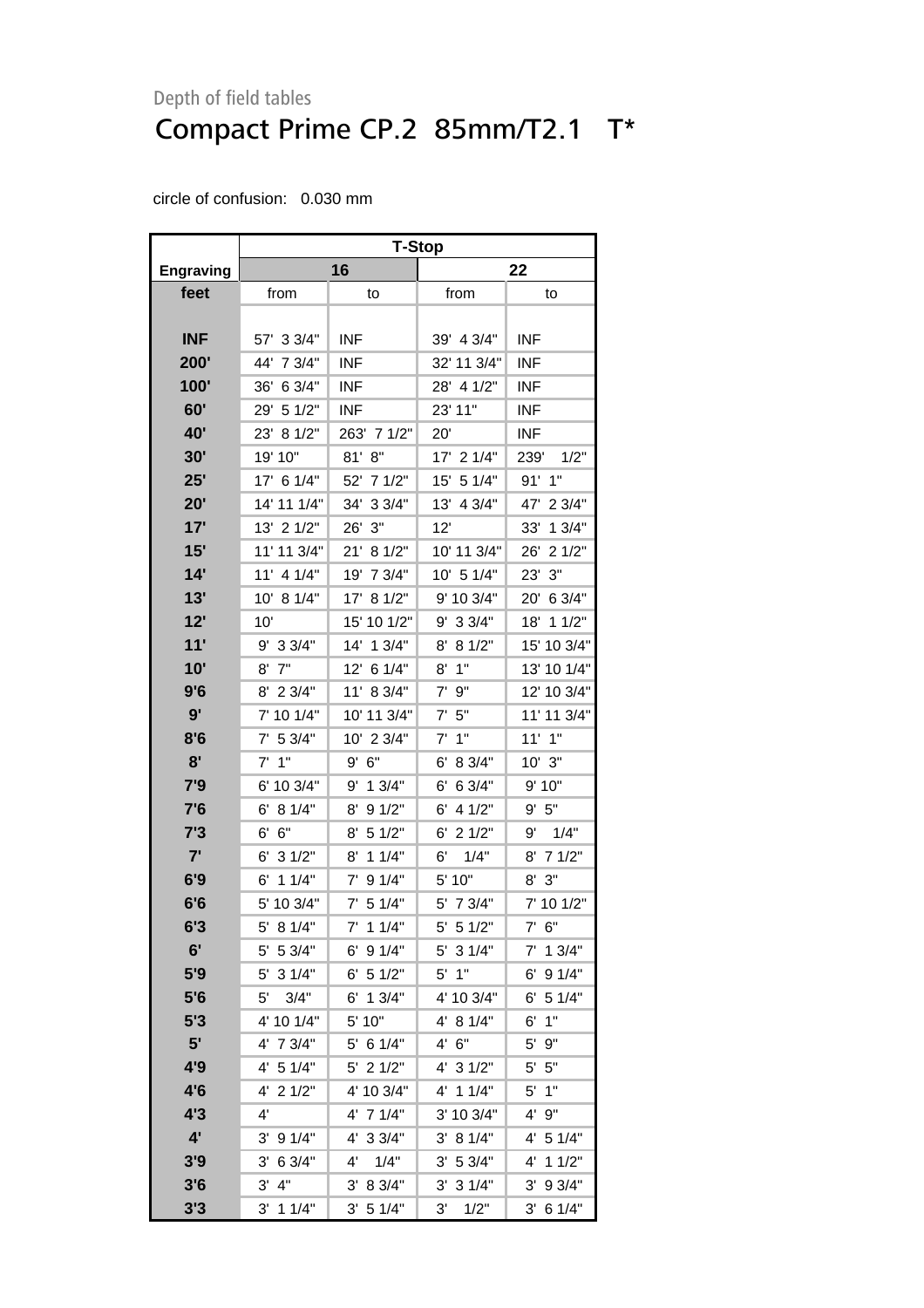Depth of field tables

# Compact Prime CP.2 85mm/T2.1 T*

circle of confusion: 0.030 mm

| | T-Stop | | | |
|---|---|---|---|---|
| **Engraving** | **16** | | **22** | |
| **feet** | from | to | from | to |
| **INF** | 57' 3 3/4" | INF | 39' 4 3/4" | INF |
| **200'** | 44' 7 3/4" | INF | 32' 11 3/4" | INF |
| **100'** | 36' 6 3/4" | INF | 28' 4 1/2" | INF |
| **60'** | 29' 5 1/2" | INF | 23' 11" | INF |
| **40'** | 23' 8 1/2" | 263' 7 1/2" | 20' | INF |
| **30'** | 19' 10" | 81' 8" | 17' 2 1/4" | 239' 1/2" |
| **25'** | 17' 6 1/4" | 52' 7 1/2" | 15' 5 1/4" | 91' 1" |
| **20'** | 14' 11 1/4" | 34' 3 3/4" | 13' 4 3/4" | 47' 2 3/4" |
| **17'** | 13' 2 1/2" | 26' 3" | 12' | 33' 1 3/4" |
| **15'** | 11' 11 3/4" | 21' 8 1/2" | 10' 11 3/4" | 26' 2 1/2" |
| **14'** | 11' 4 1/4" | 19' 7 3/4" | 10' 5 1/4" | 23' 3" |
| **13'** | 10' 8 1/4" | 17' 8 1/2" | 9' 10 3/4" | 20' 6 3/4" |
| **12'** | 10' | 15' 10 1/2" | 9' 3 3/4" | 18' 1 1/2" |
| **11'** | 9' 3 3/4" | 14' 1 3/4" | 8' 8 1/2" | 15' 10 3/4" |
| **10'** | 8' 7" | 12' 6 1/4" | 8' 1" | 13' 10 1/4" |
| **9'6** | 8' 2 3/4" | 11' 8 3/4" | 7' 9" | 12' 10 3/4" |
| **9'** | 7' 10 1/4" | 10' 11 3/4" | 7' 5" | 11' 11 3/4" |
| **8'6** | 7' 5 3/4" | 10' 2 3/4" | 7' 1" | 11' 1" |
| **8'** | 7' 1" | 9' 6" | 6' 8 3/4" | 10' 3" |
| **7'9** | 6' 10 3/4" | 9' 1 3/4" | 6' 6 3/4" | 9' 10" |
| **7'6** | 6' 8 1/4" | 8' 9 1/2" | 6' 4 1/2" | 9' 5" |
| **7'3** | 6' 6" | 8' 5 1/2" | 6' 2 1/2" | 9' 1/4" |
| **7'** | 6' 3 1/2" | 8' 1 1/4" | 6' 1/4" | 8' 7 1/2" |
| **6'9** | 6' 1 1/4" | 7' 9 1/4" | 5' 10" | 8' 3" |
| **6'6** | 5' 10 3/4" | 7' 5 1/4" | 5' 7 3/4" | 7' 10 1/2" |
| **6'3** | 5' 8 1/4" | 7' 1 1/4" | 5' 5 1/2" | 7' 6" |
| **6'** | 5' 5 3/4" | 6' 9 1/4" | 5' 3 1/4" | 7' 1 3/4" |
| **5'9** | 5' 3 1/4" | 6' 5 1/2" | 5' 1" | 6' 9 1/4" |
| **5'6** | 5' 3/4" | 6' 1 3/4" | 4' 10 3/4" | 6' 5 1/4" |
| **5'3** | 4' 10 1/4" | 5' 10" | 4' 8 1/4" | 6' 1" |
| **5'** | 4' 7 3/4" | 5' 6 1/4" | 4' 6" | 5' 9" |
| **4'9** | 4' 5 1/4" | 5' 2 1/2" | 4' 3 1/2" | 5' 5" |
| **4'6** | 4' 2 1/2" | 4' 10 3/4" | 4' 1 1/4" | 5' 1" |
| **4'3** | 4' | 4' 7 1/4" | 3' 10 3/4" | 4' 9" |
| **4'** | 3' 9 1/4" | 4' 3 3/4" | 3' 8 1/4" | 4' 5 1/4" |
| **3'9** | 3' 6 3/4" | 4' 1/4" | 3' 5 3/4" | 4' 1 1/2" |
| **3'6** | 3' 4" | 3' 8 3/4" | 3' 3 1/4" | 3' 9 3/4" |
| **3'3** | 3' 1 1/4" | 3' 5 1/4" | 3' 1/2" | 3' 6 1/4" |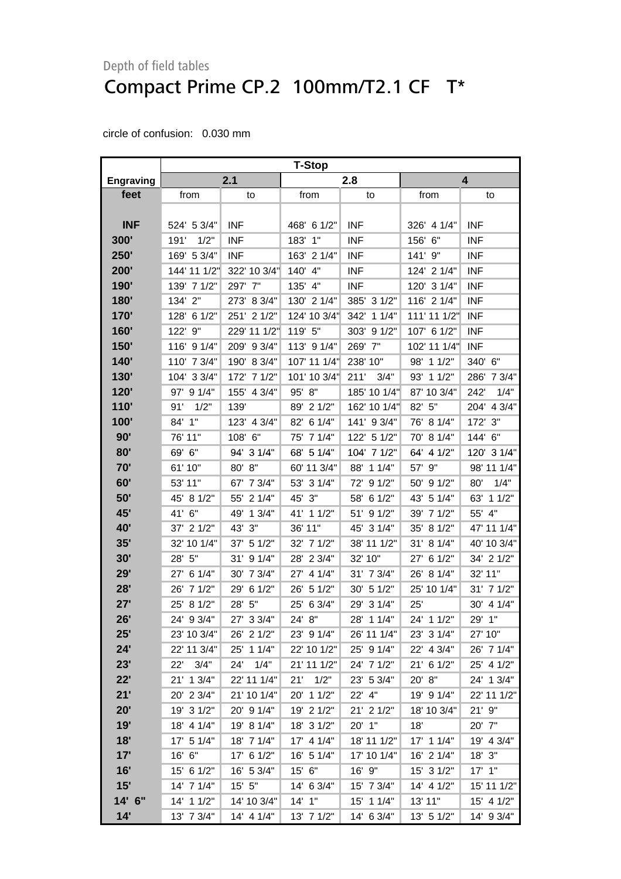Depth of field tables

# Compact Prime CP.2 100mm/T2.1 CF T*

circle of confusion: 0.030 mm

| | T-Stop | | | | | |
|---|---|---|---|---|---|---|
| **Engraving** | **2.1** | | **2.8** | | **4** | |
| **feet** | from | to | from | to | from | to |
| **INF** | 524' 5 3/4" | INF | 468' 6 1/2" | INF | 326' 4 1/4" | INF |
| **300'** | 191' 1/2" | INF | 183' 1" | INF | 156' 6" | INF |
| **250'** | 169' 5 3/4" | INF | 163' 2 1/4" | INF | 141' 9" | INF |
| **200'** | 144' 11 1/2" | 322' 10 3/4" | 140' 4" | INF | 124' 2 1/4" | INF |
| **190'** | 139' 7 1/2" | 297' 7" | 135' 4" | INF | 120' 3 1/4" | INF |
| **180'** | 134' 2" | 273' 8 3/4" | 130' 2 1/4" | 385' 3 1/2" | 116' 2 1/4" | INF |
| **170'** | 128' 6 1/2" | 251' 2 1/2" | 124' 10 3/4" | 342' 1 1/4" | 111' 11 1/2" | INF |
| **160'** | 122' 9" | 229' 11 1/2" | 119' 5" | 303' 9 1/2" | 107' 6 1/2" | INF |
| **150'** | 116' 9 1/4" | 209' 9 3/4" | 113' 9 1/4" | 269' 7" | 102' 11 1/4" | INF |
| **140'** | 110' 7 3/4" | 190' 8 3/4" | 107' 11 1/4" | 238' 10" | 98' 1 1/2" | 340' 6" |
| **130'** | 104' 3 3/4" | 172' 7 1/2" | 101' 10 3/4" | 211' 3/4" | 93' 1 1/2" | 286' 7 3/4" |
| **120'** | 97' 9 1/4" | 155' 4 3/4" | 95' 8" | 185' 10 1/4" | 87' 10 3/4" | 242' 1/4" |
| **110'** | 91' 1/2" | 139' | 89' 2 1/2" | 162' 10 1/4" | 82' 5" | 204' 4 3/4" |
| **100'** | 84' 1" | 123' 4 3/4" | 82' 6 1/4" | 141' 9 3/4" | 76' 8 1/4" | 172' 3" |
| **90'** | 76' 11" | 108' 6" | 75' 7 1/4" | 122' 5 1/2" | 70' 8 1/4" | 144' 6" |
| **80'** | 69' 6" | 94' 3 1/4" | 68' 5 1/4" | 104' 7 1/2" | 64' 4 1/2" | 120' 3 1/4" |
| **70'** | 61' 10" | 80' 8" | 60' 11 3/4" | 88' 1 1/4" | 57' 9" | 98' 11 1/4" |
| **60'** | 53' 11" | 67' 7 3/4" | 53' 3 1/4" | 72' 9 1/2" | 50' 9 1/2" | 80' 1/4" |
| **50'** | 45' 8 1/2" | 55' 2 1/4" | 45' 3" | 58' 6 1/2" | 43' 5 1/4" | 63' 1 1/2" |
| **45'** | 41' 6" | 49' 1 3/4" | 41' 1 1/2" | 51' 9 1/2" | 39' 7 1/2" | 55' 4" |
| **40'** | 37' 2 1/2" | 43' 3" | 36' 11" | 45' 3 1/4" | 35' 8 1/2" | 47' 11 1/4" |
| **35'** | 32' 10 1/4" | 37' 5 1/2" | 32' 7 1/2" | 38' 11 1/2" | 31' 8 1/4" | 40' 10 3/4" |
| **30'** | 28' 5" | 31' 9 1/4" | 28' 2 3/4" | 32' 10" | 27' 6 1/2" | 34' 2 1/2" |
| **29'** | 27' 6 1/4" | 30' 7 3/4" | 27' 4 1/4" | 31' 7 3/4" | 26' 8 1/4" | 32' 11" |
| **28'** | 26' 7 1/2" | 29' 6 1/2" | 26' 5 1/2" | 30' 5 1/2" | 25' 10 1/4" | 31' 7 1/2" |
| **27'** | 25' 8 1/2" | 28' 5" | 25' 6 3/4" | 29' 3 1/4" | 25' | 30' 4 1/4" |
| **26'** | 24' 9 3/4" | 27' 3 3/4" | 24' 8" | 28' 1 1/4" | 24' 1 1/2" | 29' 1" |
| **25'** | 23' 10 3/4" | 26' 2 1/2" | 23' 9 1/4" | 26' 11 1/4" | 23' 3 1/4" | 27' 10" |
| **24'** | 22' 11 3/4" | 25' 1 1/4" | 22' 10 1/2" | 25' 9 1/4" | 22' 4 3/4" | 26' 7 1/4" |
| **23'** | 22' 3/4" | 24' 1/4" | 21' 11 1/2" | 24' 7 1/2" | 21' 6 1/2" | 25' 4 1/2" |
| **22'** | 21' 1 3/4" | 22' 11 1/4" | 21' 1/2" | 23' 5 3/4" | 20' 8" | 24' 1 3/4" |
| **21'** | 20' 2 3/4" | 21' 10 1/4" | 20' 1 1/2" | 22' 4" | 19' 9 1/4" | 22' 11 1/2" |
| **20'** | 19' 3 1/2" | 20' 9 1/4" | 19' 2 1/2" | 21' 2 1/2" | 18' 10 3/4" | 21' 9" |
| **19'** | 18' 4 1/4" | 19' 8 1/4" | 18' 3 1/2" | 20' 1" | 18' | 20' 7" |
| **18'** | 17' 5 1/4" | 18' 7 1/4" | 17' 4 1/4" | 18' 11 1/2" | 17' 1 1/4" | 19' 4 3/4" |
| **17'** | 16' 6" | 17' 6 1/2" | 16' 5 1/4" | 17' 10 1/4" | 16' 2 1/4" | 18' 3" |
| **16'** | 15' 6 1/2" | 16' 5 3/4" | 15' 6" | 16' 9" | 15' 3 1/2" | 17' 1" |
| **15'** | 14' 7 1/4" | 15' 5" | 14' 6 3/4" | 15' 7 3/4" | 14' 4 1/2" | 15' 11 1/2" |
| **14' 6"** | 14' 1 1/2" | 14' 10 3/4" | 14' 1" | 15' 1 1/4" | 13' 11" | 15' 4 1/2" |
| **14'** | 13' 7 3/4" | 14' 4 1/4" | 13' 7 1/2" | 14' 6 3/4" | 13' 5 1/2" | 14' 9 3/4" |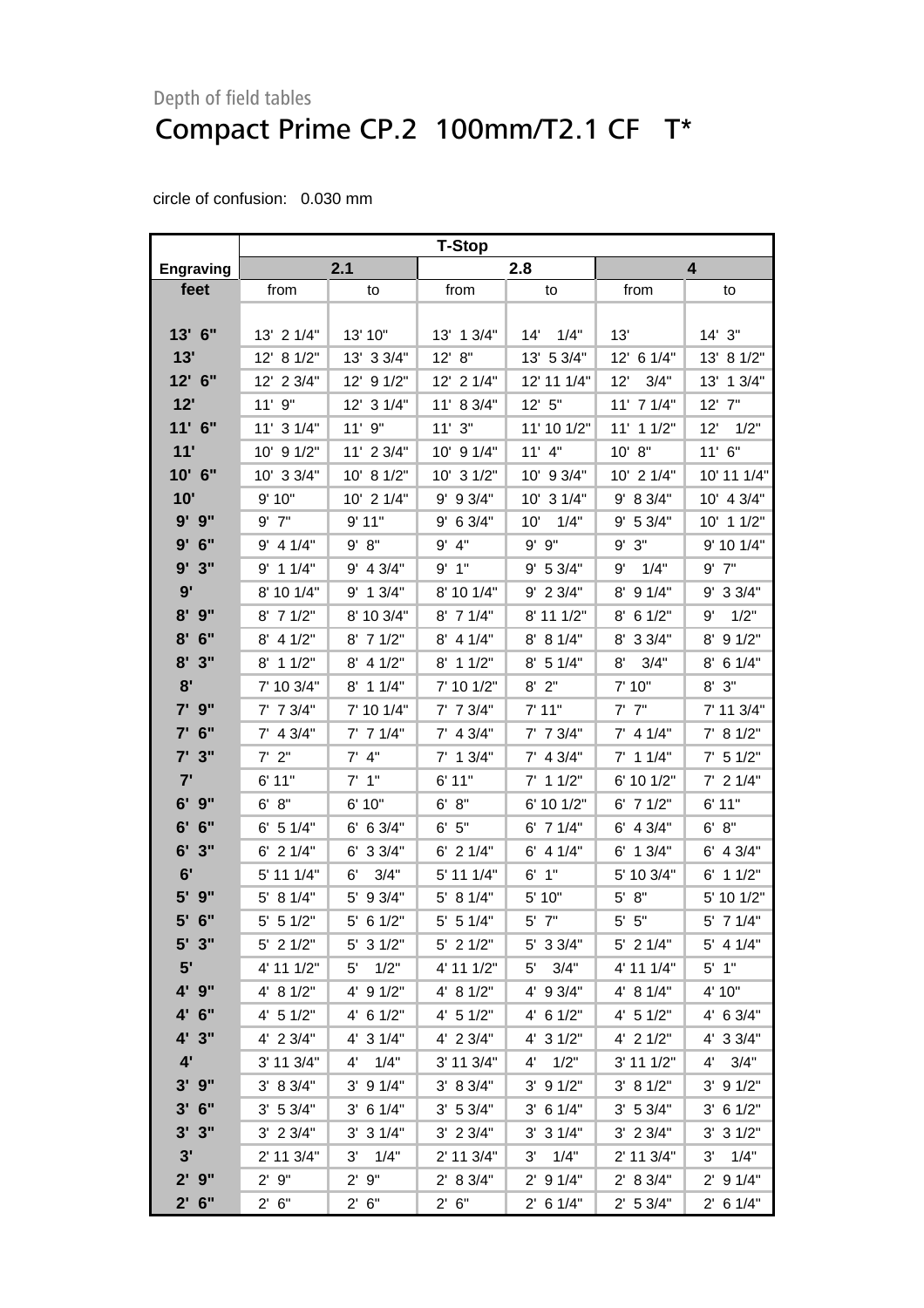Depth of field tables

# Compact Prime CP.2 100mm/T2.1 CF T*

circle of confusion: 0.030 mm

| | T-Stop | | | | | |
|---|---|---|---|---|---|---|
| **Engraving** | **2.1** | | **2.8** | | **4** | |
| **feet** | from | to | from | to | from | to |
| **13' 6"** | 13' 2 1/4" | 13' 10" | 13' 1 3/4" | 14' 1/4" | 13' | 14' 3" |
| **13'** | 12' 8 1/2" | 13' 3 3/4" | 12' 8" | 13' 5 3/4" | 12' 6 1/4" | 13' 8 1/2" |
| **12' 6"** | 12' 2 3/4" | 12' 9 1/2" | 12' 2 1/4" | 12' 11 1/4" | 12' 3/4" | 13' 1 3/4" |
| **12'** | 11' 9" | 12' 3 1/4" | 11' 8 3/4" | 12' 5" | 11' 7 1/4" | 12' 7" |
| **11' 6"** | 11' 3 1/4" | 11' 9" | 11' 3" | 11' 10 1/2" | 11' 1 1/2" | 12' 1/2" |
| **11'** | 10' 9 1/2" | 11' 2 3/4" | 10' 9 1/4" | 11' 4" | 10' 8" | 11' 6" |
| **10' 6"** | 10' 3 3/4" | 10' 8 1/2" | 10' 3 1/2" | 10' 9 3/4" | 10' 2 1/4" | 10' 11 1/4" |
| **10'** | 9' 10" | 10' 2 1/4" | 9' 9 3/4" | 10' 3 1/4" | 9' 8 3/4" | 10' 4 3/4" |
| **9' 9"** | 9' 7" | 9' 11" | 9' 6 3/4" | 10' 1/4" | 9' 5 3/4" | 10' 1 1/2" |
| **9' 6"** | 9' 4 1/4" | 9' 8" | 9' 4" | 9' 9" | 9' 3" | 9' 10 1/4" |
| **9' 3"** | 9' 1 1/4" | 9' 4 3/4" | 9' 1" | 9' 5 3/4" | 9' 1/4" | 9' 7" |
| **9'** | 8' 10 1/4" | 9' 1 3/4" | 8' 10 1/4" | 9' 2 3/4" | 8' 9 1/4" | 9' 3 3/4" |
| **8' 9"** | 8' 7 1/2" | 8' 10 3/4" | 8' 7 1/4" | 8' 11 1/2" | 8' 6 1/2" | 9' 1/2" |
| **8' 6"** | 8' 4 1/2" | 8' 7 1/2" | 8' 4 1/4" | 8' 8 1/4" | 8' 3 3/4" | 8' 9 1/2" |
| **8' 3"** | 8' 1 1/2" | 8' 4 1/2" | 8' 1 1/2" | 8' 5 1/4" | 8' 3/4" | 8' 6 1/4" |
| **8'** | 7' 10 3/4" | 8' 1 1/4" | 7' 10 1/2" | 8' 2" | 7' 10" | 8' 3" |
| **7' 9"** | 7' 7 3/4" | 7' 10 1/4" | 7' 7 3/4" | 7' 11" | 7' 7" | 7' 11 3/4" |
| **7' 6"** | 7' 4 3/4" | 7' 7 1/4" | 7' 4 3/4" | 7' 7 3/4" | 7' 4 1/4" | 7' 8 1/2" |
| **7' 3"** | 7' 2" | 7' 4" | 7' 1 3/4" | 7' 4 3/4" | 7' 1 1/4" | 7' 5 1/2" |
| **7'** | 6' 11" | 7' 1" | 6' 11" | 7' 1 1/2" | 6' 10 1/2" | 7' 2 1/4" |
| **6' 9"** | 6' 8" | 6' 10" | 6' 8" | 6' 10 1/2" | 6' 7 1/2" | 6' 11" |
| **6' 6"** | 6' 5 1/4" | 6' 6 3/4" | 6' 5" | 6' 7 1/4" | 6' 4 3/4" | 6' 8" |
| **6' 3"** | 6' 2 1/4" | 6' 3 3/4" | 6' 2 1/4" | 6' 4 1/4" | 6' 1 3/4" | 6' 4 3/4" |
| **6'** | 5' 11 1/4" | 6' 3/4" | 5' 11 1/4" | 6' 1" | 5' 10 3/4" | 6' 1 1/2" |
| **5' 9"** | 5' 8 1/4" | 5' 9 3/4" | 5' 8 1/4" | 5' 10" | 5' 8" | 5' 10 1/2" |
| **5' 6"** | 5' 5 1/2" | 5' 6 1/2" | 5' 5 1/4" | 5' 7" | 5' 5" | 5' 7 1/4" |
| **5' 3"** | 5' 2 1/2" | 5' 3 1/2" | 5' 2 1/2" | 5' 3 3/4" | 5' 2 1/4" | 5' 4 1/4" |
| **5'** | 4' 11 1/2" | 5' 1/2" | 4' 11 1/2" | 5' 3/4" | 4' 11 1/4" | 5' 1" |
| **4' 9"** | 4' 8 1/2" | 4' 9 1/2" | 4' 8 1/2" | 4' 9 3/4" | 4' 8 1/4" | 4' 10" |
| **4' 6"** | 4' 5 1/2" | 4' 6 1/2" | 4' 5 1/2" | 4' 6 1/2" | 4' 5 1/2" | 4' 6 3/4" |
| **4' 3"** | 4' 2 3/4" | 4' 3 1/4" | 4' 2 3/4" | 4' 3 1/2" | 4' 2 1/2" | 4' 3 3/4" |
| **4'** | 3' 11 3/4" | 4' 1/4" | 3' 11 3/4" | 4' 1/2" | 3' 11 1/2" | 4' 3/4" |
| **3' 9"** | 3' 8 3/4" | 3' 9 1/4" | 3' 8 3/4" | 3' 9 1/2" | 3' 8 1/2" | 3' 9 1/2" |
| **3' 6"** | 3' 5 3/4" | 3' 6 1/4" | 3' 5 3/4" | 3' 6 1/4" | 3' 5 3/4" | 3' 6 1/2" |
| **3' 3"** | 3' 2 3/4" | 3' 3 1/4" | 3' 2 3/4" | 3' 3 1/4" | 3' 2 3/4" | 3' 3 1/2" |
| **3'** | 2' 11 3/4" | 3' 1/4" | 2' 11 3/4" | 3' 1/4" | 2' 11 3/4" | 3' 1/4" |
| **2' 9"** | 2' 9" | 2' 9" | 2' 8 3/4" | 2' 9 1/4" | 2' 8 3/4" | 2' 9 1/4" |
| **2' 6"** | 2' 6" | 2' 6" | 2' 6" | 2' 6 1/4" | 2' 5 3/4" | 2' 6 1/4" |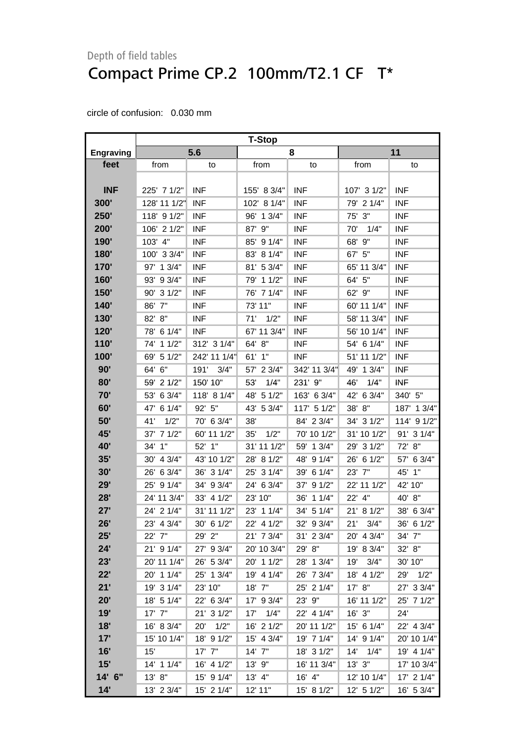Depth of field tables

# Compact Prime CP.2 100mm/T2.1 CF T*

circle of confusion: 0.030 mm

| | T-Stop | | | | | |
|---|---|---|---|---|---|---|
| Engraving | 5.6 | | 8 | | 11 | |
| feet | from | to | from | to | from | to |
| INF | 225' 7 1/2" | INF | 155' 8 3/4" | INF | 107' 3 1/2" | INF |
| 300' | 128' 11 1/2" | INF | 102' 8 1/4" | INF | 79' 2 1/4" | INF |
| 250' | 118' 9 1/2" | INF | 96' 1 3/4" | INF | 75' 3" | INF |
| 200' | 106' 2 1/2" | INF | 87' 9" | INF | 70' 1/4" | INF |
| 190' | 103' 4" | INF | 85' 9 1/4" | INF | 68' 9" | INF |
| 180' | 100' 3 3/4" | INF | 83' 8 1/4" | INF | 67' 5" | INF |
| 170' | 97' 1 3/4" | INF | 81' 5 3/4" | INF | 65' 11 3/4" | INF |
| 160' | 93' 9 3/4" | INF | 79' 1 1/2" | INF | 64' 5" | INF |
| 150' | 90' 3 1/2" | INF | 76' 7 1/4" | INF | 62' 9" | INF |
| 140' | 86' 7" | INF | 73' 11" | INF | 60' 11 1/4" | INF |
| 130' | 82' 8" | INF | 71' 1/2" | INF | 58' 11 3/4" | INF |
| 120' | 78' 6 1/4" | INF | 67' 11 3/4" | INF | 56' 10 1/4" | INF |
| 110' | 74' 1 1/2" | 312' 3 1/4" | 64' 8" | INF | 54' 6 1/4" | INF |
| 100' | 69' 5 1/2" | 242' 11 1/4" | 61' 1" | INF | 51' 11 1/2" | INF |
| 90' | 64' 6" | 191' 3/4" | 57' 2 3/4" | 342' 11 3/4" | 49' 1 3/4" | INF |
| 80' | 59' 2 1/2" | 150' 10" | 53' 1/4" | 231' 9" | 46' 1/4" | INF |
| 70' | 53' 6 3/4" | 118' 8 1/4" | 48' 5 1/2" | 163' 6 3/4" | 42' 6 3/4" | 340' 5" |
| 60' | 47' 6 1/4" | 92' 5" | 43' 5 3/4" | 117' 5 1/2" | 38' 8" | 187' 1 3/4" |
| 50' | 41' 1/2" | 70' 6 3/4" | 38' | 84' 2 3/4" | 34' 3 1/2" | 114' 9 1/2" |
| 45' | 37' 7 1/2" | 60' 11 1/2" | 35' 1/2" | 70' 10 1/2" | 31' 10 1/2" | 91' 3 1/4" |
| 40' | 34' 1" | 52' 1" | 31' 11 1/2" | 59' 1 3/4" | 29' 3 1/2" | 72' 8" |
| 35' | 30' 4 3/4" | 43' 10 1/2" | 28' 8 1/2" | 48' 9 1/4" | 26' 6 1/2" | 57' 6 3/4" |
| 30' | 26' 6 3/4" | 36' 3 1/4" | 25' 3 1/4" | 39' 6 1/4" | 23' 7" | 45' 1" |
| 29' | 25' 9 1/4" | 34' 9 3/4" | 24' 6 3/4" | 37' 9 1/2" | 22' 11 1/2" | 42' 10" |
| 28' | 24' 11 3/4" | 33' 4 1/2" | 23' 10" | 36' 1 1/4" | 22' 4" | 40' 8" |
| 27' | 24' 2 1/4" | 31' 11 1/2" | 23' 1 1/4" | 34' 5 1/4" | 21' 8 1/2" | 38' 6 3/4" |
| 26' | 23' 4 3/4" | 30' 6 1/2" | 22' 4 1/2" | 32' 9 3/4" | 21' 3/4" | 36' 6 1/2" |
| 25' | 22' 7" | 29' 2" | 21' 7 3/4" | 31' 2 3/4" | 20' 4 3/4" | 34' 7" |
| 24' | 21' 9 1/4" | 27' 9 3/4" | 20' 10 3/4" | 29' 8" | 19' 8 3/4" | 32' 8" |
| 23' | 20' 11 1/4" | 26' 5 3/4" | 20' 1 1/2" | 28' 1 3/4" | 19' 3/4" | 30' 10" |
| 22' | 20' 1 1/4" | 25' 1 3/4" | 19' 4 1/4" | 26' 7 3/4" | 18' 4 1/2" | 29' 1/2" |
| 21' | 19' 3 1/4" | 23' 10" | 18' 7" | 25' 2 1/4" | 17' 8" | 27' 3 3/4" |
| 20' | 18' 5 1/4" | 22' 6 3/4" | 17' 9 3/4" | 23' 9" | 16' 11 1/2" | 25' 7 1/2" |
| 19' | 17' 7" | 21' 3 1/2" | 17' 1/4" | 22' 4 1/4" | 16' 3" | 24' |
| 18' | 16' 8 3/4" | 20' 1/2" | 16' 2 1/2" | 20' 11 1/2" | 15' 6 1/4" | 22' 4 3/4" |
| 17' | 15' 10 1/4" | 18' 9 1/2" | 15' 4 3/4" | 19' 7 1/4" | 14' 9 1/4" | 20' 10 1/4" |
| 16' | 15' | 17' 7" | 14' 7" | 18' 3 1/2" | 14' 1/4" | 19' 4 1/4" |
| 15' | 14' 1 1/4" | 16' 4 1/2" | 13' 9" | 16' 11 3/4" | 13' 3" | 17' 10 3/4" |
| 14' 6" | 13' 8" | 15' 9 1/4" | 13' 4" | 16' 4" | 12' 10 1/4" | 17' 2 1/4" |
| 14' | 13' 2 3/4" | 15' 2 1/4" | 12' 11" | 15' 8 1/2" | 12' 5 1/2" | 16' 5 3/4" |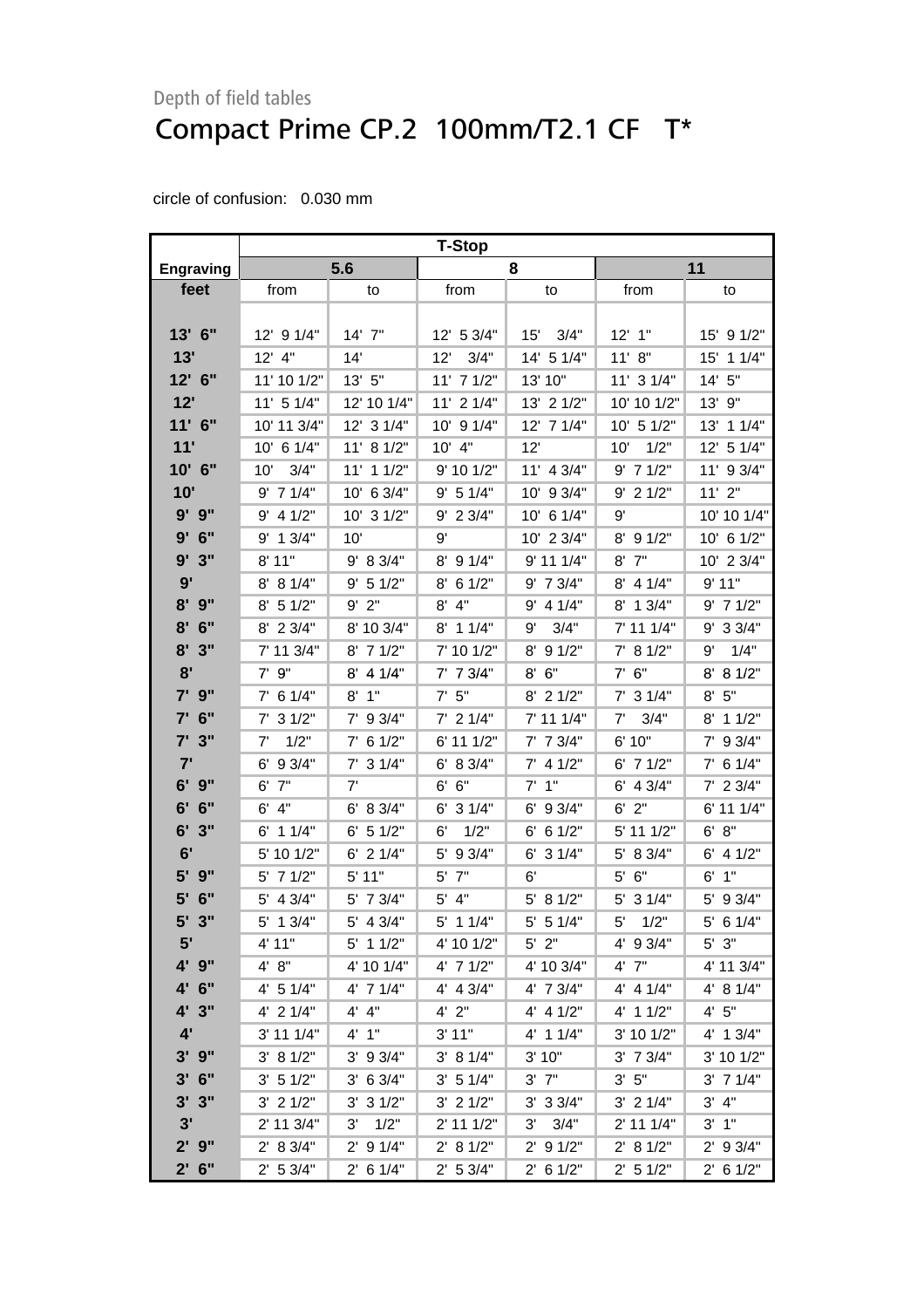Depth of field tables

# Compact Prime CP.2 100mm/T2.1 CF T*

circle of confusion: 0.030 mm

| | T-Stop | | | | | |
|---|---|---|---|---|---|---|
| **Engraving** | **5.6** | | **8** | | **11** | |
| **feet** | from | to | from | to | from | to |
| **13' 6"** | 12' 9 1/4" | 14' 7" | 12' 5 3/4" | 15' 3/4" | 12' 1" | 15' 9 1/2" |
| **13'** | 12' 4" | 14' | 12' 3/4" | 14' 5 1/4" | 11' 8" | 15' 1 1/4" |
| **12' 6"** | 11' 10 1/2" | 13' 5" | 11' 7 1/2" | 13' 10" | 11' 3 1/4" | 14' 5" |
| **12'** | 11' 5 1/4" | 12' 10 1/4" | 11' 2 1/4" | 13' 2 1/2" | 10' 10 1/2" | 13' 9" |
| **11' 6"** | 10' 11 3/4" | 12' 3 1/4" | 10' 9 1/4" | 12' 7 1/4" | 10' 5 1/2" | 13' 1 1/4" |
| **11'** | 10' 6 1/4" | 11' 8 1/2" | 10' 4" | 12' | 10' 1/2" | 12' 5 1/4" |
| **10' 6"** | 10' 3/4" | 11' 1 1/2" | 9' 10 1/2" | 11' 4 3/4" | 9' 7 1/2" | 11' 9 3/4" |
| **10'** | 9' 7 1/4" | 10' 6 3/4" | 9' 5 1/4" | 10' 9 3/4" | 9' 2 1/2" | 11' 2" |
| **9' 9"** | 9' 4 1/2" | 10' 3 1/2" | 9' 2 3/4" | 10' 6 1/4" | 9' | 10' 10 1/4" |
| **9' 6"** | 9' 1 3/4" | 10' | 9' | 10' 2 3/4" | 8' 9 1/2" | 10' 6 1/2" |
| **9' 3"** | 8' 11" | 9' 8 3/4" | 8' 9 1/4" | 9' 11 1/4" | 8' 7" | 10' 2 3/4" |
| **9'** | 8' 8 1/4" | 9' 5 1/2" | 8' 6 1/2" | 9' 7 3/4" | 8' 4 1/4" | 9' 11" |
| **8' 9"** | 8' 5 1/2" | 9' 2" | 8' 4" | 9' 4 1/4" | 8' 1 3/4" | 9' 7 1/2" |
| **8' 6"** | 8' 2 3/4" | 8' 10 3/4" | 8' 1 1/4" | 9' 3/4" | 7' 11 1/4" | 9' 3 3/4" |
| **8' 3"** | 7' 11 3/4" | 8' 7 1/2" | 7' 10 1/2" | 8' 9 1/2" | 7' 8 1/2" | 9' 1/4" |
| **8'** | 7' 9" | 8' 4 1/4" | 7' 7 3/4" | 8' 6" | 7' 6" | 8' 8 1/2" |
| **7' 9"** | 7' 6 1/4" | 8' 1" | 7' 5" | 8' 2 1/2" | 7' 3 1/4" | 8' 5" |
| **7' 6"** | 7' 3 1/2" | 7' 9 3/4" | 7' 2 1/4" | 7' 11 1/4" | 7' 3/4" | 8' 1 1/2" |
| **7' 3"** | 7' 1/2" | 7' 6 1/2" | 6' 11 1/2" | 7' 7 3/4" | 6' 10" | 7' 9 3/4" |
| **7'** | 6' 9 3/4" | 7' 3 1/4" | 6' 8 3/4" | 7' 4 1/2" | 6' 7 1/2" | 7' 6 1/4" |
| **6' 9"** | 6' 7" | 7' | 6' 6" | 7' 1" | 6' 4 3/4" | 7' 2 3/4" |
| **6' 6"** | 6' 4" | 6' 8 3/4" | 6' 3 1/4" | 6' 9 3/4" | 6' 2" | 6' 11 1/4" |
| **6' 3"** | 6' 1 1/4" | 6' 5 1/2" | 6' 1/2" | 6' 6 1/2" | 5' 11 1/2" | 6' 8" |
| **6'** | 5' 10 1/2" | 6' 2 1/4" | 5' 9 3/4" | 6' 3 1/4" | 5' 8 3/4" | 6' 4 1/2" |
| **5' 9"** | 5' 7 1/2" | 5' 11" | 5' 7" | 6' | 5' 6" | 6' 1" |
| **5' 6"** | 5' 4 3/4" | 5' 7 3/4" | 5' 4" | 5' 8 1/2" | 5' 3 1/4" | 5' 9 3/4" |
| **5' 3"** | 5' 1 3/4" | 5' 4 3/4" | 5' 1 1/4" | 5' 5 1/4" | 5' 1/2" | 5' 6 1/4" |
| **5'** | 4' 11" | 5' 1 1/2" | 4' 10 1/2" | 5' 2" | 4' 9 3/4" | 5' 3" |
| **4' 9"** | 4' 8" | 4' 10 1/4" | 4' 7 1/2" | 4' 10 3/4" | 4' 7" | 4' 11 3/4" |
| **4' 6"** | 4' 5 1/4" | 4' 7 1/4" | 4' 4 3/4" | 4' 7 3/4" | 4' 4 1/4" | 4' 8 1/4" |
| **4' 3"** | 4' 2 1/4" | 4' 4" | 4' 2" | 4' 4 1/2" | 4' 1 1/2" | 4' 5" |
| **4'** | 3' 11 1/4" | 4' 1" | 3' 11" | 4' 1 1/4" | 3' 10 1/2" | 4' 1 3/4" |
| **3' 9"** | 3' 8 1/2" | 3' 9 3/4" | 3' 8 1/4" | 3' 10" | 3' 7 3/4" | 3' 10 1/2" |
| **3' 6"** | 3' 5 1/2" | 3' 6 3/4" | 3' 5 1/4" | 3' 7" | 3' 5" | 3' 7 1/4" |
| **3' 3"** | 3' 2 1/2" | 3' 3 1/2" | 3' 2 1/2" | 3' 3 3/4" | 3' 2 1/4" | 3' 4" |
| **3'** | 2' 11 3/4" | 3' 1/2" | 2' 11 1/2" | 3' 3/4" | 2' 11 1/4" | 3' 1" |
| **2' 9"** | 2' 8 3/4" | 2' 9 1/4" | 2' 8 1/2" | 2' 9 1/2" | 2' 8 1/2" | 2' 9 3/4" |
| **2' 6"** | 2' 5 3/4" | 2' 6 1/4" | 2' 5 3/4" | 2' 6 1/2" | 2' 5 1/2" | 2' 6 1/2" |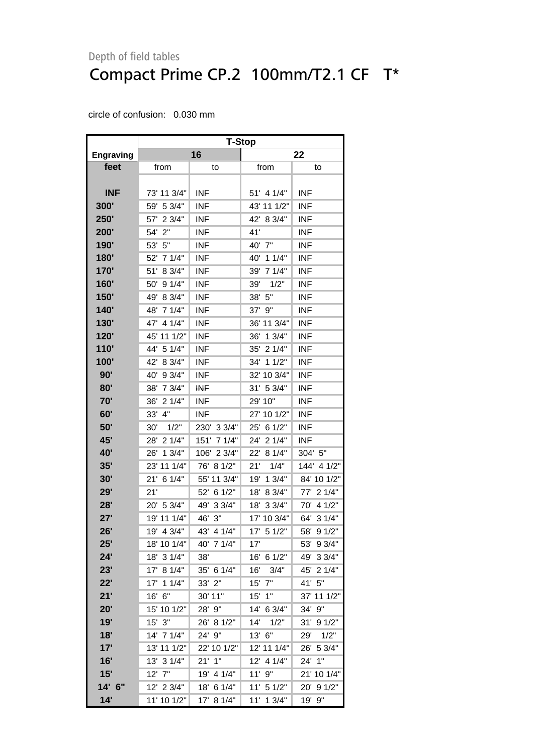Depth of field tables

# Compact Prime CP.2  100mm/T2.1 CF   T*

circle of confusion:   0.030 mm

| | T-Stop | | | |
|---|---|---|---|---|
| **Engraving** | **16** | | **22** | |
| **feet** | from | to | from | to |
| **INF** | 73' 11 3/4" | INF | 51'  4 1/4" | INF |
| **300'** | 59'  5 3/4" | INF | 43' 11 1/2" | INF |
| **250'** | 57'  2 3/4" | INF | 42'  8 3/4" | INF |
| **200'** | 54'  2" | INF | 41' | INF |
| **190'** | 53'  5" | INF | 40'  7" | INF |
| **180'** | 52'  7 1/4" | INF | 40'  1 1/4" | INF |
| **170'** | 51'  8 3/4" | INF | 39'  7 1/4" | INF |
| **160'** | 50'  9 1/4" | INF | 39'    1/2" | INF |
| **150'** | 49'  8 3/4" | INF | 38'  5" | INF |
| **140'** | 48'  7 1/4" | INF | 37'  9" | INF |
| **130'** | 47'  4 1/4" | INF | 36' 11 3/4" | INF |
| **120'** | 45' 11 1/2" | INF | 36'  1 3/4" | INF |
| **110'** | 44'  5 1/4" | INF | 35'  2 1/4" | INF |
| **100'** | 42'  8 3/4" | INF | 34'  1 1/2" | INF |
| **90'** | 40'  9 3/4" | INF | 32' 10 3/4" | INF |
| **80'** | 38'  7 3/4" | INF | 31'  5 3/4" | INF |
| **70'** | 36'  2 1/4" | INF | 29' 10" | INF |
| **60'** | 33'  4" | INF | 27' 10 1/2" | INF |
| **50'** | 30'    1/2" | 230'  3 3/4" | 25'  6 1/2" | INF |
| **45'** | 28'  2 1/4" | 151'  7 1/4" | 24'  2 1/4" | INF |
| **40'** | 26'  1 3/4" | 106'  2 3/4" | 22'  8 1/4" | 304'  5" |
| **35'** | 23' 11 1/4" | 76'  8 1/2" | 21'    1/4" | 144'  4 1/2" |
| **30'** | 21'  6 1/4" | 55' 11 3/4" | 19'  1 3/4" | 84' 10 1/2" |
| **29'** | 21' | 52'  6 1/2" | 18'  8 3/4" | 77'  2 1/4" |
| **28'** | 20'  5 3/4" | 49'  3 3/4" | 18'  3 3/4" | 70'  4 1/2" |
| **27'** | 19' 11 1/4" | 46'  3" | 17' 10 3/4" | 64'  3 1/4" |
| **26'** | 19'  4 3/4" | 43'  4 1/4" | 17'  5 1/2" | 58'  9 1/2" |
| **25'** | 18' 10 1/4" | 40'  7 1/4" | 17' | 53'  9 3/4" |
| **24'** | 18'  3 1/4" | 38' | 16'  6 1/2" | 49'  3 3/4" |
| **23'** | 17'  8 1/4" | 35'  6 1/4" | 16'    3/4" | 45'  2 1/4" |
| **22'** | 17'  1 1/4" | 33'  2" | 15'  7" | 41'  5" |
| **21'** | 16'  6" | 30' 11" | 15'  1" | 37' 11 1/2" |
| **20'** | 15' 10 1/2" | 28'  9" | 14'  6 3/4" | 34'  9" |
| **19'** | 15'  3" | 26'  8 1/2" | 14'    1/2" | 31'  9 1/2" |
| **18'** | 14'  7 1/4" | 24'  9" | 13'  6" | 29'    1/2" |
| **17'** | 13' 11 1/2" | 22' 10 1/2" | 12' 11 1/4" | 26'  5 3/4" |
| **16'** | 13'  3 1/4" | 21'  1" | 12'  4 1/4" | 24'  1" |
| **15'** | 12'  7" | 19'  4 1/4" | 11'  9" | 21' 10 1/4" |
| **14'  6"** | 12'  2 3/4" | 18'  6 1/4" | 11'  5 1/2" | 20'  9 1/2" |
| **14'** | 11' 10 1/2" | 17'  8 1/4" | 11'  1 3/4" | 19'  9" |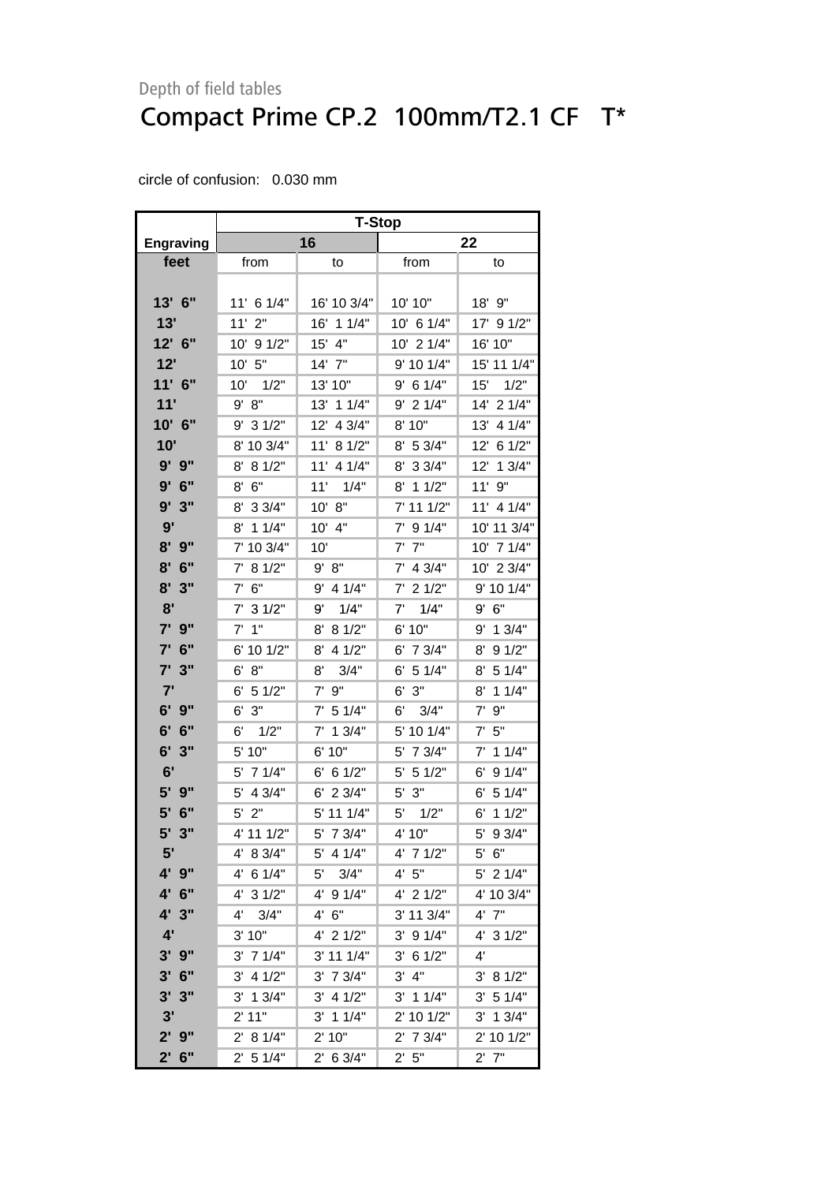Depth of field tables

# Compact Prime CP.2 100mm/T2.1 CF T*

circle of confusion: 0.030 mm

| | T-Stop | | | |
|---|---|---|---|---|
| Engraving | 16 | | 22 | |
| feet | from | to | from | to |
| 13' 6" | 11' 6 1/4" | 16' 10 3/4" | 10' 10" | 18' 9" |
| 13' | 11' 2" | 16' 1 1/4" | 10' 6 1/4" | 17' 9 1/2" |
| 12' 6" | 10' 9 1/2" | 15' 4" | 10' 2 1/4" | 16' 10" |
| 12' | 10' 5" | 14' 7" | 9' 10 1/4" | 15' 11 1/4" |
| 11' 6" | 10' 1/2" | 13' 10" | 9' 6 1/4" | 15' 1/2" |
| 11' | 9' 8" | 13' 1 1/4" | 9' 2 1/4" | 14' 2 1/4" |
| 10' 6" | 9' 3 1/2" | 12' 4 3/4" | 8' 10" | 13' 4 1/4" |
| 10' | 8' 10 3/4" | 11' 8 1/2" | 8' 5 3/4" | 12' 6 1/2" |
| 9' 9" | 8' 8 1/2" | 11' 4 1/4" | 8' 3 3/4" | 12' 1 3/4" |
| 9' 6" | 8' 6" | 11' 1/4" | 8' 1 1/2" | 11' 9" |
| 9' 3" | 8' 3 3/4" | 10' 8" | 7' 11 1/2" | 11' 4 1/4" |
| 9' | 8' 1 1/4" | 10' 4" | 7' 9 1/4" | 10' 11 3/4" |
| 8' 9" | 7' 10 3/4" | 10' | 7' 7" | 10' 7 1/4" |
| 8' 6" | 7' 8 1/2" | 9' 8" | 7' 4 3/4" | 10' 2 3/4" |
| 8' 3" | 7' 6" | 9' 4 1/4" | 7' 2 1/2" | 9' 10 1/4" |
| 8' | 7' 3 1/2" | 9' 1/4" | 7' 1/4" | 9' 6" |
| 7' 9" | 7' 1" | 8' 8 1/2" | 6' 10" | 9' 1 3/4" |
| 7' 6" | 6' 10 1/2" | 8' 4 1/2" | 6' 7 3/4" | 8' 9 1/2" |
| 7' 3" | 6' 8" | 8' 3/4" | 6' 5 1/4" | 8' 5 1/4" |
| 7' | 6' 5 1/2" | 7' 9" | 6' 3" | 8' 1 1/4" |
| 6' 9" | 6' 3" | 7' 5 1/4" | 6' 3/4" | 7' 9" |
| 6' 6" | 6' 1/2" | 7' 1 3/4" | 5' 10 1/4" | 7' 5" |
| 6' 3" | 5' 10" | 6' 10" | 5' 7 3/4" | 7' 1 1/4" |
| 6' | 5' 7 1/4" | 6' 6 1/2" | 5' 5 1/2" | 6' 9 1/4" |
| 5' 9" | 5' 4 3/4" | 6' 2 3/4" | 5' 3" | 6' 5 1/4" |
| 5' 6" | 5' 2" | 5' 11 1/4" | 5' 1/2" | 6' 1 1/2" |
| 5' 3" | 4' 11 1/2" | 5' 7 3/4" | 4' 10" | 5' 9 3/4" |
| 5' | 4' 8 3/4" | 5' 4 1/4" | 4' 7 1/2" | 5' 6" |
| 4' 9" | 4' 6 1/4" | 5' 3/4" | 4' 5" | 5' 2 1/4" |
| 4' 6" | 4' 3 1/2" | 4' 9 1/4" | 4' 2 1/2" | 4' 10 3/4" |
| 4' 3" | 4' 3/4" | 4' 6" | 3' 11 3/4" | 4' 7" |
| 4' | 3' 10" | 4' 2 1/2" | 3' 9 1/4" | 4' 3 1/2" |
| 3' 9" | 3' 7 1/4" | 3' 11 1/4" | 3' 6 1/2" | 4' |
| 3' 6" | 3' 4 1/2" | 3' 7 3/4" | 3' 4" | 3' 8 1/2" |
| 3' 3" | 3' 1 3/4" | 3' 4 1/2" | 3' 1 1/4" | 3' 5 1/4" |
| 3' | 2' 11" | 3' 1 1/4" | 2' 10 1/2" | 3' 1 3/4" |
| 2' 9" | 2' 8 1/4" | 2' 10" | 2' 7 3/4" | 2' 10 1/2" |
| 2' 6" | 2' 5 1/4" | 2' 6 3/4" | 2' 5" | 2' 7" |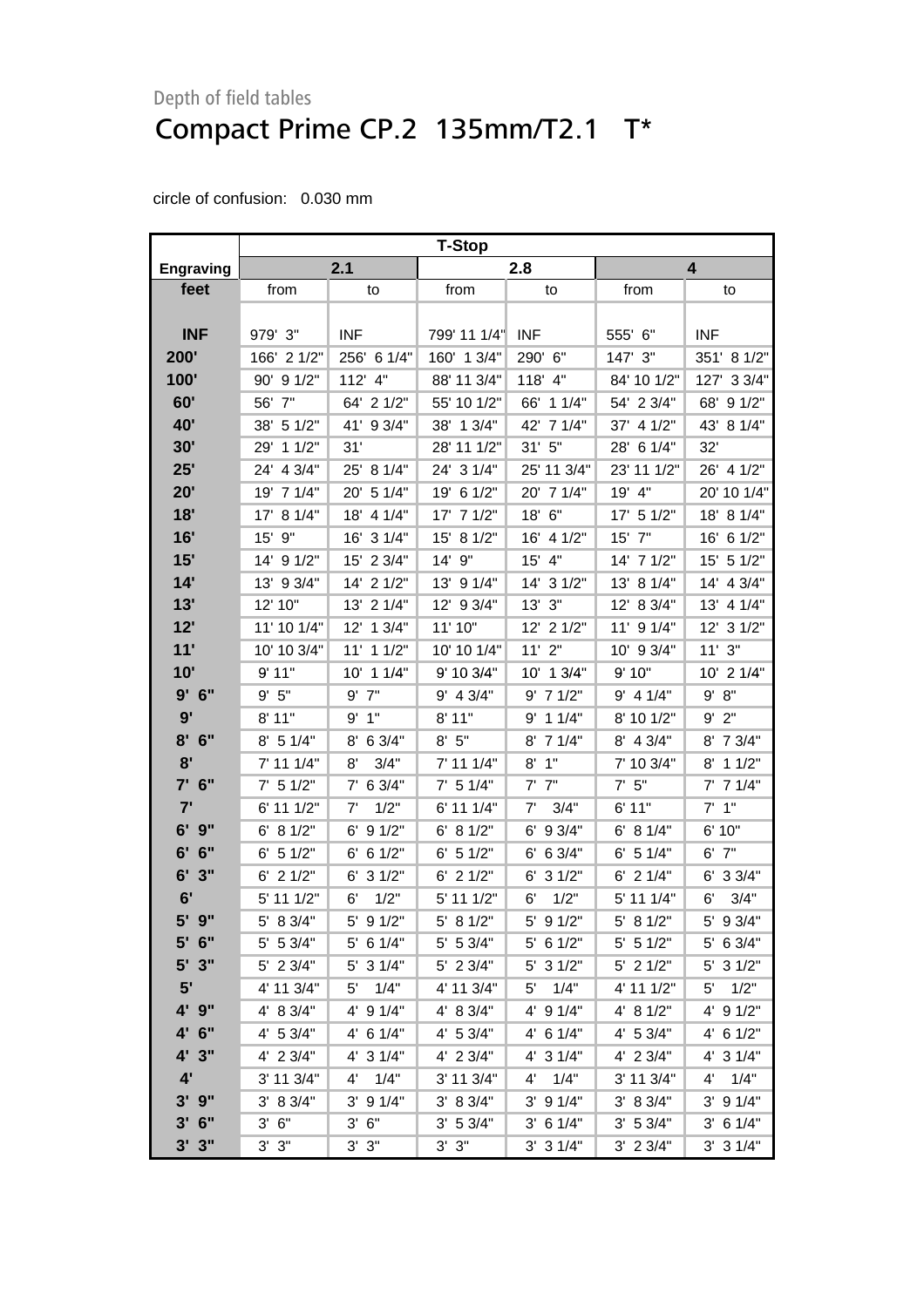Depth of field tables

# Compact Prime CP.2 135mm/T2.1 T*

circle of confusion: 0.030 mm

| | T-Stop | | | | | |
|---|---|---|---|---|---|---|
| **Engraving** | **2.1** | | **2.8** | | **4** | |
| **feet** | from | to | from | to | from | to |
| **INF** | 979' 3" | INF | 799' 11 1/4" | INF | 555' 6" | INF |
| **200'** | 166' 2 1/2" | 256' 6 1/4" | 160' 1 3/4" | 290' 6" | 147' 3" | 351' 8 1/2" |
| **100'** | 90' 9 1/2" | 112' 4" | 88' 11 3/4" | 118' 4" | 84' 10 1/2" | 127' 3 3/4" |
| **60'** | 56' 7" | 64' 2 1/2" | 55' 10 1/2" | 66' 1 1/4" | 54' 2 3/4" | 68' 9 1/2" |
| **40'** | 38' 5 1/2" | 41' 9 3/4" | 38' 1 3/4" | 42' 7 1/4" | 37' 4 1/2" | 43' 8 1/4" |
| **30'** | 29' 1 1/2" | 31' | 28' 11 1/2" | 31' 5" | 28' 6 1/4" | 32' |
| **25'** | 24' 4 3/4" | 25' 8 1/4" | 24' 3 1/4" | 25' 11 3/4" | 23' 11 1/2" | 26' 4 1/2" |
| **20'** | 19' 7 1/4" | 20' 5 1/4" | 19' 6 1/2" | 20' 7 1/4" | 19' 4" | 20' 10 1/4" |
| **18'** | 17' 8 1/4" | 18' 4 1/4" | 17' 7 1/2" | 18' 6" | 17' 5 1/2" | 18' 8 1/4" |
| **16'** | 15' 9" | 16' 3 1/4" | 15' 8 1/2" | 16' 4 1/2" | 15' 7" | 16' 6 1/2" |
| **15'** | 14' 9 1/2" | 15' 2 3/4" | 14' 9" | 15' 4" | 14' 7 1/2" | 15' 5 1/2" |
| **14'** | 13' 9 3/4" | 14' 2 1/2" | 13' 9 1/4" | 14' 3 1/2" | 13' 8 1/4" | 14' 4 3/4" |
| **13'** | 12' 10" | 13' 2 1/4" | 12' 9 3/4" | 13' 3" | 12' 8 3/4" | 13' 4 1/4" |
| **12'** | 11' 10 1/4" | 12' 1 3/4" | 11' 10" | 12' 2 1/2" | 11' 9 1/4" | 12' 3 1/2" |
| **11'** | 10' 10 3/4" | 11' 1 1/2" | 10' 10 1/4" | 11' 2" | 10' 9 3/4" | 11' 3" |
| **10'** | 9' 11" | 10' 1 1/4" | 9' 10 3/4" | 10' 1 3/4" | 9' 10" | 10' 2 1/4" |
| **9' 6"** | 9' 5" | 9' 7" | 9' 4 3/4" | 9' 7 1/2" | 9' 4 1/4" | 9' 8" |
| **9'** | 8' 11" | 9' 1" | 8' 11" | 9' 1 1/4" | 8' 10 1/2" | 9' 2" |
| **8' 6"** | 8' 5 1/4" | 8' 6 3/4" | 8' 5" | 8' 7 1/4" | 8' 4 3/4" | 8' 7 3/4" |
| **8'** | 7' 11 1/4" | 8' 3/4" | 7' 11 1/4" | 8' 1" | 7' 10 3/4" | 8' 1 1/2" |
| **7' 6"** | 7' 5 1/2" | 7' 6 3/4" | 7' 5 1/4" | 7' 7" | 7' 5" | 7' 7 1/4" |
| **7'** | 6' 11 1/2" | 7' 1/2" | 6' 11 1/4" | 7' 3/4" | 6' 11" | 7' 1" |
| **6' 9"** | 6' 8 1/2" | 6' 9 1/2" | 6' 8 1/2" | 6' 9 3/4" | 6' 8 1/4" | 6' 10" |
| **6' 6"** | 6' 5 1/2" | 6' 6 1/2" | 6' 5 1/2" | 6' 6 3/4" | 6' 5 1/4" | 6' 7" |
| **6' 3"** | 6' 2 1/2" | 6' 3 1/2" | 6' 2 1/2" | 6' 3 1/2" | 6' 2 1/4" | 6' 3 3/4" |
| **6'** | 5' 11 1/2" | 6' 1/2" | 5' 11 1/2" | 6' 1/2" | 5' 11 1/4" | 6' 3/4" |
| **5' 9"** | 5' 8 3/4" | 5' 9 1/2" | 5' 8 1/2" | 5' 9 1/2" | 5' 8 1/2" | 5' 9 3/4" |
| **5' 6"** | 5' 5 3/4" | 5' 6 1/4" | 5' 5 3/4" | 5' 6 1/2" | 5' 5 1/2" | 5' 6 3/4" |
| **5' 3"** | 5' 2 3/4" | 5' 3 1/4" | 5' 2 3/4" | 5' 3 1/2" | 5' 2 1/2" | 5' 3 1/2" |
| **5'** | 4' 11 3/4" | 5' 1/4" | 4' 11 3/4" | 5' 1/4" | 4' 11 1/2" | 5' 1/2" |
| **4' 9"** | 4' 8 3/4" | 4' 9 1/4" | 4' 8 3/4" | 4' 9 1/4" | 4' 8 1/2" | 4' 9 1/2" |
| **4' 6"** | 4' 5 3/4" | 4' 6 1/4" | 4' 5 3/4" | 4' 6 1/4" | 4' 5 3/4" | 4' 6 1/2" |
| **4' 3"** | 4' 2 3/4" | 4' 3 1/4" | 4' 2 3/4" | 4' 3 1/4" | 4' 2 3/4" | 4' 3 1/4" |
| **4'** | 3' 11 3/4" | 4' 1/4" | 3' 11 3/4" | 4' 1/4" | 3' 11 3/4" | 4' 1/4" |
| **3' 9"** | 3' 8 3/4" | 3' 9 1/4" | 3' 8 3/4" | 3' 9 1/4" | 3' 8 3/4" | 3' 9 1/4" |
| **3' 6"** | 3' 6" | 3' 6" | 3' 5 3/4" | 3' 6 1/4" | 3' 5 3/4" | 3' 6 1/4" |
| **3' 3"** | 3' 3" | 3' 3" | 3' 3" | 3' 3 1/4" | 3' 2 3/4" | 3' 3 1/4" |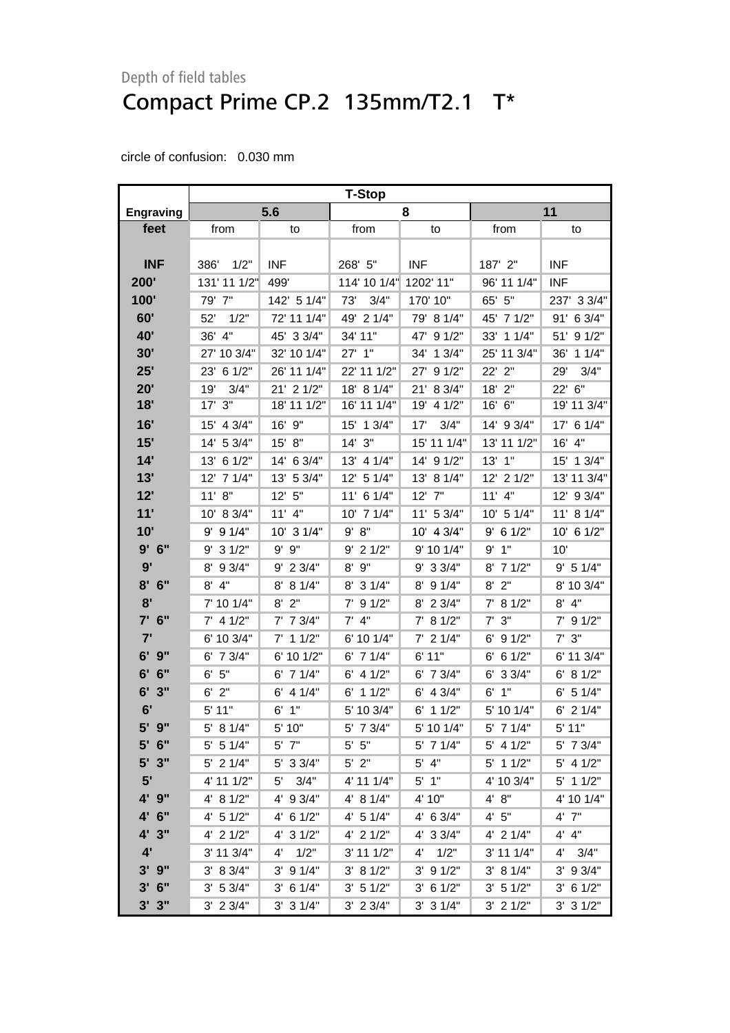Depth of field tables

# Compact Prime CP.2 135mm/T2.1 T*

circle of confusion: 0.030 mm

| | T-Stop | | | | | |
|---|---|---|---|---|---|---|
| Engraving | 5.6 | | 8 | | 11 | |
| feet | from | to | from | to | from | to |
| INF | 386' 1/2" | INF | 268' 5" | INF | 187' 2" | INF |
| 200' | 131' 11 1/2" | 499' | 114' 10 1/4" | 1202' 11" | 96' 11 1/4" | INF |
| 100' | 79' 7" | 142' 5 1/4" | 73' 3/4" | 170' 10" | 65' 5" | 237' 3 3/4" |
| 60' | 52' 1/2" | 72' 11 1/4" | 49' 2 1/4" | 79' 8 1/4" | 45' 7 1/2" | 91' 6 3/4" |
| 40' | 36' 4" | 45' 3 3/4" | 34' 11" | 47' 9 1/2" | 33' 1 1/4" | 51' 9 1/2" |
| 30' | 27' 10 3/4" | 32' 10 1/4" | 27' 1" | 34' 1 3/4" | 25' 11 3/4" | 36' 1 1/4" |
| 25' | 23' 6 1/2" | 26' 11 1/4" | 22' 11 1/2" | 27' 9 1/2" | 22' 2" | 29' 3/4" |
| 20' | 19' 3/4" | 21' 2 1/2" | 18' 8 1/4" | 21' 8 3/4" | 18' 2" | 22' 6" |
| 18' | 17' 3" | 18' 11 1/2" | 16' 11 1/4" | 19' 4 1/2" | 16' 6" | 19' 11 3/4" |
| 16' | 15' 4 3/4" | 16' 9" | 15' 1 3/4" | 17' 3/4" | 14' 9 3/4" | 17' 6 1/4" |
| 15' | 14' 5 3/4" | 15' 8" | 14' 3" | 15' 11 1/4" | 13' 11 1/2" | 16' 4" |
| 14' | 13' 6 1/2" | 14' 6 3/4" | 13' 4 1/4" | 14' 9 1/2" | 13' 1" | 15' 1 3/4" |
| 13' | 12' 7 1/4" | 13' 5 3/4" | 12' 5 1/4" | 13' 8 1/4" | 12' 2 1/2" | 13' 11 3/4" |
| 12' | 11' 8" | 12' 5" | 11' 6 1/4" | 12' 7" | 11' 4" | 12' 9 3/4" |
| 11' | 10' 8 3/4" | 11' 4" | 10' 7 1/4" | 11' 5 3/4" | 10' 5 1/4" | 11' 8 1/4" |
| 10' | 9' 9 1/4" | 10' 3 1/4" | 9' 8" | 10' 4 3/4" | 9' 6 1/2" | 10' 6 1/2" |
| 9' 6" | 9' 3 1/2" | 9' 9" | 9' 2 1/2" | 9' 10 1/4" | 9' 1" | 10' |
| 9' | 8' 9 3/4" | 9' 2 3/4" | 8' 9" | 9' 3 3/4" | 8' 7 1/2" | 9' 5 1/4" |
| 8' 6" | 8' 4" | 8' 8 1/4" | 8' 3 1/4" | 8' 9 1/4" | 8' 2" | 8' 10 3/4" |
| 8' | 7' 10 1/4" | 8' 2" | 7' 9 1/2" | 8' 2 3/4" | 7' 8 1/2" | 8' 4" |
| 7' 6" | 7' 4 1/2" | 7' 7 3/4" | 7' 4" | 7' 8 1/2" | 7' 3" | 7' 9 1/2" |
| 7' | 6' 10 3/4" | 7' 1 1/2" | 6' 10 1/4" | 7' 2 1/4" | 6' 9 1/2" | 7' 3" |
| 6' 9" | 6' 7 3/4" | 6' 10 1/2" | 6' 7 1/4" | 6' 11" | 6' 6 1/2" | 6' 11 3/4" |
| 6' 6" | 6' 5" | 6' 7 1/4" | 6' 4 1/2" | 6' 7 3/4" | 6' 3 3/4" | 6' 8 1/2" |
| 6' 3" | 6' 2" | 6' 4 1/4" | 6' 1 1/2" | 6' 4 3/4" | 6' 1" | 6' 5 1/4" |
| 6' | 5' 11" | 6' 1" | 5' 10 3/4" | 6' 1 1/2" | 5' 10 1/4" | 6' 2 1/4" |
| 5' 9" | 5' 8 1/4" | 5' 10" | 5' 7 3/4" | 5' 10 1/4" | 5' 7 1/4" | 5' 11" |
| 5' 6" | 5' 5 1/4" | 5' 7" | 5' 5" | 5' 7 1/4" | 5' 4 1/2" | 5' 7 3/4" |
| 5' 3" | 5' 2 1/4" | 5' 3 3/4" | 5' 2" | 5' 4" | 5' 1 1/2" | 5' 4 1/2" |
| 5' | 4' 11 1/2" | 5' 3/4" | 4' 11 1/4" | 5' 1" | 4' 10 3/4" | 5' 1 1/2" |
| 4' 9" | 4' 8 1/2" | 4' 9 3/4" | 4' 8 1/4" | 4' 10" | 4' 8" | 4' 10 1/4" |
| 4' 6" | 4' 5 1/2" | 4' 6 1/2" | 4' 5 1/4" | 4' 6 3/4" | 4' 5" | 4' 7" |
| 4' 3" | 4' 2 1/2" | 4' 3 1/2" | 4' 2 1/2" | 4' 3 3/4" | 4' 2 1/4" | 4' 4" |
| 4' | 3' 11 3/4" | 4' 1/2" | 3' 11 1/2" | 4' 1/2" | 3' 11 1/4" | 4' 3/4" |
| 3' 9" | 3' 8 3/4" | 3' 9 1/4" | 3' 8 1/2" | 3' 9 1/2" | 3' 8 1/4" | 3' 9 3/4" |
| 3' 6" | 3' 5 3/4" | 3' 6 1/4" | 3' 5 1/2" | 3' 6 1/2" | 3' 5 1/2" | 3' 6 1/2" |
| 3' 3" | 3' 2 3/4" | 3' 3 1/4" | 3' 2 3/4" | 3' 3 1/4" | 3' 2 1/2" | 3' 3 1/2" |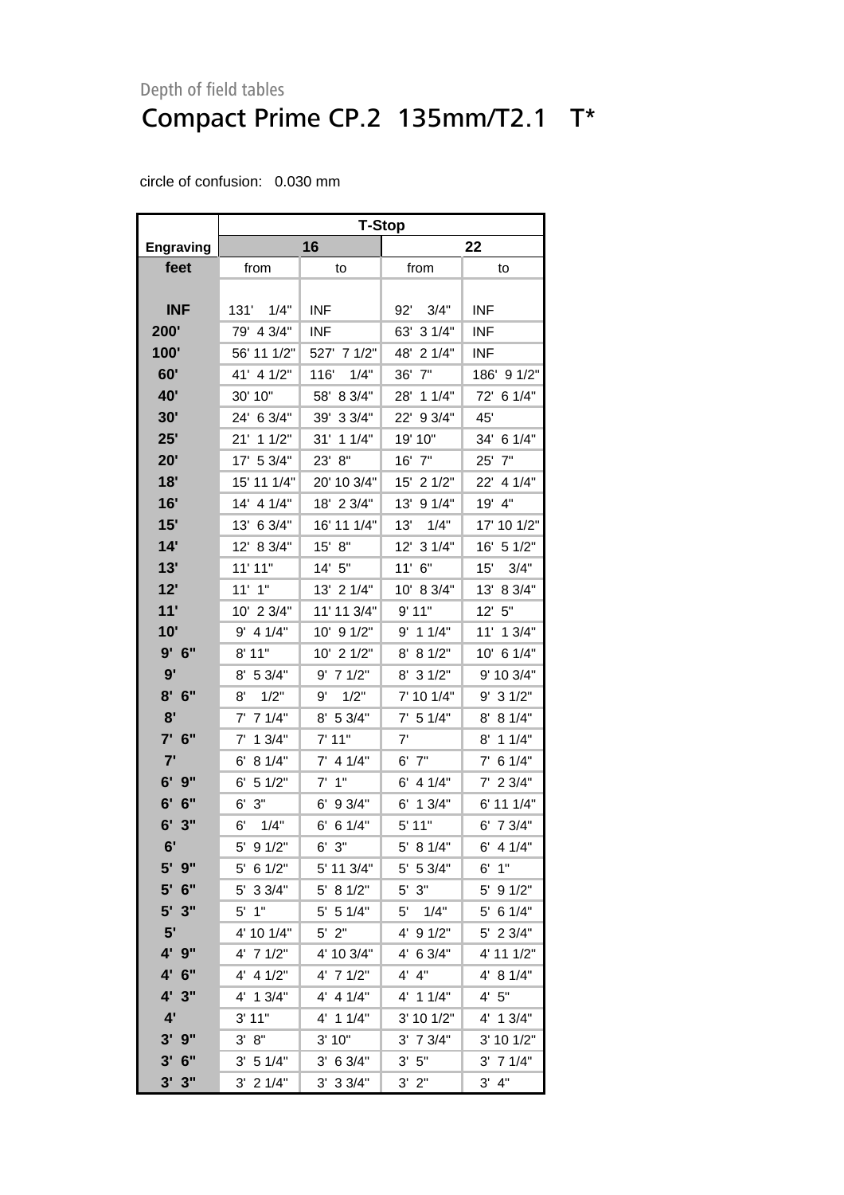Depth of field tables

# Compact Prime CP.2 135mm/T2.1 T*

circle of confusion: 0.030 mm

| | T-Stop | | | |
|---|---|---|---|---|
| **Engraving** | **16** | | **22** | |
| **feet** | from | to | from | to |
| **INF** | 131' 1/4" | INF | 92' 3/4" | INF |
| **200'** | 79' 4 3/4" | INF | 63' 3 1/4" | INF |
| **100'** | 56' 11 1/2" | 527' 7 1/2" | 48' 2 1/4" | INF |
| **60'** | 41' 4 1/2" | 116' 1/4" | 36' 7" | 186' 9 1/2" |
| **40'** | 30' 10" | 58' 8 3/4" | 28' 1 1/4" | 72' 6 1/4" |
| **30'** | 24' 6 3/4" | 39' 3 3/4" | 22' 9 3/4" | 45' |
| **25'** | 21' 1 1/2" | 31' 1 1/4" | 19' 10" | 34' 6 1/4" |
| **20'** | 17' 5 3/4" | 23' 8" | 16' 7" | 25' 7" |
| **18'** | 15' 11 1/4" | 20' 10 3/4" | 15' 2 1/2" | 22' 4 1/4" |
| **16'** | 14' 4 1/4" | 18' 2 3/4" | 13' 9 1/4" | 19' 4" |
| **15'** | 13' 6 3/4" | 16' 11 1/4" | 13' 1/4" | 17' 10 1/2" |
| **14'** | 12' 8 3/4" | 15' 8" | 12' 3 1/4" | 16' 5 1/2" |
| **13'** | 11' 11" | 14' 5" | 11' 6" | 15' 3/4" |
| **12'** | 11' 1" | 13' 2 1/4" | 10' 8 3/4" | 13' 8 3/4" |
| **11'** | 10' 2 3/4" | 11' 11 3/4" | 9' 11" | 12' 5" |
| **10'** | 9' 4 1/4" | 10' 9 1/2" | 9' 1 1/4" | 11' 1 3/4" |
| **9' 6"** | 8' 11" | 10' 2 1/2" | 8' 8 1/2" | 10' 6 1/4" |
| **9'** | 8' 5 3/4" | 9' 7 1/2" | 8' 3 1/2" | 9' 10 3/4" |
| **8' 6"** | 8' 1/2" | 9' 1/2" | 7' 10 1/4" | 9' 3 1/2" |
| **8'** | 7' 7 1/4" | 8' 5 3/4" | 7' 5 1/4" | 8' 8 1/4" |
| **7' 6"** | 7' 1 3/4" | 7' 11" | 7' | 8' 1 1/4" |
| **7'** | 6' 8 1/4" | 7' 4 1/4" | 6' 7" | 7' 6 1/4" |
| **6' 9"** | 6' 5 1/2" | 7' 1" | 6' 4 1/4" | 7' 2 3/4" |
| **6' 6"** | 6' 3" | 6' 9 3/4" | 6' 1 3/4" | 6' 11 1/4" |
| **6' 3"** | 6' 1/4" | 6' 6 1/4" | 5' 11" | 6' 7 3/4" |
| **6'** | 5' 9 1/2" | 6' 3" | 5' 8 1/4" | 6' 4 1/4" |
| **5' 9"** | 5' 6 1/2" | 5' 11 3/4" | 5' 5 3/4" | 6' 1" |
| **5' 6"** | 5' 3 3/4" | 5' 8 1/2" | 5' 3" | 5' 9 1/2" |
| **5' 3"** | 5' 1" | 5' 5 1/4" | 5' 1/4" | 5' 6 1/4" |
| **5'** | 4' 10 1/4" | 5' 2" | 4' 9 1/2" | 5' 2 3/4" |
| **4' 9"** | 4' 7 1/2" | 4' 10 3/4" | 4' 6 3/4" | 4' 11 1/2" |
| **4' 6"** | 4' 4 1/2" | 4' 7 1/2" | 4' 4" | 4' 8 1/4" |
| **4' 3"** | 4' 1 3/4" | 4' 4 1/4" | 4' 1 1/4" | 4' 5" |
| **4'** | 3' 11" | 4' 1 1/4" | 3' 10 1/2" | 4' 1 3/4" |
| **3' 9"** | 3' 8" | 3' 10" | 3' 7 3/4" | 3' 10 1/2" |
| **3' 6"** | 3' 5 1/4" | 3' 6 3/4" | 3' 5" | 3' 7 1/4" |
| **3' 3"** | 3' 2 1/4" | 3' 3 3/4" | 3' 2" | 3' 4" |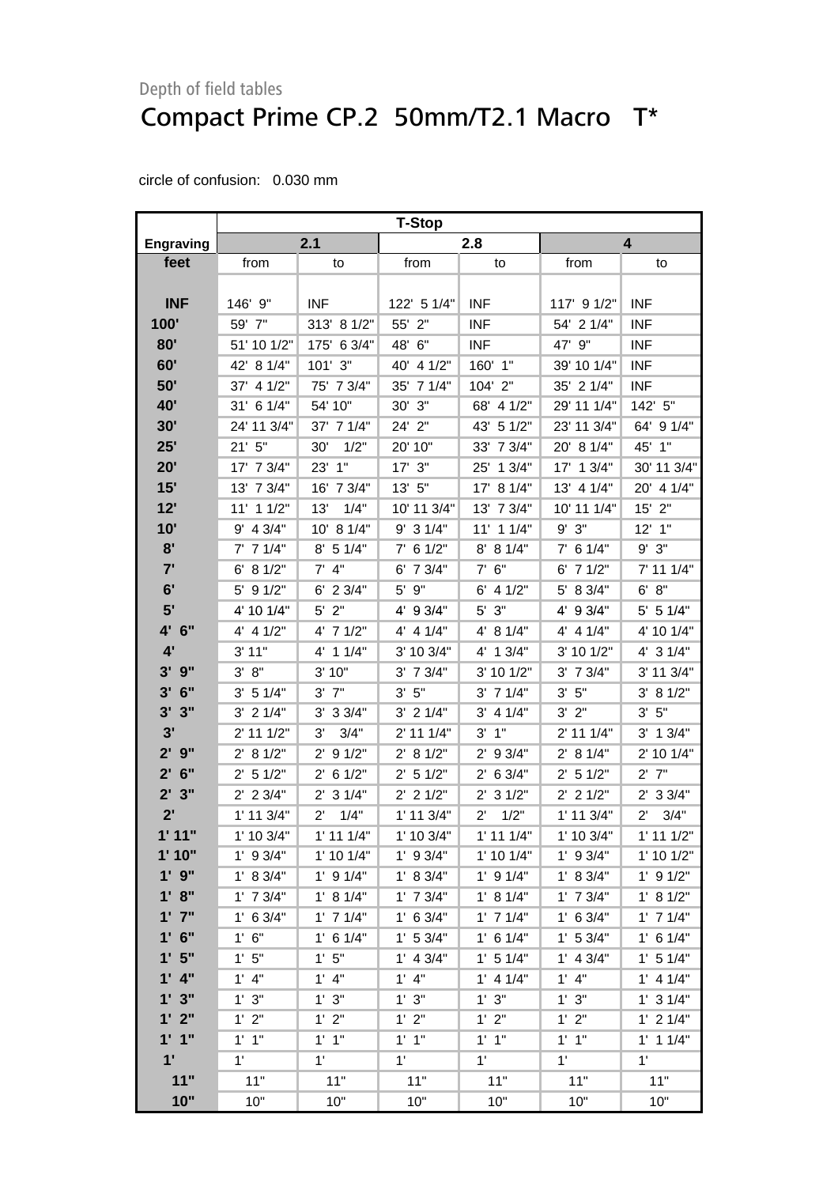Depth of field tables

# Compact Prime CP.2 50mm/T2.1 Macro T*

circle of confusion: 0.030 mm

| | T-Stop | | | | | |
|---|---|---|---|---|---|---|
| Engraving | 2.1 | | 2.8 | | 4 | |
| feet | from | to | from | to | from | to |
| INF | 146' 9" | INF | 122' 5 1/4" | INF | 117' 9 1/2" | INF |
| 100' | 59' 7" | 313' 8 1/2" | 55' 2" | INF | 54' 2 1/4" | INF |
| 80' | 51' 10 1/2" | 175' 6 3/4" | 48' 6" | INF | 47' 9" | INF |
| 60' | 42' 8 1/4" | 101' 3" | 40' 4 1/2" | 160' 1" | 39' 10 1/4" | INF |
| 50' | 37' 4 1/2" | 75' 7 3/4" | 35' 7 1/4" | 104' 2" | 35' 2 1/4" | INF |
| 40' | 31' 6 1/4" | 54' 10" | 30' 3" | 68' 4 1/2" | 29' 11 1/4" | 142' 5" |
| 30' | 24' 11 3/4" | 37' 7 1/4" | 24' 2" | 43' 5 1/2" | 23' 11 3/4" | 64' 9 1/4" |
| 25' | 21' 5" | 30' 1/2" | 20' 10" | 33' 7 3/4" | 20' 8 1/4" | 45' 1" |
| 20' | 17' 7 3/4" | 23' 1" | 17' 3" | 25' 1 3/4" | 17' 1 3/4" | 30' 11 3/4" |
| 15' | 13' 7 3/4" | 16' 7 3/4" | 13' 5" | 17' 8 1/4" | 13' 4 1/4" | 20' 4 1/4" |
| 12' | 11' 1 1/2" | 13' 1/4" | 10' 11 3/4" | 13' 7 3/4" | 10' 11 1/4" | 15' 2" |
| 10' | 9' 4 3/4" | 10' 8 1/4" | 9' 3 1/4" | 11' 1 1/4" | 9' 3" | 12' 1" |
| 8' | 7' 7 1/4" | 8' 5 1/4" | 7' 6 1/2" | 8' 8 1/4" | 7' 6 1/4" | 9' 3" |
| 7' | 6' 8 1/2" | 7' 4" | 6' 7 3/4" | 7' 6" | 6' 7 1/2" | 7' 11 1/4" |
| 6' | 5' 9 1/2" | 6' 2 3/4" | 5' 9" | 6' 4 1/2" | 5' 8 3/4" | 6' 8" |
| 5' | 4' 10 1/4" | 5' 2" | 4' 9 3/4" | 5' 3" | 4' 9 3/4" | 5' 5 1/4" |
| 4' 6" | 4' 4 1/2" | 4' 7 1/2" | 4' 4 1/4" | 4' 8 1/4" | 4' 4 1/4" | 4' 10 1/4" |
| 4' | 3' 11" | 4' 1 1/4" | 3' 10 3/4" | 4' 1 3/4" | 3' 10 1/2" | 4' 3 1/4" |
| 3' 9" | 3' 8" | 3' 10" | 3' 7 3/4" | 3' 10 1/2" | 3' 7 3/4" | 3' 11 3/4" |
| 3' 6" | 3' 5 1/4" | 3' 7" | 3' 5" | 3' 7 1/4" | 3' 5" | 3' 8 1/2" |
| 3' 3" | 3' 2 1/4" | 3' 3 3/4" | 3' 2 1/4" | 3' 4 1/4" | 3' 2" | 3' 5" |
| 3' | 2' 11 1/2" | 3' 3/4" | 2' 11 1/4" | 3' 1" | 2' 11 1/4" | 3' 1 3/4" |
| 2' 9" | 2' 8 1/2" | 2' 9 1/2" | 2' 8 1/2" | 2' 9 3/4" | 2' 8 1/4" | 2' 10 1/4" |
| 2' 6" | 2' 5 1/2" | 2' 6 1/2" | 2' 5 1/2" | 2' 6 3/4" | 2' 5 1/2" | 2' 7" |
| 2' 3" | 2' 2 3/4" | 2' 3 1/4" | 2' 2 1/2" | 2' 3 1/2" | 2' 2 1/2" | 2' 3 3/4" |
| 2' | 1' 11 3/4" | 2' 1/4" | 1' 11 3/4" | 2' 1/2" | 1' 11 3/4" | 2' 3/4" |
| 1' 11" | 1' 10 3/4" | 1' 11 1/4" | 1' 10 3/4" | 1' 11 1/4" | 1' 10 3/4" | 1' 11 1/2" |
| 1' 10" | 1' 9 3/4" | 1' 10 1/4" | 1' 9 3/4" | 1' 10 1/4" | 1' 9 3/4" | 1' 10 1/2" |
| 1' 9" | 1' 8 3/4" | 1' 9 1/4" | 1' 8 3/4" | 1' 9 1/4" | 1' 8 3/4" | 1' 9 1/2" |
| 1' 8" | 1' 7 3/4" | 1' 8 1/4" | 1' 7 3/4" | 1' 8 1/4" | 1' 7 3/4" | 1' 8 1/2" |
| 1' 7" | 1' 6 3/4" | 1' 7 1/4" | 1' 6 3/4" | 1' 7 1/4" | 1' 6 3/4" | 1' 7 1/4" |
| 1' 6" | 1' 6" | 1' 6 1/4" | 1' 5 3/4" | 1' 6 1/4" | 1' 5 3/4" | 1' 6 1/4" |
| 1' 5" | 1' 5" | 1' 5" | 1' 4 3/4" | 1' 5 1/4" | 1' 4 3/4" | 1' 5 1/4" |
| 1' 4" | 1' 4" | 1' 4" | 1' 4" | 1' 4 1/4" | 1' 4" | 1' 4 1/4" |
| 1' 3" | 1' 3" | 1' 3" | 1' 3" | 1' 3" | 1' 3" | 1' 3 1/4" |
| 1' 2" | 1' 2" | 1' 2" | 1' 2" | 1' 2" | 1' 2" | 1' 2 1/4" |
| 1' 1" | 1' 1" | 1' 1" | 1' 1" | 1' 1" | 1' 1" | 1' 1 1/4" |
| 1' | 1' | 1' | 1' | 1' | 1' | 1' |
| 11" | 11" | 11" | 11" | 11" | 11" | 11" |
| 10" | 10" | 10" | 10" | 10" | 10" | 10" |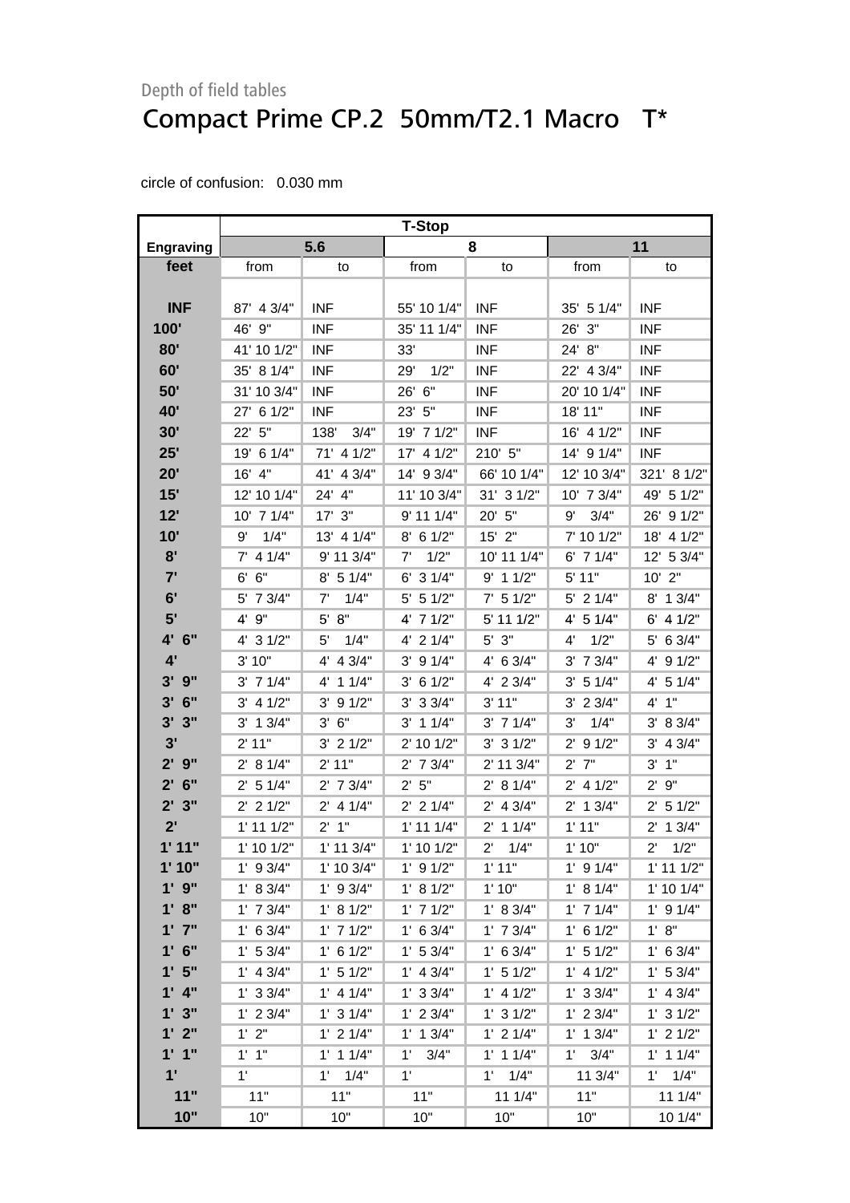Depth of field tables

# Compact Prime CP.2  50mm/T2.1 Macro   T*

circle of confusion:   0.030 mm

| | T-Stop | | | | | |
|---|---|---|---|---|---|---|
| **Engraving** | **5.6** | | **8** | | **11** | |
| **feet** | from | to | from | to | from | to |
| **INF** | 87'  4 3/4" | INF | 55' 10 1/4" | INF | 35'  5 1/4" | INF |
| **100'** | 46'  9" | INF | 35' 11 1/4" | INF | 26'  3" | INF |
| **80'** | 41' 10 1/2" | INF | 33' | INF | 24'  8" | INF |
| **60'** | 35'  8 1/4" | INF | 29'    1/2" | INF | 22'  4 3/4" | INF |
| **50'** | 31' 10 3/4" | INF | 26'  6" | INF | 20' 10 1/4" | INF |
| **40'** | 27'  6 1/2" | INF | 23'  5" | INF | 18' 11" | INF |
| **30'** | 22'  5" | 138'    3/4" | 19'  7 1/2" | INF | 16'  4 1/2" | INF |
| **25'** | 19'  6 1/4" | 71'  4 1/2" | 17'  4 1/2" | 210'  5" | 14'  9 1/4" | INF |
| **20'** | 16'  4" | 41'  4 3/4" | 14'  9 3/4" | 66' 10 1/4" | 12' 10 3/4" | 321'  8 1/2" |
| **15'** | 12' 10 1/4" | 24'  4" | 11' 10 3/4" | 31'  3 1/2" | 10'  7 3/4" | 49'  5 1/2" |
| **12'** | 10'  7 1/4" | 17'  3" | 9' 11 1/4" | 20'  5" | 9'    3/4" | 26'  9 1/2" |
| **10'** | 9'    1/4" | 13'  4 1/4" | 8'  6 1/2" | 15'  2" | 7' 10 1/2" | 18'  4 1/2" |
| **8'** | 7'  4 1/4" | 9' 11 3/4" | 7'    1/2" | 10' 11 1/4" | 6'  7 1/4" | 12'  5 3/4" |
| **7'** | 6'  6" | 8'  5 1/4" | 6'  3 1/4" | 9'  1 1/2" | 5' 11" | 10'  2" |
| **6'** | 5'  7 3/4" | 7'    1/4" | 5'  5 1/2" | 7'  5 1/2" | 5'  2 1/4" | 8'  1 3/4" |
| **5'** | 4'  9" | 5'  8" | 4'  7 1/2" | 5' 11 1/2" | 4'  5 1/4" | 6'  4 1/2" |
| **4'  6"** | 4'  3 1/2" | 5'    1/4" | 4'  2 1/4" | 5'  3" | 4'    1/2" | 5'  6 3/4" |
| **4'** | 3' 10" | 4'  4 3/4" | 3'  9 1/4" | 4'  6 3/4" | 3'  7 3/4" | 4'  9 1/2" |
| **3'  9"** | 3'  7 1/4" | 4'  1 1/4" | 3'  6 1/2" | 4'  2 3/4" | 3'  5 1/4" | 4'  5 1/4" |
| **3'  6"** | 3'  4 1/2" | 3'  9 1/2" | 3'  3 3/4" | 3' 11" | 3'  2 3/4" | 4'  1" |
| **3'  3"** | 3'  1 3/4" | 3'  6" | 3'  1 1/4" | 3'  7 1/4" | 3'    1/4" | 3'  8 3/4" |
| **3'** | 2' 11" | 3'  2 1/2" | 2' 10 1/2" | 3'  3 1/2" | 2'  9 1/2" | 3'  4 3/4" |
| **2'  9"** | 2'  8 1/4" | 2' 11" | 2'  7 3/4" | 2' 11 3/4" | 2'  7" | 3'  1" |
| **2'  6"** | 2'  5 1/4" | 2'  7 3/4" | 2'  5" | 2'  8 1/4" | 2'  4 1/2" | 2'  9" |
| **2'  3"** | 2'  2 1/2" | 2'  4 1/4" | 2'  2 1/4" | 2'  4 3/4" | 2'  1 3/4" | 2'  5 1/2" |
| **2'** | 1' 11 1/2" | 2'  1" | 1' 11 1/4" | 2'  1 1/4" | 1' 11" | 2'  1 3/4" |
| **1' 11"** | 1' 10 1/2" | 1' 11 3/4" | 1' 10 1/2" | 2'    1/4" | 1' 10" | 2'    1/2" |
| **1' 10"** | 1'  9 3/4" | 1' 10 3/4" | 1'  9 1/2" | 1' 11" | 1'  9 1/4" | 1' 11 1/2" |
| **1'  9"** | 1'  8 3/4" | 1'  9 3/4" | 1'  8 1/2" | 1' 10" | 1'  8 1/4" | 1' 10 1/4" |
| **1'  8"** | 1'  7 3/4" | 1'  8 1/2" | 1'  7 1/2" | 1'  8 3/4" | 1'  7 1/4" | 1'  9 1/4" |
| **1'  7"** | 1'  6 3/4" | 1'  7 1/2" | 1'  6 3/4" | 1'  7 3/4" | 1'  6 1/2" | 1'  8" |
| **1'  6"** | 1'  5 3/4" | 1'  6 1/2" | 1'  5 3/4" | 1'  6 3/4" | 1'  5 1/2" | 1'  6 3/4" |
| **1'  5"** | 1'  4 3/4" | 1'  5 1/2" | 1'  4 3/4" | 1'  5 1/2" | 1'  4 1/2" | 1'  5 3/4" |
| **1'  4"** | 1'  3 3/4" | 1'  4 1/4" | 1'  3 3/4" | 1'  4 1/2" | 1'  3 3/4" | 1'  4 3/4" |
| **1'  3"** | 1'  2 3/4" | 1'  3 1/4" | 1'  2 3/4" | 1'  3 1/2" | 1'  2 3/4" | 1'  3 1/2" |
| **1'  2"** | 1'  2" | 1'  2 1/4" | 1'  1 3/4" | 1'  2 1/4" | 1'  1 3/4" | 1'  2 1/2" |
| **1'  1"** | 1'  1" | 1'  1 1/4" | 1'    3/4" | 1'  1 1/4" | 1'    3/4" | 1'  1 1/4" |
| **1'** | 1' | 1'    1/4" | 1' | 1'    1/4" | 11 3/4" | 1'    1/4" |
| **11"** | 11" | 11" | 11" | 11 1/4" | 11" | 11 1/4" |
| **10"** | 10" | 10" | 10" | 10" | 10" | 10 1/4" |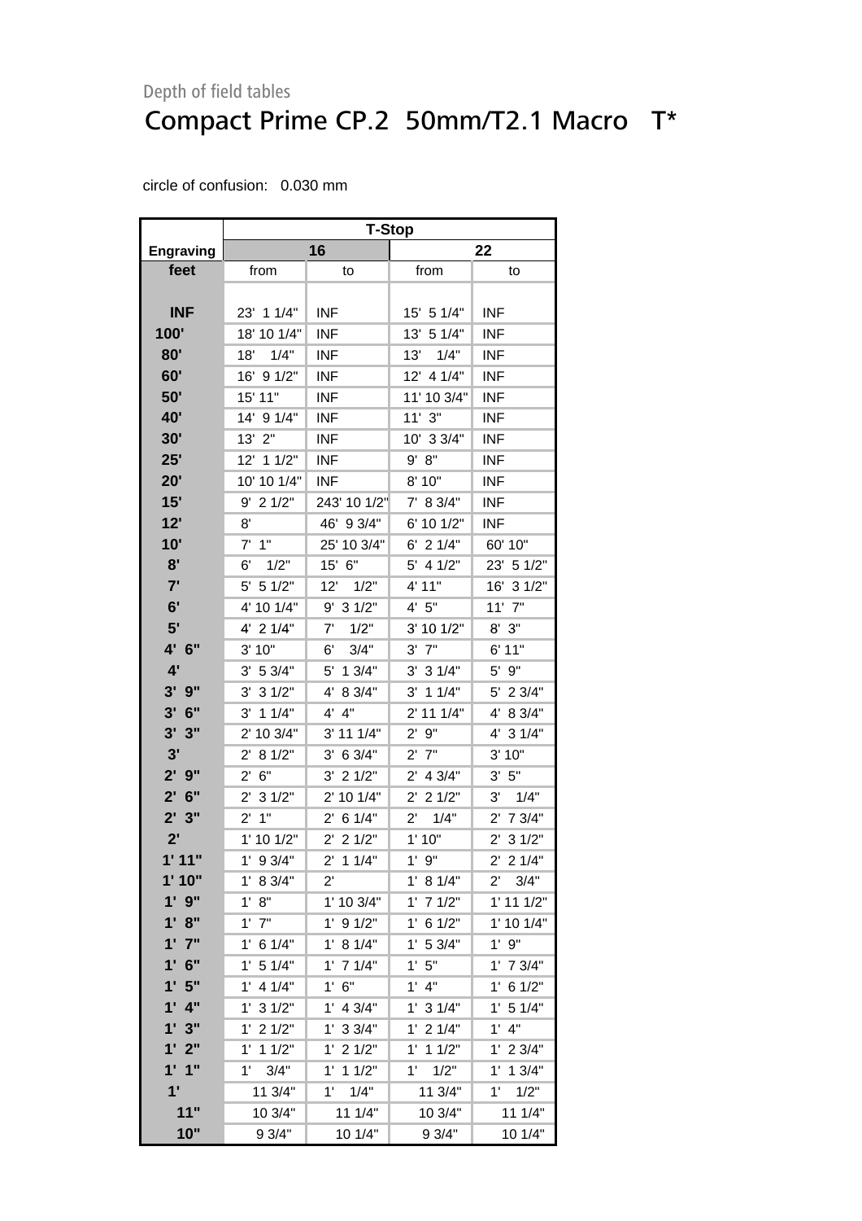Depth of field tables

# Compact Prime CP.2 50mm/T2.1 Macro T*

circle of confusion: 0.030 mm

| | T-Stop | | | |
|---|---|---|---|---|
| Engraving | 16 | | 22 | |
| feet | from | to | from | to |
| INF | 23' 1 1/4" | INF | 15' 5 1/4" | INF |
| 100' | 18' 10 1/4" | INF | 13' 5 1/4" | INF |
| 80' | 18' 1/4" | INF | 13' 1/4" | INF |
| 60' | 16' 9 1/2" | INF | 12' 4 1/4" | INF |
| 50' | 15' 11" | INF | 11' 10 3/4" | INF |
| 40' | 14' 9 1/4" | INF | 11' 3" | INF |
| 30' | 13' 2" | INF | 10' 3 3/4" | INF |
| 25' | 12' 1 1/2" | INF | 9' 8" | INF |
| 20' | 10' 10 1/4" | INF | 8' 10" | INF |
| 15' | 9' 2 1/2" | 243' 10 1/2" | 7' 8 3/4" | INF |
| 12' | 8' | 46' 9 3/4" | 6' 10 1/2" | INF |
| 10' | 7' 1" | 25' 10 3/4" | 6' 2 1/4" | 60' 10" |
| 8' | 6' 1/2" | 15' 6" | 5' 4 1/2" | 23' 5 1/2" |
| 7' | 5' 5 1/2" | 12' 1/2" | 4' 11" | 16' 3 1/2" |
| 6' | 4' 10 1/4" | 9' 3 1/2" | 4' 5" | 11' 7" |
| 5' | 4' 2 1/4" | 7' 1/2" | 3' 10 1/2" | 8' 3" |
| 4' 6" | 3' 10" | 6' 3/4" | 3' 7" | 6' 11" |
| 4' | 3' 5 3/4" | 5' 1 3/4" | 3' 3 1/4" | 5' 9" |
| 3' 9" | 3' 3 1/2" | 4' 8 3/4" | 3' 1 1/4" | 5' 2 3/4" |
| 3' 6" | 3' 1 1/4" | 4' 4" | 2' 11 1/4" | 4' 8 3/4" |
| 3' 3" | 2' 10 3/4" | 3' 11 1/4" | 2' 9" | 4' 3 1/4" |
| 3' | 2' 8 1/2" | 3' 6 3/4" | 2' 7" | 3' 10" |
| 2' 9" | 2' 6" | 3' 2 1/2" | 2' 4 3/4" | 3' 5" |
| 2' 6" | 2' 3 1/2" | 2' 10 1/4" | 2' 2 1/2" | 3' 1/4" |
| 2' 3" | 2' 1" | 2' 6 1/4" | 2' 1/4" | 2' 7 3/4" |
| 2' | 1' 10 1/2" | 2' 2 1/2" | 1' 10" | 2' 3 1/2" |
| 1' 11" | 1' 9 3/4" | 2' 1 1/4" | 1' 9" | 2' 2 1/4" |
| 1' 10" | 1' 8 3/4" | 2' | 1' 8 1/4" | 2' 3/4" |
| 1' 9" | 1' 8" | 1' 10 3/4" | 1' 7 1/2" | 1' 11 1/2" |
| 1' 8" | 1' 7" | 1' 9 1/2" | 1' 6 1/2" | 1' 10 1/4" |
| 1' 7" | 1' 6 1/4" | 1' 8 1/4" | 1' 5 3/4" | 1' 9" |
| 1' 6" | 1' 5 1/4" | 1' 7 1/4" | 1' 5" | 1' 7 3/4" |
| 1' 5" | 1' 4 1/4" | 1' 6" | 1' 4" | 1' 6 1/2" |
| 1' 4" | 1' 3 1/2" | 1' 4 3/4" | 1' 3 1/4" | 1' 5 1/4" |
| 1' 3" | 1' 2 1/2" | 1' 3 3/4" | 1' 2 1/4" | 1' 4" |
| 1' 2" | 1' 1 1/2" | 1' 2 1/2" | 1' 1 1/2" | 1' 2 3/4" |
| 1' 1" | 1' 3/4" | 1' 1 1/2" | 1' 1/2" | 1' 1 3/4" |
| 1' | 11 3/4" | 1' 1/4" | 11 3/4" | 1' 1/2" |
| 11" | 10 3/4" | 11 1/4" | 10 3/4" | 11 1/4" |
| 10" | 9 3/4" | 10 1/4" | 9 3/4" | 10 1/4" |